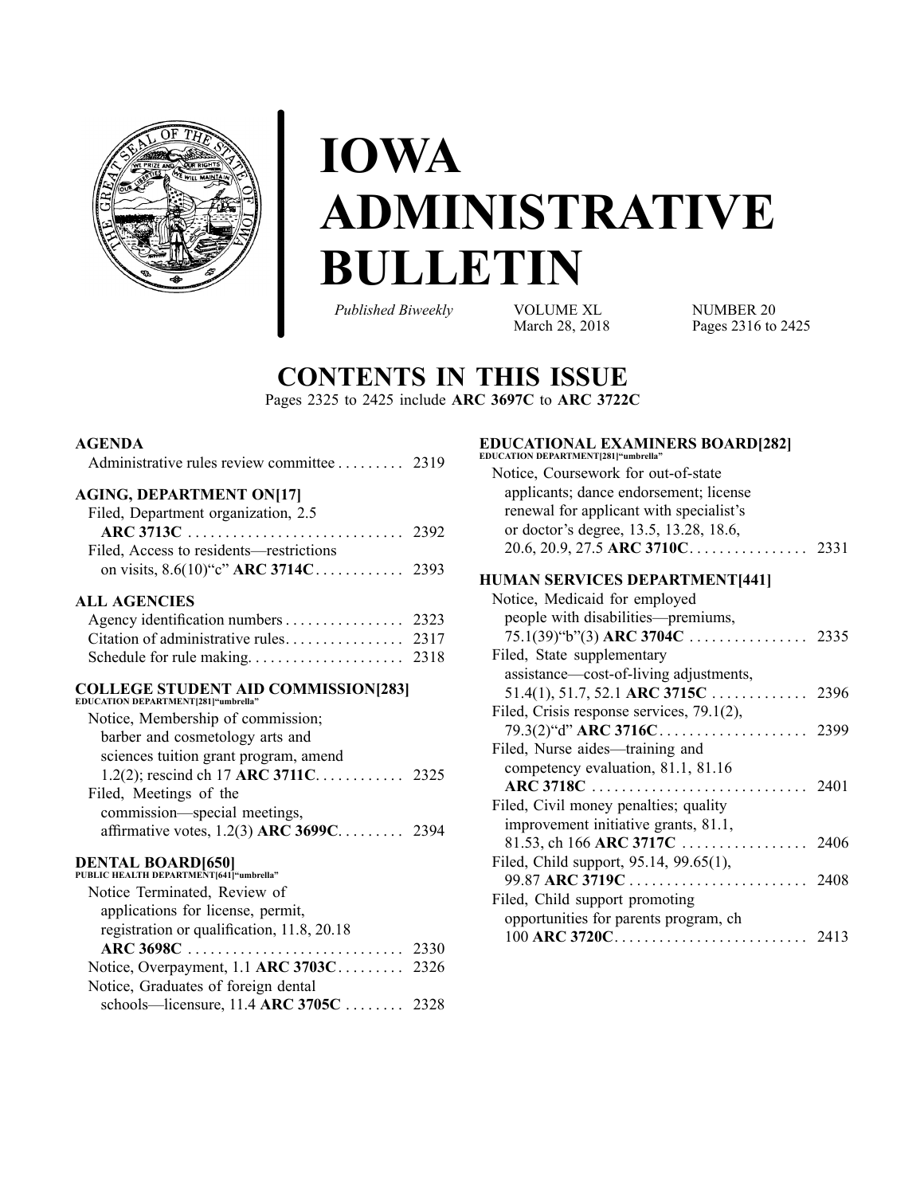# IOWA ADMINISTRATIVE BULLETIN

*Published Biweekly* VOLUME XL NUMBER 20
March 28, 2018 Pages 2316 to 2425

## CONTENTS IN THIS ISSUE

Pages 2325 to 2425 include **ARC 3697C** to **ARC 3722C**

**AGENDA**

Administrative rules review committee . . . . . . . . . 2319

**AGING, DEPARTMENT ON[17]**

Filed, Department organization, 2.5 **ARC 3713C** . . . . . . . . . . . . . . . . . . . . . . . . . . . . . 2392

Filed, Access to residents—restrictions on visits, 8.6(10)"c" **ARC 3714C** . . . . . . . . . . . . 2393

**ALL AGENCIES**

Agency identification numbers . . . . . . . . . . . . . . . . 2323

Citation of administrative rules. . . . . . . . . . . . . . . . 2317

Schedule for rule making. . . . . . . . . . . . . . . . . . . . . 2318

**COLLEGE STUDENT AID COMMISSION[283]**
EDUCATION DEPARTMENT[281]"umbrella"

Notice, Membership of commission; barber and cosmetology arts and sciences tuition grant program, amend 1.2(2); rescind ch 17 **ARC 3711C**. . . . . . . . . . . . 2325

Filed, Meetings of the commission—special meetings, affirmative votes, 1.2(3) **ARC 3699C**. . . . . . . . . 2394

**DENTAL BOARD[650]**
PUBLIC HEALTH DEPARTMENT[641]"umbrella"

Notice Terminated, Review of applications for license, permit, registration or qualification, 11.8, 20.18 **ARC 3698C** . . . . . . . . . . . . . . . . . . . . . . . . . . . . . 2330

Notice, Overpayment, 1.1 **ARC 3703C**. . . . . . . . . 2326

Notice, Graduates of foreign dental schools—licensure, 11.4 **ARC 3705C** . . . . . . . . 2328

**EDUCATIONAL EXAMINERS BOARD[282]**
EDUCATION DEPARTMENT[281]"umbrella"

Notice, Coursework for out-of-state applicants; dance endorsement; license renewal for applicant with specialist's or doctor's degree, 13.5, 13.28, 18.6, 20.6, 20.9, 27.5 **ARC 3710C**. . . . . . . . . . . . . . . . 2331

**HUMAN SERVICES DEPARTMENT[441]**

Notice, Medicaid for employed people with disabilities—premiums, 75.1(39)"b"(3) **ARC 3704C** . . . . . . . . . . . . . . . . 2335

Filed, State supplementary assistance—cost-of-living adjustments, 51.4(1), 51.7, 52.1 **ARC 3715C** . . . . . . . . . . . . . 2396

Filed, Crisis response services, 79.1(2), 79.3(2)"d" **ARC 3716C**. . . . . . . . . . . . . . . . . . . . 2399

Filed, Nurse aides—training and competency evaluation, 81.1, 81.16 **ARC 3718C** . . . . . . . . . . . . . . . . . . . . . . . . . . . . . 2401

Filed, Civil money penalties; quality improvement initiative grants, 81.1, 81.53, ch 166 **ARC 3717C** . . . . . . . . . . . . . . . . . 2406

Filed, Child support, 95.14, 99.65(1), 99.87 **ARC 3719C** . . . . . . . . . . . . . . . . . . . . . . . . 2408

Filed, Child support promoting opportunities for parents program, ch 100 **ARC 3720C**. . . . . . . . . . . . . . . . . . . . . . . . . . 2413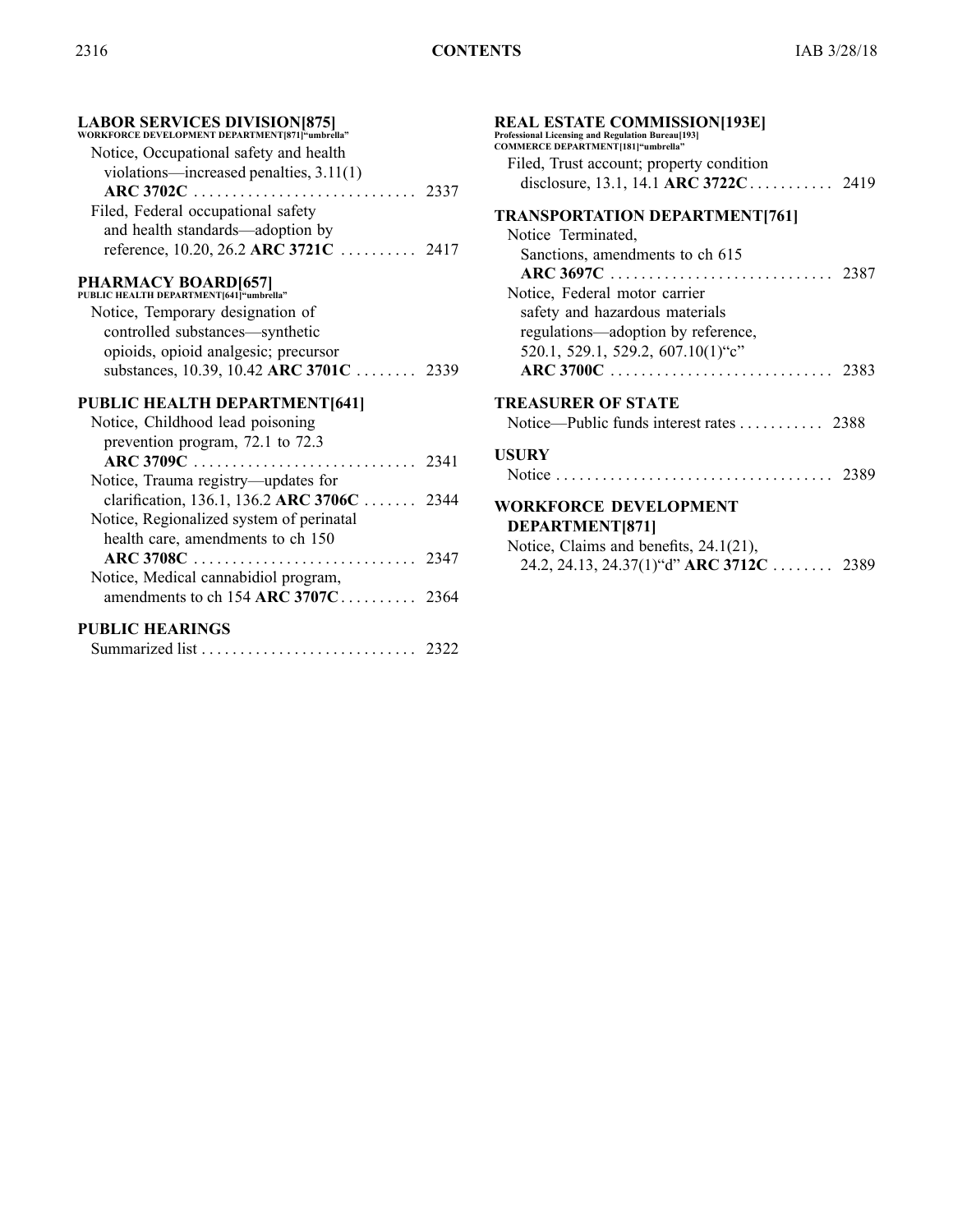**LABOR SERVICES DIVISION[875]**
WORKFORCE DEVELOPMENT DEPARTMENT[871]"umbrella"

Notice, Occupational safety and health violations—increased penalties, 3.11(1) **ARC 3702C** . . . . . . . . . . . . . . . . . . . . . . . . . . . . 2337

Filed, Federal occupational safety and health standards—adoption by reference, 10.20, 26.2 **ARC 3721C** . . . . . . . . . . 2417

**PHARMACY BOARD[657]**
PUBLIC HEALTH DEPARTMENT[641]"umbrella"

Notice, Temporary designation of controlled substances—synthetic opioids, opioid analgesic; precursor substances, 10.39, 10.42 **ARC 3701C** . . . . . . . . 2339

**PUBLIC HEALTH DEPARTMENT[641]**

Notice, Childhood lead poisoning prevention program, 72.1 to 72.3 **ARC 3709C** . . . . . . . . . . . . . . . . . . . . . . . . . . . . 2341

Notice, Trauma registry—updates for clarification, 136.1, 136.2 **ARC 3706C** . . . . . . . 2344

Notice, Regionalized system of perinatal health care, amendments to ch 150 **ARC 3708C** . . . . . . . . . . . . . . . . . . . . . . . . . . . . 2347

Notice, Medical cannabidiol program, amendments to ch 154 **ARC 3707C** . . . . . . . . . . 2364

**PUBLIC HEARINGS**

Summarized list . . . . . . . . . . . . . . . . . . . . . . . . . . . 2322

**REAL ESTATE COMMISSION[193E]**
Professional Licensing and Regulation Bureau[193]
COMMERCE DEPARTMENT[181]"umbrella"

Filed, Trust account; property condition disclosure, 13.1, 14.1 **ARC 3722C** . . . . . . . . . . . 2419

**TRANSPORTATION DEPARTMENT[761]**

Notice Terminated, Sanctions, amendments to ch 615 **ARC 3697C** . . . . . . . . . . . . . . . . . . . . . . . . . . . . 2387

Notice, Federal motor carrier safety and hazardous materials regulations—adoption by reference, 520.1, 529.1, 529.2, 607.10(1)"c" **ARC 3700C** . . . . . . . . . . . . . . . . . . . . . . . . . . . . 2383

**TREASURER OF STATE**

Notice—Public funds interest rates . . . . . . . . . . . 2388

**USURY**

Notice . . . . . . . . . . . . . . . . . . . . . . . . . . . . . . . . . . . . 2389

**WORKFORCE DEVELOPMENT DEPARTMENT[871]**

Notice, Claims and benefits, 24.1(21), 24.2, 24.13, 24.37(1)"d" **ARC 3712C** . . . . . . . . 2389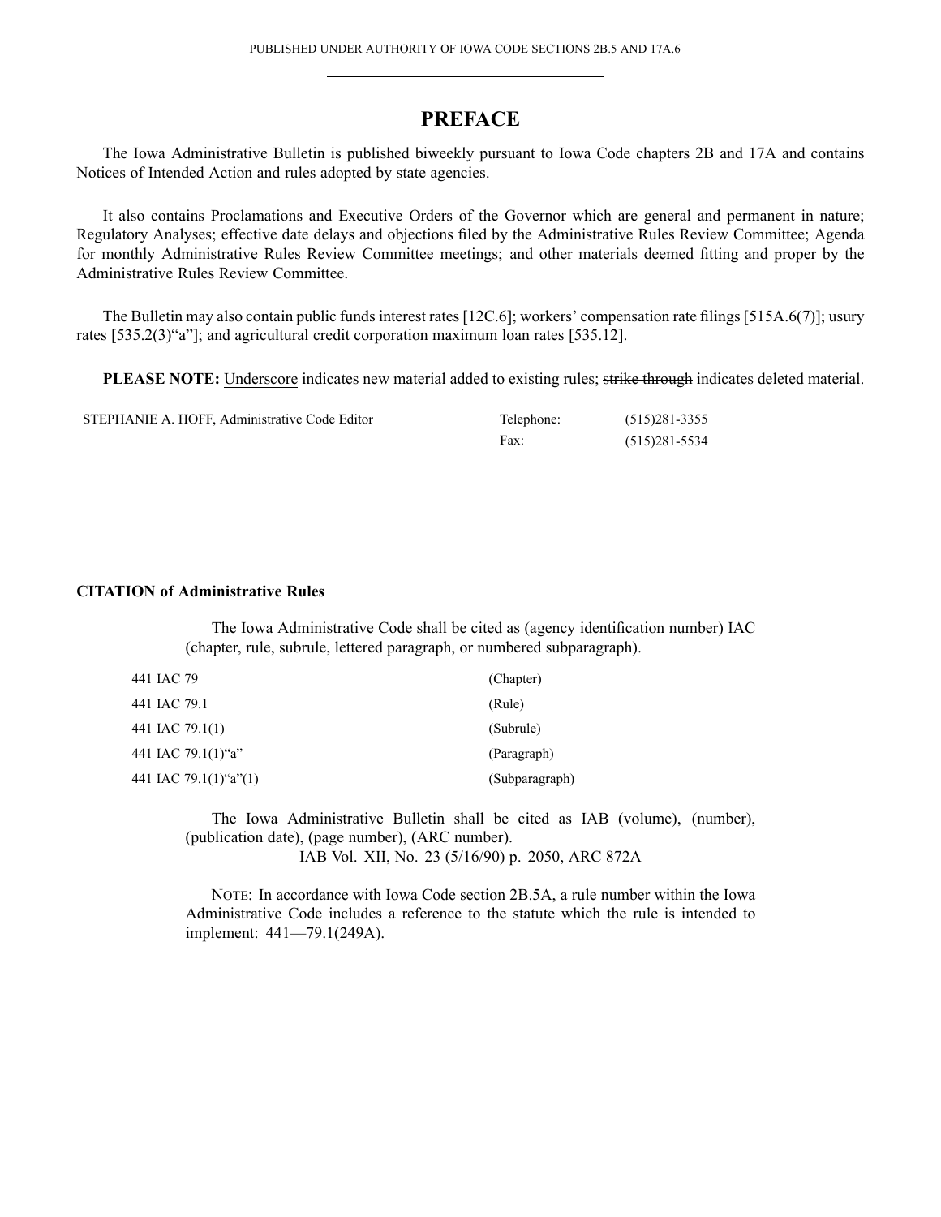PUBLISHED UNDER AUTHORITY OF IOWA CODE SECTIONS 2B.5 AND 17A.6

# PREFACE

The Iowa Administrative Bulletin is published biweekly pursuant to Iowa Code chapters 2B and 17A and contains Notices of Intended Action and rules adopted by state agencies.

It also contains Proclamations and Executive Orders of the Governor which are general and permanent in nature; Regulatory Analyses; effective date delays and objections filed by the Administrative Rules Review Committee; Agenda for monthly Administrative Rules Review Committee meetings; and other materials deemed fitting and proper by the Administrative Rules Review Committee.

The Bulletin may also contain public funds interest rates [12C.6]; workers' compensation rate filings [515A.6(7)]; usury rates [535.2(3)"a"]; and agricultural credit corporation maximum loan rates [535.12].

**PLEASE NOTE:** <u>Underscore</u> indicates new material added to existing rules; ~~strike through~~ indicates deleted material.

| | | |
|---|---|---|
| STEPHANIE A. HOFF, Administrative Code Editor | Telephone: | (515)281-3355 |
| | Fax: | (515)281-5534 |

**CITATION of Administrative Rules**

The Iowa Administrative Code shall be cited as (agency identification number) IAC (chapter, rule, subrule, lettered paragraph, or numbered subparagraph).

| | |
|---|---|
| 441 IAC 79 | (Chapter) |
| 441 IAC 79.1 | (Rule) |
| 441 IAC 79.1(1) | (Subrule) |
| 441 IAC 79.1(1)"a" | (Paragraph) |
| 441 IAC 79.1(1)"a"(1) | (Subparagraph) |

The Iowa Administrative Bulletin shall be cited as IAB (volume), (number), (publication date), (page number), (ARC number).

IAB Vol. XII, No. 23 (5/16/90) p. 2050, ARC 872A

NOTE: In accordance with Iowa Code section 2B.5A, a rule number within the Iowa Administrative Code includes a reference to the statute which the rule is intended to implement: 441—79.1(249A).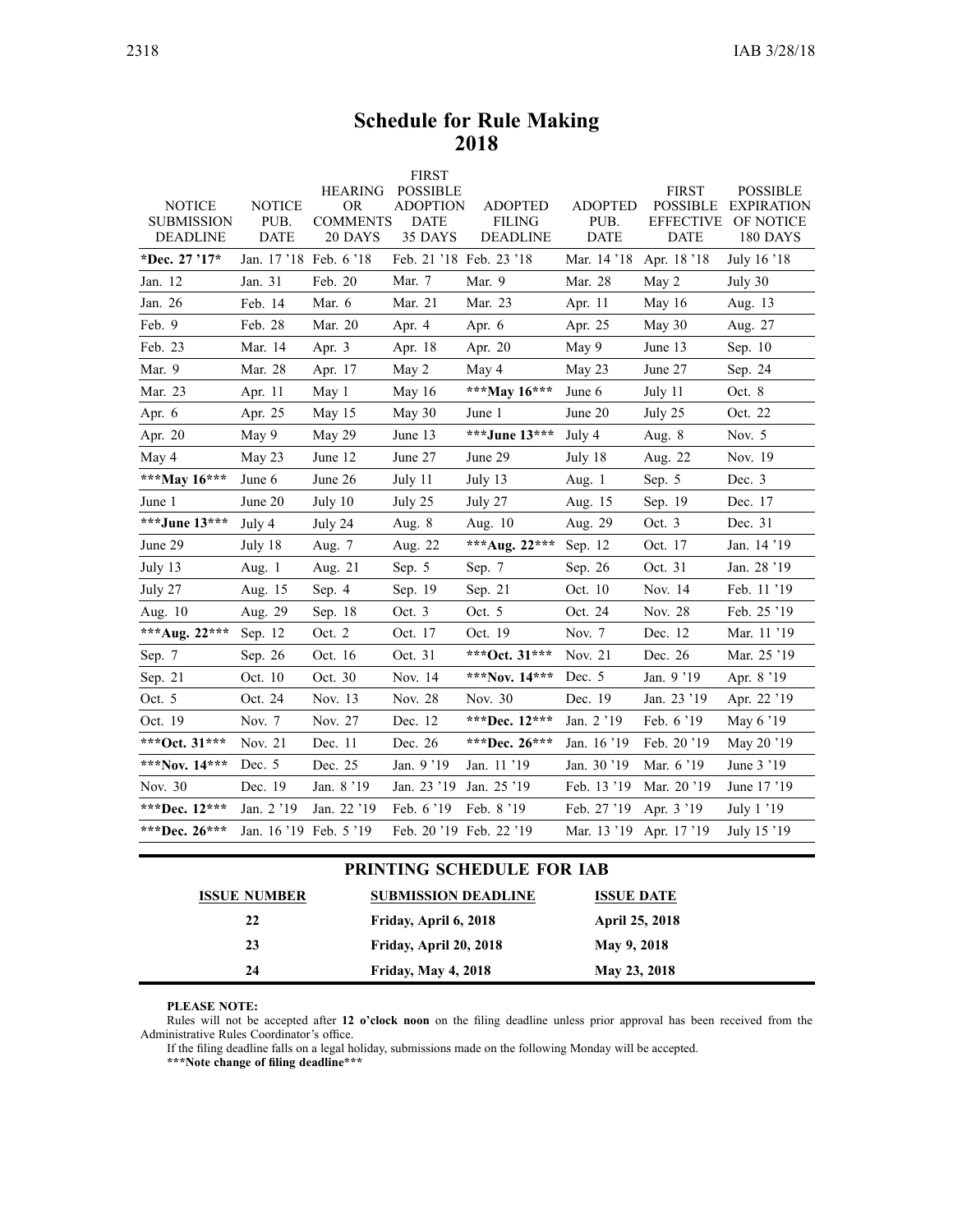# Schedule for Rule Making 2018

| NOTICE SUBMISSION DEADLINE | NOTICE PUB. DATE | HEARING OR COMMENTS 20 DAYS | FIRST POSSIBLE ADOPTION DATE 35 DAYS | ADOPTED FILING DEADLINE | ADOPTED PUB. DATE | FIRST POSSIBLE EFFECTIVE DATE | POSSIBLE EXPIRATION OF NOTICE 180 DAYS |
|---|---|---|---|---|---|---|---|
| **\*Dec. 27 '17\*** | Jan. 17 '18 | Feb. 6 '18 | Feb. 21 '18 | Feb. 23 '18 | Mar. 14 '18 | Apr. 18 '18 | July 16 '18 |
| Jan. 12 | Jan. 31 | Feb. 20 | Mar. 7 | Mar. 9 | Mar. 28 | May 2 | July 30 |
| Jan. 26 | Feb. 14 | Mar. 6 | Mar. 21 | Mar. 23 | Apr. 11 | May 16 | Aug. 13 |
| Feb. 9 | Feb. 28 | Mar. 20 | Apr. 4 | Apr. 6 | Apr. 25 | May 30 | Aug. 27 |
| Feb. 23 | Mar. 14 | Apr. 3 | Apr. 18 | Apr. 20 | May 9 | June 13 | Sep. 10 |
| Mar. 9 | Mar. 28 | Apr. 17 | May 2 | May 4 | May 23 | June 27 | Sep. 24 |
| Mar. 23 | Apr. 11 | May 1 | May 16 | **\*\*\*May 16\*\*\*** | June 6 | July 11 | Oct. 8 |
| Apr. 6 | Apr. 25 | May 15 | May 30 | June 1 | June 20 | July 25 | Oct. 22 |
| Apr. 20 | May 9 | May 29 | June 13 | **\*\*\*June 13\*\*\*** | July 4 | Aug. 8 | Nov. 5 |
| May 4 | May 23 | June 12 | June 27 | June 29 | July 18 | Aug. 22 | Nov. 19 |
| **\*\*\*May 16\*\*\*** | June 6 | June 26 | July 11 | July 13 | Aug. 1 | Sep. 5 | Dec. 3 |
| June 1 | June 20 | July 10 | July 25 | July 27 | Aug. 15 | Sep. 19 | Dec. 17 |
| **\*\*\*June 13\*\*\*** | July 4 | July 24 | Aug. 8 | Aug. 10 | Aug. 29 | Oct. 3 | Dec. 31 |
| June 29 | July 18 | Aug. 7 | Aug. 22 | **\*\*\*Aug. 22\*\*\*** | Sep. 12 | Oct. 17 | Jan. 14 '19 |
| July 13 | Aug. 1 | Aug. 21 | Sep. 5 | Sep. 7 | Sep. 26 | Oct. 31 | Jan. 28 '19 |
| July 27 | Aug. 15 | Sep. 4 | Sep. 19 | Sep. 21 | Oct. 10 | Nov. 14 | Feb. 11 '19 |
| Aug. 10 | Aug. 29 | Sep. 18 | Oct. 3 | Oct. 5 | Oct. 24 | Nov. 28 | Feb. 25 '19 |
| **\*\*\*Aug. 22\*\*\*** | Sep. 12 | Oct. 2 | Oct. 17 | Oct. 19 | Nov. 7 | Dec. 12 | Mar. 11 '19 |
| Sep. 7 | Sep. 26 | Oct. 16 | Oct. 31 | **\*\*\*Oct. 31\*\*\*** | Nov. 21 | Dec. 26 | Mar. 25 '19 |
| Sep. 21 | Oct. 10 | Oct. 30 | Nov. 14 | **\*\*\*Nov. 14\*\*\*** | Dec. 5 | Jan. 9 '19 | Apr. 8 '19 |
| Oct. 5 | Oct. 24 | Nov. 13 | Nov. 28 | Nov. 30 | Dec. 19 | Jan. 23 '19 | Apr. 22 '19 |
| Oct. 19 | Nov. 7 | Nov. 27 | Dec. 12 | **\*\*\*Dec. 12\*\*\*** | Jan. 2 '19 | Feb. 6 '19 | May 6 '19 |
| **\*\*\*Oct. 31\*\*\*** | Nov. 21 | Dec. 11 | Dec. 26 | **\*\*\*Dec. 26\*\*\*** | Jan. 16 '19 | Feb. 20 '19 | May 20 '19 |
| **\*\*\*Nov. 14\*\*\*** | Dec. 5 | Dec. 25 | Jan. 9 '19 | Jan. 11 '19 | Jan. 30 '19 | Mar. 6 '19 | June 3 '19 |
| Nov. 30 | Dec. 19 | Jan. 8 '19 | Jan. 23 '19 | Jan. 25 '19 | Feb. 13 '19 | Mar. 20 '19 | June 17 '19 |
| **\*\*\*Dec. 12\*\*\*** | Jan. 2 '19 | Jan. 22 '19 | Feb. 6 '19 | Feb. 8 '19 | Feb. 27 '19 | Apr. 3 '19 | July 1 '19 |
| **\*\*\*Dec. 26\*\*\*** | Jan. 16 '19 | Feb. 5 '19 | Feb. 20 '19 | Feb. 22 '19 | Mar. 13 '19 | Apr. 17 '19 | July 15 '19 |

## PRINTING SCHEDULE FOR IAB

| ISSUE NUMBER | SUBMISSION DEADLINE | ISSUE DATE |
|---|---|---|
| **22** | **Friday, April 6, 2018** | **April 25, 2018** |
| **23** | **Friday, April 20, 2018** | **May 9, 2018** |
| **24** | **Friday, May 4, 2018** | **May 23, 2018** |

**PLEASE NOTE:**

Rules will not be accepted after **12 o'clock noon** on the filing deadline unless prior approval has been received from the Administrative Rules Coordinator's office.

If the filing deadline falls on a legal holiday, submissions made on the following Monday will be accepted.

**\*\*\*Note change of filing deadline\*\*\***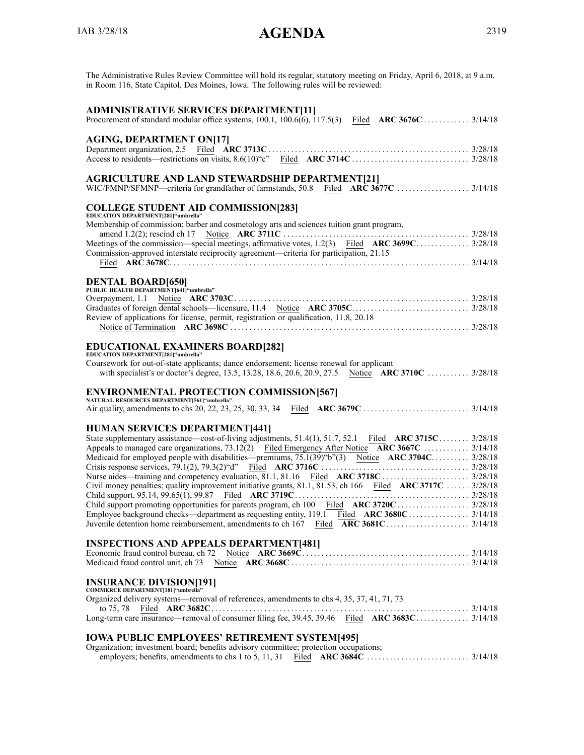# AGENDA

The Administrative Rules Review Committee will hold its regular, statutory meeting on Friday, April 6, 2018, at 9 a.m. in Room 116, State Capitol, Des Moines, Iowa. The following rules will be reviewed:

## ADMINISTRATIVE SERVICES DEPARTMENT[11]

Procurement of standard modular office systems, 100.1, 100.6(6), 117.5(3) Filed **ARC 3676C** . . . . . . . . . . . . 3/14/18

## AGING, DEPARTMENT ON[17]

Department organization, 2.5 Filed **ARC 3713C** . . . . . . . . . . . . 3/28/18

Access to residents—restrictions on visits, 8.6(10)"c" Filed **ARC 3714C** . . . . . . . . . . . . 3/28/18

## AGRICULTURE AND LAND STEWARDSHIP DEPARTMENT[21]

WIC/FMNP/SFMNP—criteria for grandfather of farmstands, 50.8 Filed **ARC 3677C** . . . . . . . . . . . . 3/14/18

## COLLEGE STUDENT AID COMMISSION[283]

EDUCATION DEPARTMENT[281]"umbrella"

Membership of commission; barber and cosmetology arts and sciences tuition grant program, amend 1.2(2); rescind ch 17 Notice **ARC 3711C** . . . . . . . . . . . . 3/28/18

Meetings of the commission—special meetings, affirmative votes, 1.2(3) Filed **ARC 3699C** . . . . . . . . . . . . 3/28/18

Commission-approved interstate reciprocity agreement—criteria for participation, 21.15 Filed **ARC 3678C** . . . . . . . . . . . . 3/14/18

## DENTAL BOARD[650]

PUBLIC HEALTH DEPARTMENT[641]"umbrella"

Overpayment, 1.1 Notice **ARC 3703C** . . . . . . . . . . . . 3/28/18

Graduates of foreign dental schools—licensure, 11.4 Notice **ARC 3705C** . . . . . . . . . . . . 3/28/18

Review of applications for license, permit, registration or qualification, 11.8, 20.18 Notice of Termination **ARC 3698C** . . . . . . . . . . . . 3/28/18

## EDUCATIONAL EXAMINERS BOARD[282]

EDUCATION DEPARTMENT[281]"umbrella"

Coursework for out-of-state applicants; dance endorsement; license renewal for applicant with specialist's or doctor's degree, 13.5, 13.28, 18.6, 20.6, 20.9, 27.5 Notice **ARC 3710C** . . . . . . . . . . . . 3/28/18

## ENVIRONMENTAL PROTECTION COMMISSION[567]

NATURAL RESOURCES DEPARTMENT[561]"umbrella"

Air quality, amendments to chs 20, 22, 23, 25, 30, 33, 34 Filed **ARC 3679C** . . . . . . . . . . . . 3/14/18

## HUMAN SERVICES DEPARTMENT[441]

State supplementary assistance—cost-of-living adjustments, 51.4(1), 51.7, 52.1 Filed **ARC 3715C** . . . . . . . . . . . . 3/28/18

Appeals to managed care organizations, 73.12(2) Filed Emergency After Notice **ARC 3667C** . . . . . . . . . . . . 3/14/18

Medicaid for employed people with disabilities—premiums, 75.1(39)"b"(3) Notice **ARC 3704C** . . . . . . . . . . . . 3/28/18

Crisis response services, 79.1(2), 79.3(2)"d" Filed **ARC 3716C** . . . . . . . . . . . . 3/28/18

Nurse aides—training and competency evaluation, 81.1, 81.16 Filed **ARC 3718C** . . . . . . . . . . . . 3/28/18

Civil money penalties; quality improvement initiative grants, 81.1, 81.53, ch 166 Filed **ARC 3717C** . . . . . . . . . . . . 3/28/18

Child support, 95.14, 99.65(1), 99.87 Filed **ARC 3719C** . . . . . . . . . . . . 3/28/18

Child support promoting opportunities for parents program, ch 100 Filed **ARC 3720C** . . . . . . . . . . . . 3/28/18

Employee background checks—department as requesting entity, 119.1 Filed **ARC 3680C** . . . . . . . . . . . . 3/14/18

Juvenile detention home reimbursement, amendments to ch 167 Filed **ARC 3681C** . . . . . . . . . . . . 3/14/18

## INSPECTIONS AND APPEALS DEPARTMENT[481]

Economic fraud control bureau, ch 72 Notice **ARC 3669C** . . . . . . . . . . . . 3/14/18

Medicaid fraud control unit, ch 73 Notice **ARC 3668C** . . . . . . . . . . . . 3/14/18

## INSURANCE DIVISION[191]

COMMERCE DEPARTMENT[181]"umbrella"

Organized delivery systems—removal of references, amendments to chs 4, 35, 37, 41, 71, 73 to 75, 78 Filed **ARC 3682C** . . . . . . . . . . . . 3/14/18

Long-term care insurance—removal of consumer filing fee, 39.45, 39.46 Filed **ARC 3683C** . . . . . . . . . . . . 3/14/18

## IOWA PUBLIC EMPLOYEES' RETIREMENT SYSTEM[495]

Organization; investment board; benefits advisory committee; protection occupations; employers; benefits, amendments to chs 1 to 5, 11, 31 Filed **ARC 3684C** . . . . . . . . . . . . 3/14/18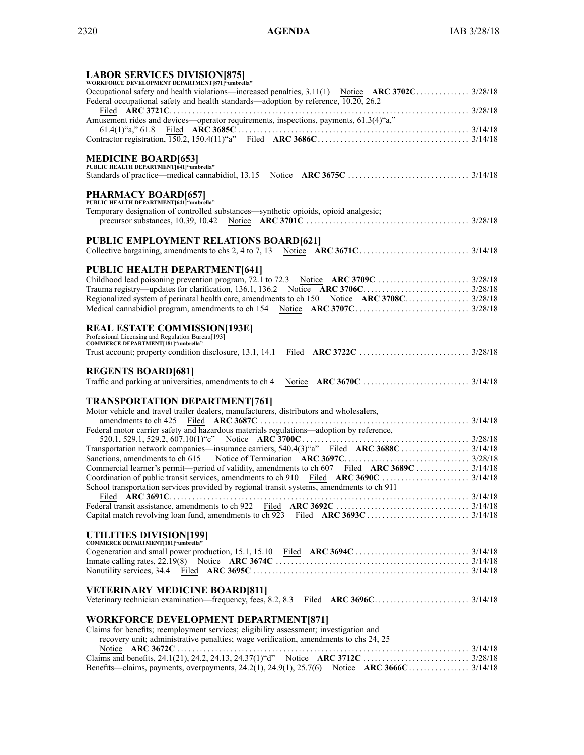## LABOR SERVICES DIVISION[875]

WORKFORCE DEVELOPMENT DEPARTMENT[871]"umbrella"

Occupational safety and health violations—increased penalties, 3.11(1) Notice **ARC 3702C** . . . . . . . . . . . . . . 3/28/18

Federal occupational safety and health standards—adoption by reference, 10.20, 26.2 Filed **ARC 3721C** . . . . . . . . . . . . . . 3/28/18

Amusement rides and devices—operator requirements, inspections, payments, 61.3(4)"a," 61.4(1)"a," 61.8 Filed **ARC 3685C** . . . . . . . . . . . . . . 3/14/18

Contractor registration, 150.2, 150.4(11)"a" Filed **ARC 3686C** . . . . . . . . . . . . . . 3/14/18

## MEDICINE BOARD[653]

PUBLIC HEALTH DEPARTMENT[641]"umbrella"

Standards of practice—medical cannabidiol, 13.15 Notice **ARC 3675C** . . . . . . . . . . . . . . 3/14/18

## PHARMACY BOARD[657]

PUBLIC HEALTH DEPARTMENT[641]"umbrella"

Temporary designation of controlled substances—synthetic opioids, opioid analgesic; precursor substances, 10.39, 10.42 Notice **ARC 3701C** . . . . . . . . . . . . . . 3/28/18

## PUBLIC EMPLOYMENT RELATIONS BOARD[621]

Collective bargaining, amendments to chs 2, 4 to 7, 13 Notice **ARC 3671C** . . . . . . . . . . . . . . 3/14/18

## PUBLIC HEALTH DEPARTMENT[641]

Childhood lead poisoning prevention program, 72.1 to 72.3 Notice **ARC 3709C** . . . . . . . . . . . . . . 3/28/18

Trauma registry—updates for clarification, 136.1, 136.2 Notice **ARC 3706C** . . . . . . . . . . . . . . 3/28/18

Regionalized system of perinatal health care, amendments to ch 150 Notice **ARC 3708C** . . . . . . . . . . . . . . 3/28/18

Medical cannabidiol program, amendments to ch 154 Notice **ARC 3707C** . . . . . . . . . . . . . . 3/28/18

## REAL ESTATE COMMISSION[193E]

Professional Licensing and Regulation Bureau[193]
COMMERCE DEPARTMENT[181]"umbrella"

Trust account; property condition disclosure, 13.1, 14.1 Filed **ARC 3722C** . . . . . . . . . . . . . . 3/28/18

## REGENTS BOARD[681]

Traffic and parking at universities, amendments to ch 4 Notice **ARC 3670C** . . . . . . . . . . . . . . 3/14/18

## TRANSPORTATION DEPARTMENT[761]

Motor vehicle and travel trailer dealers, manufacturers, distributors and wholesalers, amendments to ch 425 Filed **ARC 3687C** . . . . . . . . . . . . . . 3/14/18

Federal motor carrier safety and hazardous materials regulations—adoption by reference, 520.1, 529.1, 529.2, 607.10(1)"c" Notice **ARC 3700C** . . . . . . . . . . . . . . 3/28/18

Transportation network companies—insurance carriers, 540.4(3)"a" Filed **ARC 3688C** . . . . . . . . . . . . . . 3/14/18

Sanctions, amendments to ch 615 Notice of Termination **ARC 3697C** . . . . . . . . . . . . . . 3/28/18

Commercial learner's permit—period of validity, amendments to ch 607 Filed **ARC 3689C** . . . . . . . . . . . . . . 3/14/18

Coordination of public transit services, amendments to ch 910 Filed **ARC 3690C** . . . . . . . . . . . . . . 3/14/18

School transportation services provided by regional transit systems, amendments to ch 911 Filed **ARC 3691C** . . . . . . . . . . . . . . 3/14/18

Federal transit assistance, amendments to ch 922 Filed **ARC 3692C** . . . . . . . . . . . . . . 3/14/18

Capital match revolving loan fund, amendments to ch 923 Filed **ARC 3693C** . . . . . . . . . . . . . . 3/14/18

## UTILITIES DIVISION[199]

COMMERCE DEPARTMENT[181]"umbrella"

Cogeneration and small power production, 15.1, 15.10 Filed **ARC 3694C** . . . . . . . . . . . . . . 3/14/18

Inmate calling rates, 22.19(8) Notice **ARC 3674C** . . . . . . . . . . . . . . 3/14/18

Nonutility services, 34.4 Filed **ARC 3695C** . . . . . . . . . . . . . . 3/14/18

## VETERINARY MEDICINE BOARD[811]

Veterinary technician examination—frequency, fees, 8.2, 8.3 Filed **ARC 3696C** . . . . . . . . . . . . . . 3/14/18

## WORKFORCE DEVELOPMENT DEPARTMENT[871]

Claims for benefits; reemployment services; eligibility assessment; investigation and recovery unit; administrative penalties; wage verification, amendments to chs 24, 25 Notice **ARC 3672C** . . . . . . . . . . . . . . 3/14/18

Claims and benefits, 24.1(21), 24.2, 24.13, 24.37(1)"d" Notice **ARC 3712C** . . . . . . . . . . . . . . 3/28/18

Benefits—claims, payments, overpayments, 24.2(1), 24.9(1), 25.7(6) Notice **ARC 3666C** . . . . . . . . . . . . . . 3/14/18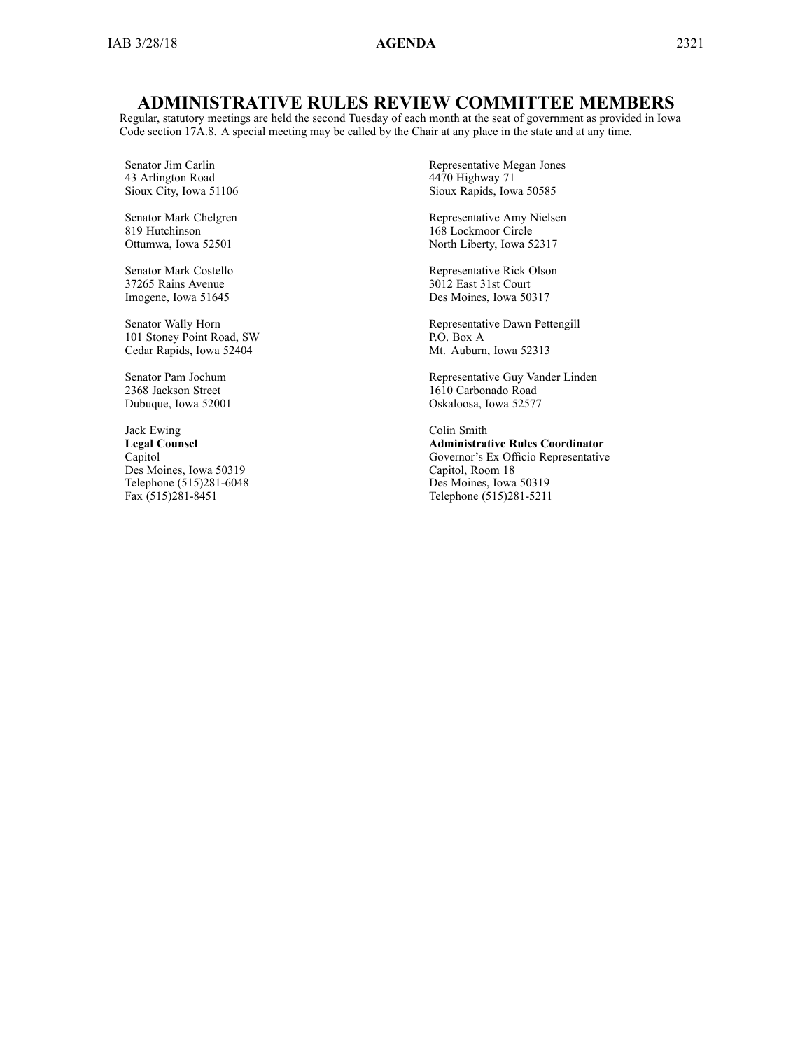# ADMINISTRATIVE RULES REVIEW COMMITTEE MEMBERS

Regular, statutory meetings are held the second Tuesday of each month at the seat of government as provided in Iowa Code section 17A.8. A special meeting may be called by the Chair at any place in the state and at any time.

Senator Jim Carlin
43 Arlington Road
Sioux City, Iowa 51106

Senator Mark Chelgren
819 Hutchinson
Ottumwa, Iowa 52501

Senator Mark Costello
37265 Rains Avenue
Imogene, Iowa 51645

Senator Wally Horn
101 Stoney Point Road, SW
Cedar Rapids, Iowa 52404

Senator Pam Jochum
2368 Jackson Street
Dubuque, Iowa 52001

Jack Ewing
**Legal Counsel**
Capitol
Des Moines, Iowa 50319
Telephone (515)281-6048
Fax (515)281-8451

Representative Megan Jones
4470 Highway 71
Sioux Rapids, Iowa 50585

Representative Amy Nielsen
168 Lockmoor Circle
North Liberty, Iowa 52317

Representative Rick Olson
3012 East 31st Court
Des Moines, Iowa 50317

Representative Dawn Pettengill
P.O. Box A
Mt. Auburn, Iowa 52313

Representative Guy Vander Linden
1610 Carbonado Road
Oskaloosa, Iowa 52577

Colin Smith
**Administrative Rules Coordinator**
Governor's Ex Officio Representative
Capitol, Room 18
Des Moines, Iowa 50319
Telephone (515)281-5211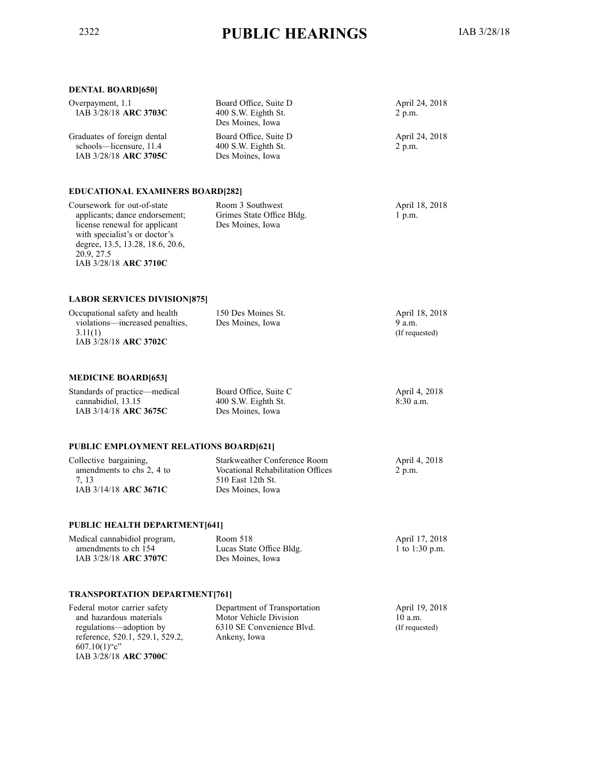# PUBLIC HEARINGS

**DENTAL BOARD[650]**

| | | |
|---|---|---|
| Overpayment, 1.1<br>IAB 3/28/18 **ARC 3703C** | Board Office, Suite D<br>400 S.W. Eighth St.<br>Des Moines, Iowa | April 24, 2018<br>2 p.m. |
| Graduates of foreign dental schools—licensure, 11.4<br>IAB 3/28/18 **ARC 3705C** | Board Office, Suite D<br>400 S.W. Eighth St.<br>Des Moines, Iowa | April 24, 2018<br>2 p.m. |

**EDUCATIONAL EXAMINERS BOARD[282]**

| | | |
|---|---|---|
| Coursework for out-of-state applicants; dance endorsement; license renewal for applicant with specialist's or doctor's degree, 13.5, 13.28, 18.6, 20.6, 20.9, 27.5<br>IAB 3/28/18 **ARC 3710C** | Room 3 Southwest<br>Grimes State Office Bldg.<br>Des Moines, Iowa | April 18, 2018<br>1 p.m. |

**LABOR SERVICES DIVISION[875]**

| | | |
|---|---|---|
| Occupational safety and health violations—increased penalties, 3.11(1)<br>IAB 3/28/18 **ARC 3702C** | 150 Des Moines St.<br>Des Moines, Iowa | April 18, 2018<br>9 a.m.<br>(If requested) |

**MEDICINE BOARD[653]**

| | | |
|---|---|---|
| Standards of practice—medical cannabidiol, 13.15<br>IAB 3/14/18 **ARC 3675C** | Board Office, Suite C<br>400 S.W. Eighth St.<br>Des Moines, Iowa | April 4, 2018<br>8:30 a.m. |

**PUBLIC EMPLOYMENT RELATIONS BOARD[621]**

| | | |
|---|---|---|
| Collective bargaining, amendments to chs 2, 4 to 7, 13<br>IAB 3/14/18 **ARC 3671C** | Starkweather Conference Room<br>Vocational Rehabilitation Offices<br>510 East 12th St.<br>Des Moines, Iowa | April 4, 2018<br>2 p.m. |

**PUBLIC HEALTH DEPARTMENT[641]**

| | | |
|---|---|---|
| Medical cannabidiol program, amendments to ch 154<br>IAB 3/28/18 **ARC 3707C** | Room 518<br>Lucas State Office Bldg.<br>Des Moines, Iowa | April 17, 2018<br>1 to 1:30 p.m. |

**TRANSPORTATION DEPARTMENT[761]**

| | | |
|---|---|---|
| Federal motor carrier safety and hazardous materials regulations—adoption by reference, 520.1, 529.1, 529.2, 607.10(1)"c"<br>IAB 3/28/18 **ARC 3700C** | Department of Transportation<br>Motor Vehicle Division<br>6310 SE Convenience Blvd.<br>Ankeny, Iowa | April 19, 2018<br>10 a.m.<br>(If requested) |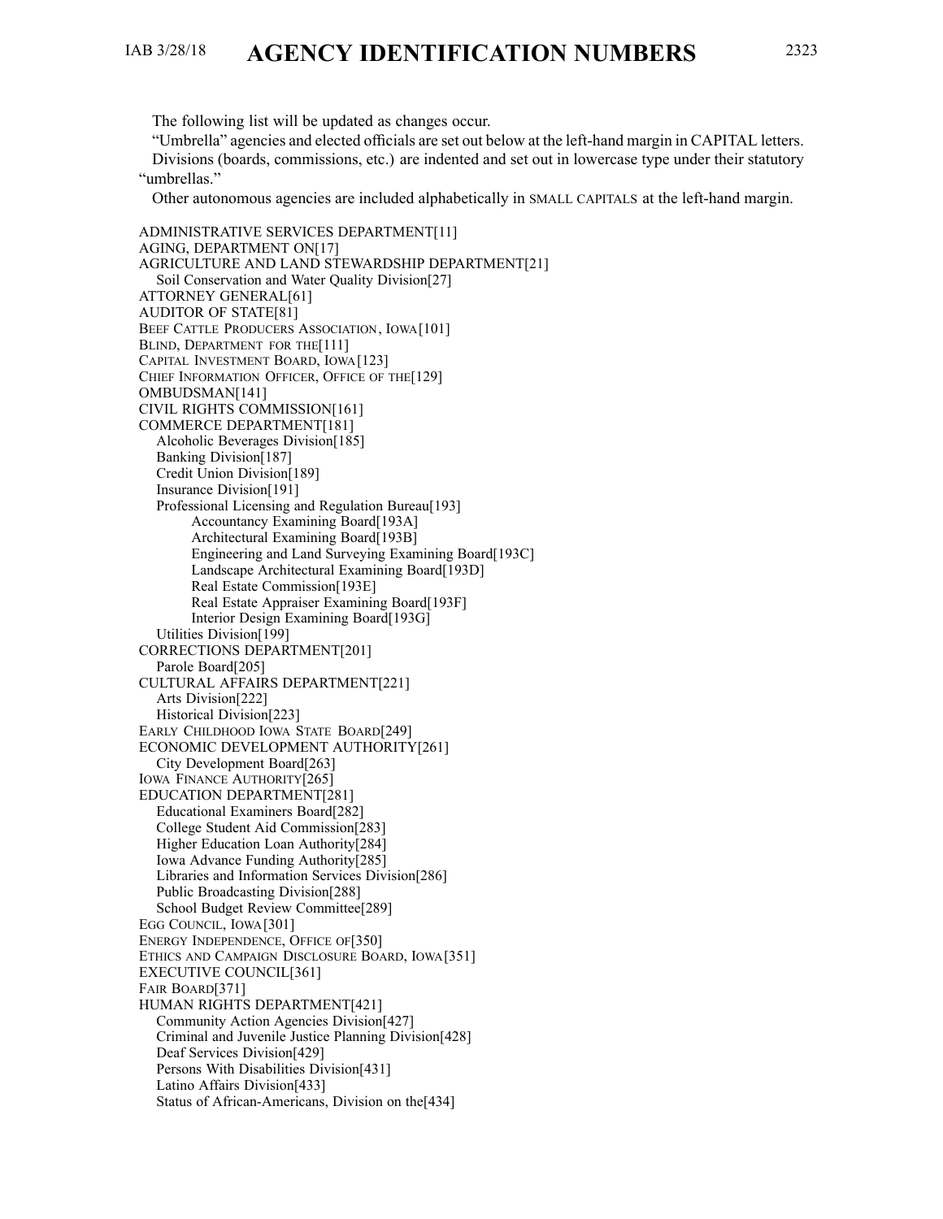# AGENCY IDENTIFICATION NUMBERS

The following list will be updated as changes occur.

"Umbrella" agencies and elected officials are set out below at the left-hand margin in CAPITAL letters.

Divisions (boards, commissions, etc.) are indented and set out in lowercase type under their statutory "umbrellas."

Other autonomous agencies are included alphabetically in SMALL CAPITALS at the left-hand margin.

ADMINISTRATIVE SERVICES DEPARTMENT[11]
AGING, DEPARTMENT ON[17]
AGRICULTURE AND LAND STEWARDSHIP DEPARTMENT[21]
  Soil Conservation and Water Quality Division[27]
ATTORNEY GENERAL[61]
AUDITOR OF STATE[81]
BEEF CATTLE PRODUCERS ASSOCIATION, IOWA[101]
BLIND, DEPARTMENT FOR THE[111]
CAPITAL INVESTMENT BOARD, IOWA[123]
CHIEF INFORMATION OFFICER, OFFICE OF THE[129]
OMBUDSMAN[141]
CIVIL RIGHTS COMMISSION[161]
COMMERCE DEPARTMENT[181]
  Alcoholic Beverages Division[185]
  Banking Division[187]
  Credit Union Division[189]
  Insurance Division[191]
  Professional Licensing and Regulation Bureau[193]
    Accountancy Examining Board[193A]
    Architectural Examining Board[193B]
    Engineering and Land Surveying Examining Board[193C]
    Landscape Architectural Examining Board[193D]
    Real Estate Commission[193E]
    Real Estate Appraiser Examining Board[193F]
    Interior Design Examining Board[193G]
  Utilities Division[199]
CORRECTIONS DEPARTMENT[201]
  Parole Board[205]
CULTURAL AFFAIRS DEPARTMENT[221]
  Arts Division[222]
  Historical Division[223]
EARLY CHILDHOOD IOWA STATE BOARD[249]
ECONOMIC DEVELOPMENT AUTHORITY[261]
  City Development Board[263]
IOWA FINANCE AUTHORITY[265]
EDUCATION DEPARTMENT[281]
  Educational Examiners Board[282]
  College Student Aid Commission[283]
  Higher Education Loan Authority[284]
  Iowa Advance Funding Authority[285]
  Libraries and Information Services Division[286]
  Public Broadcasting Division[288]
  School Budget Review Committee[289]
EGG COUNCIL, IOWA[301]
ENERGY INDEPENDENCE, OFFICE OF[350]
ETHICS AND CAMPAIGN DISCLOSURE BOARD, IOWA[351]
EXECUTIVE COUNCIL[361]
FAIR BOARD[371]
HUMAN RIGHTS DEPARTMENT[421]
  Community Action Agencies Division[427]
  Criminal and Juvenile Justice Planning Division[428]
  Deaf Services Division[429]
  Persons With Disabilities Division[431]
  Latino Affairs Division[433]
  Status of African-Americans, Division on the[434]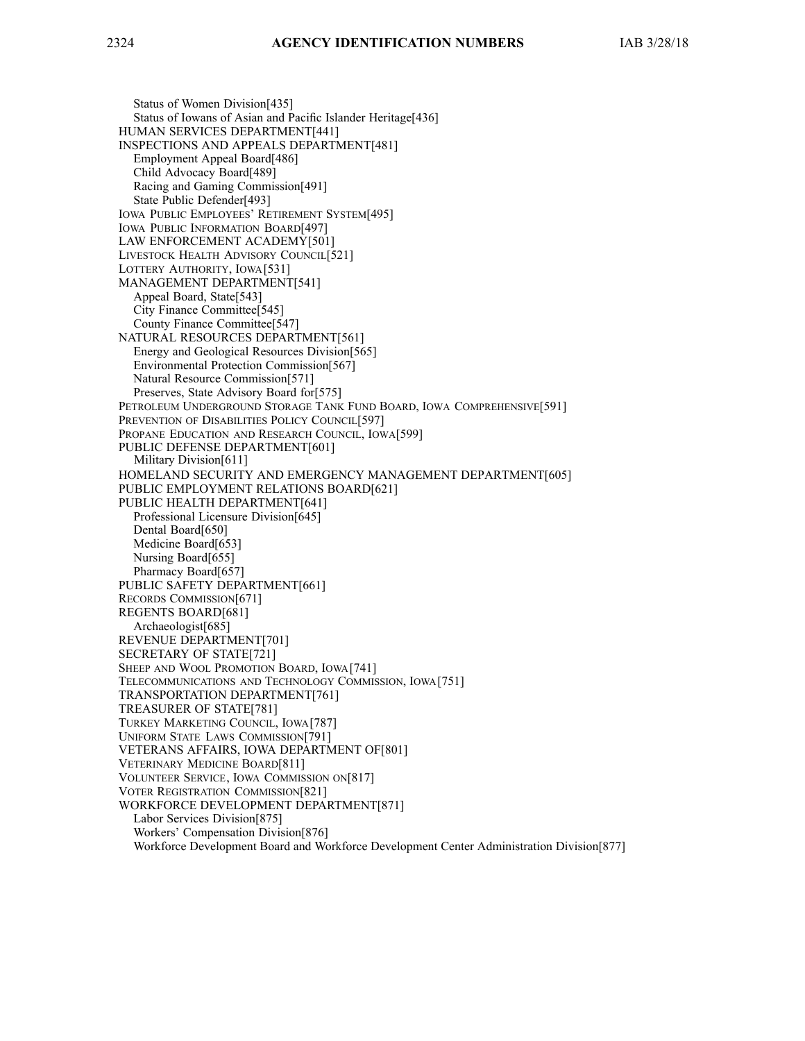Status of Women Division[435]
Status of Iowans of Asian and Pacific Islander Heritage[436]
HUMAN SERVICES DEPARTMENT[441]
INSPECTIONS AND APPEALS DEPARTMENT[481]
Employment Appeal Board[486]
Child Advocacy Board[489]
Racing and Gaming Commission[491]
State Public Defender[493]
IOWA PUBLIC EMPLOYEES' RETIREMENT SYSTEM[495]
IOWA PUBLIC INFORMATION BOARD[497]
LAW ENFORCEMENT ACADEMY[501]
LIVESTOCK HEALTH ADVISORY COUNCIL[521]
LOTTERY AUTHORITY, IOWA[531]
MANAGEMENT DEPARTMENT[541]
Appeal Board, State[543]
City Finance Committee[545]
County Finance Committee[547]
NATURAL RESOURCES DEPARTMENT[561]
Energy and Geological Resources Division[565]
Environmental Protection Commission[567]
Natural Resource Commission[571]
Preserves, State Advisory Board for[575]
PETROLEUM UNDERGROUND STORAGE TANK FUND BOARD, IOWA COMPREHENSIVE[591]
PREVENTION OF DISABILITIES POLICY COUNCIL[597]
PROPANE EDUCATION AND RESEARCH COUNCIL, IOWA[599]
PUBLIC DEFENSE DEPARTMENT[601]
Military Division[611]
HOMELAND SECURITY AND EMERGENCY MANAGEMENT DEPARTMENT[605]
PUBLIC EMPLOYMENT RELATIONS BOARD[621]
PUBLIC HEALTH DEPARTMENT[641]
Professional Licensure Division[645]
Dental Board[650]
Medicine Board[653]
Nursing Board[655]
Pharmacy Board[657]
PUBLIC SAFETY DEPARTMENT[661]
RECORDS COMMISSION[671]
REGENTS BOARD[681]
Archaeologist[685]
REVENUE DEPARTMENT[701]
SECRETARY OF STATE[721]
SHEEP AND WOOL PROMOTION BOARD, IOWA[741]
TELECOMMUNICATIONS AND TECHNOLOGY COMMISSION, IOWA[751]
TRANSPORTATION DEPARTMENT[761]
TREASURER OF STATE[781]
TURKEY MARKETING COUNCIL, IOWA[787]
UNIFORM STATE LAWS COMMISSION[791]
VETERANS AFFAIRS, IOWA DEPARTMENT OF[801]
VETERINARY MEDICINE BOARD[811]
VOLUNTEER SERVICE, IOWA COMMISSION ON[817]
VOTER REGISTRATION COMMISSION[821]
WORKFORCE DEVELOPMENT DEPARTMENT[871]
Labor Services Division[875]
Workers' Compensation Division[876]
Workforce Development Board and Workforce Development Center Administration Division[877]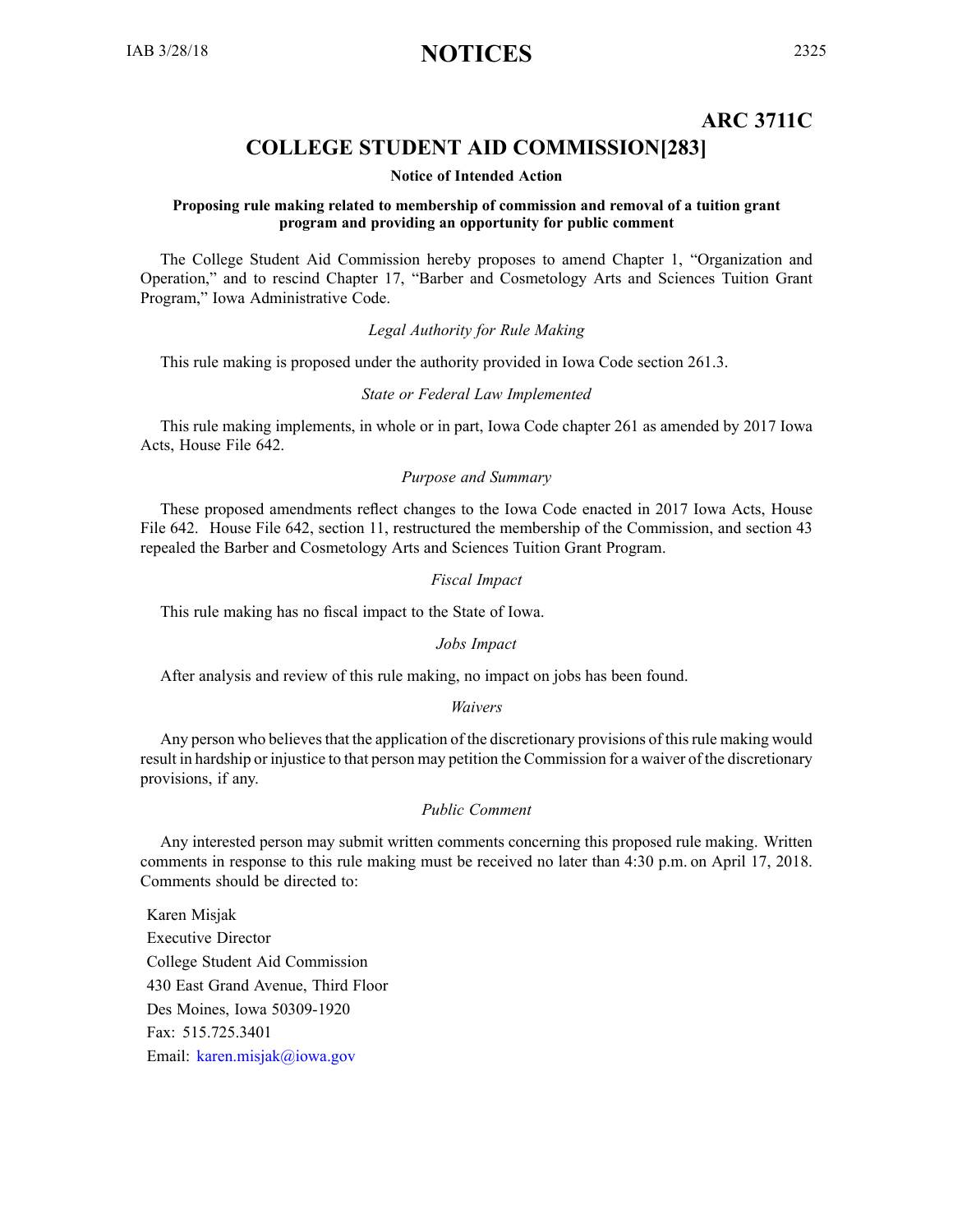**ARC 3711C**

## COLLEGE STUDENT AID COMMISSION[283]

**Notice of Intended Action**

**Proposing rule making related to membership of commission and removal of a tuition grant program and providing an opportunity for public comment**

The College Student Aid Commission hereby proposes to amend Chapter 1, "Organization and Operation," and to rescind Chapter 17, "Barber and Cosmetology Arts and Sciences Tuition Grant Program," Iowa Administrative Code.

*Legal Authority for Rule Making*

This rule making is proposed under the authority provided in Iowa Code section 261.3.

*State or Federal Law Implemented*

This rule making implements, in whole or in part, Iowa Code chapter 261 as amended by 2017 Iowa Acts, House File 642.

*Purpose and Summary*

These proposed amendments reflect changes to the Iowa Code enacted in 2017 Iowa Acts, House File 642. House File 642, section 11, restructured the membership of the Commission, and section 43 repealed the Barber and Cosmetology Arts and Sciences Tuition Grant Program.

*Fiscal Impact*

This rule making has no fiscal impact to the State of Iowa.

*Jobs Impact*

After analysis and review of this rule making, no impact on jobs has been found.

*Waivers*

Any person who believes that the application of the discretionary provisions of this rule making would result in hardship or injustice to that person may petition the Commission for a waiver of the discretionary provisions, if any.

*Public Comment*

Any interested person may submit written comments concerning this proposed rule making. Written comments in response to this rule making must be received no later than 4:30 p.m. on April 17, 2018. Comments should be directed to:

Karen Misjak
Executive Director
College Student Aid Commission
430 East Grand Avenue, Third Floor
Des Moines, Iowa 50309-1920
Fax: 515.725.3401
Email: karen.misjak@iowa.gov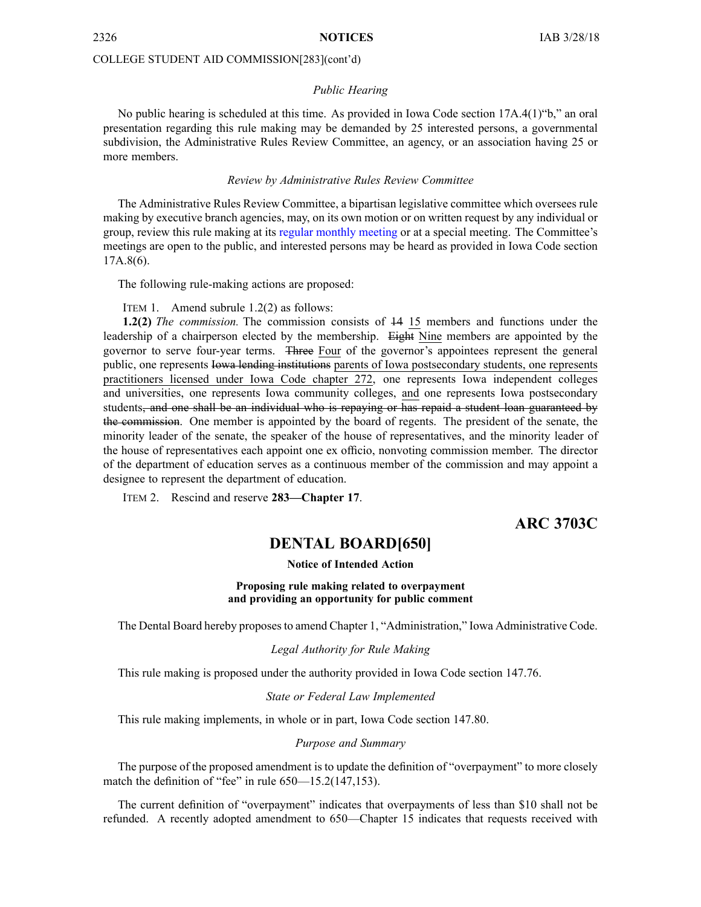COLLEGE STUDENT AID COMMISSION[283](cont'd)

*Public Hearing*

No public hearing is scheduled at this time. As provided in Iowa Code section 17A.4(1)"b," an oral presentation regarding this rule making may be demanded by 25 interested persons, a governmental subdivision, the Administrative Rules Review Committee, an agency, or an association having 25 or more members.

*Review by Administrative Rules Review Committee*

The Administrative Rules Review Committee, a bipartisan legislative committee which oversees rule making by executive branch agencies, may, on its own motion or on written request by any individual or group, review this rule making at its regular monthly meeting or at a special meeting. The Committee's meetings are open to the public, and interested persons may be heard as provided in Iowa Code section 17A.8(6).

The following rule-making actions are proposed:

ITEM 1. Amend subrule 1.2(2) as follows:

**1.2(2)** *The commission.* The commission consists of ~~14~~ 15 members and functions under the leadership of a chairperson elected by the membership. ~~Eight~~ Nine members are appointed by the governor to serve four-year terms. ~~Three~~ Four of the governor's appointees represent the general public, one represents ~~Iowa lending institutions~~ parents of Iowa postsecondary students, one represents practitioners licensed under Iowa Code chapter 272, one represents Iowa independent colleges and universities, one represents Iowa community colleges, and one represents Iowa postsecondary students~~, and one shall be an individual who is repaying or has repaid a student loan guaranteed by the commission~~. One member is appointed by the board of regents. The president of the senate, the minority leader of the senate, the speaker of the house of representatives, and the minority leader of the house of representatives each appoint one ex officio, nonvoting commission member. The director of the department of education serves as a continuous member of the commission and may appoint a designee to represent the department of education.

ITEM 2. Rescind and reserve **283—Chapter 17**.

**ARC 3703C**

## DENTAL BOARD[650]

**Notice of Intended Action**

**Proposing rule making related to overpayment and providing an opportunity for public comment**

The Dental Board hereby proposes to amend Chapter 1, "Administration," Iowa Administrative Code.

*Legal Authority for Rule Making*

This rule making is proposed under the authority provided in Iowa Code section 147.76.

*State or Federal Law Implemented*

This rule making implements, in whole or in part, Iowa Code section 147.80.

*Purpose and Summary*

The purpose of the proposed amendment is to update the definition of "overpayment" to more closely match the definition of "fee" in rule 650—15.2(147,153).

The current definition of "overpayment" indicates that overpayments of less than $10 shall not be refunded. A recently adopted amendment to 650—Chapter 15 indicates that requests received with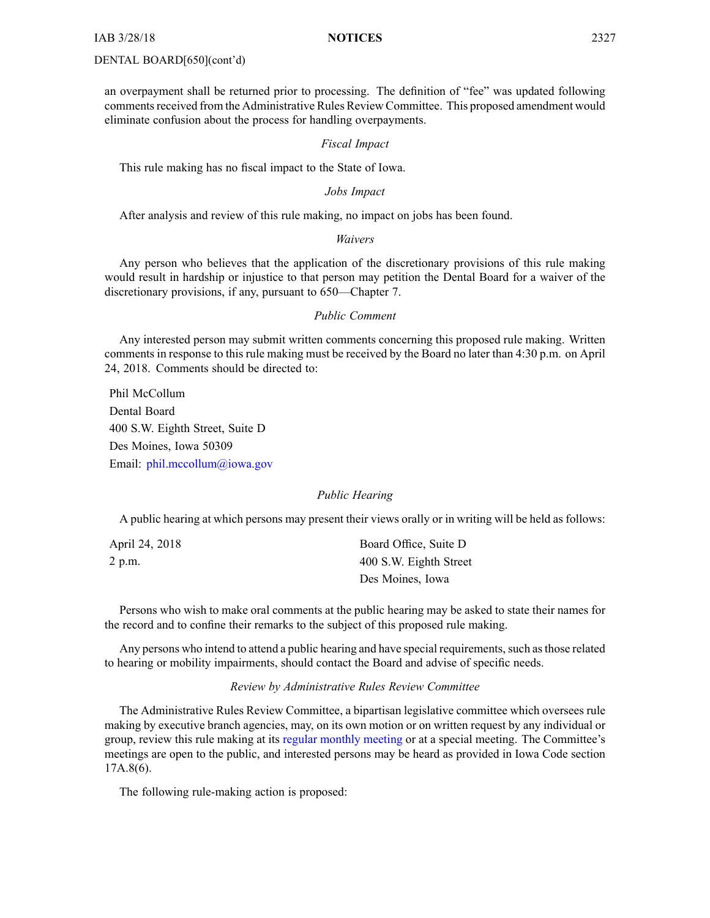an overpayment shall be returned prior to processing. The definition of "fee" was updated following comments received from the Administrative Rules Review Committee. This proposed amendment would eliminate confusion about the process for handling overpayments.

*Fiscal Impact*

This rule making has no fiscal impact to the State of Iowa.

*Jobs Impact*

After analysis and review of this rule making, no impact on jobs has been found.

*Waivers*

Any person who believes that the application of the discretionary provisions of this rule making would result in hardship or injustice to that person may petition the Dental Board for a waiver of the discretionary provisions, if any, pursuant to 650—Chapter 7.

*Public Comment*

Any interested person may submit written comments concerning this proposed rule making. Written comments in response to this rule making must be received by the Board no later than 4:30 p.m. on April 24, 2018. Comments should be directed to:

Phil McCollum
Dental Board
400 S.W. Eighth Street, Suite D
Des Moines, Iowa 50309
Email: phil.mccollum@iowa.gov

*Public Hearing*

A public hearing at which persons may present their views orally or in writing will be held as follows:

| | |
|---|---|
| April 24, 2018 | Board Office, Suite D |
| 2 p.m. | 400 S.W. Eighth Street |
| | Des Moines, Iowa |

Persons who wish to make oral comments at the public hearing may be asked to state their names for the record and to confine their remarks to the subject of this proposed rule making.

Any persons who intend to attend a public hearing and have special requirements, such as those related to hearing or mobility impairments, should contact the Board and advise of specific needs.

*Review by Administrative Rules Review Committee*

The Administrative Rules Review Committee, a bipartisan legislative committee which oversees rule making by executive branch agencies, may, on its own motion or on written request by any individual or group, review this rule making at its regular monthly meeting or at a special meeting. The Committee's meetings are open to the public, and interested persons may be heard as provided in Iowa Code section 17A.8(6).

The following rule-making action is proposed: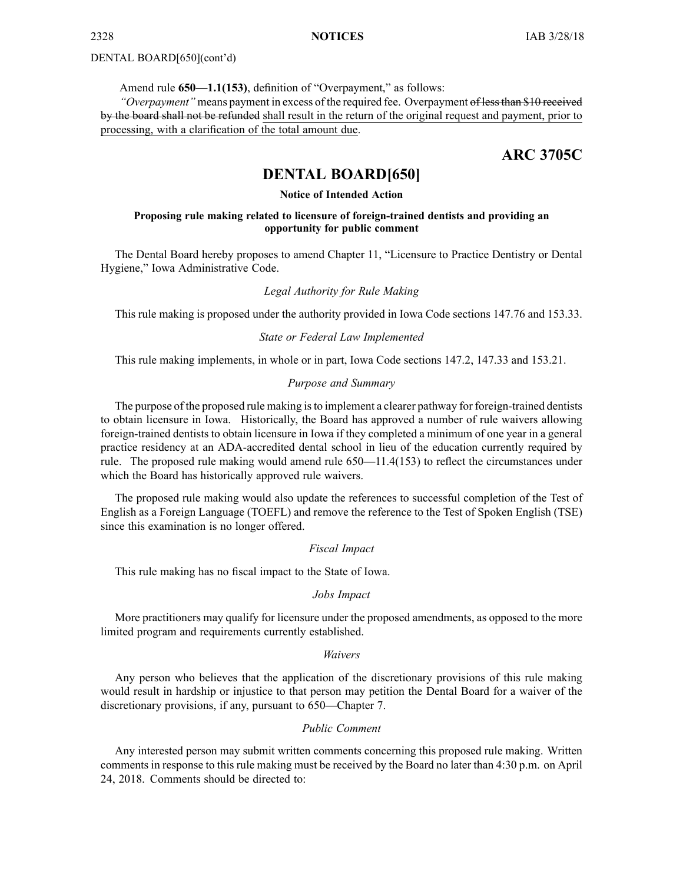DENTAL BOARD[650](cont'd)

Amend rule **650—1.1(153)**, definition of "Overpayment," as follows:

*"Overpayment"* means payment in excess of the required fee. Overpayment ~~of less than $10 received by the board shall not be refunded~~ shall result in the return of the original request and payment, prior to processing, with a clarification of the total amount due.

## ARC 3705C

# DENTAL BOARD[650]

**Notice of Intended Action**

**Proposing rule making related to licensure of foreign-trained dentists and providing an opportunity for public comment**

The Dental Board hereby proposes to amend Chapter 11, "Licensure to Practice Dentistry or Dental Hygiene," Iowa Administrative Code.

*Legal Authority for Rule Making*

This rule making is proposed under the authority provided in Iowa Code sections 147.76 and 153.33.

*State or Federal Law Implemented*

This rule making implements, in whole or in part, Iowa Code sections 147.2, 147.33 and 153.21.

*Purpose and Summary*

The purpose of the proposed rule making is to implement a clearer pathway for foreign-trained dentists to obtain licensure in Iowa. Historically, the Board has approved a number of rule waivers allowing foreign-trained dentists to obtain licensure in Iowa if they completed a minimum of one year in a general practice residency at an ADA-accredited dental school in lieu of the education currently required by rule. The proposed rule making would amend rule 650—11.4(153) to reflect the circumstances under which the Board has historically approved rule waivers.

The proposed rule making would also update the references to successful completion of the Test of English as a Foreign Language (TOEFL) and remove the reference to the Test of Spoken English (TSE) since this examination is no longer offered.

*Fiscal Impact*

This rule making has no fiscal impact to the State of Iowa.

*Jobs Impact*

More practitioners may qualify for licensure under the proposed amendments, as opposed to the more limited program and requirements currently established.

*Waivers*

Any person who believes that the application of the discretionary provisions of this rule making would result in hardship or injustice to that person may petition the Dental Board for a waiver of the discretionary provisions, if any, pursuant to 650—Chapter 7.

*Public Comment*

Any interested person may submit written comments concerning this proposed rule making. Written comments in response to this rule making must be received by the Board no later than 4:30 p.m. on April 24, 2018. Comments should be directed to: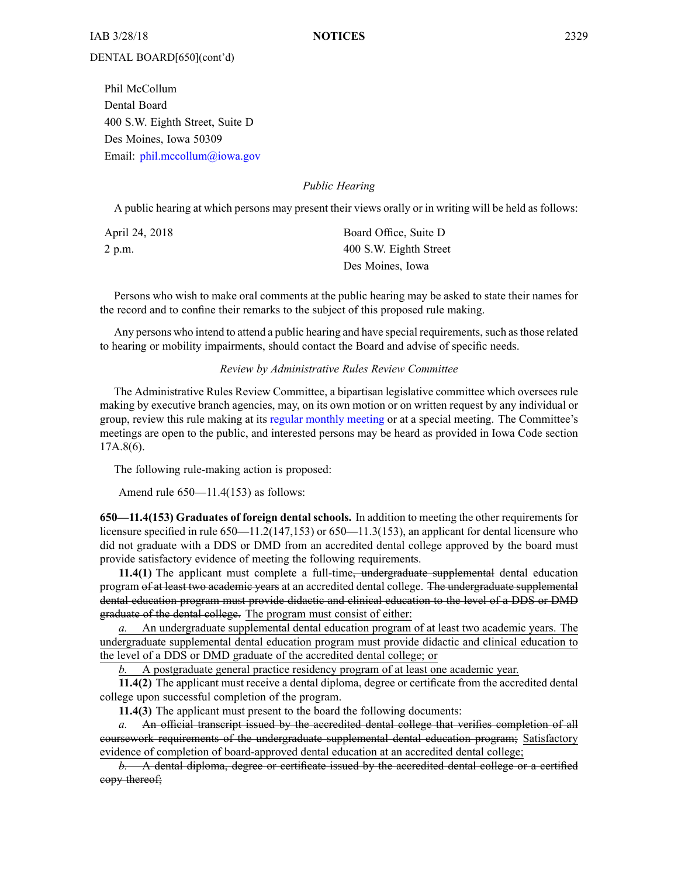Phil McCollum
Dental Board
400 S.W. Eighth Street, Suite D
Des Moines, Iowa 50309
Email: phil.mccollum@iowa.gov

*Public Hearing*

A public hearing at which persons may present their views orally or in writing will be held as follows:

| | |
|---|---|
| April 24, 2018 | Board Office, Suite D |
| 2 p.m. | 400 S.W. Eighth Street |
| | Des Moines, Iowa |

Persons who wish to make oral comments at the public hearing may be asked to state their names for the record and to confine their remarks to the subject of this proposed rule making.

Any persons who intend to attend a public hearing and have special requirements, such as those related to hearing or mobility impairments, should contact the Board and advise of specific needs.

*Review by Administrative Rules Review Committee*

The Administrative Rules Review Committee, a bipartisan legislative committee which oversees rule making by executive branch agencies, may, on its own motion or on written request by any individual or group, review this rule making at its regular monthly meeting or at a special meeting. The Committee's meetings are open to the public, and interested persons may be heard as provided in Iowa Code section 17A.8(6).

The following rule-making action is proposed:

Amend rule 650—11.4(153) as follows:

**650—11.4(153) Graduates of foreign dental schools.** In addition to meeting the other requirements for licensure specified in rule 650—11.2(147,153) or 650—11.3(153), an applicant for dental licensure who did not graduate with a DDS or DMD from an accredited dental college approved by the board must provide satisfactory evidence of meeting the following requirements.

**11.4(1)** The applicant must complete a full-time~~, undergraduate supplemental~~ dental education program ~~of at least two academic years~~ at an accredited dental college. ~~The undergraduate supplemental dental education program must provide didactic and clinical education to the level of a DDS or DMD graduate of the dental college.~~ <u>The program must consist of either:</u>

*a.* <u>An undergraduate supplemental dental education program of at least two academic years. The undergraduate supplemental dental education program must provide didactic and clinical education to the level of a DDS or DMD graduate of the accredited dental college; or</u>

*b.* <u>A postgraduate general practice residency program of at least one academic year.</u>

**11.4(2)** The applicant must receive a dental diploma, degree or certificate from the accredited dental college upon successful completion of the program.

**11.4(3)** The applicant must present to the board the following documents:

*a.* ~~An official transcript issued by the accredited dental college that verifies completion of all coursework requirements of the undergraduate supplemental dental education program;~~ <u>Satisfactory evidence of completion of board-approved dental education at an accredited dental college;</u>

~~*b.* A dental diploma, degree or certificate issued by the accredited dental college or a certified copy thereof;~~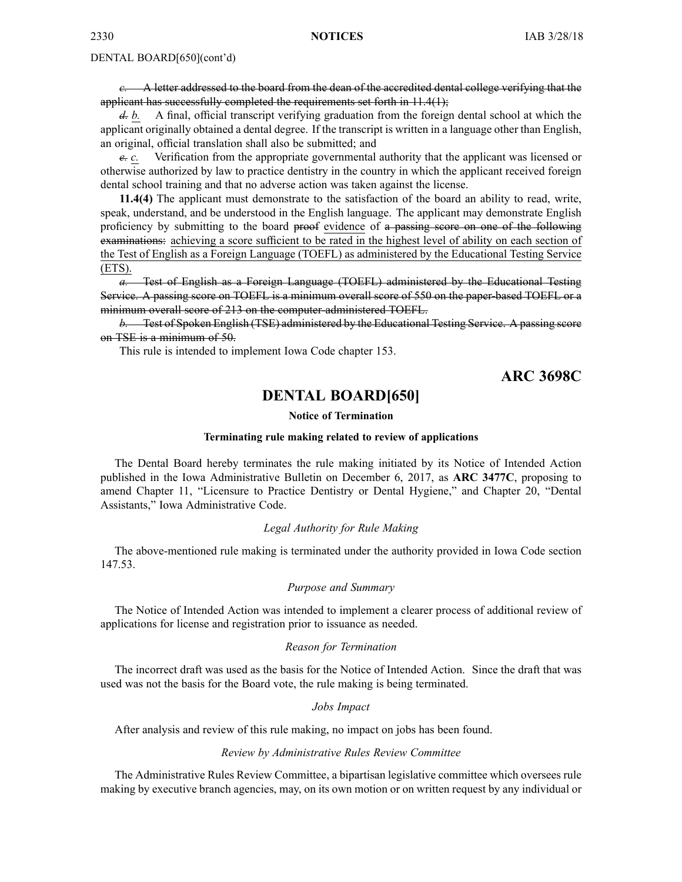DENTAL BOARD[650](cont'd)

~~*c.* A letter addressed to the board from the dean of the accredited dental college verifying that the applicant has successfully completed the requirements set forth in 11.4(1);~~

~~*d.*~~ *b.* A final, official transcript verifying graduation from the foreign dental school at which the applicant originally obtained a dental degree. If the transcript is written in a language other than English, an original, official translation shall also be submitted; and

~~*e.*~~ *c.* Verification from the appropriate governmental authority that the applicant was licensed or otherwise authorized by law to practice dentistry in the country in which the applicant received foreign dental school training and that no adverse action was taken against the license.

**11.4(4)** The applicant must demonstrate to the satisfaction of the board an ability to read, write, speak, understand, and be understood in the English language. The applicant may demonstrate English proficiency by submitting to the board ~~proof~~ evidence of ~~a passing score on one of the following examinations:~~ achieving a score sufficient to be rated in the highest level of ability on each section of the Test of English as a Foreign Language (TOEFL) as administered by the Educational Testing Service (ETS).

~~*a.* Test of English as a Foreign Language (TOEFL) administered by the Educational Testing Service. A passing score on TOEFL is a minimum overall score of 550 on the paper-based TOEFL or a minimum overall score of 213 on the computer-administered TOEFL.~~

~~*b.* Test of Spoken English (TSE) administered by the Educational Testing Service. A passing score on TSE is a minimum of 50.~~

This rule is intended to implement Iowa Code chapter 153.

**ARC 3698C**

## DENTAL BOARD[650]

**Notice of Termination**

**Terminating rule making related to review of applications**

The Dental Board hereby terminates the rule making initiated by its Notice of Intended Action published in the Iowa Administrative Bulletin on December 6, 2017, as **ARC 3477C**, proposing to amend Chapter 11, "Licensure to Practice Dentistry or Dental Hygiene," and Chapter 20, "Dental Assistants," Iowa Administrative Code.

*Legal Authority for Rule Making*

The above-mentioned rule making is terminated under the authority provided in Iowa Code section 147.53.

*Purpose and Summary*

The Notice of Intended Action was intended to implement a clearer process of additional review of applications for license and registration prior to issuance as needed.

*Reason for Termination*

The incorrect draft was used as the basis for the Notice of Intended Action. Since the draft that was used was not the basis for the Board vote, the rule making is being terminated.

*Jobs Impact*

After analysis and review of this rule making, no impact on jobs has been found.

*Review by Administrative Rules Review Committee*

The Administrative Rules Review Committee, a bipartisan legislative committee which oversees rule making by executive branch agencies, may, on its own motion or on written request by any individual or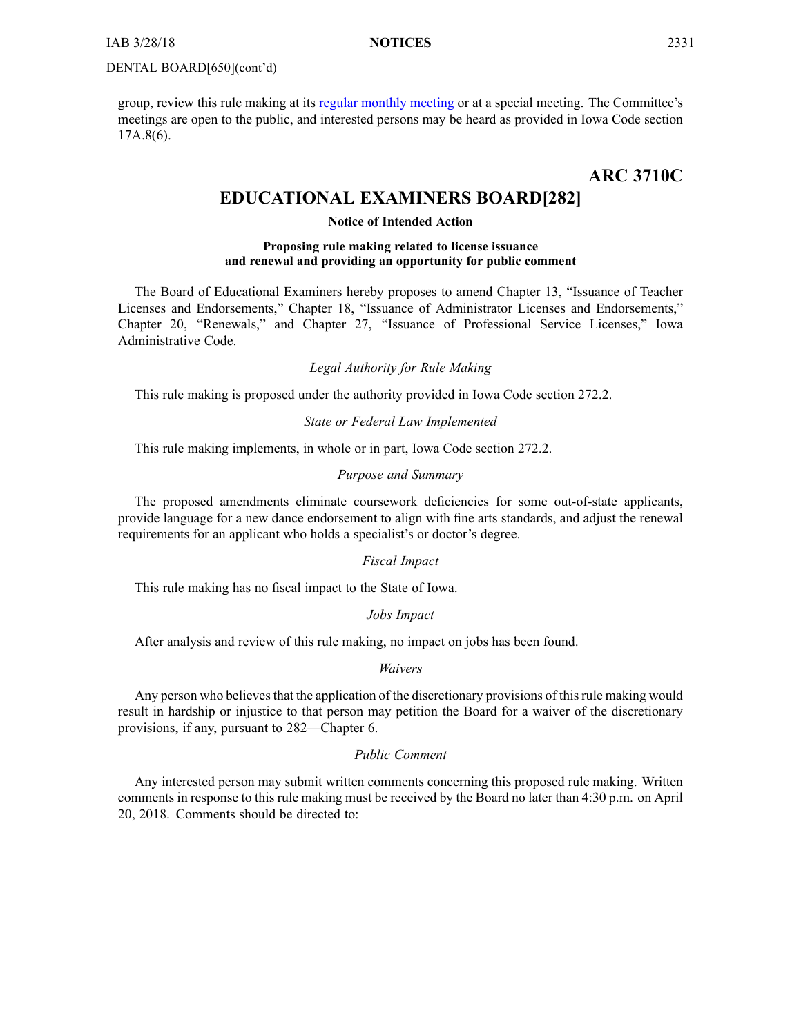DENTAL BOARD[650](cont'd)

group, review this rule making at its regular monthly meeting or at a special meeting. The Committee's meetings are open to the public, and interested persons may be heard as provided in Iowa Code section 17A.8(6).

**ARC 3710C**

# EDUCATIONAL EXAMINERS BOARD[282]

**Notice of Intended Action**

**Proposing rule making related to license issuance and renewal and providing an opportunity for public comment**

The Board of Educational Examiners hereby proposes to amend Chapter 13, "Issuance of Teacher Licenses and Endorsements," Chapter 18, "Issuance of Administrator Licenses and Endorsements," Chapter 20, "Renewals," and Chapter 27, "Issuance of Professional Service Licenses," Iowa Administrative Code.

*Legal Authority for Rule Making*

This rule making is proposed under the authority provided in Iowa Code section 272.2.

*State or Federal Law Implemented*

This rule making implements, in whole or in part, Iowa Code section 272.2.

*Purpose and Summary*

The proposed amendments eliminate coursework deficiencies for some out-of-state applicants, provide language for a new dance endorsement to align with fine arts standards, and adjust the renewal requirements for an applicant who holds a specialist's or doctor's degree.

*Fiscal Impact*

This rule making has no fiscal impact to the State of Iowa.

*Jobs Impact*

After analysis and review of this rule making, no impact on jobs has been found.

*Waivers*

Any person who believes that the application of the discretionary provisions of this rule making would result in hardship or injustice to that person may petition the Board for a waiver of the discretionary provisions, if any, pursuant to 282—Chapter 6.

*Public Comment*

Any interested person may submit written comments concerning this proposed rule making. Written comments in response to this rule making must be received by the Board no later than 4:30 p.m. on April 20, 2018. Comments should be directed to: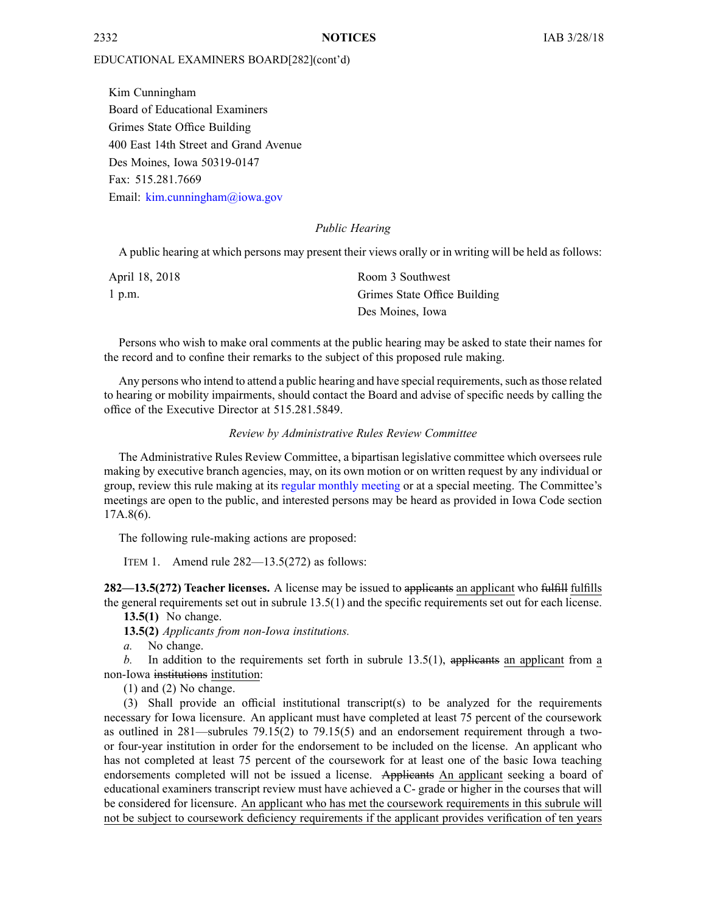EDUCATIONAL EXAMINERS BOARD[282](cont'd)

Kim Cunningham
Board of Educational Examiners
Grimes State Office Building
400 East 14th Street and Grand Avenue
Des Moines, Iowa 50319-0147
Fax: 515.281.7669
Email: kim.cunningham@iowa.gov

*Public Hearing*

A public hearing at which persons may present their views orally or in writing will be held as follows:

| | |
|---|---|
| April 18, 2018 | Room 3 Southwest |
| 1 p.m. | Grimes State Office Building |
| | Des Moines, Iowa |

Persons who wish to make oral comments at the public hearing may be asked to state their names for the record and to confine their remarks to the subject of this proposed rule making.

Any persons who intend to attend a public hearing and have special requirements, such as those related to hearing or mobility impairments, should contact the Board and advise of specific needs by calling the office of the Executive Director at 515.281.5849.

*Review by Administrative Rules Review Committee*

The Administrative Rules Review Committee, a bipartisan legislative committee which oversees rule making by executive branch agencies, may, on its own motion or on written request by any individual or group, review this rule making at its regular monthly meeting or at a special meeting. The Committee's meetings are open to the public, and interested persons may be heard as provided in Iowa Code section 17A.8(6).

The following rule-making actions are proposed:

ITEM 1. Amend rule 282—13.5(272) as follows:

**282—13.5(272) Teacher licenses.** A license may be issued to ~~applicants~~ an applicant who ~~fulfill~~ fulfills the general requirements set out in subrule 13.5(1) and the specific requirements set out for each license.

**13.5(1)** No change.

**13.5(2)** *Applicants from non-Iowa institutions.*

*a.* No change.

*b.* In addition to the requirements set forth in subrule 13.5(1), ~~applicants~~ an applicant from a non-Iowa ~~institutions~~ institution:

(1) and (2) No change.

(3) Shall provide an official institutional transcript(s) to be analyzed for the requirements necessary for Iowa licensure. An applicant must have completed at least 75 percent of the coursework as outlined in 281—subrules 79.15(2) to 79.15(5) and an endorsement requirement through a two- or four-year institution in order for the endorsement to be included on the license. An applicant who has not completed at least 75 percent of the coursework for at least one of the basic Iowa teaching endorsements completed will not be issued a license. ~~Applicants~~ An applicant seeking a board of educational examiners transcript review must have achieved a C- grade or higher in the courses that will be considered for licensure. An applicant who has met the coursework requirements in this subrule will not be subject to coursework deficiency requirements if the applicant provides verification of ten years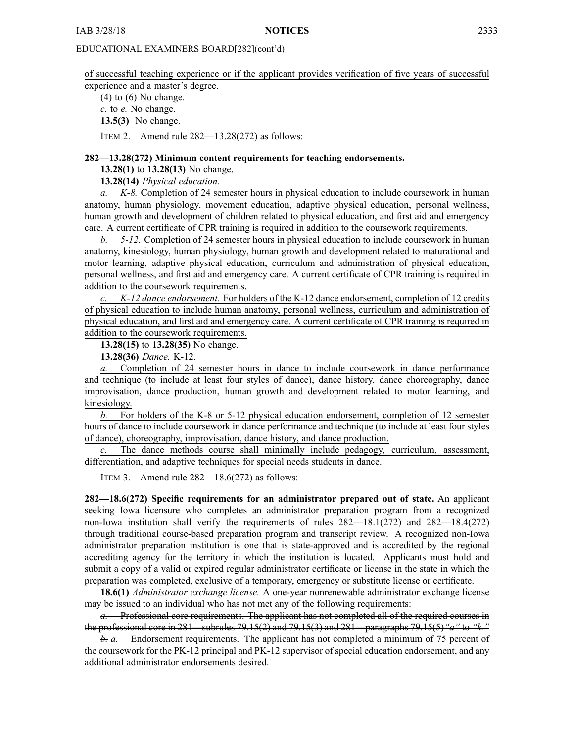of successful teaching experience or if the applicant provides verification of five years of successful experience and a master's degree.

(4) to (6) No change.

*c.* to *e.* No change.

**13.5(3)** No change.

ITEM 2. Amend rule 282—13.28(272) as follows:

**282—13.28(272) Minimum content requirements for teaching endorsements.**

**13.28(1)** to **13.28(13)** No change.

**13.28(14)** *Physical education.*

*a. K-8.* Completion of 24 semester hours in physical education to include coursework in human anatomy, human physiology, movement education, adaptive physical education, personal wellness, human growth and development of children related to physical education, and first aid and emergency care. A current certificate of CPR training is required in addition to the coursework requirements.

*b. 5-12.* Completion of 24 semester hours in physical education to include coursework in human anatomy, kinesiology, human physiology, human growth and development related to maturational and motor learning, adaptive physical education, curriculum and administration of physical education, personal wellness, and first aid and emergency care. A current certificate of CPR training is required in addition to the coursework requirements.

*c. K-12 dance endorsement.* For holders of the K-12 dance endorsement, completion of 12 credits of physical education to include human anatomy, personal wellness, curriculum and administration of physical education, and first aid and emergency care. A current certificate of CPR training is required in addition to the coursework requirements.

**13.28(15)** to **13.28(35)** No change.

**13.28(36)** *Dance.* K-12.

*a.* Completion of 24 semester hours in dance to include coursework in dance performance and technique (to include at least four styles of dance), dance history, dance choreography, dance improvisation, dance production, human growth and development related to motor learning, and kinesiology.

*b.* For holders of the K-8 or 5-12 physical education endorsement, completion of 12 semester hours of dance to include coursework in dance performance and technique (to include at least four styles of dance), choreography, improvisation, dance history, and dance production.

*c.* The dance methods course shall minimally include pedagogy, curriculum, assessment, differentiation, and adaptive techniques for special needs students in dance.

ITEM 3. Amend rule 282—18.6(272) as follows:

**282—18.6(272) Specific requirements for an administrator prepared out of state.** An applicant seeking Iowa licensure who completes an administrator preparation program from a recognized non-Iowa institution shall verify the requirements of rules 282—18.1(272) and 282—18.4(272) through traditional course-based preparation program and transcript review. A recognized non-Iowa administrator preparation institution is one that is state-approved and is accredited by the regional accrediting agency for the territory in which the institution is located. Applicants must hold and submit a copy of a valid or expired regular administrator certificate or license in the state in which the preparation was completed, exclusive of a temporary, emergency or substitute license or certificate.

**18.6(1)** *Administrator exchange license.* A one-year nonrenewable administrator exchange license may be issued to an individual who has not met any of the following requirements:

~~*a.* Professional core requirements. The applicant has not completed all of the required courses in the professional core in 281—subrules 79.15(2) and 79.15(3) and 281—paragraphs 79.15(5)"a" to "k."~~

~~*b.*~~ *a.* Endorsement requirements. The applicant has not completed a minimum of 75 percent of the coursework for the PK-12 principal and PK-12 supervisor of special education endorsement, and any additional administrator endorsements desired.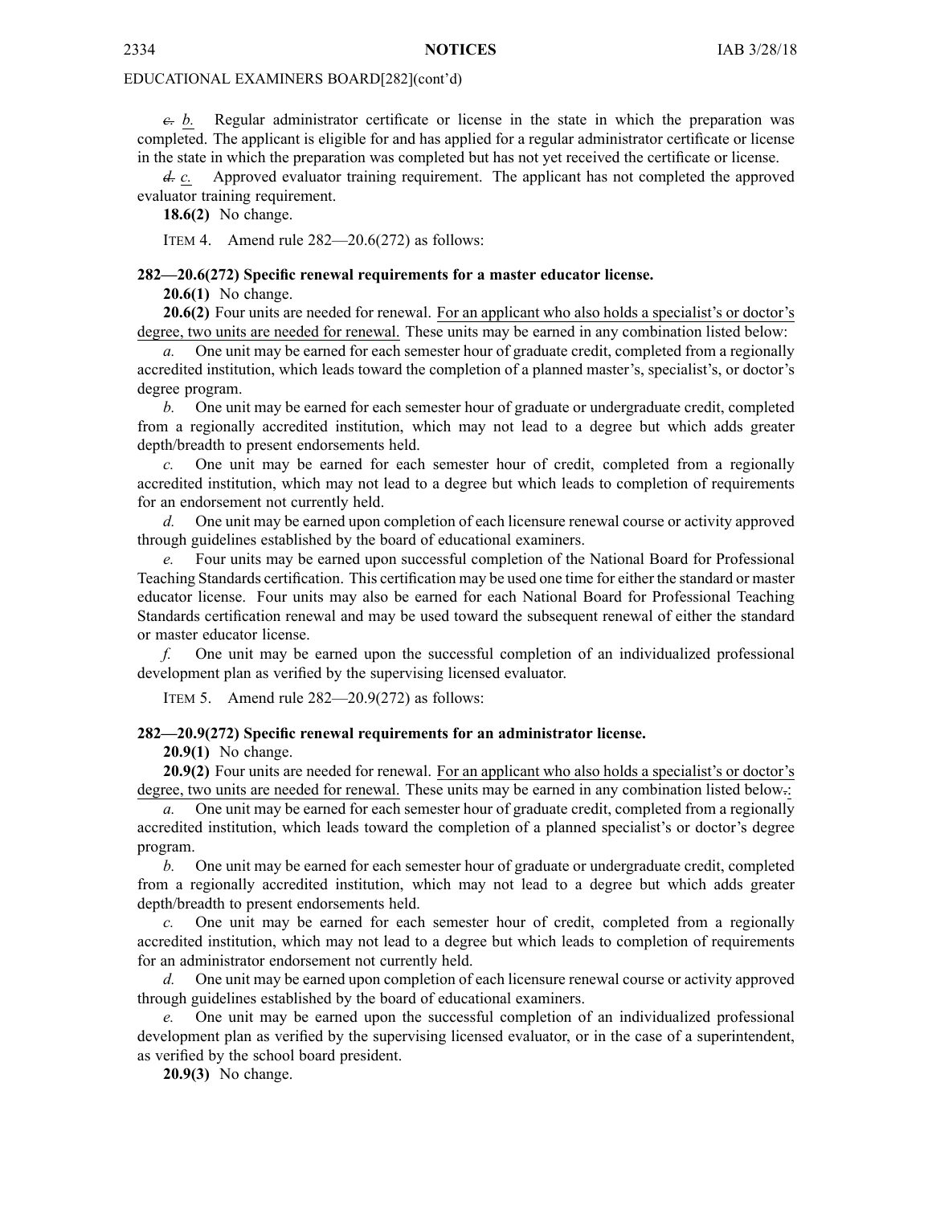EDUCATIONAL EXAMINERS BOARD[282](cont'd)

~~*c.*~~ *b.* Regular administrator certificate or license in the state in which the preparation was completed. The applicant is eligible for and has applied for a regular administrator certificate or license in the state in which the preparation was completed but has not yet received the certificate or license.

~~*d.*~~ *c.* Approved evaluator training requirement. The applicant has not completed the approved evaluator training requirement.

**18.6(2)** No change.

ITEM 4. Amend rule 282—20.6(272) as follows:

**282—20.6(272) Specific renewal requirements for a master educator license.**

**20.6(1)** No change.

**20.6(2)** Four units are needed for renewal. For an applicant who also holds a specialist's or doctor's degree, two units are needed for renewal. These units may be earned in any combination listed below:

*a.* One unit may be earned for each semester hour of graduate credit, completed from a regionally accredited institution, which leads toward the completion of a planned master's, specialist's, or doctor's degree program.

*b.* One unit may be earned for each semester hour of graduate or undergraduate credit, completed from a regionally accredited institution, which may not lead to a degree but which adds greater depth/breadth to present endorsements held.

*c.* One unit may be earned for each semester hour of credit, completed from a regionally accredited institution, which may not lead to a degree but which leads to completion of requirements for an endorsement not currently held.

*d.* One unit may be earned upon completion of each licensure renewal course or activity approved through guidelines established by the board of educational examiners.

*e.* Four units may be earned upon successful completion of the National Board for Professional Teaching Standards certification. This certification may be used one time for either the standard or master educator license. Four units may also be earned for each National Board for Professional Teaching Standards certification renewal and may be used toward the subsequent renewal of either the standard or master educator license.

*f.* One unit may be earned upon the successful completion of an individualized professional development plan as verified by the supervising licensed evaluator.

ITEM 5. Amend rule 282—20.9(272) as follows:

**282—20.9(272) Specific renewal requirements for an administrator license.**

**20.9(1)** No change.

**20.9(2)** Four units are needed for renewal. For an applicant who also holds a specialist's or doctor's degree, two units are needed for renewal. These units may be earned in any combination listed below~~.~~:

*a.* One unit may be earned for each semester hour of graduate credit, completed from a regionally accredited institution, which leads toward the completion of a planned specialist's or doctor's degree program.

*b.* One unit may be earned for each semester hour of graduate or undergraduate credit, completed from a regionally accredited institution, which may not lead to a degree but which adds greater depth/breadth to present endorsements held.

*c.* One unit may be earned for each semester hour of credit, completed from a regionally accredited institution, which may not lead to a degree but which leads to completion of requirements for an administrator endorsement not currently held.

*d.* One unit may be earned upon completion of each licensure renewal course or activity approved through guidelines established by the board of educational examiners.

*e.* One unit may be earned upon the successful completion of an individualized professional development plan as verified by the supervising licensed evaluator, or in the case of a superintendent, as verified by the school board president.

**20.9(3)** No change.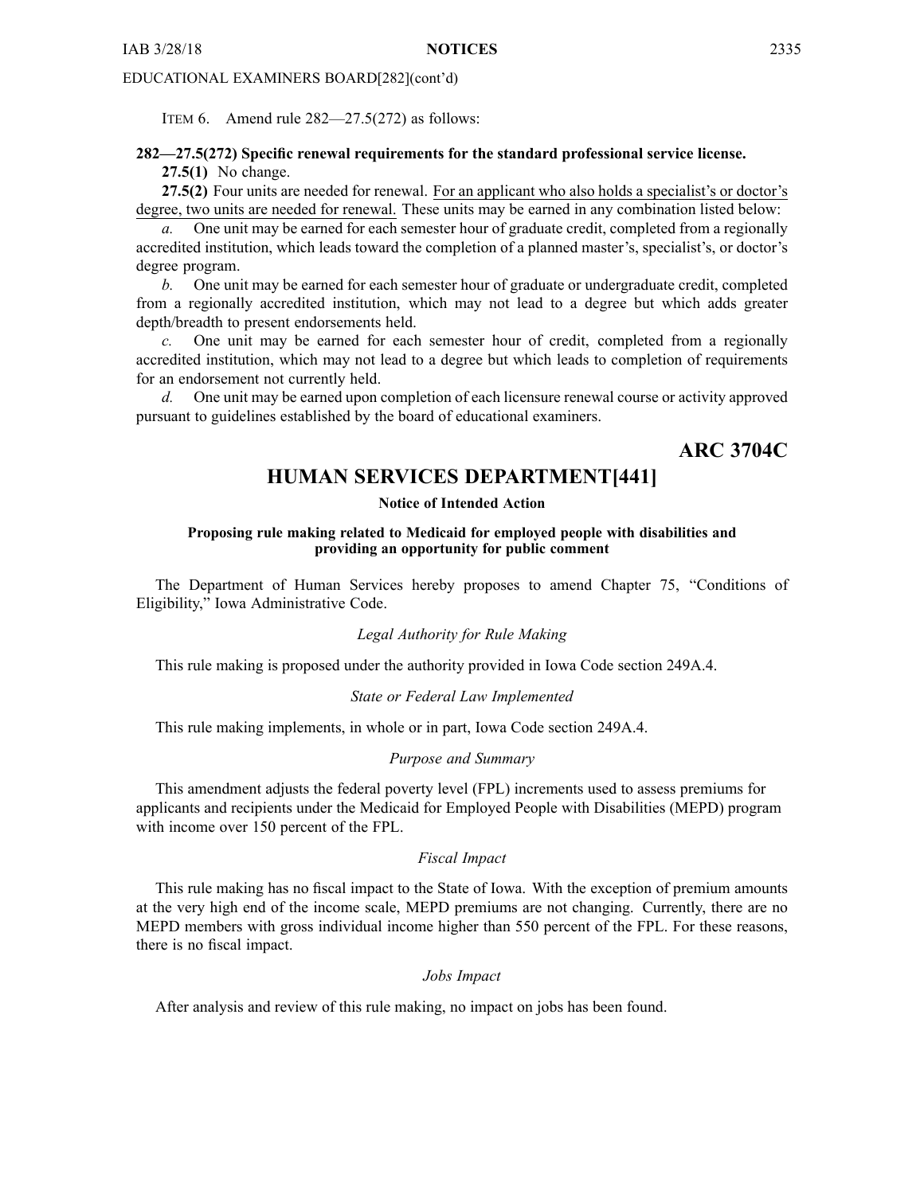EDUCATIONAL EXAMINERS BOARD[282](cont'd)

ITEM 6. Amend rule 282—27.5(272) as follows:

**282—27.5(272) Specific renewal requirements for the standard professional service license.**

**27.5(1)** No change.

**27.5(2)** Four units are needed for renewal. For an applicant who also holds a specialist's or doctor's degree, two units are needed for renewal. These units may be earned in any combination listed below:

*a.* One unit may be earned for each semester hour of graduate credit, completed from a regionally accredited institution, which leads toward the completion of a planned master's, specialist's, or doctor's degree program.

*b.* One unit may be earned for each semester hour of graduate or undergraduate credit, completed from a regionally accredited institution, which may not lead to a degree but which adds greater depth/breadth to present endorsements held.

*c.* One unit may be earned for each semester hour of credit, completed from a regionally accredited institution, which may not lead to a degree but which leads to completion of requirements for an endorsement not currently held.

*d.* One unit may be earned upon completion of each licensure renewal course or activity approved pursuant to guidelines established by the board of educational examiners.

## ARC 3704C

# HUMAN SERVICES DEPARTMENT[441]

**Notice of Intended Action**

**Proposing rule making related to Medicaid for employed people with disabilities and providing an opportunity for public comment**

The Department of Human Services hereby proposes to amend Chapter 75, "Conditions of Eligibility," Iowa Administrative Code.

*Legal Authority for Rule Making*

This rule making is proposed under the authority provided in Iowa Code section 249A.4.

*State or Federal Law Implemented*

This rule making implements, in whole or in part, Iowa Code section 249A.4.

*Purpose and Summary*

This amendment adjusts the federal poverty level (FPL) increments used to assess premiums for applicants and recipients under the Medicaid for Employed People with Disabilities (MEPD) program with income over 150 percent of the FPL.

*Fiscal Impact*

This rule making has no fiscal impact to the State of Iowa. With the exception of premium amounts at the very high end of the income scale, MEPD premiums are not changing. Currently, there are no MEPD members with gross individual income higher than 550 percent of the FPL. For these reasons, there is no fiscal impact.

*Jobs Impact*

After analysis and review of this rule making, no impact on jobs has been found.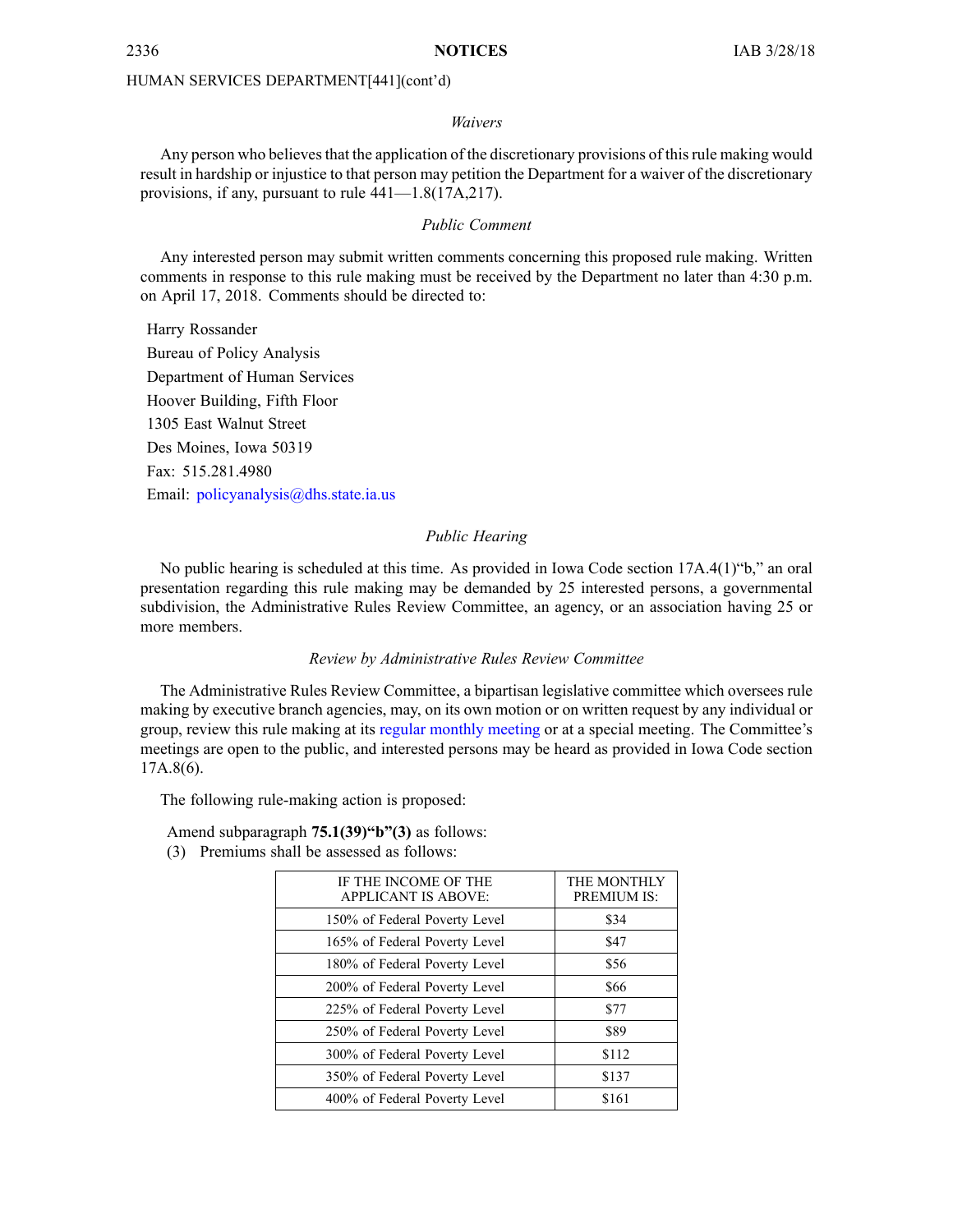HUMAN SERVICES DEPARTMENT[441](cont'd)

*Waivers*

Any person who believes that the application of the discretionary provisions of this rule making would result in hardship or injustice to that person may petition the Department for a waiver of the discretionary provisions, if any, pursuant to rule 441—1.8(17A,217).

*Public Comment*

Any interested person may submit written comments concerning this proposed rule making. Written comments in response to this rule making must be received by the Department no later than 4:30 p.m. on April 17, 2018. Comments should be directed to:

Harry Rossander
Bureau of Policy Analysis
Department of Human Services
Hoover Building, Fifth Floor
1305 East Walnut Street
Des Moines, Iowa 50319
Fax: 515.281.4980
Email: policyanalysis@dhs.state.ia.us

*Public Hearing*

No public hearing is scheduled at this time. As provided in Iowa Code section 17A.4(1)"b," an oral presentation regarding this rule making may be demanded by 25 interested persons, a governmental subdivision, the Administrative Rules Review Committee, an agency, or an association having 25 or more members.

*Review by Administrative Rules Review Committee*

The Administrative Rules Review Committee, a bipartisan legislative committee which oversees rule making by executive branch agencies, may, on its own motion or on written request by any individual or group, review this rule making at its regular monthly meeting or at a special meeting. The Committee's meetings are open to the public, and interested persons may be heard as provided in Iowa Code section 17A.8(6).

The following rule-making action is proposed:

Amend subparagraph **75.1(39)"b"(3)** as follows:

(3) Premiums shall be assessed as follows:

| IF THE INCOME OF THE APPLICANT IS ABOVE: | THE MONTHLY PREMIUM IS: |
|---|---|
| 150% of Federal Poverty Level | $34 |
| 165% of Federal Poverty Level | $47 |
| 180% of Federal Poverty Level | $56 |
| 200% of Federal Poverty Level | $66 |
| 225% of Federal Poverty Level | $77 |
| 250% of Federal Poverty Level | $89 |
| 300% of Federal Poverty Level | $112 |
| 350% of Federal Poverty Level | $137 |
| 400% of Federal Poverty Level | $161 |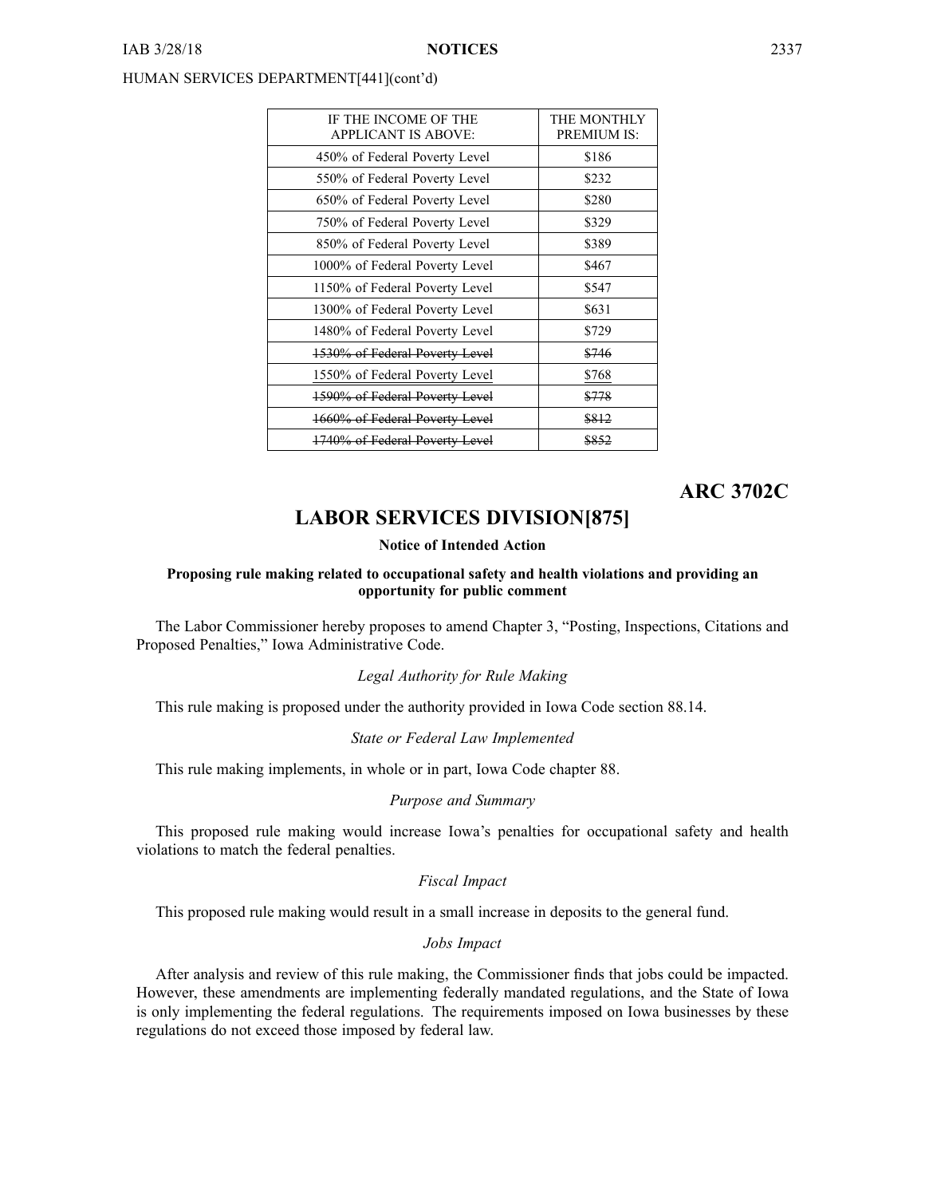HUMAN SERVICES DEPARTMENT[441](cont'd)

| IF THE INCOME OF THE APPLICANT IS ABOVE: | THE MONTHLY PREMIUM IS: |
|---|---|
| 450% of Federal Poverty Level | $186 |
| 550% of Federal Poverty Level | $232 |
| 650% of Federal Poverty Level | $280 |
| 750% of Federal Poverty Level | $329 |
| 850% of Federal Poverty Level | $389 |
| 1000% of Federal Poverty Level | $467 |
| 1150% of Federal Poverty Level | $547 |
| 1300% of Federal Poverty Level | $631 |
| 1480% of Federal Poverty Level | $729 |
| ~~1530% of Federal Poverty Level~~ | ~~$746~~ |
| 1550% of Federal Poverty Level | $768 |
| ~~1590% of Federal Poverty Level~~ | ~~$778~~ |
| ~~1660% of Federal Poverty Level~~ | ~~$812~~ |
| ~~1740% of Federal Poverty Level~~ | ~~$852~~ |

**ARC 3702C**

## LABOR SERVICES DIVISION[875]

**Notice of Intended Action**

**Proposing rule making related to occupational safety and health violations and providing an opportunity for public comment**

The Labor Commissioner hereby proposes to amend Chapter 3, "Posting, Inspections, Citations and Proposed Penalties," Iowa Administrative Code.

*Legal Authority for Rule Making*

This rule making is proposed under the authority provided in Iowa Code section 88.14.

*State or Federal Law Implemented*

This rule making implements, in whole or in part, Iowa Code chapter 88.

*Purpose and Summary*

This proposed rule making would increase Iowa's penalties for occupational safety and health violations to match the federal penalties.

*Fiscal Impact*

This proposed rule making would result in a small increase in deposits to the general fund.

*Jobs Impact*

After analysis and review of this rule making, the Commissioner finds that jobs could be impacted. However, these amendments are implementing federally mandated regulations, and the State of Iowa is only implementing the federal regulations. The requirements imposed on Iowa businesses by these regulations do not exceed those imposed by federal law.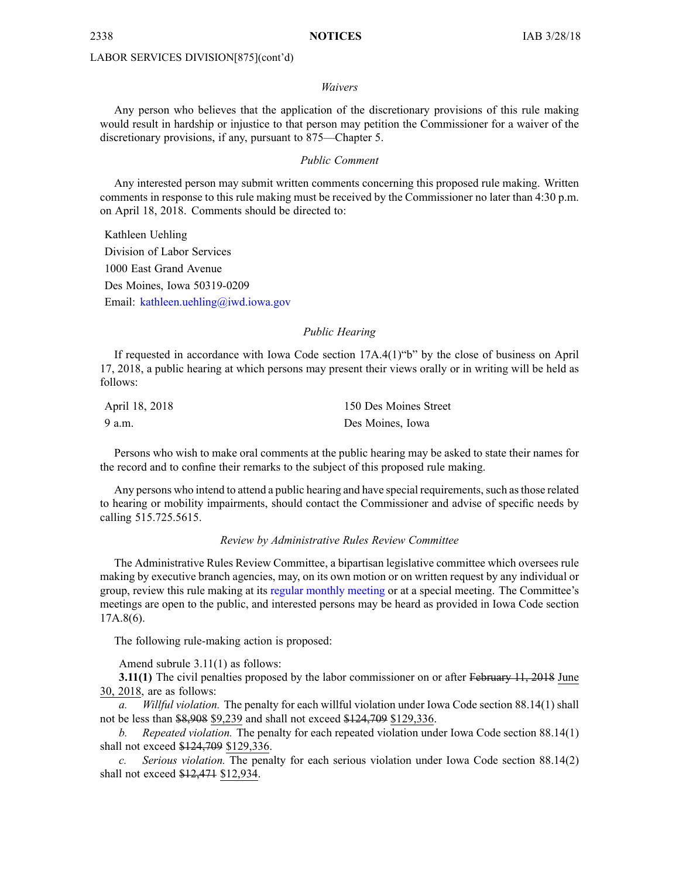LABOR SERVICES DIVISION[875](cont'd)

*Waivers*

Any person who believes that the application of the discretionary provisions of this rule making would result in hardship or injustice to that person may petition the Commissioner for a waiver of the discretionary provisions, if any, pursuant to 875—Chapter 5.

*Public Comment*

Any interested person may submit written comments concerning this proposed rule making. Written comments in response to this rule making must be received by the Commissioner no later than 4:30 p.m. on April 18, 2018. Comments should be directed to:

Kathleen Uehling
Division of Labor Services
1000 East Grand Avenue
Des Moines, Iowa 50319-0209
Email: kathleen.uehling@iwd.iowa.gov

*Public Hearing*

If requested in accordance with Iowa Code section 17A.4(1)"b" by the close of business on April 17, 2018, a public hearing at which persons may present their views orally or in writing will be held as follows:

| | |
|---|---|
| April 18, 2018 | 150 Des Moines Street |
| 9 a.m. | Des Moines, Iowa |

Persons who wish to make oral comments at the public hearing may be asked to state their names for the record and to confine their remarks to the subject of this proposed rule making.

Any persons who intend to attend a public hearing and have special requirements, such as those related to hearing or mobility impairments, should contact the Commissioner and advise of specific needs by calling 515.725.5615.

*Review by Administrative Rules Review Committee*

The Administrative Rules Review Committee, a bipartisan legislative committee which oversees rule making by executive branch agencies, may, on its own motion or on written request by any individual or group, review this rule making at its regular monthly meeting or at a special meeting. The Committee's meetings are open to the public, and interested persons may be heard as provided in Iowa Code section 17A.8(6).

The following rule-making action is proposed:

Amend subrule 3.11(1) as follows:

**3.11(1)** The civil penalties proposed by the labor commissioner on or after ~~February 11, 2018~~ June 30, 2018, are as follows:

*a. Willful violation.* The penalty for each willful violation under Iowa Code section 88.14(1) shall not be less than ~~$8,908~~ $9,239 and shall not exceed ~~$124,709~~ $129,336.

*b. Repeated violation.* The penalty for each repeated violation under Iowa Code section 88.14(1) shall not exceed ~~$124,709~~ $129,336.

*c. Serious violation.* The penalty for each serious violation under Iowa Code section 88.14(2) shall not exceed ~~$12,471~~ $12,934.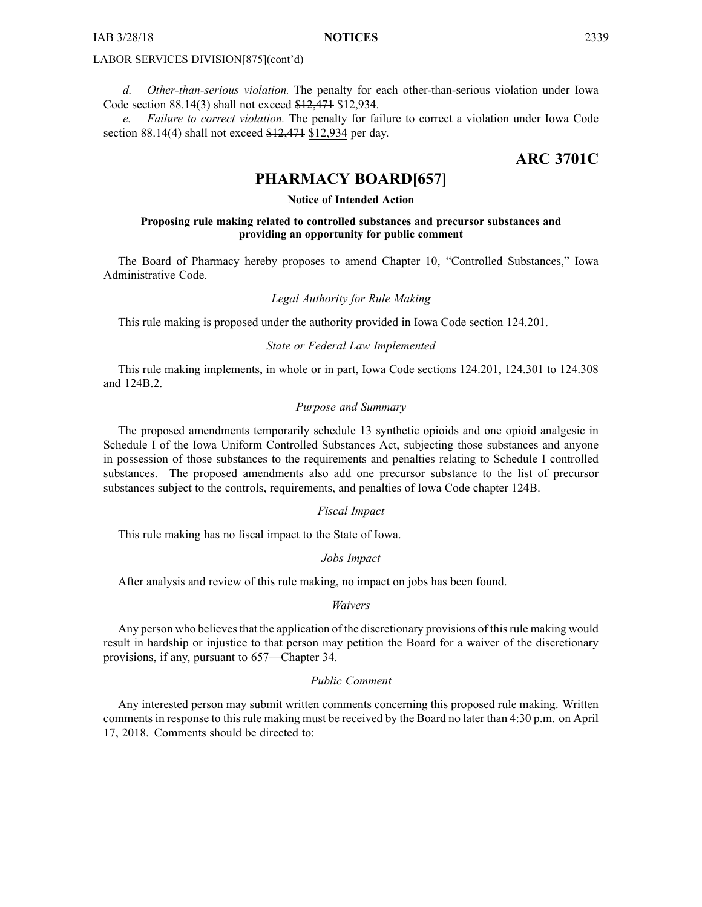LABOR SERVICES DIVISION[875](cont'd)

*d. Other-than-serious violation.* The penalty for each other-than-serious violation under Iowa Code section 88.14(3) shall not exceed ~~$12,471~~ $12,934.

*e. Failure to correct violation.* The penalty for failure to correct a violation under Iowa Code section 88.14(4) shall not exceed ~~$12,471~~ $12,934 per day.

## ARC 3701C

# PHARMACY BOARD[657]

**Notice of Intended Action**

**Proposing rule making related to controlled substances and precursor substances and providing an opportunity for public comment**

The Board of Pharmacy hereby proposes to amend Chapter 10, "Controlled Substances," Iowa Administrative Code.

*Legal Authority for Rule Making*

This rule making is proposed under the authority provided in Iowa Code section 124.201.

*State or Federal Law Implemented*

This rule making implements, in whole or in part, Iowa Code sections 124.201, 124.301 to 124.308 and 124B.2.

*Purpose and Summary*

The proposed amendments temporarily schedule 13 synthetic opioids and one opioid analgesic in Schedule I of the Iowa Uniform Controlled Substances Act, subjecting those substances and anyone in possession of those substances to the requirements and penalties relating to Schedule I controlled substances. The proposed amendments also add one precursor substance to the list of precursor substances subject to the controls, requirements, and penalties of Iowa Code chapter 124B.

*Fiscal Impact*

This rule making has no fiscal impact to the State of Iowa.

*Jobs Impact*

After analysis and review of this rule making, no impact on jobs has been found.

*Waivers*

Any person who believes that the application of the discretionary provisions of this rule making would result in hardship or injustice to that person may petition the Board for a waiver of the discretionary provisions, if any, pursuant to 657—Chapter 34.

*Public Comment*

Any interested person may submit written comments concerning this proposed rule making. Written comments in response to this rule making must be received by the Board no later than 4:30 p.m. on April 17, 2018. Comments should be directed to: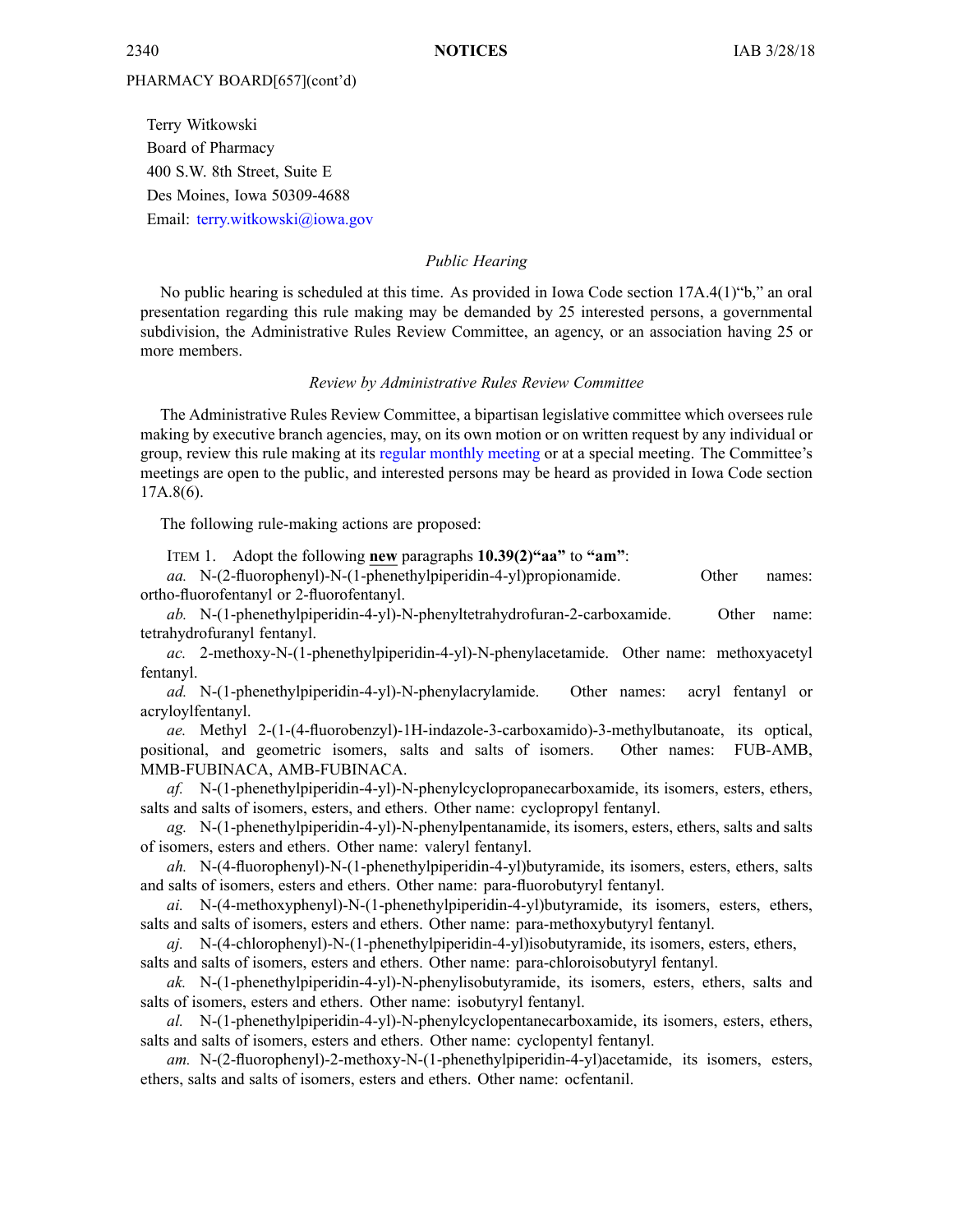PHARMACY BOARD[657](cont'd)

Terry Witkowski
Board of Pharmacy
400 S.W. 8th Street, Suite E
Des Moines, Iowa 50309-4688
Email: terry.witkowski@iowa.gov

*Public Hearing*

No public hearing is scheduled at this time. As provided in Iowa Code section 17A.4(1)"b," an oral presentation regarding this rule making may be demanded by 25 interested persons, a governmental subdivision, the Administrative Rules Review Committee, an agency, or an association having 25 or more members.

*Review by Administrative Rules Review Committee*

The Administrative Rules Review Committee, a bipartisan legislative committee which oversees rule making by executive branch agencies, may, on its own motion or on written request by any individual or group, review this rule making at its regular monthly meeting or at a special meeting. The Committee's meetings are open to the public, and interested persons may be heard as provided in Iowa Code section 17A.8(6).

The following rule-making actions are proposed:

ITEM 1. Adopt the following **new** paragraphs **10.39(2)"aa"** to **"am"**:

*aa.* N-(2-fluorophenyl)-N-(1-phenethylpiperidin-4-yl)propionamide. Other names: ortho-fluorofentanyl or 2-fluorofentanyl.

*ab.* N-(1-phenethylpiperidin-4-yl)-N-phenyltetrahydrofuran-2-carboxamide. Other name: tetrahydrofuranyl fentanyl.

*ac.* 2-methoxy-N-(1-phenethylpiperidin-4-yl)-N-phenylacetamide. Other name: methoxyacetyl fentanyl.

*ad.* N-(1-phenethylpiperidin-4-yl)-N-phenylacrylamide. Other names: acryl fentanyl or acryloylfentanyl.

*ae.* Methyl 2-(1-(4-fluorobenzyl)-1H-indazole-3-carboxamido)-3-methylbutanoate, its optical, positional, and geometric isomers, salts and salts of isomers. Other names: FUB-AMB, MMB-FUBINACA, AMB-FUBINACA.

*af.* N-(1-phenethylpiperidin-4-yl)-N-phenylcyclopropanecarboxamide, its isomers, esters, ethers, salts and salts of isomers, esters, and ethers. Other name: cyclopropyl fentanyl.

*ag.* N-(1-phenethylpiperidin-4-yl)-N-phenylpentanamide, its isomers, esters, ethers, salts and salts of isomers, esters and ethers. Other name: valeryl fentanyl.

*ah.* N-(4-fluorophenyl)-N-(1-phenethylpiperidin-4-yl)butyramide, its isomers, esters, ethers, salts and salts of isomers, esters and ethers. Other name: para-fluorobutyryl fentanyl.

*ai.* N-(4-methoxyphenyl)-N-(1-phenethylpiperidin-4-yl)butyramide, its isomers, esters, ethers, salts and salts of isomers, esters and ethers. Other name: para-methoxybutyryl fentanyl.

*aj.* N-(4-chlorophenyl)-N-(1-phenethylpiperidin-4-yl)isobutyramide, its isomers, esters, ethers, salts and salts of isomers, esters and ethers. Other name: para-chloroisobutyryl fentanyl.

*ak.* N-(1-phenethylpiperidin-4-yl)-N-phenylisobutyramide, its isomers, esters, ethers, salts and salts of isomers, esters and ethers. Other name: isobutyryl fentanyl.

*al.* N-(1-phenethylpiperidin-4-yl)-N-phenylcyclopentanecarboxamide, its isomers, esters, ethers, salts and salts of isomers, esters and ethers. Other name: cyclopentyl fentanyl.

*am.* N-(2-fluorophenyl)-2-methoxy-N-(1-phenethylpiperidin-4-yl)acetamide, its isomers, esters, ethers, salts and salts of isomers, esters and ethers. Other name: ocfentanil.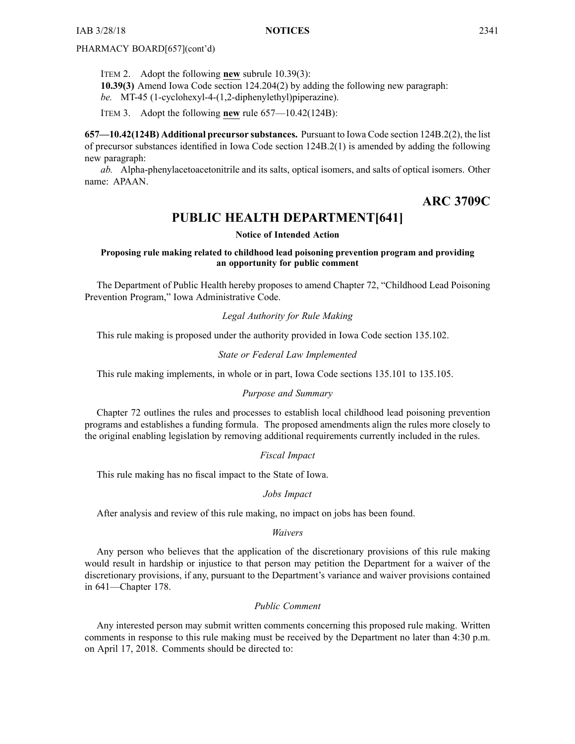PHARMACY BOARD[657](cont'd)

ITEM 2. Adopt the following **new** subrule 10.39(3):

**10.39(3)** Amend Iowa Code section 124.204(2) by adding the following new paragraph:

*be.* MT-45 (1-cyclohexyl-4-(1,2-diphenylethyl)piperazine).

ITEM 3. Adopt the following **new** rule 657—10.42(124B):

**657—10.42(124B) Additional precursor substances.** Pursuant to Iowa Code section 124B.2(2), the list of precursor substances identified in Iowa Code section 124B.2(1) is amended by adding the following new paragraph:

*ab.* Alpha-phenylacetoacetonitrile and its salts, optical isomers, and salts of optical isomers. Other name: APAAN.

# ARC 3709C

# PUBLIC HEALTH DEPARTMENT[641]

**Notice of Intended Action**

**Proposing rule making related to childhood lead poisoning prevention program and providing an opportunity for public comment**

The Department of Public Health hereby proposes to amend Chapter 72, "Childhood Lead Poisoning Prevention Program," Iowa Administrative Code.

*Legal Authority for Rule Making*

This rule making is proposed under the authority provided in Iowa Code section 135.102.

*State or Federal Law Implemented*

This rule making implements, in whole or in part, Iowa Code sections 135.101 to 135.105.

*Purpose and Summary*

Chapter 72 outlines the rules and processes to establish local childhood lead poisoning prevention programs and establishes a funding formula. The proposed amendments align the rules more closely to the original enabling legislation by removing additional requirements currently included in the rules.

*Fiscal Impact*

This rule making has no fiscal impact to the State of Iowa.

*Jobs Impact*

After analysis and review of this rule making, no impact on jobs has been found.

*Waivers*

Any person who believes that the application of the discretionary provisions of this rule making would result in hardship or injustice to that person may petition the Department for a waiver of the discretionary provisions, if any, pursuant to the Department's variance and waiver provisions contained in 641—Chapter 178.

*Public Comment*

Any interested person may submit written comments concerning this proposed rule making. Written comments in response to this rule making must be received by the Department no later than 4:30 p.m. on April 17, 2018. Comments should be directed to: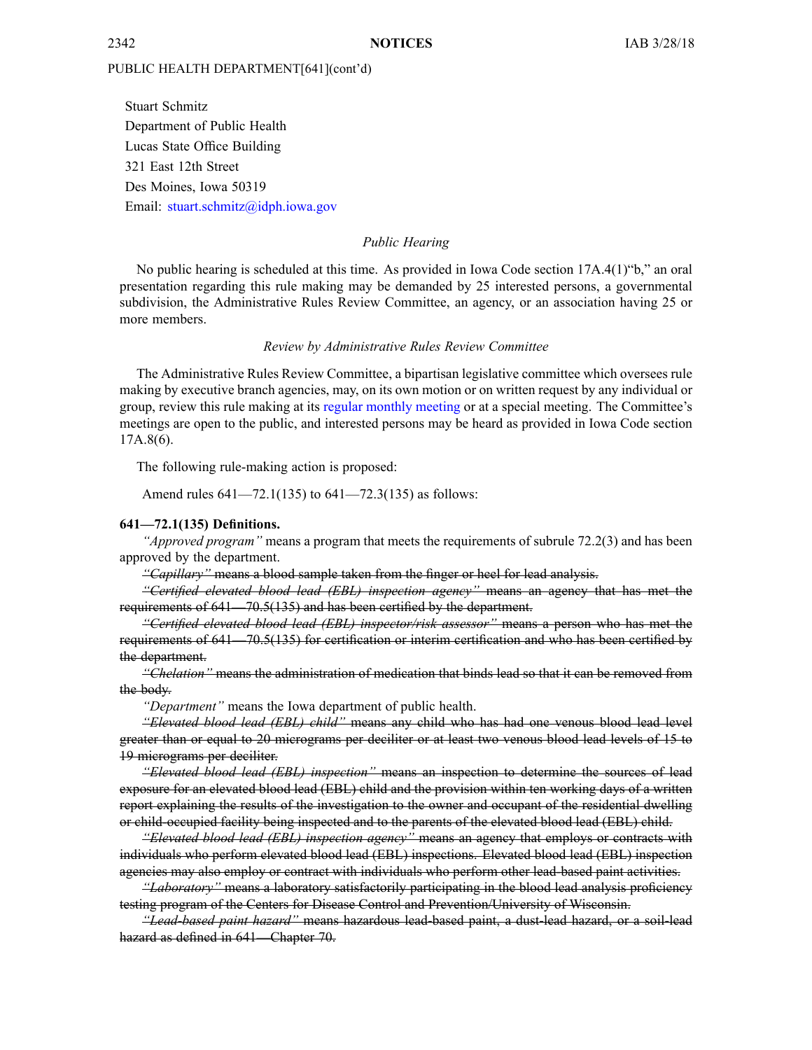PUBLIC HEALTH DEPARTMENT[641](cont'd)

Stuart Schmitz
Department of Public Health
Lucas State Office Building
321 East 12th Street
Des Moines, Iowa 50319
Email: stuart.schmitz@idph.iowa.gov

*Public Hearing*

No public hearing is scheduled at this time. As provided in Iowa Code section 17A.4(1)"b," an oral presentation regarding this rule making may be demanded by 25 interested persons, a governmental subdivision, the Administrative Rules Review Committee, an agency, or an association having 25 or more members.

*Review by Administrative Rules Review Committee*

The Administrative Rules Review Committee, a bipartisan legislative committee which oversees rule making by executive branch agencies, may, on its own motion or on written request by any individual or group, review this rule making at its regular monthly meeting or at a special meeting. The Committee's meetings are open to the public, and interested persons may be heard as provided in Iowa Code section 17A.8(6).

The following rule-making action is proposed:

Amend rules 641—72.1(135) to 641—72.3(135) as follows:

**641—72.1(135) Definitions.**

*"Approved program"* means a program that meets the requirements of subrule 72.2(3) and has been approved by the department.

~~*"Capillary"* means a blood sample taken from the finger or heel for lead analysis.~~

~~*"Certified elevated blood lead (EBL) inspection agency"* means an agency that has met the requirements of 641—70.5(135) and has been certified by the department.~~

~~*"Certified elevated blood lead (EBL) inspector/risk assessor"* means a person who has met the requirements of 641—70.5(135) for certification or interim certification and who has been certified by the department.~~

~~*"Chelation"* means the administration of medication that binds lead so that it can be removed from the body.~~

*"Department"* means the Iowa department of public health.

~~*"Elevated blood lead (EBL) child"* means any child who has had one venous blood lead level greater than or equal to 20 micrograms per deciliter or at least two venous blood lead levels of 15 to 19 micrograms per deciliter.~~

~~*"Elevated blood lead (EBL) inspection"* means an inspection to determine the sources of lead exposure for an elevated blood lead (EBL) child and the provision within ten working days of a written report explaining the results of the investigation to the owner and occupant of the residential dwelling or child-occupied facility being inspected and to the parents of the elevated blood lead (EBL) child.~~

~~*"Elevated blood lead (EBL) inspection agency"* means an agency that employs or contracts with individuals who perform elevated blood lead (EBL) inspections. Elevated blood lead (EBL) inspection agencies may also employ or contract with individuals who perform other lead-based paint activities.~~

~~*"Laboratory"* means a laboratory satisfactorily participating in the blood lead analysis proficiency testing program of the Centers for Disease Control and Prevention/University of Wisconsin.~~

~~*"Lead-based paint hazard"* means hazardous lead-based paint, a dust-lead hazard, or a soil-lead hazard as defined in 641—Chapter 70.~~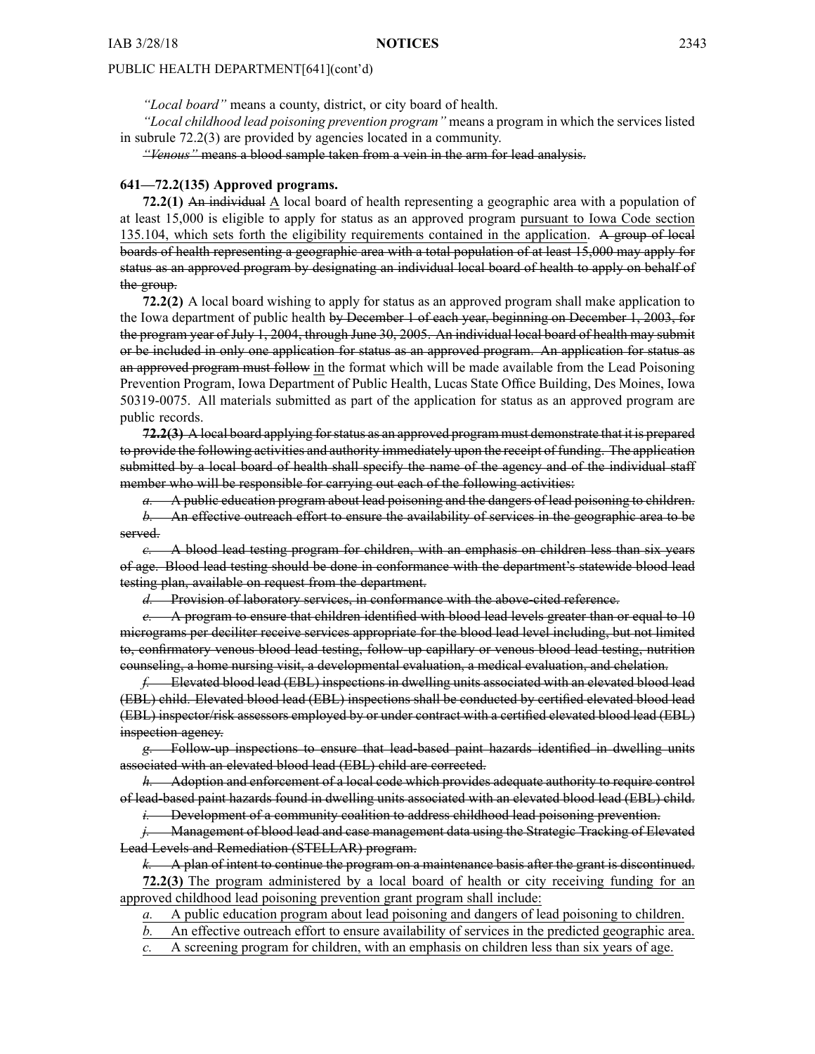*"Local board"* means a county, district, or city board of health.

*"Local childhood lead poisoning prevention program"* means a program in which the services listed in subrule 72.2(3) are provided by agencies located in a community.

~~*"Venous"* means a blood sample taken from a vein in the arm for lead analysis.~~

**641—72.2(135) Approved programs.**

**72.2(1)** ~~An individual~~ <u>A</u> local board of health representing a geographic area with a population of at least 15,000 is eligible to apply for status as an approved program <u>pursuant to Iowa Code section 135.104, which sets forth the eligibility requirements contained in the application</u>. ~~A group of local boards of health representing a geographic area with a total population of at least 15,000 may apply for status as an approved program by designating an individual local board of health to apply on behalf of the group.~~

**72.2(2)** A local board wishing to apply for status as an approved program shall make application to the Iowa department of public health ~~by December 1 of each year, beginning on December 1, 2003, for the program year of July 1, 2004, through June 30, 2005. An individual local board of health may submit or be included in only one application for status as an approved program. An application for status as an approved program must follow~~ <u>in</u> the format which will be made available from the Lead Poisoning Prevention Program, Iowa Department of Public Health, Lucas State Office Building, Des Moines, Iowa 50319-0075. All materials submitted as part of the application for status as an approved program are public records.

~~**72.2(3)** A local board applying for status as an approved program must demonstrate that it is prepared to provide the following activities and authority immediately upon the receipt of funding. The application submitted by a local board of health shall specify the name of the agency and of the individual staff member who will be responsible for carrying out each of the following activities:~~

~~*a.* A public education program about lead poisoning and the dangers of lead poisoning to children.~~

~~*b.* An effective outreach effort to ensure the availability of services in the geographic area to be served.~~

~~*c.* A blood lead testing program for children, with an emphasis on children less than six years of age. Blood lead testing should be done in conformance with the department's statewide blood lead testing plan, available on request from the department.~~

~~*d.* Provision of laboratory services, in conformance with the above-cited reference.~~

~~*e.* A program to ensure that children identified with blood lead levels greater than or equal to 10 micrograms per deciliter receive services appropriate for the blood lead level including, but not limited to, confirmatory venous blood lead testing, follow-up capillary or venous blood lead testing, nutrition counseling, a home nursing visit, a developmental evaluation, a medical evaluation, and chelation.~~

~~*f.* Elevated blood lead (EBL) inspections in dwelling units associated with an elevated blood lead (EBL) child. Elevated blood lead (EBL) inspections shall be conducted by certified elevated blood lead (EBL) inspector/risk assessors employed by or under contract with a certified elevated blood lead (EBL) inspection agency.~~

~~*g.* Follow-up inspections to ensure that lead-based paint hazards identified in dwelling units associated with an elevated blood lead (EBL) child are corrected.~~

~~*h.* Adoption and enforcement of a local code which provides adequate authority to require control of lead-based paint hazards found in dwelling units associated with an elevated blood lead (EBL) child.~~

~~*i.* Development of a community coalition to address childhood lead poisoning prevention.~~

~~*j.* Management of blood lead and case management data using the Strategic Tracking of Elevated Lead Levels and Remediation (STELLAR) program.~~

~~*k.* A plan of intent to continue the program on a maintenance basis after the grant is discontinued.~~

<u>**72.2(3)** The program administered by a local board of health or city receiving funding for an approved childhood lead poisoning prevention grant program shall include:</u>

<u>*a.* A public education program about lead poisoning and dangers of lead poisoning to children.</u>

<u>*b.* An effective outreach effort to ensure availability of services in the predicted geographic area.</u>

<u>*c.* A screening program for children, with an emphasis on children less than six years of age.</u>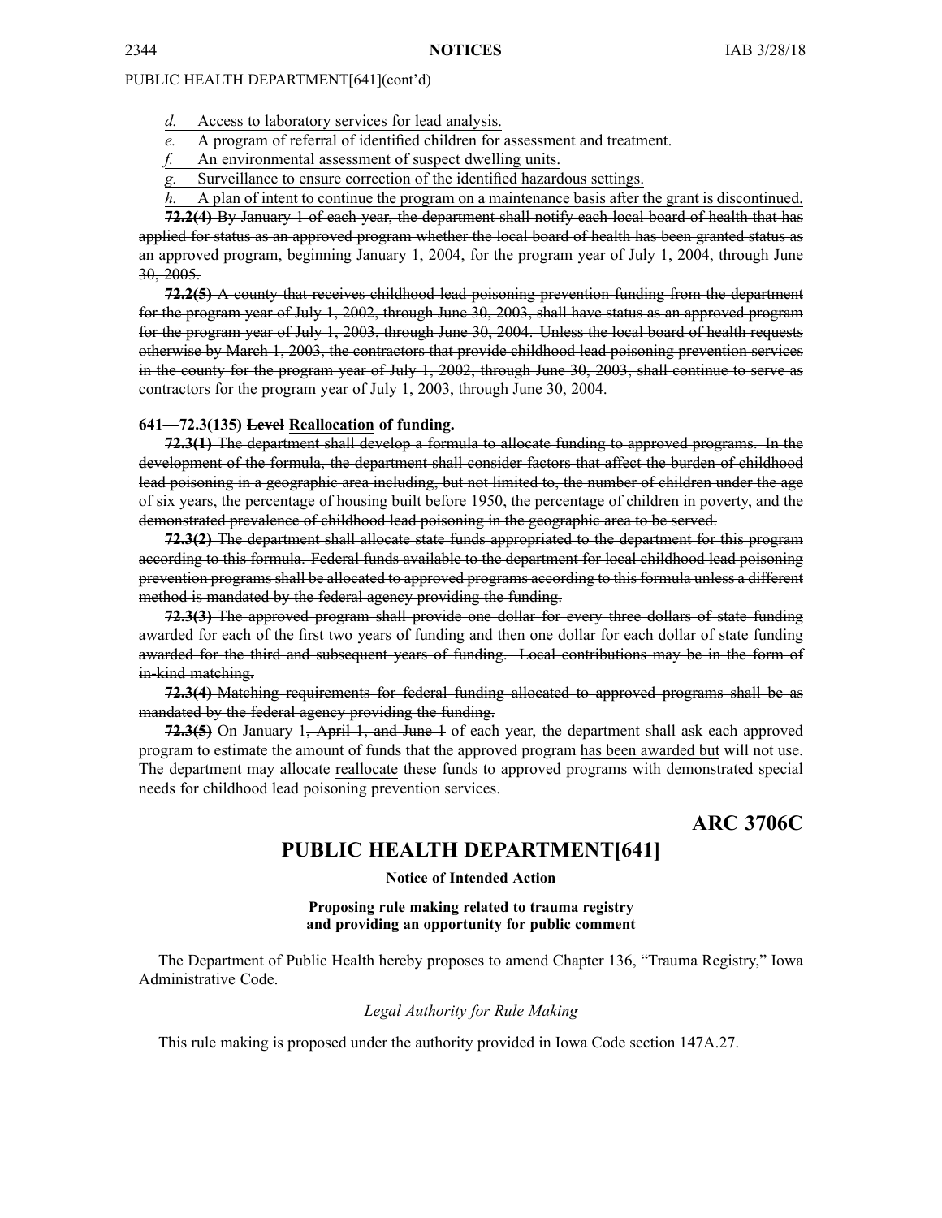<u>*d.* Access to laboratory services for lead analysis.</u>

<u>*e.* A program of referral of identified children for assessment and treatment.</u>

<u>*f.* An environmental assessment of suspect dwelling units.</u>

<u>*g.* Surveillance to ensure correction of the identified hazardous settings.</u>

<u>*h.* A plan of intent to continue the program on a maintenance basis after the grant is discontinued.</u>

~~**72.2(4)** By January 1 of each year, the department shall notify each local board of health that has applied for status as an approved program whether the local board of health has been granted status as an approved program, beginning January 1, 2004, for the program year of July 1, 2004, through June 30, 2005.~~

~~**72.2(5)** A county that receives childhood lead poisoning prevention funding from the department for the program year of July 1, 2002, through June 30, 2003, shall have status as an approved program for the program year of July 1, 2003, through June 30, 2004. Unless the local board of health requests otherwise by March 1, 2003, the contractors that provide childhood lead poisoning prevention services in the county for the program year of July 1, 2002, through June 30, 2003, shall continue to serve as contractors for the program year of July 1, 2003, through June 30, 2004.~~

**641—72.3(135) ~~Level~~ <u>Reallocation</u> of funding.**

~~**72.3(1)** The department shall develop a formula to allocate funding to approved programs. In the development of the formula, the department shall consider factors that affect the burden of childhood lead poisoning in a geographic area including, but not limited to, the number of children under the age of six years, the percentage of housing built before 1950, the percentage of children in poverty, and the demonstrated prevalence of childhood lead poisoning in the geographic area to be served.~~

~~**72.3(2)** The department shall allocate state funds appropriated to the department for this program according to this formula. Federal funds available to the department for local childhood lead poisoning prevention programs shall be allocated to approved programs according to this formula unless a different method is mandated by the federal agency providing the funding.~~

~~**72.3(3)** The approved program shall provide one dollar for every three dollars of state funding awarded for each of the first two years of funding and then one dollar for each dollar of state funding awarded for the third and subsequent years of funding. Local contributions may be in the form of in-kind matching.~~

~~**72.3(4)** Matching requirements for federal funding allocated to approved programs shall be as mandated by the federal agency providing the funding.~~

~~**72.3(5)**~~ On January 1~~, April 1, and June 1~~ of each year, the department shall ask each approved program to estimate the amount of funds that the approved program <u>has been awarded but</u> will not use. The department may ~~allocate~~ <u>reallocate</u> these funds to approved programs with demonstrated special needs for childhood lead poisoning prevention services.

# ARC 3706C

# PUBLIC HEALTH DEPARTMENT[641]

**Notice of Intended Action**

**Proposing rule making related to trauma registry and providing an opportunity for public comment**

The Department of Public Health hereby proposes to amend Chapter 136, "Trauma Registry," Iowa Administrative Code.

*Legal Authority for Rule Making*

This rule making is proposed under the authority provided in Iowa Code section 147A.27.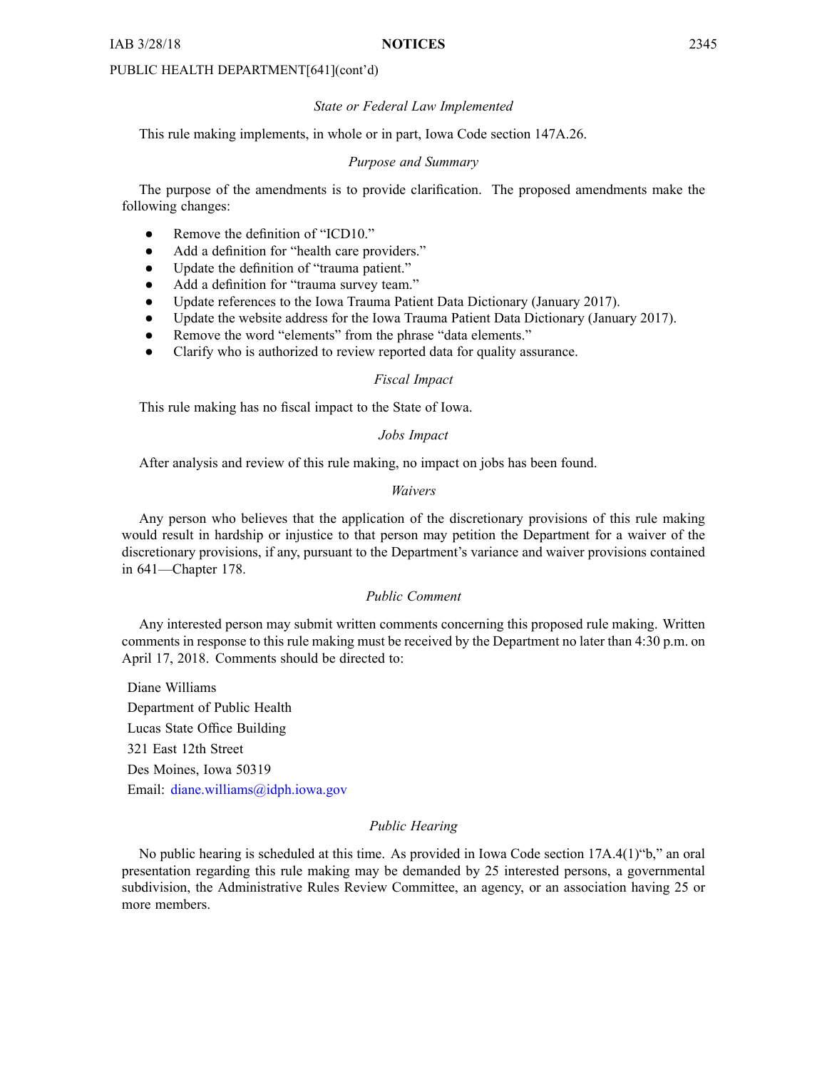PUBLIC HEALTH DEPARTMENT[641](cont'd)

*State or Federal Law Implemented*

This rule making implements, in whole or in part, Iowa Code section 147A.26.

*Purpose and Summary*

The purpose of the amendments is to provide clarification. The proposed amendments make the following changes:

- Remove the definition of "ICD10."
- Add a definition for "health care providers."
- Update the definition of "trauma patient."
- Add a definition for "trauma survey team."
- Update references to the Iowa Trauma Patient Data Dictionary (January 2017).
- Update the website address for the Iowa Trauma Patient Data Dictionary (January 2017).
- Remove the word "elements" from the phrase "data elements."
- Clarify who is authorized to review reported data for quality assurance.

*Fiscal Impact*

This rule making has no fiscal impact to the State of Iowa.

*Jobs Impact*

After analysis and review of this rule making, no impact on jobs has been found.

*Waivers*

Any person who believes that the application of the discretionary provisions of this rule making would result in hardship or injustice to that person may petition the Department for a waiver of the discretionary provisions, if any, pursuant to the Department's variance and waiver provisions contained in 641—Chapter 178.

*Public Comment*

Any interested person may submit written comments concerning this proposed rule making. Written comments in response to this rule making must be received by the Department no later than 4:30 p.m. on April 17, 2018. Comments should be directed to:

Diane Williams
Department of Public Health
Lucas State Office Building
321 East 12th Street
Des Moines, Iowa 50319
Email: diane.williams@idph.iowa.gov

*Public Hearing*

No public hearing is scheduled at this time. As provided in Iowa Code section 17A.4(1)"b," an oral presentation regarding this rule making may be demanded by 25 interested persons, a governmental subdivision, the Administrative Rules Review Committee, an agency, or an association having 25 or more members.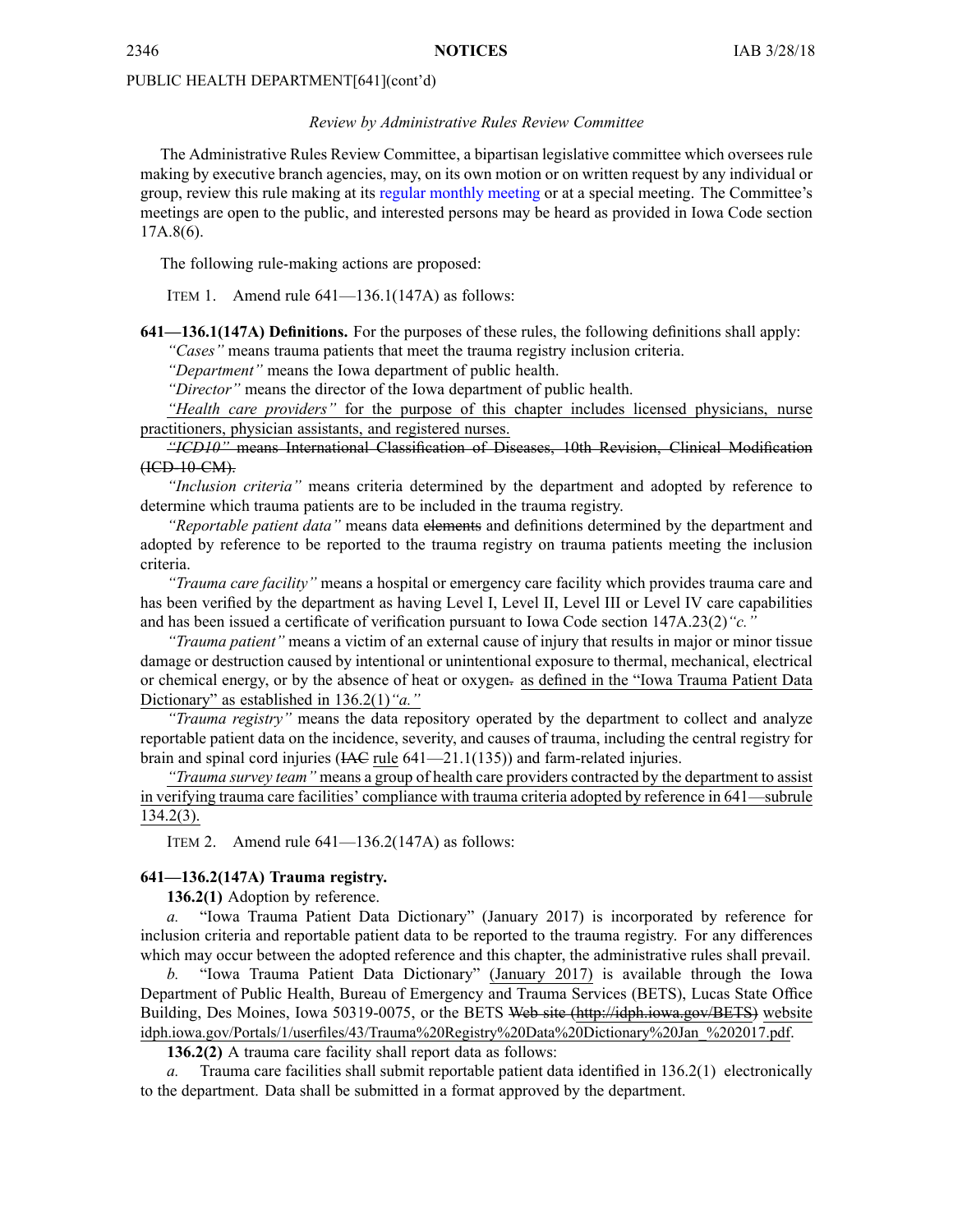PUBLIC HEALTH DEPARTMENT[641](cont'd)

*Review by Administrative Rules Review Committee*

The Administrative Rules Review Committee, a bipartisan legislative committee which oversees rule making by executive branch agencies, may, on its own motion or on written request by any individual or group, review this rule making at its regular monthly meeting or at a special meeting. The Committee's meetings are open to the public, and interested persons may be heard as provided in Iowa Code section 17A.8(6).

The following rule-making actions are proposed:

ITEM 1. Amend rule 641—136.1(147A) as follows:

**641—136.1(147A) Definitions.** For the purposes of these rules, the following definitions shall apply:

*"Cases"* means trauma patients that meet the trauma registry inclusion criteria.

*"Department"* means the Iowa department of public health.

*"Director"* means the director of the Iowa department of public health.

*"Health care providers"* for the purpose of this chapter includes licensed physicians, nurse practitioners, physician assistants, and registered nurses.

~~*"ICD10"* means International Classification of Diseases, 10th Revision, Clinical Modification (ICD-10-CM).~~

*"Inclusion criteria"* means criteria determined by the department and adopted by reference to determine which trauma patients are to be included in the trauma registry.

*"Reportable patient data"* means data ~~elements~~ and definitions determined by the department and adopted by reference to be reported to the trauma registry on trauma patients meeting the inclusion criteria.

*"Trauma care facility"* means a hospital or emergency care facility which provides trauma care and has been verified by the department as having Level I, Level II, Level III or Level IV care capabilities and has been issued a certificate of verification pursuant to Iowa Code section 147A.23(2)*"c."*

*"Trauma patient"* means a victim of an external cause of injury that results in major or minor tissue damage or destruction caused by intentional or unintentional exposure to thermal, mechanical, electrical or chemical energy, or by the absence of heat or oxygen~~.~~ as defined in the "Iowa Trauma Patient Data Dictionary" as established in 136.2(1)*"a."*

*"Trauma registry"* means the data repository operated by the department to collect and analyze reportable patient data on the incidence, severity, and causes of trauma, including the central registry for brain and spinal cord injuries (~~IAC~~ rule 641—21.1(135)) and farm-related injuries.

*"Trauma survey team"* means a group of health care providers contracted by the department to assist in verifying trauma care facilities' compliance with trauma criteria adopted by reference in 641—subrule 134.2(3).

ITEM 2. Amend rule 641—136.2(147A) as follows:

**641—136.2(147A) Trauma registry.**

**136.2(1)** Adoption by reference.

*a.* "Iowa Trauma Patient Data Dictionary" (January 2017) is incorporated by reference for inclusion criteria and reportable patient data to be reported to the trauma registry. For any differences which may occur between the adopted reference and this chapter, the administrative rules shall prevail.

*b.* "Iowa Trauma Patient Data Dictionary" (January 2017) is available through the Iowa Department of Public Health, Bureau of Emergency and Trauma Services (BETS), Lucas State Office Building, Des Moines, Iowa 50319-0075, or the BETS ~~Web site (http://idph.iowa.gov/BETS)~~ website idph.iowa.gov/Portals/1/userfiles/43/Trauma%20Registry%20Data%20Dictionary%20Jan_%202017.pdf.

**136.2(2)** A trauma care facility shall report data as follows:

*a.* Trauma care facilities shall submit reportable patient data identified in 136.2(1) electronically to the department. Data shall be submitted in a format approved by the department.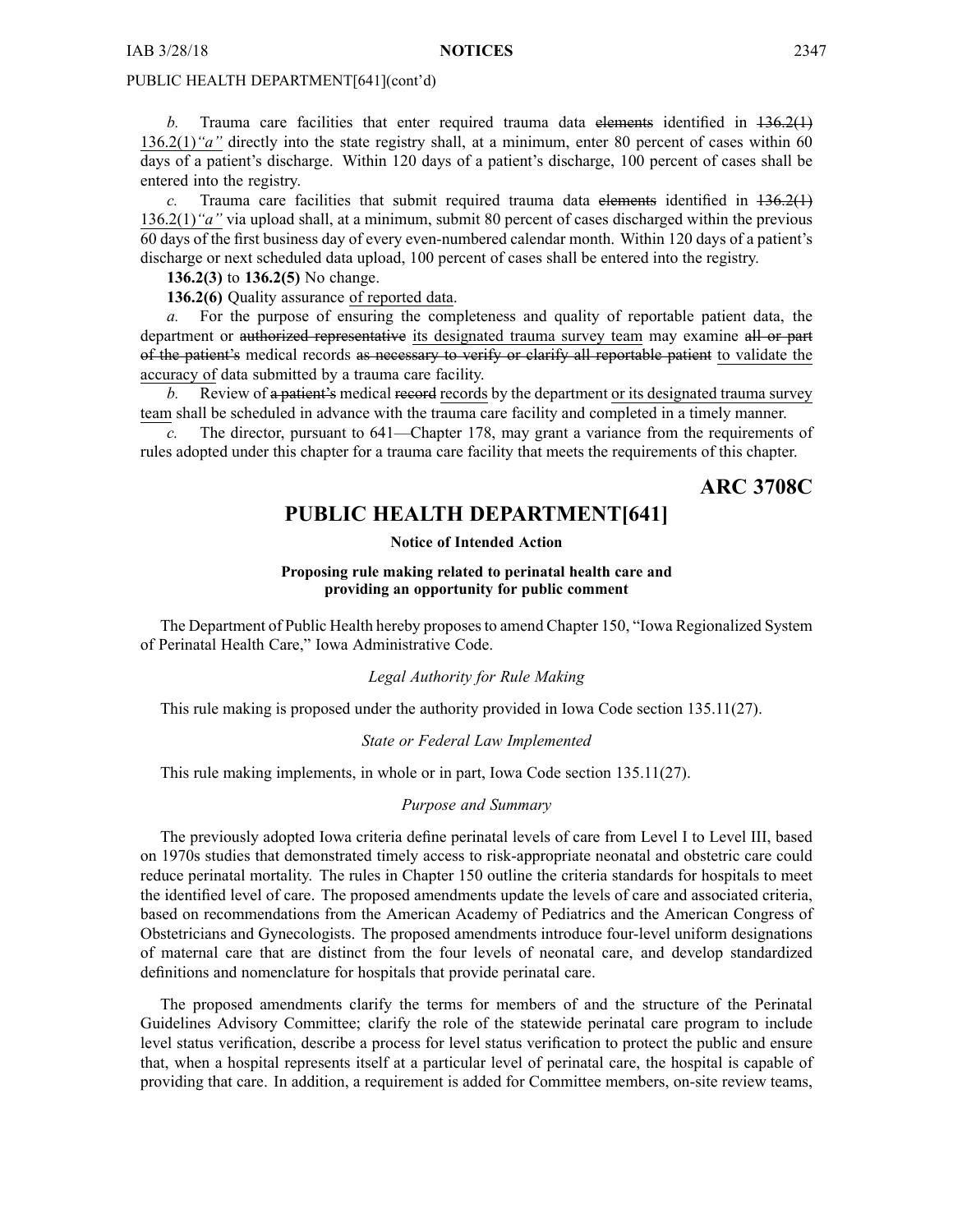PUBLIC HEALTH DEPARTMENT[641](cont'd)

*b.* Trauma care facilities that enter required trauma data ~~elements~~ identified in ~~136.2(1)~~ 136.2(1)*"a"* directly into the state registry shall, at a minimum, enter 80 percent of cases within 60 days of a patient's discharge. Within 120 days of a patient's discharge, 100 percent of cases shall be entered into the registry.

*c.* Trauma care facilities that submit required trauma data ~~elements~~ identified in ~~136.2(1)~~ 136.2(1)*"a"* via upload shall, at a minimum, submit 80 percent of cases discharged within the previous 60 days of the first business day of every even-numbered calendar month. Within 120 days of a patient's discharge or next scheduled data upload, 100 percent of cases shall be entered into the registry.

**136.2(3)** to **136.2(5)** No change.

**136.2(6)** Quality assurance of reported data.

*a.* For the purpose of ensuring the completeness and quality of reportable patient data, the department or ~~authorized representative~~ its designated trauma survey team may examine ~~all or part of the patient's~~ medical records ~~as necessary to verify or clarify all reportable patient~~ to validate the accuracy of data submitted by a trauma care facility.

*b.* Review of ~~a patient's~~ medical ~~record~~ records by the department or its designated trauma survey team shall be scheduled in advance with the trauma care facility and completed in a timely manner.

*c.* The director, pursuant to 641—Chapter 178, may grant a variance from the requirements of rules adopted under this chapter for a trauma care facility that meets the requirements of this chapter.

# ARC 3708C

# PUBLIC HEALTH DEPARTMENT[641]

**Notice of Intended Action**

**Proposing rule making related to perinatal health care and providing an opportunity for public comment**

The Department of Public Health hereby proposes to amend Chapter 150, "Iowa Regionalized System of Perinatal Health Care," Iowa Administrative Code.

*Legal Authority for Rule Making*

This rule making is proposed under the authority provided in Iowa Code section 135.11(27).

*State or Federal Law Implemented*

This rule making implements, in whole or in part, Iowa Code section 135.11(27).

*Purpose and Summary*

The previously adopted Iowa criteria define perinatal levels of care from Level I to Level III, based on 1970s studies that demonstrated timely access to risk-appropriate neonatal and obstetric care could reduce perinatal mortality. The rules in Chapter 150 outline the criteria standards for hospitals to meet the identified level of care. The proposed amendments update the levels of care and associated criteria, based on recommendations from the American Academy of Pediatrics and the American Congress of Obstetricians and Gynecologists. The proposed amendments introduce four-level uniform designations of maternal care that are distinct from the four levels of neonatal care, and develop standardized definitions and nomenclature for hospitals that provide perinatal care.

The proposed amendments clarify the terms for members of and the structure of the Perinatal Guidelines Advisory Committee; clarify the role of the statewide perinatal care program to include level status verification, describe a process for level status verification to protect the public and ensure that, when a hospital represents itself at a particular level of perinatal care, the hospital is capable of providing that care. In addition, a requirement is added for Committee members, on-site review teams,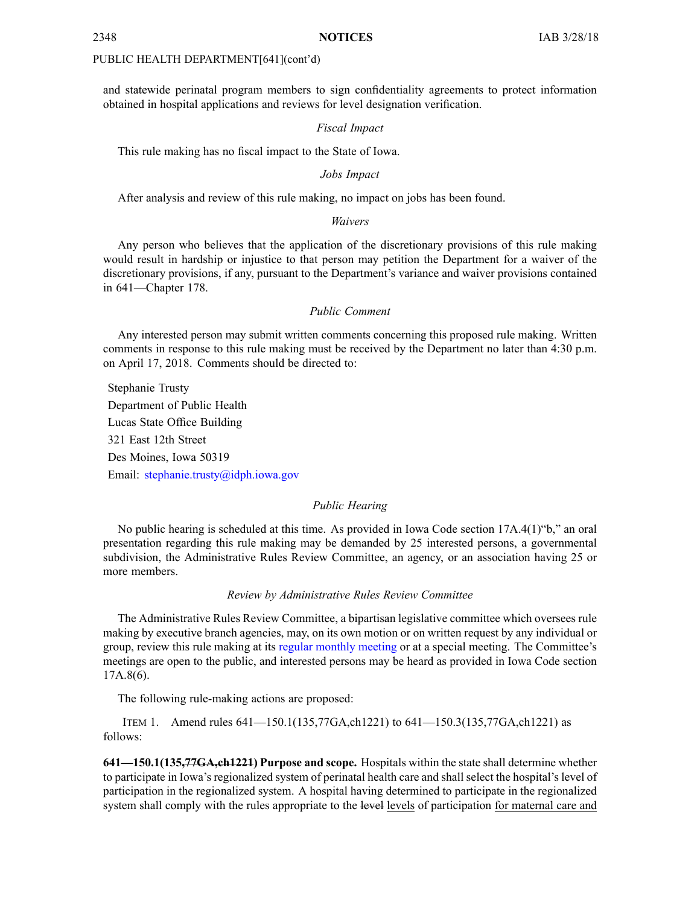PUBLIC HEALTH DEPARTMENT[641](cont'd)

and statewide perinatal program members to sign confidentiality agreements to protect information obtained in hospital applications and reviews for level designation verification.

*Fiscal Impact*

This rule making has no fiscal impact to the State of Iowa.

*Jobs Impact*

After analysis and review of this rule making, no impact on jobs has been found.

*Waivers*

Any person who believes that the application of the discretionary provisions of this rule making would result in hardship or injustice to that person may petition the Department for a waiver of the discretionary provisions, if any, pursuant to the Department's variance and waiver provisions contained in 641—Chapter 178.

*Public Comment*

Any interested person may submit written comments concerning this proposed rule making. Written comments in response to this rule making must be received by the Department no later than 4:30 p.m. on April 17, 2018. Comments should be directed to:

Stephanie Trusty
Department of Public Health
Lucas State Office Building
321 East 12th Street
Des Moines, Iowa 50319
Email: stephanie.trusty@idph.iowa.gov

*Public Hearing*

No public hearing is scheduled at this time. As provided in Iowa Code section 17A.4(1)"b," an oral presentation regarding this rule making may be demanded by 25 interested persons, a governmental subdivision, the Administrative Rules Review Committee, an agency, or an association having 25 or more members.

*Review by Administrative Rules Review Committee*

The Administrative Rules Review Committee, a bipartisan legislative committee which oversees rule making by executive branch agencies, may, on its own motion or on written request by any individual or group, review this rule making at its regular monthly meeting or at a special meeting. The Committee's meetings are open to the public, and interested persons may be heard as provided in Iowa Code section 17A.8(6).

The following rule-making actions are proposed:

ITEM 1. Amend rules 641—150.1(135,77GA,ch1221) to 641—150.3(135,77GA,ch1221) as follows:

**641—150.1(135,~~77GA,ch1221~~) Purpose and scope.** Hospitals within the state shall determine whether to participate in Iowa's regionalized system of perinatal health care and shall select the hospital's level of participation in the regionalized system. A hospital having determined to participate in the regionalized system shall comply with the rules appropriate to the ~~level~~ levels of participation for maternal care and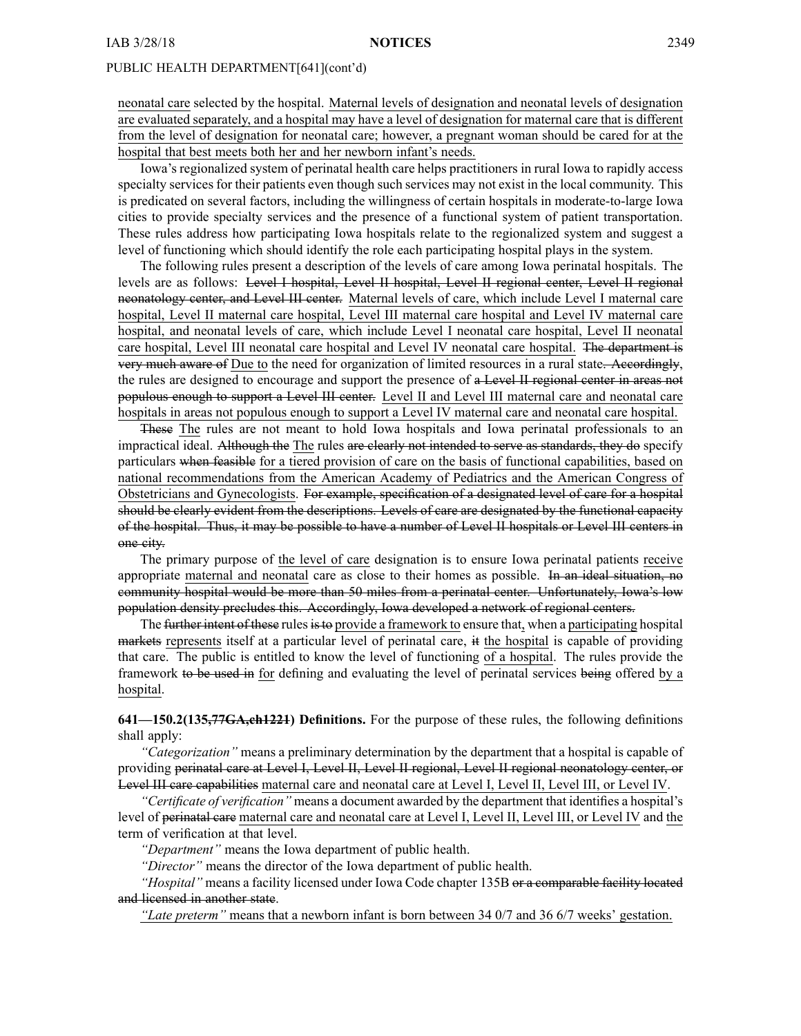<u>neonatal care</u> selected by the hospital. <u>Maternal levels of designation and neonatal levels of designation are evaluated separately, and a hospital may have a level of designation for maternal care that is different from the level of designation for neonatal care; however, a pregnant woman should be cared for at the hospital that best meets both her and her newborn infant's needs.</u>

Iowa's regionalized system of perinatal health care helps practitioners in rural Iowa to rapidly access specialty services for their patients even though such services may not exist in the local community. This is predicated on several factors, including the willingness of certain hospitals in moderate-to-large Iowa cities to provide specialty services and the presence of a functional system of patient transportation. These rules address how participating Iowa hospitals relate to the regionalized system and suggest a level of functioning which should identify the role each participating hospital plays in the system.

The following rules present a description of the levels of care among Iowa perinatal hospitals. The levels are as follows: ~~Level I hospital, Level II hospital, Level II regional center, Level II regional neonatology center, and Level III center.~~ <u>Maternal levels of care, which include Level I maternal care hospital, Level II maternal care hospital, Level III maternal care hospital and Level IV maternal care hospital, and neonatal levels of care, which include Level I neonatal care hospital, Level II neonatal care hospital, Level III neonatal care hospital and Level IV neonatal care hospital.</u> ~~The department is very much aware of~~ <u>Due to</u> the need for organization of limited resources in a rural state~~. Accordingly~~, the rules are designed to encourage and support the presence of ~~a Level II regional center in areas not populous enough to support a Level III center.~~ <u>Level II and Level III maternal care and neonatal care hospitals in areas not populous enough to support a Level IV maternal care and neonatal care hospital.</u>

~~These~~ <u>The</u> rules are not meant to hold Iowa hospitals and Iowa perinatal professionals to an impractical ideal. ~~Although the~~ <u>The</u> rules ~~are clearly not intended to serve as standards, they do~~ specify particulars ~~when feasible~~ <u>for a tiered provision of care on the basis of functional capabilities, based on national recommendations from the American Academy of Pediatrics and the American Congress of Obstetricians and Gynecologists</u>. ~~For example, specification of a designated level of care for a hospital should be clearly evident from the descriptions. Levels of care are designated by the functional capacity of the hospital. Thus, it may be possible to have a number of Level II hospitals or Level III centers in one city.~~

The primary purpose of <u>the level of care</u> designation is to ensure Iowa perinatal patients <u>receive</u> appropriate <u>maternal and neonatal</u> care as close to their homes as possible. ~~In an ideal situation, no community hospital would be more than 50 miles from a perinatal center. Unfortunately, Iowa's low population density precludes this. Accordingly, Iowa developed a network of regional centers.~~

The ~~further intent of these~~ rules ~~is to~~ <u>provide a framework to</u> ensure that<u>,</u> when a <u>participating</u> hospital ~~markets~~ <u>represents</u> itself at a particular level of perinatal care, ~~it~~ <u>the hospital</u> is capable of providing that care. The public is entitled to know the level of functioning <u>of a hospital</u>. The rules provide the framework ~~to be used in~~ <u>for</u> defining and evaluating the level of perinatal services ~~being~~ offered <u>by a hospital</u>.

**641—150.2(135~~,77GA,ch1221~~) Definitions.** For the purpose of these rules, the following definitions shall apply:

*"Categorization"* means a preliminary determination by the department that a hospital is capable of providing ~~perinatal care at Level I, Level II, Level II regional, Level II regional neonatology center, or Level III care capabilities~~ <u>maternal care and neonatal care at Level I, Level II, Level III, or Level IV</u>.

*"Certificate of verification"* means a document awarded by the department that identifies a hospital's level of ~~perinatal care~~ <u>maternal care and neonatal care at Level I, Level II, Level III, or Level IV</u> and <u>the</u> term of verification at that level.

*"Department"* means the Iowa department of public health.

*"Director"* means the director of the Iowa department of public health.

*"Hospital"* means a facility licensed under Iowa Code chapter 135B ~~or a comparable facility located and licensed in another state~~.

<u>*"Late preterm"* means that a newborn infant is born between 34 0/7 and 36 6/7 weeks' gestation.</u>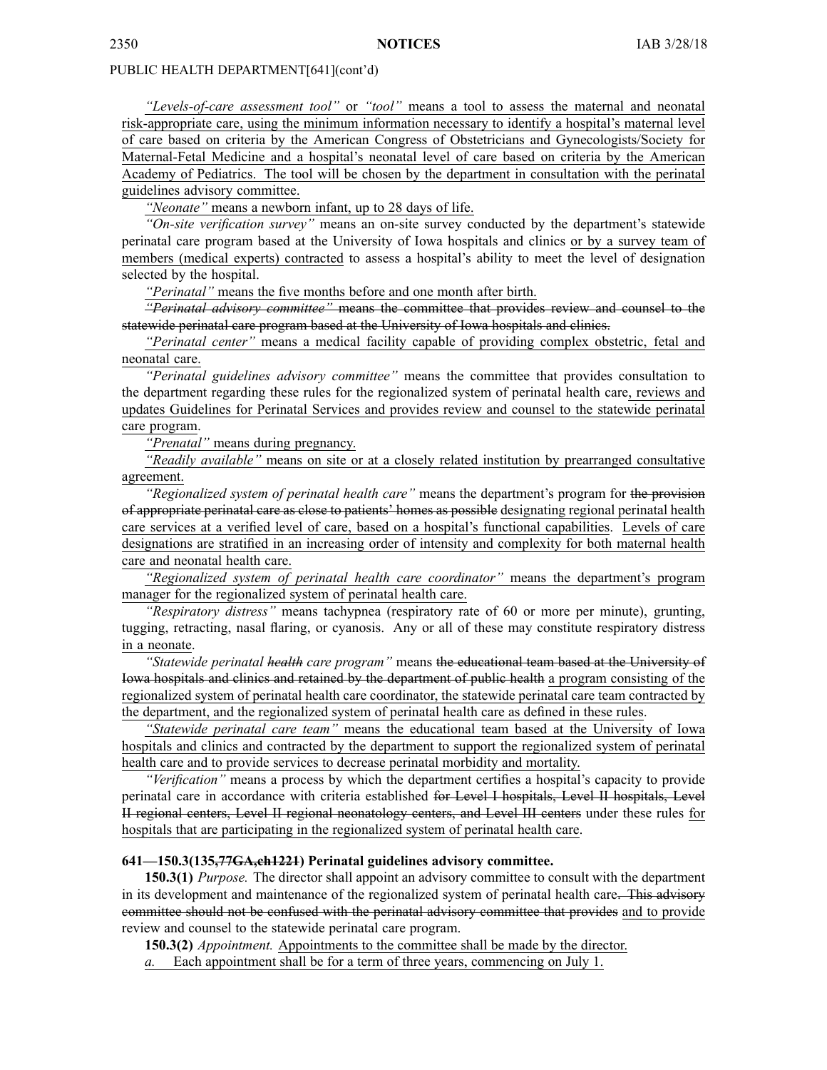PUBLIC HEALTH DEPARTMENT[641](cont'd)

*"Levels-of-care assessment tool"* or *"tool"* means a tool to assess the maternal and neonatal risk-appropriate care, using the minimum information necessary to identify a hospital's maternal level of care based on criteria by the American Congress of Obstetricians and Gynecologists/Society for Maternal-Fetal Medicine and a hospital's neonatal level of care based on criteria by the American Academy of Pediatrics. The tool will be chosen by the department in consultation with the perinatal guidelines advisory committee.

*"Neonate"* means a newborn infant, up to 28 days of life.

*"On-site verification survey"* means an on-site survey conducted by the department's statewide perinatal care program based at the University of Iowa hospitals and clinics or by a survey team of members (medical experts) contracted to assess a hospital's ability to meet the level of designation selected by the hospital.

*"Perinatal"* means the five months before and one month after birth.

~~*"Perinatal advisory committee"* means the committee that provides review and counsel to the statewide perinatal care program based at the University of Iowa hospitals and clinics.~~

*"Perinatal center"* means a medical facility capable of providing complex obstetric, fetal and neonatal care.

*"Perinatal guidelines advisory committee"* means the committee that provides consultation to the department regarding these rules for the regionalized system of perinatal health care, reviews and updates Guidelines for Perinatal Services and provides review and counsel to the statewide perinatal care program.

*"Prenatal"* means during pregnancy.

*"Readily available"* means on site or at a closely related institution by prearranged consultative agreement.

*"Regionalized system of perinatal health care"* means the department's program for ~~the provision of appropriate perinatal care as close to patients' homes as possible~~ designating regional perinatal health care services at a verified level of care, based on a hospital's functional capabilities. Levels of care designations are stratified in an increasing order of intensity and complexity for both maternal health care and neonatal health care.

*"Regionalized system of perinatal health care coordinator"* means the department's program manager for the regionalized system of perinatal health care.

*"Respiratory distress"* means tachypnea (respiratory rate of 60 or more per minute), grunting, tugging, retracting, nasal flaring, or cyanosis. Any or all of these may constitute respiratory distress in a neonate.

*"Statewide perinatal ~~health~~ care program"* means ~~the educational team based at the University of Iowa hospitals and clinics and retained by the department of public health~~ a program consisting of the regionalized system of perinatal health care coordinator, the statewide perinatal care team contracted by the department, and the regionalized system of perinatal health care as defined in these rules.

*"Statewide perinatal care team"* means the educational team based at the University of Iowa hospitals and clinics and contracted by the department to support the regionalized system of perinatal health care and to provide services to decrease perinatal morbidity and mortality.

*"Verification"* means a process by which the department certifies a hospital's capacity to provide perinatal care in accordance with criteria established ~~for Level I hospitals, Level II hospitals, Level II regional centers, Level II regional neonatology centers, and Level III centers~~ under these rules for hospitals that are participating in the regionalized system of perinatal health care.

**641—150.3(135~~,77GA,ch1221~~) Perinatal guidelines advisory committee.**

**150.3(1)** *Purpose.* The director shall appoint an advisory committee to consult with the department in its development and maintenance of the regionalized system of perinatal health care~~. This advisory committee should not be confused with the perinatal advisory committee that provides~~ and to provide review and counsel to the statewide perinatal care program.

**150.3(2)** *Appointment.* Appointments to the committee shall be made by the director.

*a.* Each appointment shall be for a term of three years, commencing on July 1.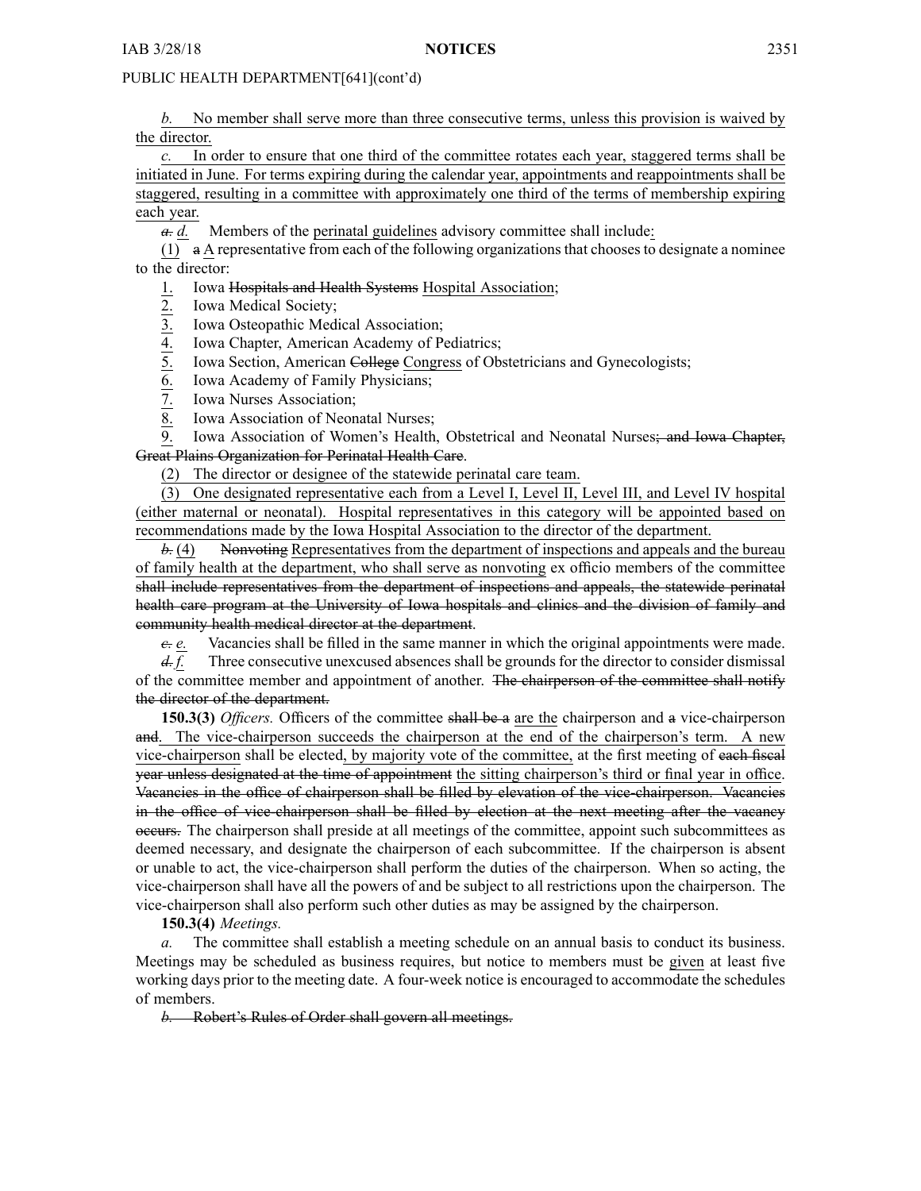PUBLIC HEALTH DEPARTMENT[641](cont'd)

*b.* No member shall serve more than three consecutive terms, unless this provision is waived by the director.

*c.* In order to ensure that one third of the committee rotates each year, staggered terms shall be initiated in June. For terms expiring during the calendar year, appointments and reappointments shall be staggered, resulting in a committee with approximately one third of the terms of membership expiring each year.

~~*a.*~~ *d.* Members of the perinatal guidelines advisory committee shall include:

(1) ~~a~~ A representative from each of the following organizations that chooses to designate a nominee to the director:

1. Iowa ~~Hospitals and Health Systems~~ Hospital Association;
2. Iowa Medical Society;
3. Iowa Osteopathic Medical Association;
4. Iowa Chapter, American Academy of Pediatrics;
5. Iowa Section, American ~~College~~ Congress of Obstetricians and Gynecologists;
6. Iowa Academy of Family Physicians;
7. Iowa Nurses Association;
8. Iowa Association of Neonatal Nurses;
9. Iowa Association of Women's Health, Obstetrical and Neonatal Nurses~~; and Iowa Chapter, Great Plains Organization for Perinatal Health Care~~.

(2) The director or designee of the statewide perinatal care team.

(3) One designated representative each from a Level I, Level II, Level III, and Level IV hospital (either maternal or neonatal). Hospital representatives in this category will be appointed based on recommendations made by the Iowa Hospital Association to the director of the department.

~~*b.*~~ (4) ~~Nonvoting~~ Representatives from the department of inspections and appeals and the bureau of family health at the department, who shall serve as nonvoting ex officio members of the committee ~~shall include representatives from the department of inspections and appeals, the statewide perinatal health care program at the University of Iowa hospitals and clinics and the division of family and community health medical director at the department~~.

~~*c.*~~ *e.* Vacancies shall be filled in the same manner in which the original appointments were made.

~~*d.*~~ *f.* Three consecutive unexcused absences shall be grounds for the director to consider dismissal of the committee member and appointment of another. ~~The chairperson of the committee shall notify the director of the department.~~

**150.3(3)** *Officers.* Officers of the committee ~~shall be a~~ are the chairperson and ~~a~~ vice-chairperson ~~and~~. The vice-chairperson succeeds the chairperson at the end of the chairperson's term. A new vice-chairperson shall be elected, by majority vote of the committee, at the first meeting of ~~each fiscal year unless designated at the time of appointment~~ the sitting chairperson's third or final year in office. ~~Vacancies in the office of chairperson shall be filled by elevation of the vice-chairperson. Vacancies in the office of vice-chairperson shall be filled by election at the next meeting after the vacancy occurs.~~ The chairperson shall preside at all meetings of the committee, appoint such subcommittees as deemed necessary, and designate the chairperson of each subcommittee. If the chairperson is absent or unable to act, the vice-chairperson shall perform the duties of the chairperson. When so acting, the vice-chairperson shall have all the powers of and be subject to all restrictions upon the chairperson. The vice-chairperson shall also perform such other duties as may be assigned by the chairperson.

**150.3(4)** *Meetings.*

*a.* The committee shall establish a meeting schedule on an annual basis to conduct its business. Meetings may be scheduled as business requires, but notice to members must be given at least five working days prior to the meeting date. A four-week notice is encouraged to accommodate the schedules of members.

~~*b.* Robert's Rules of Order shall govern all meetings.~~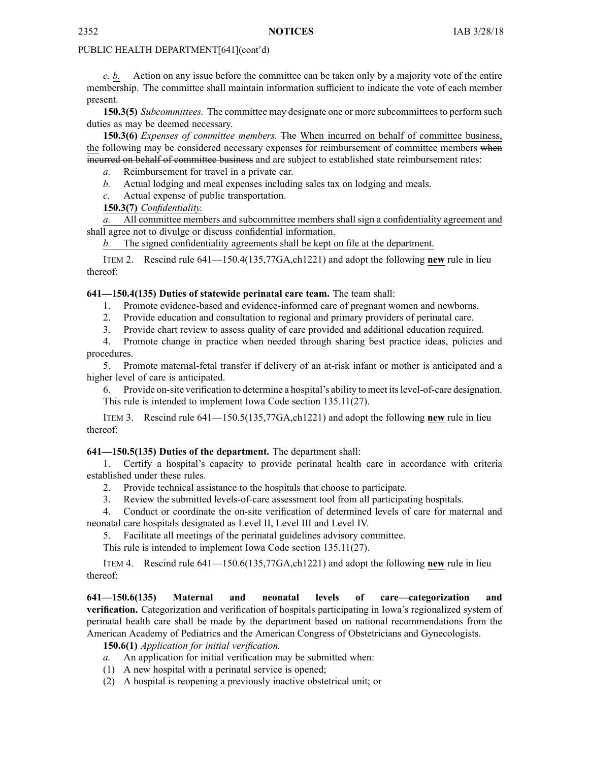PUBLIC HEALTH DEPARTMENT[641](cont'd)

~~c.~~ b. Action on any issue before the committee can be taken only by a majority vote of the entire membership. The committee shall maintain information sufficient to indicate the vote of each member present.

**150.3(5)** *Subcommittees.* The committee may designate one or more subcommittees to perform such duties as may be deemed necessary.

**150.3(6)** *Expenses of committee members.* ~~The~~ When incurred on behalf of committee business, the following may be considered necessary expenses for reimbursement of committee members ~~when incurred on behalf of committee business~~ and are subject to established state reimbursement rates:

*a.* Reimbursement for travel in a private car.

*b.* Actual lodging and meal expenses including sales tax on lodging and meals.

*c.* Actual expense of public transportation.

**150.3(7)** *Confidentiality.*

*a.* All committee members and subcommittee members shall sign a confidentiality agreement and shall agree not to divulge or discuss confidential information.

*b.* The signed confidentiality agreements shall be kept on file at the department.

ITEM 2. Rescind rule 641—150.4(135,77GA,ch1221) and adopt the following **new** rule in lieu thereof:

**641—150.4(135) Duties of statewide perinatal care team.** The team shall:

1. Promote evidence-based and evidence-informed care of pregnant women and newborns.
2. Provide education and consultation to regional and primary providers of perinatal care.
3. Provide chart review to assess quality of care provided and additional education required.
4. Promote change in practice when needed through sharing best practice ideas, policies and procedures.
5. Promote maternal-fetal transfer if delivery of an at-risk infant or mother is anticipated and a higher level of care is anticipated.
6. Provide on-site verification to determine a hospital's ability to meet its level-of-care designation.

This rule is intended to implement Iowa Code section 135.11(27).

ITEM 3. Rescind rule 641—150.5(135,77GA,ch1221) and adopt the following **new** rule in lieu thereof:

**641—150.5(135) Duties of the department.** The department shall:

1. Certify a hospital's capacity to provide perinatal health care in accordance with criteria established under these rules.
2. Provide technical assistance to the hospitals that choose to participate.
3. Review the submitted levels-of-care assessment tool from all participating hospitals.
4. Conduct or coordinate the on-site verification of determined levels of care for maternal and neonatal care hospitals designated as Level II, Level III and Level IV.
5. Facilitate all meetings of the perinatal guidelines advisory committee.

This rule is intended to implement Iowa Code section 135.11(27).

ITEM 4. Rescind rule 641—150.6(135,77GA,ch1221) and adopt the following **new** rule in lieu thereof:

**641—150.6(135) Maternal and neonatal levels of care—categorization and verification.** Categorization and verification of hospitals participating in Iowa's regionalized system of perinatal health care shall be made by the department based on national recommendations from the American Academy of Pediatrics and the American Congress of Obstetricians and Gynecologists.

**150.6(1)** *Application for initial verification.*

*a.* An application for initial verification may be submitted when:

(1) A new hospital with a perinatal service is opened;

(2) A hospital is reopening a previously inactive obstetrical unit; or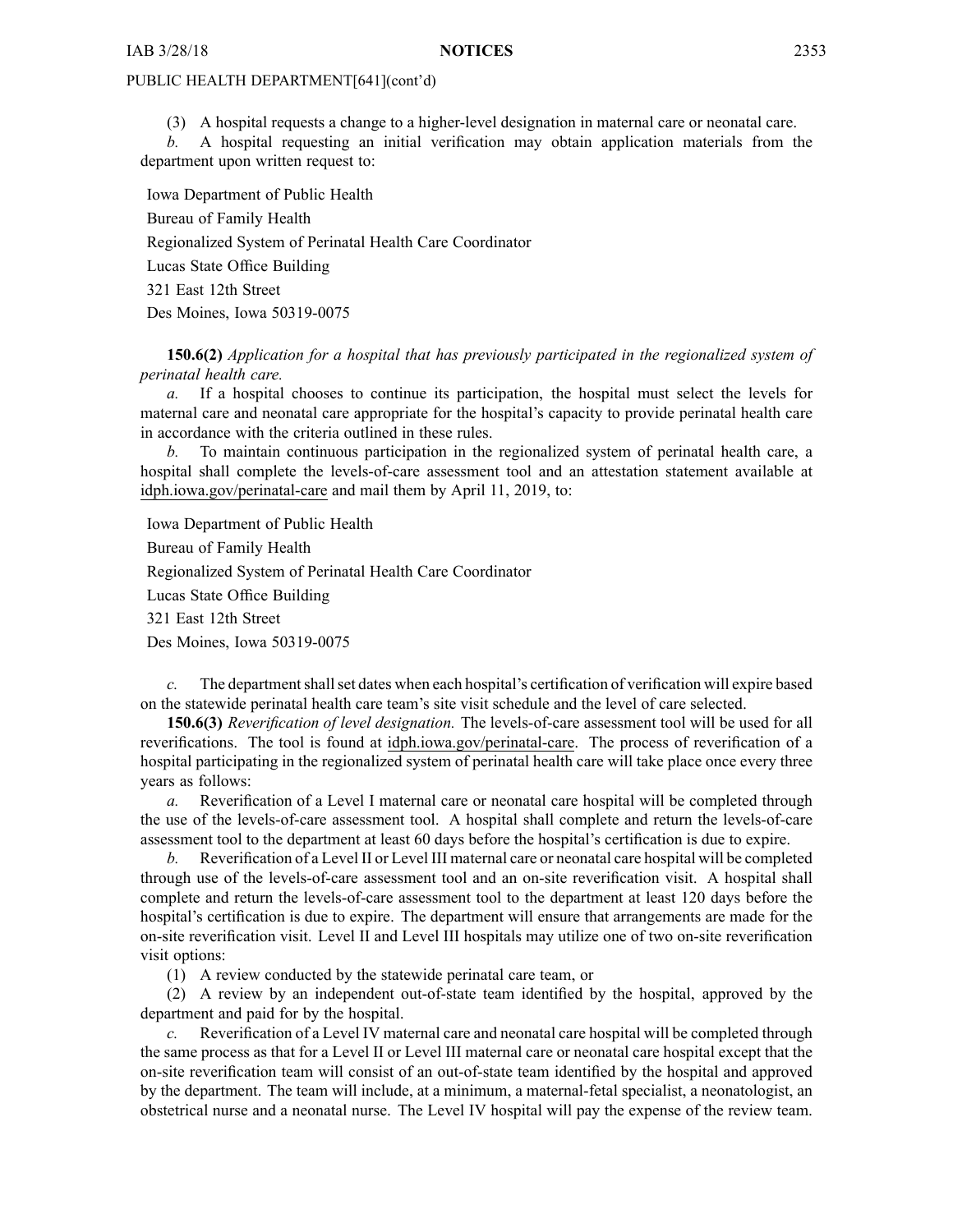(3) A hospital requests a change to a higher-level designation in maternal care or neonatal care.

*b.* A hospital requesting an initial verification may obtain application materials from the department upon written request to:

Iowa Department of Public Health
Bureau of Family Health
Regionalized System of Perinatal Health Care Coordinator
Lucas State Office Building
321 East 12th Street
Des Moines, Iowa 50319-0075

**150.6(2)** *Application for a hospital that has previously participated in the regionalized system of perinatal health care.*

*a.* If a hospital chooses to continue its participation, the hospital must select the levels for maternal care and neonatal care appropriate for the hospital's capacity to provide perinatal health care in accordance with the criteria outlined in these rules.

*b.* To maintain continuous participation in the regionalized system of perinatal health care, a hospital shall complete the levels-of-care assessment tool and an attestation statement available at idph.iowa.gov/perinatal-care and mail them by April 11, 2019, to:

Iowa Department of Public Health
Bureau of Family Health
Regionalized System of Perinatal Health Care Coordinator
Lucas State Office Building
321 East 12th Street
Des Moines, Iowa 50319-0075

*c.* The department shall set dates when each hospital's certification of verification will expire based on the statewide perinatal health care team's site visit schedule and the level of care selected.

**150.6(3)** *Reverification of level designation.* The levels-of-care assessment tool will be used for all reverifications. The tool is found at idph.iowa.gov/perinatal-care. The process of reverification of a hospital participating in the regionalized system of perinatal health care will take place once every three years as follows:

*a.* Reverification of a Level I maternal care or neonatal care hospital will be completed through the use of the levels-of-care assessment tool. A hospital shall complete and return the levels-of-care assessment tool to the department at least 60 days before the hospital's certification is due to expire.

*b.* Reverification of a Level II or Level III maternal care or neonatal care hospital will be completed through use of the levels-of-care assessment tool and an on-site reverification visit. A hospital shall complete and return the levels-of-care assessment tool to the department at least 120 days before the hospital's certification is due to expire. The department will ensure that arrangements are made for the on-site reverification visit. Level II and Level III hospitals may utilize one of two on-site reverification visit options:

(1) A review conducted by the statewide perinatal care team, or

(2) A review by an independent out-of-state team identified by the hospital, approved by the department and paid for by the hospital.

*c.* Reverification of a Level IV maternal care and neonatal care hospital will be completed through the same process as that for a Level II or Level III maternal care or neonatal care hospital except that the on-site reverification team will consist of an out-of-state team identified by the hospital and approved by the department. The team will include, at a minimum, a maternal-fetal specialist, a neonatologist, an obstetrical nurse and a neonatal nurse. The Level IV hospital will pay the expense of the review team.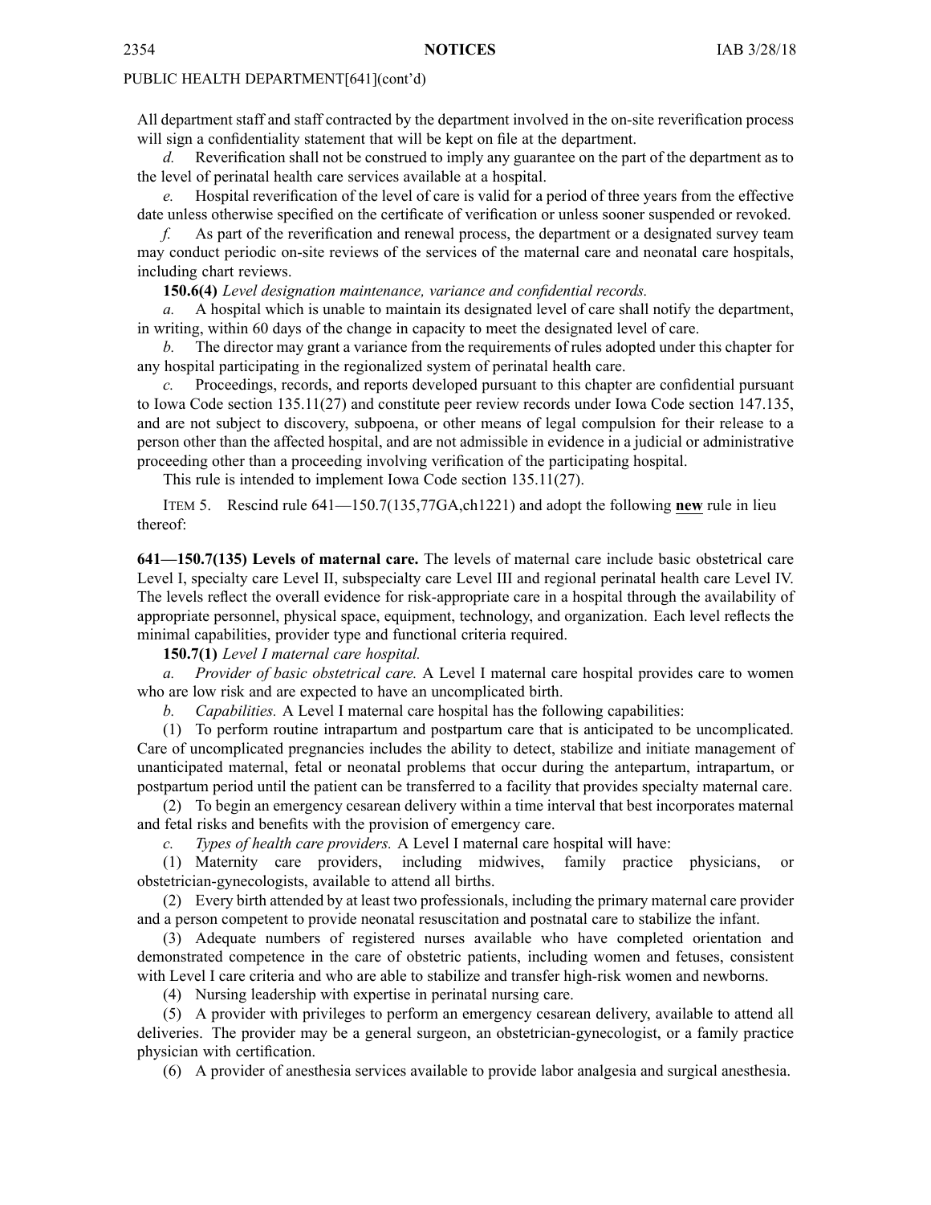PUBLIC HEALTH DEPARTMENT[641](cont'd)

All department staff and staff contracted by the department involved in the on-site reverification process will sign a confidentiality statement that will be kept on file at the department.

*d.* Reverification shall not be construed to imply any guarantee on the part of the department as to the level of perinatal health care services available at a hospital.

*e.* Hospital reverification of the level of care is valid for a period of three years from the effective date unless otherwise specified on the certificate of verification or unless sooner suspended or revoked.

*f.* As part of the reverification and renewal process, the department or a designated survey team may conduct periodic on-site reviews of the services of the maternal care and neonatal care hospitals, including chart reviews.

**150.6(4)** *Level designation maintenance, variance and confidential records.*

*a.* A hospital which is unable to maintain its designated level of care shall notify the department, in writing, within 60 days of the change in capacity to meet the designated level of care.

*b.* The director may grant a variance from the requirements of rules adopted under this chapter for any hospital participating in the regionalized system of perinatal health care.

*c.* Proceedings, records, and reports developed pursuant to this chapter are confidential pursuant to Iowa Code section 135.11(27) and constitute peer review records under Iowa Code section 147.135, and are not subject to discovery, subpoena, or other means of legal compulsion for their release to a person other than the affected hospital, and are not admissible in evidence in a judicial or administrative proceeding other than a proceeding involving verification of the participating hospital.

This rule is intended to implement Iowa Code section 135.11(27).

ITEM 5. Rescind rule 641—150.7(135,77GA,ch1221) and adopt the following **new** rule in lieu thereof:

**641—150.7(135) Levels of maternal care.** The levels of maternal care include basic obstetrical care Level I, specialty care Level II, subspecialty care Level III and regional perinatal health care Level IV. The levels reflect the overall evidence for risk-appropriate care in a hospital through the availability of appropriate personnel, physical space, equipment, technology, and organization. Each level reflects the minimal capabilities, provider type and functional criteria required.

**150.7(1)** *Level I maternal care hospital.*

*a. Provider of basic obstetrical care.* A Level I maternal care hospital provides care to women who are low risk and are expected to have an uncomplicated birth.

*b. Capabilities.* A Level I maternal care hospital has the following capabilities:

(1) To perform routine intrapartum and postpartum care that is anticipated to be uncomplicated. Care of uncomplicated pregnancies includes the ability to detect, stabilize and initiate management of unanticipated maternal, fetal or neonatal problems that occur during the antepartum, intrapartum, or postpartum period until the patient can be transferred to a facility that provides specialty maternal care.

(2) To begin an emergency cesarean delivery within a time interval that best incorporates maternal and fetal risks and benefits with the provision of emergency care.

*c. Types of health care providers.* A Level I maternal care hospital will have:

(1) Maternity care providers, including midwives, family practice physicians, or obstetrician-gynecologists, available to attend all births.

(2) Every birth attended by at least two professionals, including the primary maternal care provider and a person competent to provide neonatal resuscitation and postnatal care to stabilize the infant.

(3) Adequate numbers of registered nurses available who have completed orientation and demonstrated competence in the care of obstetric patients, including women and fetuses, consistent with Level I care criteria and who are able to stabilize and transfer high-risk women and newborns.

(4) Nursing leadership with expertise in perinatal nursing care.

(5) A provider with privileges to perform an emergency cesarean delivery, available to attend all deliveries. The provider may be a general surgeon, an obstetrician-gynecologist, or a family practice physician with certification.

(6) A provider of anesthesia services available to provide labor analgesia and surgical anesthesia.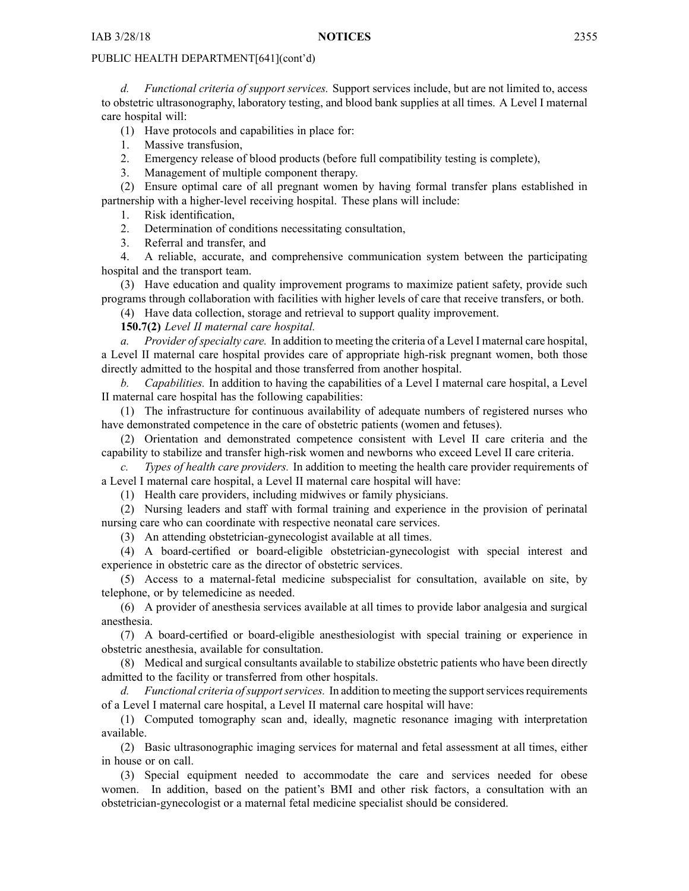*d. Functional criteria of support services.* Support services include, but are not limited to, access to obstetric ultrasonography, laboratory testing, and blood bank supplies at all times. A Level I maternal care hospital will:

(1) Have protocols and capabilities in place for:

1. Massive transfusion,

2. Emergency release of blood products (before full compatibility testing is complete),

3. Management of multiple component therapy.

(2) Ensure optimal care of all pregnant women by having formal transfer plans established in partnership with a higher-level receiving hospital. These plans will include:

1. Risk identification,

2. Determination of conditions necessitating consultation,

3. Referral and transfer, and

4. A reliable, accurate, and comprehensive communication system between the participating hospital and the transport team.

(3) Have education and quality improvement programs to maximize patient safety, provide such programs through collaboration with facilities with higher levels of care that receive transfers, or both.

(4) Have data collection, storage and retrieval to support quality improvement.

**150.7(2)** *Level II maternal care hospital.*

*a. Provider of specialty care.* In addition to meeting the criteria of a Level I maternal care hospital, a Level II maternal care hospital provides care of appropriate high-risk pregnant women, both those directly admitted to the hospital and those transferred from another hospital.

*b. Capabilities.* In addition to having the capabilities of a Level I maternal care hospital, a Level II maternal care hospital has the following capabilities:

(1) The infrastructure for continuous availability of adequate numbers of registered nurses who have demonstrated competence in the care of obstetric patients (women and fetuses).

(2) Orientation and demonstrated competence consistent with Level II care criteria and the capability to stabilize and transfer high-risk women and newborns who exceed Level II care criteria.

*c. Types of health care providers.* In addition to meeting the health care provider requirements of a Level I maternal care hospital, a Level II maternal care hospital will have:

(1) Health care providers, including midwives or family physicians.

(2) Nursing leaders and staff with formal training and experience in the provision of perinatal nursing care who can coordinate with respective neonatal care services.

(3) An attending obstetrician-gynecologist available at all times.

(4) A board-certified or board-eligible obstetrician-gynecologist with special interest and experience in obstetric care as the director of obstetric services.

(5) Access to a maternal-fetal medicine subspecialist for consultation, available on site, by telephone, or by telemedicine as needed.

(6) A provider of anesthesia services available at all times to provide labor analgesia and surgical anesthesia.

(7) A board-certified or board-eligible anesthesiologist with special training or experience in obstetric anesthesia, available for consultation.

(8) Medical and surgical consultants available to stabilize obstetric patients who have been directly admitted to the facility or transferred from other hospitals.

*d. Functional criteria of support services.* In addition to meeting the support services requirements of a Level I maternal care hospital, a Level II maternal care hospital will have:

(1) Computed tomography scan and, ideally, magnetic resonance imaging with interpretation available.

(2) Basic ultrasonographic imaging services for maternal and fetal assessment at all times, either in house or on call.

(3) Special equipment needed to accommodate the care and services needed for obese women. In addition, based on the patient's BMI and other risk factors, a consultation with an obstetrician-gynecologist or a maternal fetal medicine specialist should be considered.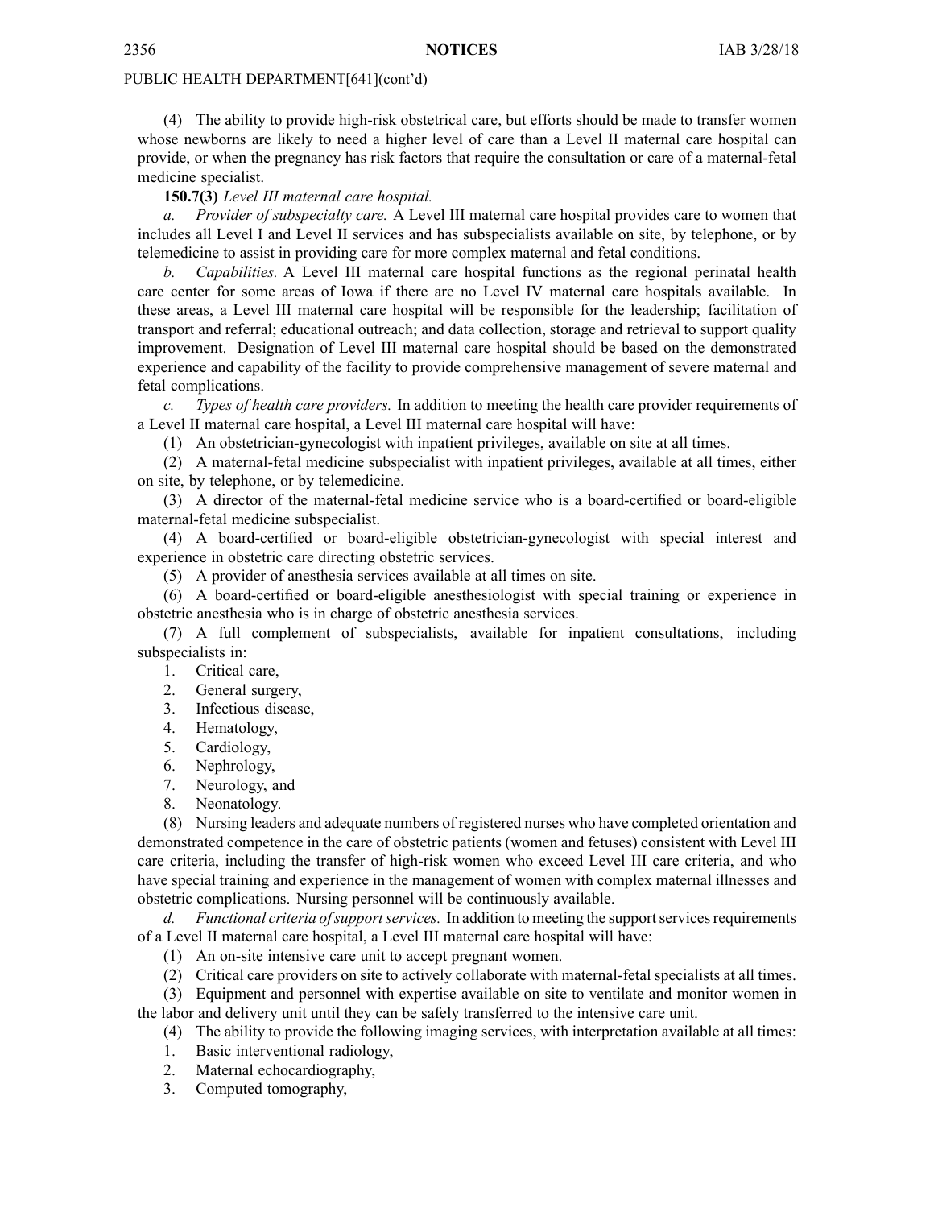(4) The ability to provide high-risk obstetrical care, but efforts should be made to transfer women whose newborns are likely to need a higher level of care than a Level II maternal care hospital can provide, or when the pregnancy has risk factors that require the consultation or care of a maternal-fetal medicine specialist.

**150.7(3)** *Level III maternal care hospital.*

*a. Provider of subspecialty care.* A Level III maternal care hospital provides care to women that includes all Level I and Level II services and has subspecialists available on site, by telephone, or by telemedicine to assist in providing care for more complex maternal and fetal conditions.

*b. Capabilities.* A Level III maternal care hospital functions as the regional perinatal health care center for some areas of Iowa if there are no Level IV maternal care hospitals available. In these areas, a Level III maternal care hospital will be responsible for the leadership; facilitation of transport and referral; educational outreach; and data collection, storage and retrieval to support quality improvement. Designation of Level III maternal care hospital should be based on the demonstrated experience and capability of the facility to provide comprehensive management of severe maternal and fetal complications.

*c. Types of health care providers.* In addition to meeting the health care provider requirements of a Level II maternal care hospital, a Level III maternal care hospital will have:

(1) An obstetrician-gynecologist with inpatient privileges, available on site at all times.

(2) A maternal-fetal medicine subspecialist with inpatient privileges, available at all times, either on site, by telephone, or by telemedicine.

(3) A director of the maternal-fetal medicine service who is a board-certified or board-eligible maternal-fetal medicine subspecialist.

(4) A board-certified or board-eligible obstetrician-gynecologist with special interest and experience in obstetric care directing obstetric services.

(5) A provider of anesthesia services available at all times on site.

(6) A board-certified or board-eligible anesthesiologist with special training or experience in obstetric anesthesia who is in charge of obstetric anesthesia services.

(7) A full complement of subspecialists, available for inpatient consultations, including subspecialists in:

1. Critical care,
2. General surgery,
3. Infectious disease,
4. Hematology,
5. Cardiology,
6. Nephrology,
7. Neurology, and
8. Neonatology.

(8) Nursing leaders and adequate numbers of registered nurses who have completed orientation and demonstrated competence in the care of obstetric patients (women and fetuses) consistent with Level III care criteria, including the transfer of high-risk women who exceed Level III care criteria, and who have special training and experience in the management of women with complex maternal illnesses and obstetric complications. Nursing personnel will be continuously available.

*d. Functional criteria of support services.* In addition to meeting the support services requirements of a Level II maternal care hospital, a Level III maternal care hospital will have:

(1) An on-site intensive care unit to accept pregnant women.

(2) Critical care providers on site to actively collaborate with maternal-fetal specialists at all times.

(3) Equipment and personnel with expertise available on site to ventilate and monitor women in the labor and delivery unit until they can be safely transferred to the intensive care unit.

(4) The ability to provide the following imaging services, with interpretation available at all times:

1. Basic interventional radiology,
2. Maternal echocardiography,
3. Computed tomography,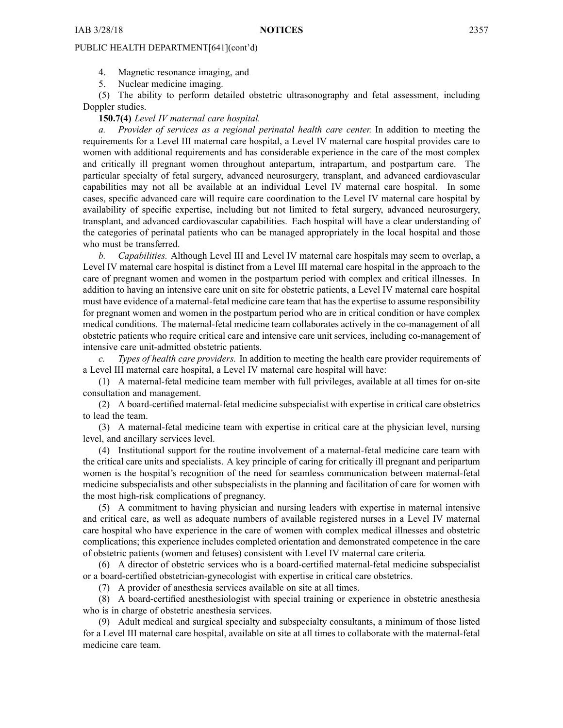4. Magnetic resonance imaging, and

5. Nuclear medicine imaging.

(5) The ability to perform detailed obstetric ultrasonography and fetal assessment, including Doppler studies.

**150.7(4)** *Level IV maternal care hospital.*

*a. Provider of services as a regional perinatal health care center.* In addition to meeting the requirements for a Level III maternal care hospital, a Level IV maternal care hospital provides care to women with additional requirements and has considerable experience in the care of the most complex and critically ill pregnant women throughout antepartum, intrapartum, and postpartum care. The particular specialty of fetal surgery, advanced neurosurgery, transplant, and advanced cardiovascular capabilities may not all be available at an individual Level IV maternal care hospital. In some cases, specific advanced care will require care coordination to the Level IV maternal care hospital by availability of specific expertise, including but not limited to fetal surgery, advanced neurosurgery, transplant, and advanced cardiovascular capabilities. Each hospital will have a clear understanding of the categories of perinatal patients who can be managed appropriately in the local hospital and those who must be transferred.

*b. Capabilities.* Although Level III and Level IV maternal care hospitals may seem to overlap, a Level IV maternal care hospital is distinct from a Level III maternal care hospital in the approach to the care of pregnant women and women in the postpartum period with complex and critical illnesses. In addition to having an intensive care unit on site for obstetric patients, a Level IV maternal care hospital must have evidence of a maternal-fetal medicine care team that has the expertise to assume responsibility for pregnant women and women in the postpartum period who are in critical condition or have complex medical conditions. The maternal-fetal medicine team collaborates actively in the co-management of all obstetric patients who require critical care and intensive care unit services, including co-management of intensive care unit-admitted obstetric patients.

*c. Types of health care providers.* In addition to meeting the health care provider requirements of a Level III maternal care hospital, a Level IV maternal care hospital will have:

(1) A maternal-fetal medicine team member with full privileges, available at all times for on-site consultation and management.

(2) A board-certified maternal-fetal medicine subspecialist with expertise in critical care obstetrics to lead the team.

(3) A maternal-fetal medicine team with expertise in critical care at the physician level, nursing level, and ancillary services level.

(4) Institutional support for the routine involvement of a maternal-fetal medicine care team with the critical care units and specialists. A key principle of caring for critically ill pregnant and peripartum women is the hospital's recognition of the need for seamless communication between maternal-fetal medicine subspecialists and other subspecialists in the planning and facilitation of care for women with the most high-risk complications of pregnancy.

(5) A commitment to having physician and nursing leaders with expertise in maternal intensive and critical care, as well as adequate numbers of available registered nurses in a Level IV maternal care hospital who have experience in the care of women with complex medical illnesses and obstetric complications; this experience includes completed orientation and demonstrated competence in the care of obstetric patients (women and fetuses) consistent with Level IV maternal care criteria.

(6) A director of obstetric services who is a board-certified maternal-fetal medicine subspecialist or a board-certified obstetrician-gynecologist with expertise in critical care obstetrics.

(7) A provider of anesthesia services available on site at all times.

(8) A board-certified anesthesiologist with special training or experience in obstetric anesthesia who is in charge of obstetric anesthesia services.

(9) Adult medical and surgical specialty and subspecialty consultants, a minimum of those listed for a Level III maternal care hospital, available on site at all times to collaborate with the maternal-fetal medicine care team.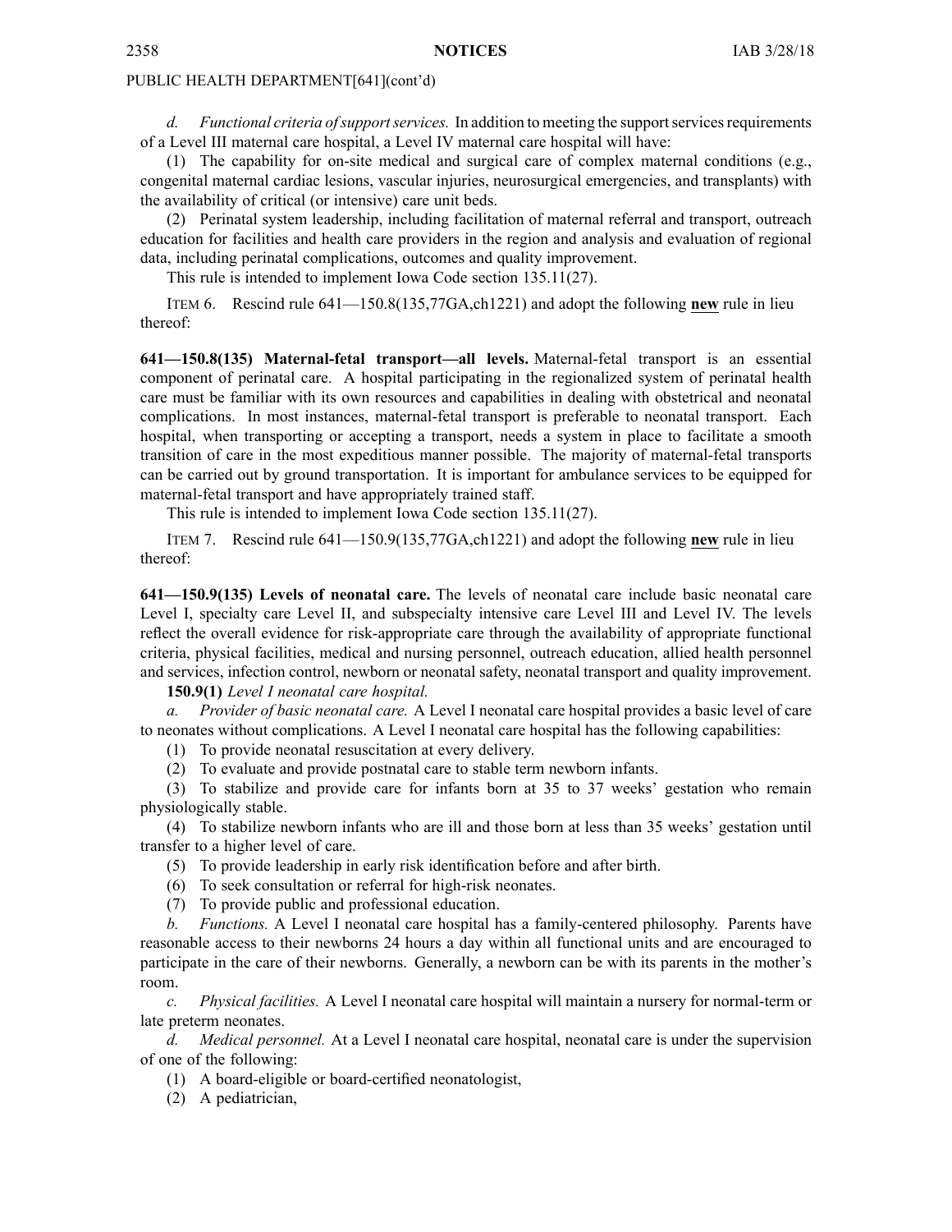PUBLIC HEALTH DEPARTMENT[641](cont'd)

*d. Functional criteria of support services.* In addition to meeting the support services requirements of a Level III maternal care hospital, a Level IV maternal care hospital will have:

(1) The capability for on-site medical and surgical care of complex maternal conditions (e.g., congenital maternal cardiac lesions, vascular injuries, neurosurgical emergencies, and transplants) with the availability of critical (or intensive) care unit beds.

(2) Perinatal system leadership, including facilitation of maternal referral and transport, outreach education for facilities and health care providers in the region and analysis and evaluation of regional data, including perinatal complications, outcomes and quality improvement.

This rule is intended to implement Iowa Code section 135.11(27).

ITEM 6. Rescind rule 641—150.8(135,77GA,ch1221) and adopt the following **new** rule in lieu thereof:

**641—150.8(135) Maternal-fetal transport—all levels.** Maternal-fetal transport is an essential component of perinatal care. A hospital participating in the regionalized system of perinatal health care must be familiar with its own resources and capabilities in dealing with obstetrical and neonatal complications. In most instances, maternal-fetal transport is preferable to neonatal transport. Each hospital, when transporting or accepting a transport, needs a system in place to facilitate a smooth transition of care in the most expeditious manner possible. The majority of maternal-fetal transports can be carried out by ground transportation. It is important for ambulance services to be equipped for maternal-fetal transport and have appropriately trained staff.

This rule is intended to implement Iowa Code section 135.11(27).

ITEM 7. Rescind rule 641—150.9(135,77GA,ch1221) and adopt the following **new** rule in lieu thereof:

**641—150.9(135) Levels of neonatal care.** The levels of neonatal care include basic neonatal care Level I, specialty care Level II, and subspecialty intensive care Level III and Level IV. The levels reflect the overall evidence for risk-appropriate care through the availability of appropriate functional criteria, physical facilities, medical and nursing personnel, outreach education, allied health personnel and services, infection control, newborn or neonatal safety, neonatal transport and quality improvement.

**150.9(1)** *Level I neonatal care hospital.*

*a. Provider of basic neonatal care.* A Level I neonatal care hospital provides a basic level of care to neonates without complications. A Level I neonatal care hospital has the following capabilities:

(1) To provide neonatal resuscitation at every delivery.

(2) To evaluate and provide postnatal care to stable term newborn infants.

(3) To stabilize and provide care for infants born at 35 to 37 weeks' gestation who remain physiologically stable.

(4) To stabilize newborn infants who are ill and those born at less than 35 weeks' gestation until transfer to a higher level of care.

(5) To provide leadership in early risk identification before and after birth.

(6) To seek consultation or referral for high-risk neonates.

(7) To provide public and professional education.

*b. Functions.* A Level I neonatal care hospital has a family-centered philosophy. Parents have reasonable access to their newborns 24 hours a day within all functional units and are encouraged to participate in the care of their newborns. Generally, a newborn can be with its parents in the mother's room.

*c. Physical facilities.* A Level I neonatal care hospital will maintain a nursery for normal-term or late preterm neonates.

*d. Medical personnel.* At a Level I neonatal care hospital, neonatal care is under the supervision of one of the following:

(1) A board-eligible or board-certified neonatologist,

(2) A pediatrician,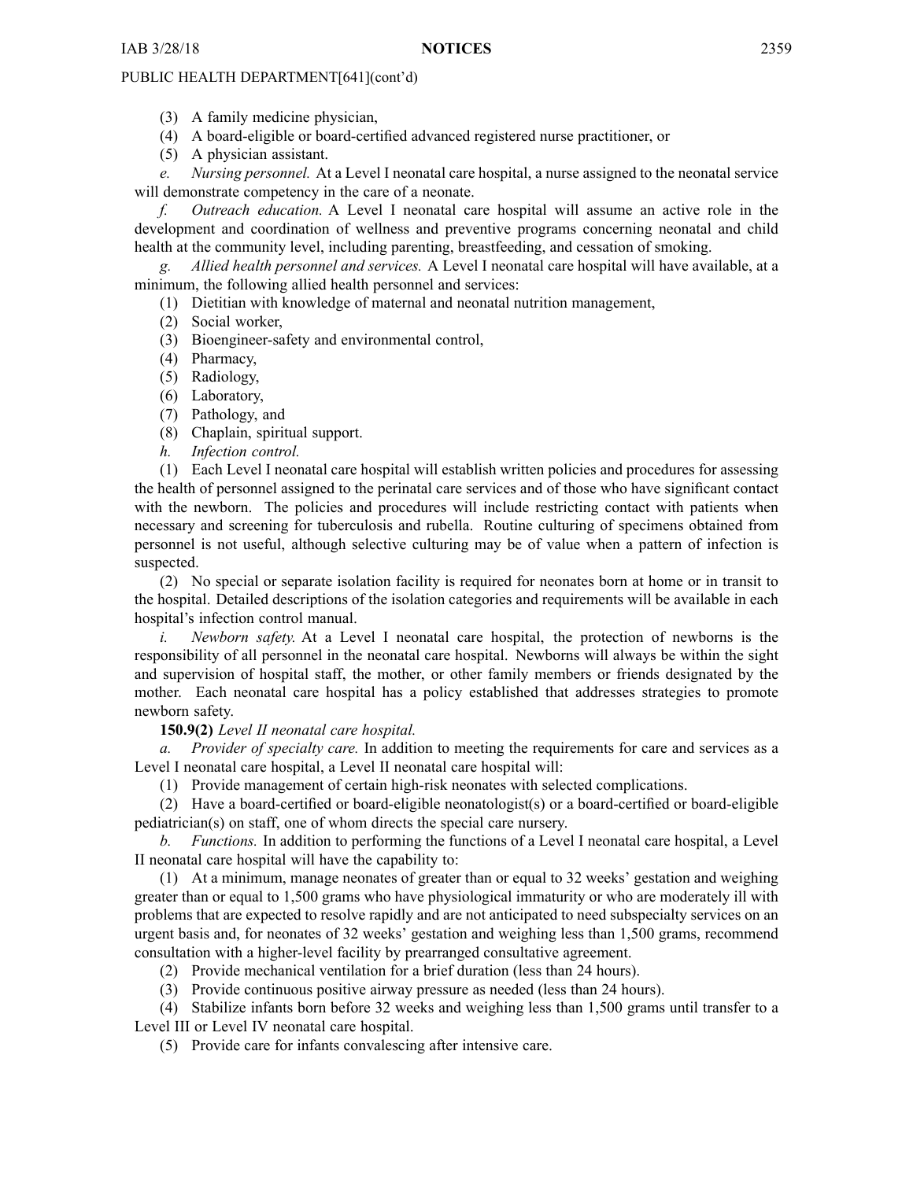PUBLIC HEALTH DEPARTMENT[641](cont'd)

(3) A family medicine physician,

(4) A board-eligible or board-certified advanced registered nurse practitioner, or

(5) A physician assistant.

*e. Nursing personnel.* At a Level I neonatal care hospital, a nurse assigned to the neonatal service will demonstrate competency in the care of a neonate.

*f. Outreach education.* A Level I neonatal care hospital will assume an active role in the development and coordination of wellness and preventive programs concerning neonatal and child health at the community level, including parenting, breastfeeding, and cessation of smoking.

*g. Allied health personnel and services.* A Level I neonatal care hospital will have available, at a minimum, the following allied health personnel and services:

(1) Dietitian with knowledge of maternal and neonatal nutrition management,

(2) Social worker,

(3) Bioengineer-safety and environmental control,

(4) Pharmacy,

(5) Radiology,

(6) Laboratory,

(7) Pathology, and

(8) Chaplain, spiritual support.

*h. Infection control.*

(1) Each Level I neonatal care hospital will establish written policies and procedures for assessing the health of personnel assigned to the perinatal care services and of those who have significant contact with the newborn. The policies and procedures will include restricting contact with patients when necessary and screening for tuberculosis and rubella. Routine culturing of specimens obtained from personnel is not useful, although selective culturing may be of value when a pattern of infection is suspected.

(2) No special or separate isolation facility is required for neonates born at home or in transit to the hospital. Detailed descriptions of the isolation categories and requirements will be available in each hospital's infection control manual.

*i. Newborn safety.* At a Level I neonatal care hospital, the protection of newborns is the responsibility of all personnel in the neonatal care hospital. Newborns will always be within the sight and supervision of hospital staff, the mother, or other family members or friends designated by the mother. Each neonatal care hospital has a policy established that addresses strategies to promote newborn safety.

**150.9(2)** *Level II neonatal care hospital.*

*a. Provider of specialty care.* In addition to meeting the requirements for care and services as a Level I neonatal care hospital, a Level II neonatal care hospital will:

(1) Provide management of certain high-risk neonates with selected complications.

(2) Have a board-certified or board-eligible neonatologist(s) or a board-certified or board-eligible pediatrician(s) on staff, one of whom directs the special care nursery.

*b. Functions.* In addition to performing the functions of a Level I neonatal care hospital, a Level II neonatal care hospital will have the capability to:

(1) At a minimum, manage neonates of greater than or equal to 32 weeks' gestation and weighing greater than or equal to 1,500 grams who have physiological immaturity or who are moderately ill with problems that are expected to resolve rapidly and are not anticipated to need subspecialty services on an urgent basis and, for neonates of 32 weeks' gestation and weighing less than 1,500 grams, recommend consultation with a higher-level facility by prearranged consultative agreement.

(2) Provide mechanical ventilation for a brief duration (less than 24 hours).

(3) Provide continuous positive airway pressure as needed (less than 24 hours).

(4) Stabilize infants born before 32 weeks and weighing less than 1,500 grams until transfer to a Level III or Level IV neonatal care hospital.

(5) Provide care for infants convalescing after intensive care.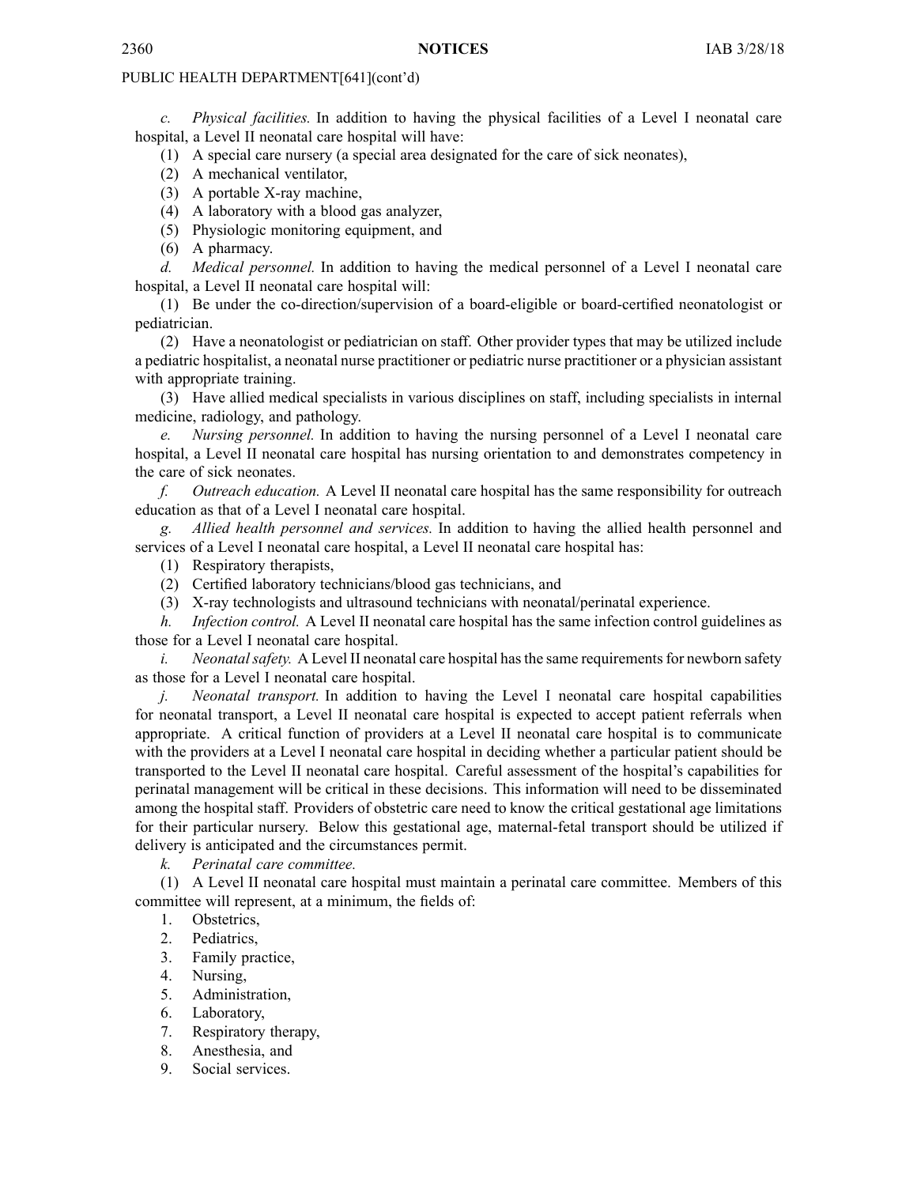PUBLIC HEALTH DEPARTMENT[641](cont'd)

*c. Physical facilities.* In addition to having the physical facilities of a Level I neonatal care hospital, a Level II neonatal care hospital will have:

(1) A special care nursery (a special area designated for the care of sick neonates),

(2) A mechanical ventilator,

(3) A portable X-ray machine,

(4) A laboratory with a blood gas analyzer,

(5) Physiologic monitoring equipment, and

(6) A pharmacy.

*d. Medical personnel.* In addition to having the medical personnel of a Level I neonatal care hospital, a Level II neonatal care hospital will:

(1) Be under the co-direction/supervision of a board-eligible or board-certified neonatologist or pediatrician.

(2) Have a neonatologist or pediatrician on staff. Other provider types that may be utilized include a pediatric hospitalist, a neonatal nurse practitioner or pediatric nurse practitioner or a physician assistant with appropriate training.

(3) Have allied medical specialists in various disciplines on staff, including specialists in internal medicine, radiology, and pathology.

*e. Nursing personnel.* In addition to having the nursing personnel of a Level I neonatal care hospital, a Level II neonatal care hospital has nursing orientation to and demonstrates competency in the care of sick neonates.

*f. Outreach education.* A Level II neonatal care hospital has the same responsibility for outreach education as that of a Level I neonatal care hospital.

*g. Allied health personnel and services.* In addition to having the allied health personnel and services of a Level I neonatal care hospital, a Level II neonatal care hospital has:

(1) Respiratory therapists,

(2) Certified laboratory technicians/blood gas technicians, and

(3) X-ray technologists and ultrasound technicians with neonatal/perinatal experience.

*h. Infection control.* A Level II neonatal care hospital has the same infection control guidelines as those for a Level I neonatal care hospital.

*i. Neonatal safety.* A Level II neonatal care hospital has the same requirements for newborn safety as those for a Level I neonatal care hospital.

*j. Neonatal transport.* In addition to having the Level I neonatal care hospital capabilities for neonatal transport, a Level II neonatal care hospital is expected to accept patient referrals when appropriate. A critical function of providers at a Level II neonatal care hospital is to communicate with the providers at a Level I neonatal care hospital in deciding whether a particular patient should be transported to the Level II neonatal care hospital. Careful assessment of the hospital's capabilities for perinatal management will be critical in these decisions. This information will need to be disseminated among the hospital staff. Providers of obstetric care need to know the critical gestational age limitations for their particular nursery. Below this gestational age, maternal-fetal transport should be utilized if delivery is anticipated and the circumstances permit.

*k. Perinatal care committee.*

(1) A Level II neonatal care hospital must maintain a perinatal care committee. Members of this committee will represent, at a minimum, the fields of:

1. Obstetrics,
2. Pediatrics,
3. Family practice,
4. Nursing,
5. Administration,
6. Laboratory,
7. Respiratory therapy,
8. Anesthesia, and
9. Social services.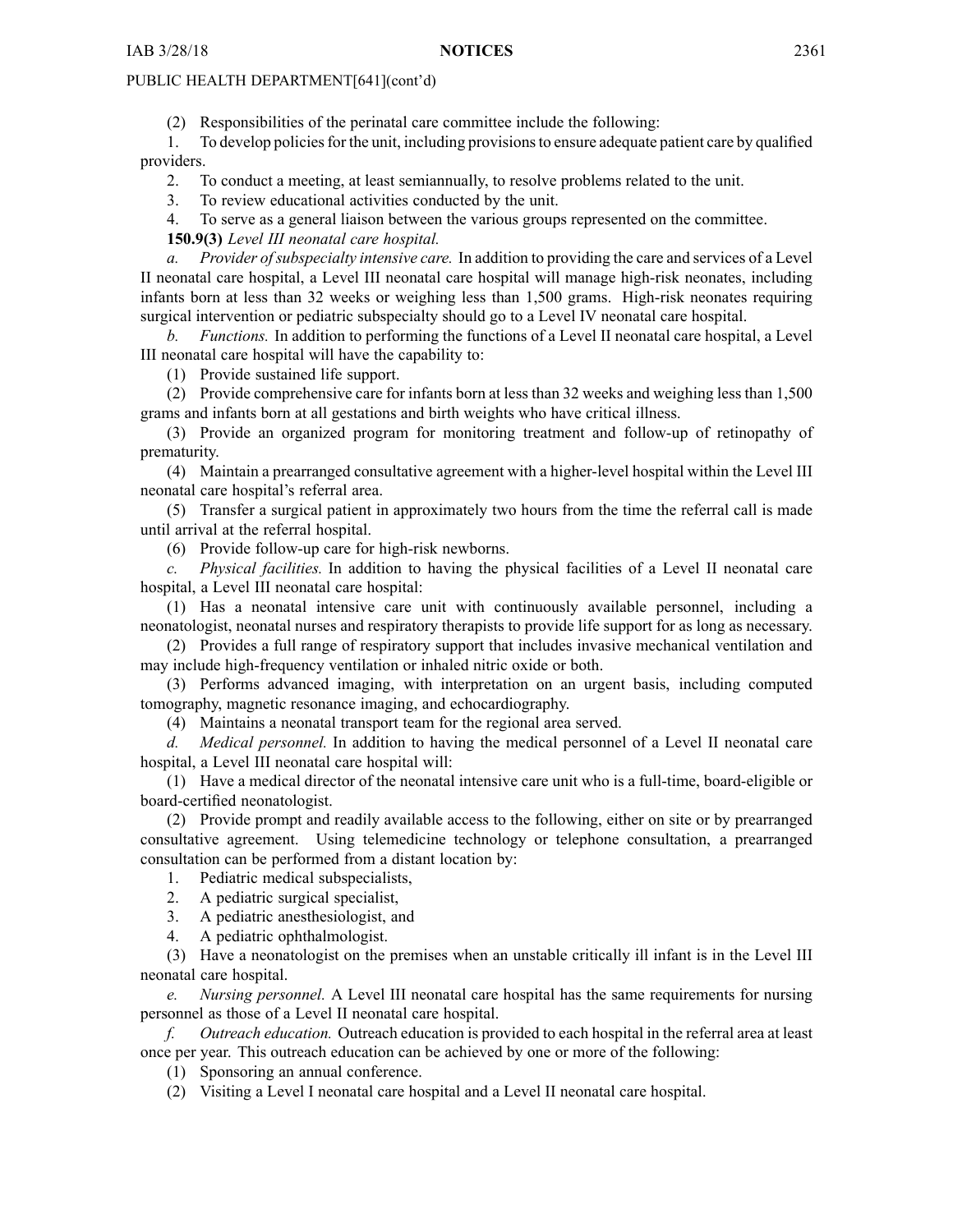PUBLIC HEALTH DEPARTMENT[641](cont'd)

(2) Responsibilities of the perinatal care committee include the following:

1. To develop policies for the unit, including provisions to ensure adequate patient care by qualified providers.

2. To conduct a meeting, at least semiannually, to resolve problems related to the unit.

3. To review educational activities conducted by the unit.

4. To serve as a general liaison between the various groups represented on the committee.

**150.9(3)** *Level III neonatal care hospital.*

*a. Provider of subspecialty intensive care.* In addition to providing the care and services of a Level II neonatal care hospital, a Level III neonatal care hospital will manage high-risk neonates, including infants born at less than 32 weeks or weighing less than 1,500 grams. High-risk neonates requiring surgical intervention or pediatric subspecialty should go to a Level IV neonatal care hospital.

*b. Functions.* In addition to performing the functions of a Level II neonatal care hospital, a Level III neonatal care hospital will have the capability to:

(1) Provide sustained life support.

(2) Provide comprehensive care for infants born at less than 32 weeks and weighing less than 1,500 grams and infants born at all gestations and birth weights who have critical illness.

(3) Provide an organized program for monitoring treatment and follow-up of retinopathy of prematurity.

(4) Maintain a prearranged consultative agreement with a higher-level hospital within the Level III neonatal care hospital's referral area.

(5) Transfer a surgical patient in approximately two hours from the time the referral call is made until arrival at the referral hospital.

(6) Provide follow-up care for high-risk newborns.

*c. Physical facilities.* In addition to having the physical facilities of a Level II neonatal care hospital, a Level III neonatal care hospital:

(1) Has a neonatal intensive care unit with continuously available personnel, including a neonatologist, neonatal nurses and respiratory therapists to provide life support for as long as necessary.

(2) Provides a full range of respiratory support that includes invasive mechanical ventilation and may include high-frequency ventilation or inhaled nitric oxide or both.

(3) Performs advanced imaging, with interpretation on an urgent basis, including computed tomography, magnetic resonance imaging, and echocardiography.

(4) Maintains a neonatal transport team for the regional area served.

*d. Medical personnel.* In addition to having the medical personnel of a Level II neonatal care hospital, a Level III neonatal care hospital will:

(1) Have a medical director of the neonatal intensive care unit who is a full-time, board-eligible or board-certified neonatologist.

(2) Provide prompt and readily available access to the following, either on site or by prearranged consultative agreement. Using telemedicine technology or telephone consultation, a prearranged consultation can be performed from a distant location by:

1. Pediatric medical subspecialists,

2. A pediatric surgical specialist,

3. A pediatric anesthesiologist, and

4. A pediatric ophthalmologist.

(3) Have a neonatologist on the premises when an unstable critically ill infant is in the Level III neonatal care hospital.

*e. Nursing personnel.* A Level III neonatal care hospital has the same requirements for nursing personnel as those of a Level II neonatal care hospital.

*f. Outreach education.* Outreach education is provided to each hospital in the referral area at least once per year. This outreach education can be achieved by one or more of the following:

(1) Sponsoring an annual conference.

(2) Visiting a Level I neonatal care hospital and a Level II neonatal care hospital.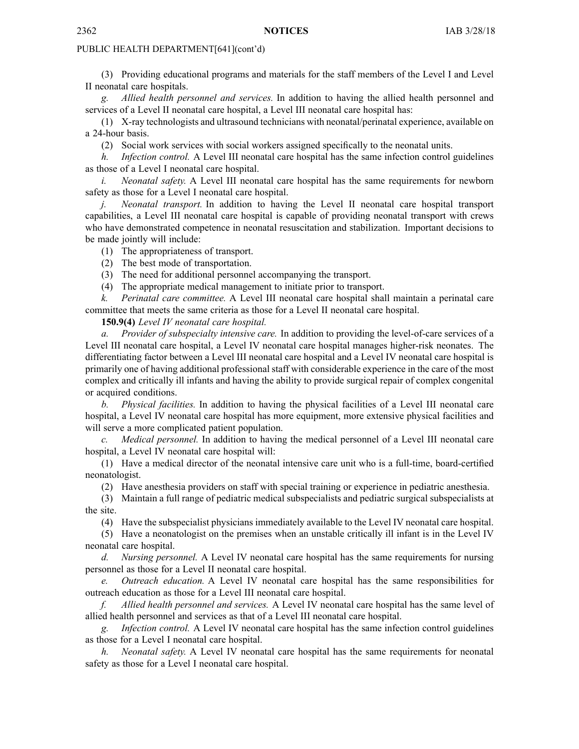PUBLIC HEALTH DEPARTMENT[641](cont'd)

(3) Providing educational programs and materials for the staff members of the Level I and Level II neonatal care hospitals.

*g. Allied health personnel and services.* In addition to having the allied health personnel and services of a Level II neonatal care hospital, a Level III neonatal care hospital has:

(1) X-ray technologists and ultrasound technicians with neonatal/perinatal experience, available on a 24-hour basis.

(2) Social work services with social workers assigned specifically to the neonatal units.

*h. Infection control.* A Level III neonatal care hospital has the same infection control guidelines as those of a Level I neonatal care hospital.

*i. Neonatal safety.* A Level III neonatal care hospital has the same requirements for newborn safety as those for a Level I neonatal care hospital.

*j. Neonatal transport.* In addition to having the Level II neonatal care hospital transport capabilities, a Level III neonatal care hospital is capable of providing neonatal transport with crews who have demonstrated competence in neonatal resuscitation and stabilization. Important decisions to be made jointly will include:

(1) The appropriateness of transport.

(2) The best mode of transportation.

(3) The need for additional personnel accompanying the transport.

(4) The appropriate medical management to initiate prior to transport.

*k. Perinatal care committee.* A Level III neonatal care hospital shall maintain a perinatal care committee that meets the same criteria as those for a Level II neonatal care hospital.

**150.9(4)** *Level IV neonatal care hospital.*

*a. Provider of subspecialty intensive care.* In addition to providing the level-of-care services of a Level III neonatal care hospital, a Level IV neonatal care hospital manages higher-risk neonates. The differentiating factor between a Level III neonatal care hospital and a Level IV neonatal care hospital is primarily one of having additional professional staff with considerable experience in the care of the most complex and critically ill infants and having the ability to provide surgical repair of complex congenital or acquired conditions.

*b. Physical facilities.* In addition to having the physical facilities of a Level III neonatal care hospital, a Level IV neonatal care hospital has more equipment, more extensive physical facilities and will serve a more complicated patient population.

*c. Medical personnel.* In addition to having the medical personnel of a Level III neonatal care hospital, a Level IV neonatal care hospital will:

(1) Have a medical director of the neonatal intensive care unit who is a full-time, board-certified neonatologist.

(2) Have anesthesia providers on staff with special training or experience in pediatric anesthesia.

(3) Maintain a full range of pediatric medical subspecialists and pediatric surgical subspecialists at the site.

(4) Have the subspecialist physicians immediately available to the Level IV neonatal care hospital.

(5) Have a neonatologist on the premises when an unstable critically ill infant is in the Level IV neonatal care hospital.

*d. Nursing personnel.* A Level IV neonatal care hospital has the same requirements for nursing personnel as those for a Level II neonatal care hospital.

*e. Outreach education.* A Level IV neonatal care hospital has the same responsibilities for outreach education as those for a Level III neonatal care hospital.

*f. Allied health personnel and services.* A Level IV neonatal care hospital has the same level of allied health personnel and services as that of a Level III neonatal care hospital.

*g. Infection control.* A Level IV neonatal care hospital has the same infection control guidelines as those for a Level I neonatal care hospital.

*h. Neonatal safety.* A Level IV neonatal care hospital has the same requirements for neonatal safety as those for a Level I neonatal care hospital.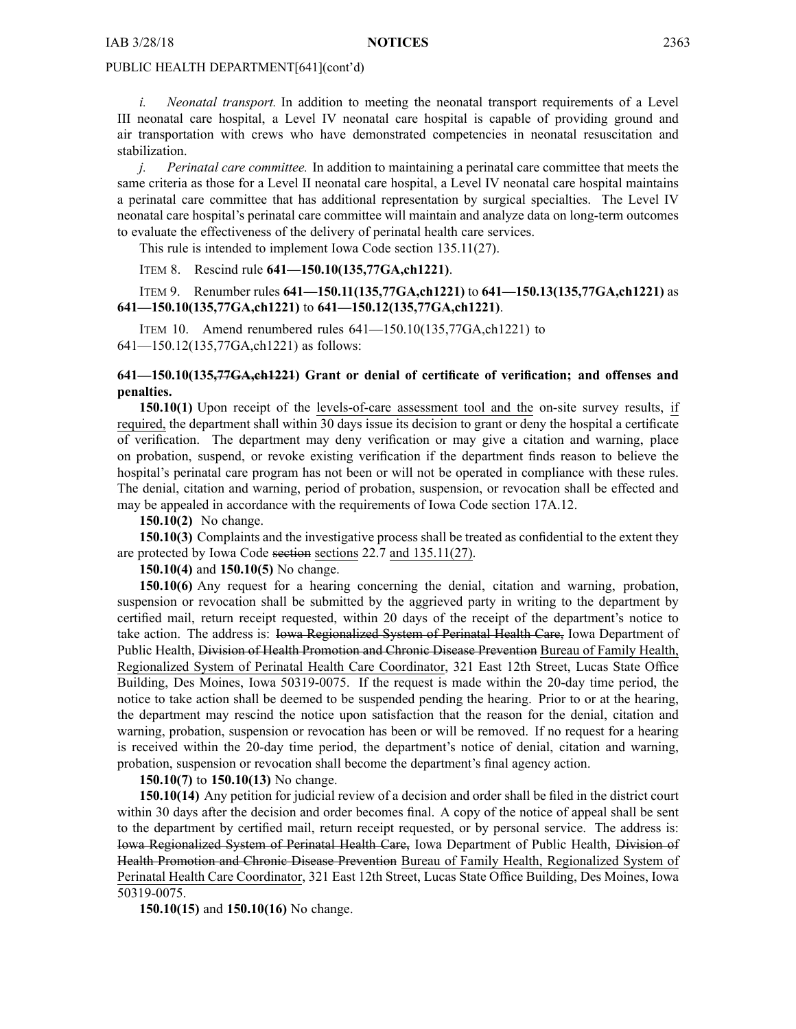PUBLIC HEALTH DEPARTMENT[641](cont'd)

*i. Neonatal transport.* In addition to meeting the neonatal transport requirements of a Level III neonatal care hospital, a Level IV neonatal care hospital is capable of providing ground and air transportation with crews who have demonstrated competencies in neonatal resuscitation and stabilization.

*j. Perinatal care committee.* In addition to maintaining a perinatal care committee that meets the same criteria as those for a Level II neonatal care hospital, a Level IV neonatal care hospital maintains a perinatal care committee that has additional representation by surgical specialties. The Level IV neonatal care hospital's perinatal care committee will maintain and analyze data on long-term outcomes to evaluate the effectiveness of the delivery of perinatal health care services.

This rule is intended to implement Iowa Code section 135.11(27).

ITEM 8. Rescind rule **641—150.10(135,77GA,ch1221)**.

ITEM 9. Renumber rules **641—150.11(135,77GA,ch1221)** to **641—150.13(135,77GA,ch1221)** as **641—150.10(135,77GA,ch1221)** to **641—150.12(135,77GA,ch1221)**.

ITEM 10. Amend renumbered rules 641—150.10(135,77GA,ch1221) to 641—150.12(135,77GA,ch1221) as follows:

**641—150.10(135~~,77GA,ch1221~~) Grant or denial of certificate of verification; and offenses and penalties.**

**150.10(1)** Upon receipt of the levels-of-care assessment tool and the on-site survey results, if required, the department shall within 30 days issue its decision to grant or deny the hospital a certificate of verification. The department may deny verification or may give a citation and warning, place on probation, suspend, or revoke existing verification if the department finds reason to believe the hospital's perinatal care program has not been or will not be operated in compliance with these rules. The denial, citation and warning, period of probation, suspension, or revocation shall be effected and may be appealed in accordance with the requirements of Iowa Code section 17A.12.

**150.10(2)** No change.

**150.10(3)** Complaints and the investigative process shall be treated as confidential to the extent they are protected by Iowa Code ~~section~~ sections 22.7 and 135.11(27).

**150.10(4)** and **150.10(5)** No change.

**150.10(6)** Any request for a hearing concerning the denial, citation and warning, probation, suspension or revocation shall be submitted by the aggrieved party in writing to the department by certified mail, return receipt requested, within 20 days of the receipt of the department's notice to take action. The address is: ~~Iowa Regionalized System of Perinatal Health Care,~~ Iowa Department of Public Health, ~~Division of Health Promotion and Chronic Disease Prevention~~ Bureau of Family Health, Regionalized System of Perinatal Health Care Coordinator, 321 East 12th Street, Lucas State Office Building, Des Moines, Iowa 50319-0075. If the request is made within the 20-day time period, the notice to take action shall be deemed to be suspended pending the hearing. Prior to or at the hearing, the department may rescind the notice upon satisfaction that the reason for the denial, citation and warning, probation, suspension or revocation has been or will be removed. If no request for a hearing is received within the 20-day time period, the department's notice of denial, citation and warning, probation, suspension or revocation shall become the department's final agency action.

**150.10(7)** to **150.10(13)** No change.

**150.10(14)** Any petition for judicial review of a decision and order shall be filed in the district court within 30 days after the decision and order becomes final. A copy of the notice of appeal shall be sent to the department by certified mail, return receipt requested, or by personal service. The address is: ~~Iowa Regionalized System of Perinatal Health Care,~~ Iowa Department of Public Health, ~~Division of Health Promotion and Chronic Disease Prevention~~ Bureau of Family Health, Regionalized System of Perinatal Health Care Coordinator, 321 East 12th Street, Lucas State Office Building, Des Moines, Iowa 50319-0075.

**150.10(15)** and **150.10(16)** No change.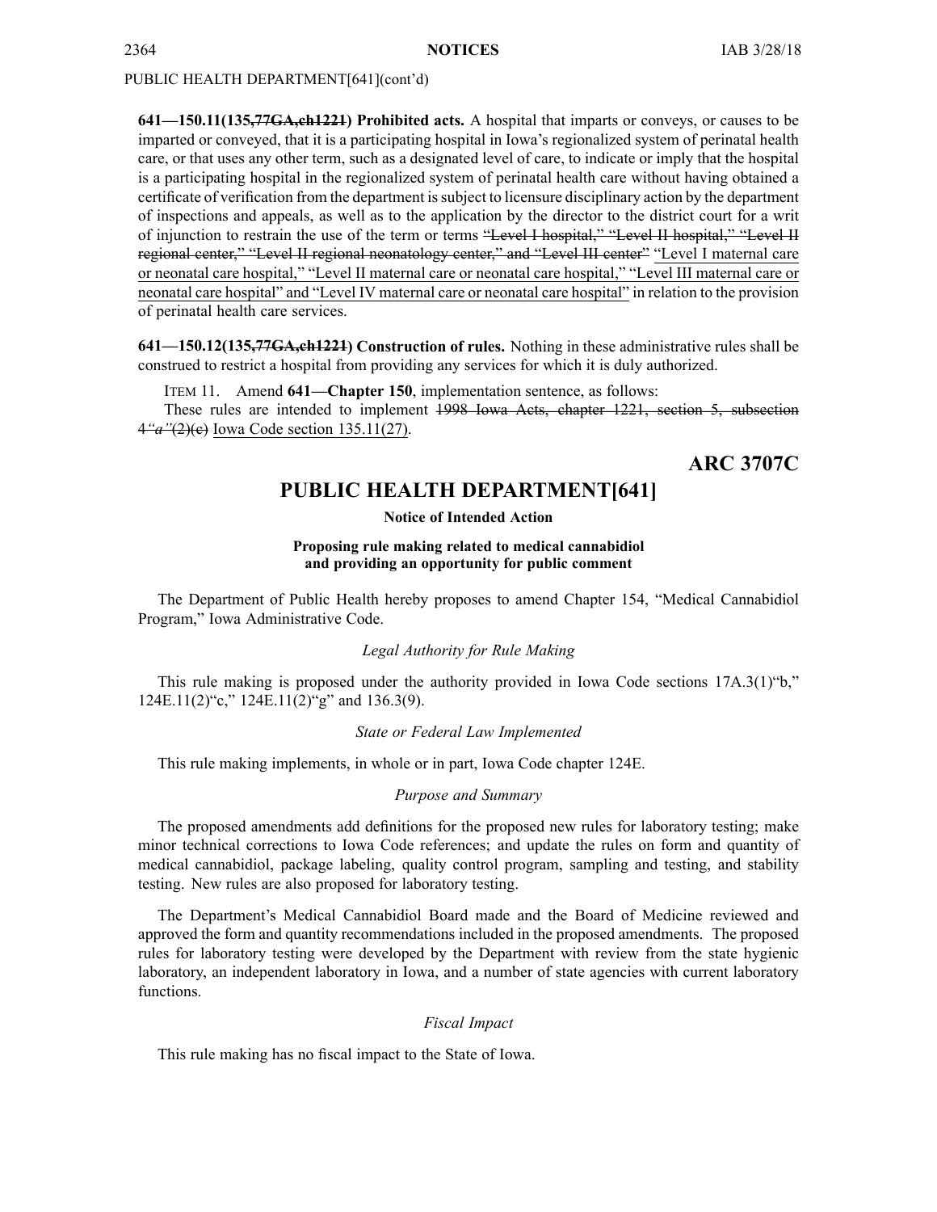PUBLIC HEALTH DEPARTMENT[641](cont'd)

**641—150.11(135~~,77GA,ch1221~~) Prohibited acts.** A hospital that imparts or conveys, or causes to be imparted or conveyed, that it is a participating hospital in Iowa's regionalized system of perinatal health care, or that uses any other term, such as a designated level of care, to indicate or imply that the hospital is a participating hospital in the regionalized system of perinatal health care without having obtained a certificate of verification from the department is subject to licensure disciplinary action by the department of inspections and appeals, as well as to the application by the director to the district court for a writ of injunction to restrain the use of the term or terms ~~"Level I hospital," "Level II hospital," "Level II regional center," "Level II regional neonatology center," and "Level III center"~~ <u>"Level I maternal care or neonatal care hospital," "Level II maternal care or neonatal care hospital," "Level III maternal care or neonatal care hospital" and "Level IV maternal care or neonatal care hospital"</u> in relation to the provision of perinatal health care services.

**641—150.12(135~~,77GA,ch1221~~) Construction of rules.** Nothing in these administrative rules shall be construed to restrict a hospital from providing any services for which it is duly authorized.

ITEM 11. Amend **641—Chapter 150**, implementation sentence, as follows:

These rules are intended to implement ~~1998 Iowa Acts, chapter 1221, section 5, subsection 4"a"(2)(c)~~ <u>Iowa Code section 135.11(27)</u>.

**ARC 3707C**

# PUBLIC HEALTH DEPARTMENT[641]

**Notice of Intended Action**

**Proposing rule making related to medical cannabidiol and providing an opportunity for public comment**

The Department of Public Health hereby proposes to amend Chapter 154, "Medical Cannabidiol Program," Iowa Administrative Code.

*Legal Authority for Rule Making*

This rule making is proposed under the authority provided in Iowa Code sections 17A.3(1)"b," 124E.11(2)"c," 124E.11(2)"g" and 136.3(9).

*State or Federal Law Implemented*

This rule making implements, in whole or in part, Iowa Code chapter 124E.

*Purpose and Summary*

The proposed amendments add definitions for the proposed new rules for laboratory testing; make minor technical corrections to Iowa Code references; and update the rules on form and quantity of medical cannabidiol, package labeling, quality control program, sampling and testing, and stability testing. New rules are also proposed for laboratory testing.

The Department's Medical Cannabidiol Board made and the Board of Medicine reviewed and approved the form and quantity recommendations included in the proposed amendments. The proposed rules for laboratory testing were developed by the Department with review from the state hygienic laboratory, an independent laboratory in Iowa, and a number of state agencies with current laboratory functions.

*Fiscal Impact*

This rule making has no fiscal impact to the State of Iowa.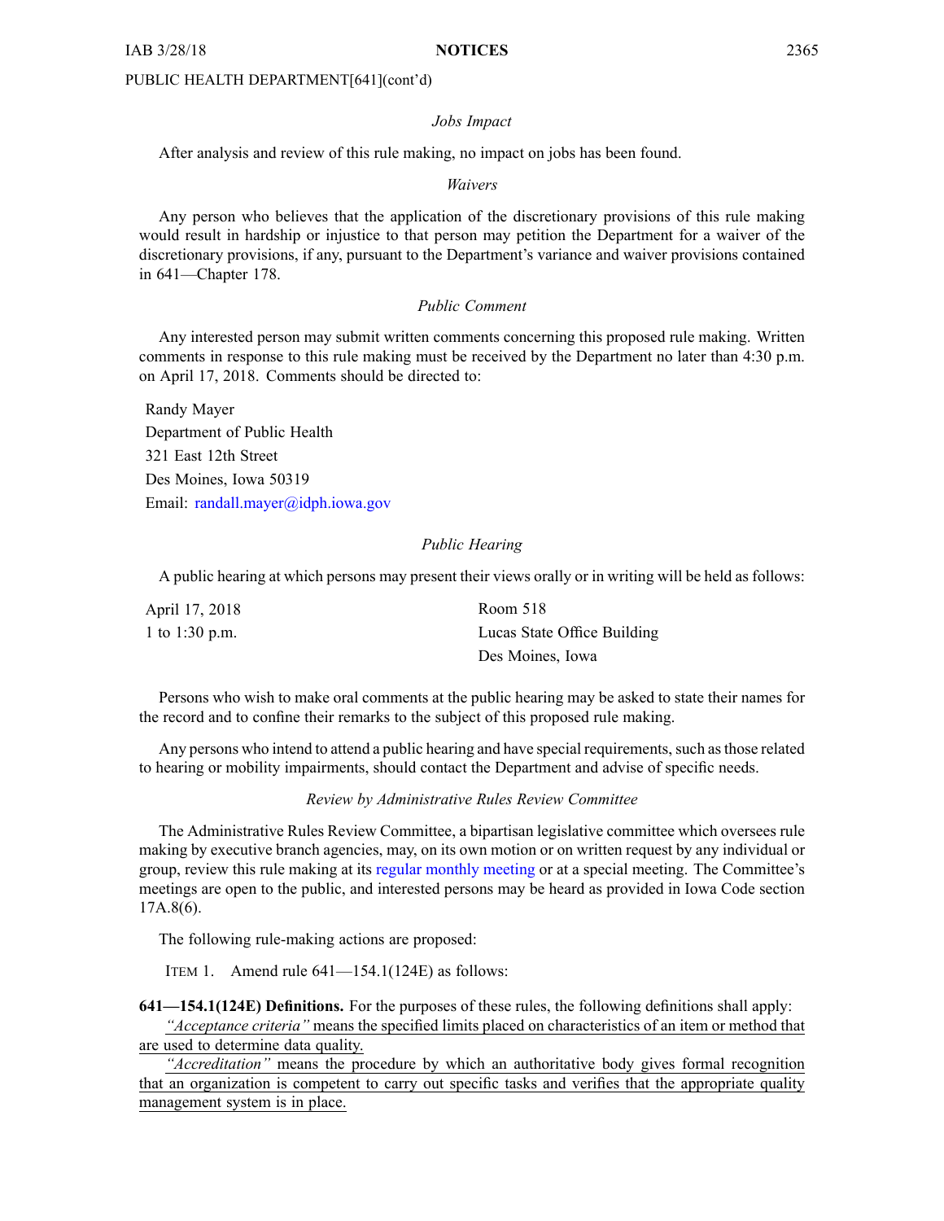PUBLIC HEALTH DEPARTMENT[641](cont'd)

*Jobs Impact*

After analysis and review of this rule making, no impact on jobs has been found.

*Waivers*

Any person who believes that the application of the discretionary provisions of this rule making would result in hardship or injustice to that person may petition the Department for a waiver of the discretionary provisions, if any, pursuant to the Department's variance and waiver provisions contained in 641—Chapter 178.

*Public Comment*

Any interested person may submit written comments concerning this proposed rule making. Written comments in response to this rule making must be received by the Department no later than 4:30 p.m. on April 17, 2018. Comments should be directed to:

Randy Mayer
Department of Public Health
321 East 12th Street
Des Moines, Iowa 50319
Email: randall.mayer@idph.iowa.gov

*Public Hearing*

A public hearing at which persons may present their views orally or in writing will be held as follows:

| | |
|---|---|
| April 17, 2018 | Room 518 |
| 1 to 1:30 p.m. | Lucas State Office Building |
| | Des Moines, Iowa |

Persons who wish to make oral comments at the public hearing may be asked to state their names for the record and to confine their remarks to the subject of this proposed rule making.

Any persons who intend to attend a public hearing and have special requirements, such as those related to hearing or mobility impairments, should contact the Department and advise of specific needs.

*Review by Administrative Rules Review Committee*

The Administrative Rules Review Committee, a bipartisan legislative committee which oversees rule making by executive branch agencies, may, on its own motion or on written request by any individual or group, review this rule making at its regular monthly meeting or at a special meeting. The Committee's meetings are open to the public, and interested persons may be heard as provided in Iowa Code section 17A.8(6).

The following rule-making actions are proposed:

ITEM 1. Amend rule 641—154.1(124E) as follows:

**641—154.1(124E) Definitions.** For the purposes of these rules, the following definitions shall apply:

*"Acceptance criteria"* means the specified limits placed on characteristics of an item or method that are used to determine data quality.

*"Accreditation"* means the procedure by which an authoritative body gives formal recognition that an organization is competent to carry out specific tasks and verifies that the appropriate quality management system is in place.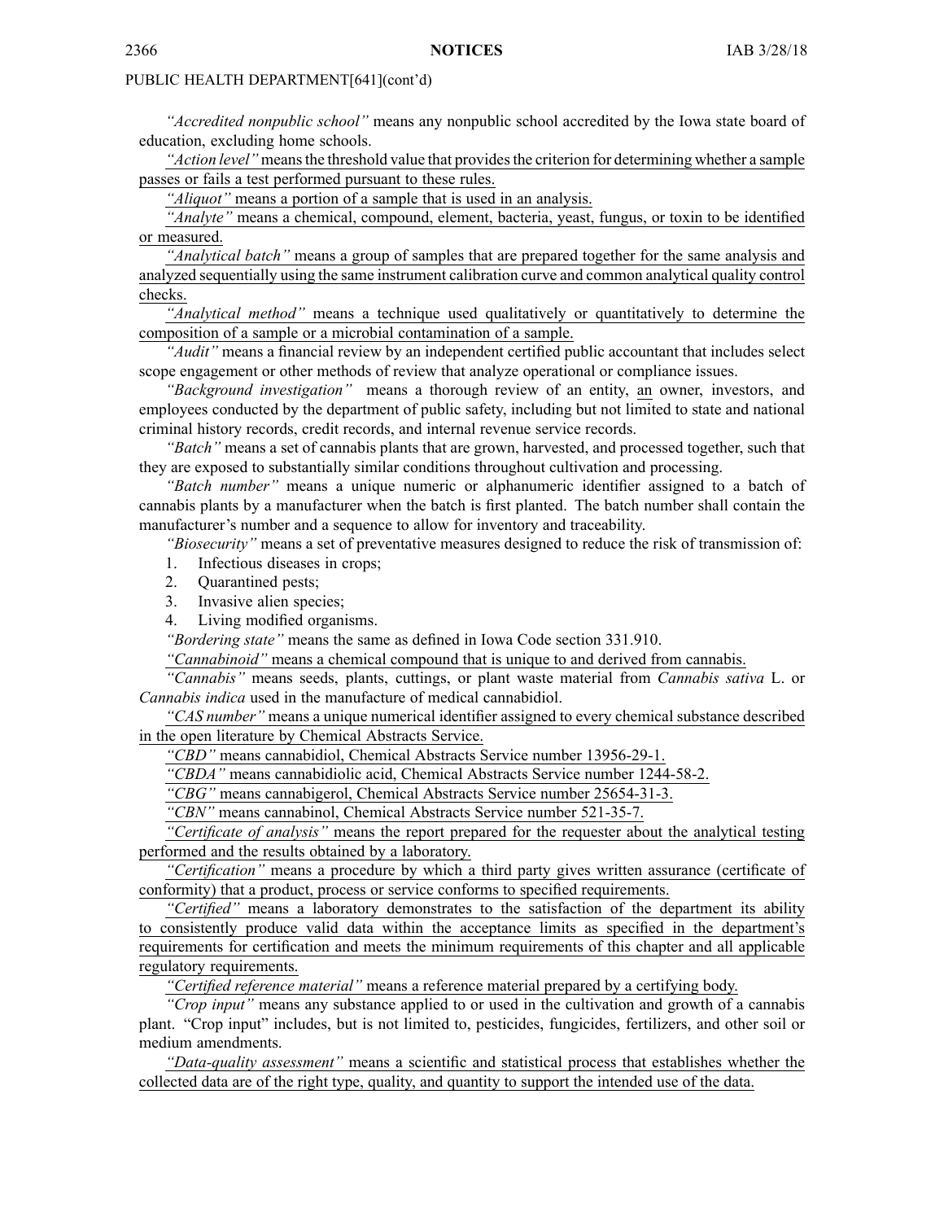PUBLIC HEALTH DEPARTMENT[641](cont'd)

*"Accredited nonpublic school"* means any nonpublic school accredited by the Iowa state board of education, excluding home schools.

*"Action level"* means the threshold value that provides the criterion for determining whether a sample passes or fails a test performed pursuant to these rules.

*"Aliquot"* means a portion of a sample that is used in an analysis.

*"Analyte"* means a chemical, compound, element, bacteria, yeast, fungus, or toxin to be identified or measured.

*"Analytical batch"* means a group of samples that are prepared together for the same analysis and analyzed sequentially using the same instrument calibration curve and common analytical quality control checks.

*"Analytical method"* means a technique used qualitatively or quantitatively to determine the composition of a sample or a microbial contamination of a sample.

*"Audit"* means a financial review by an independent certified public accountant that includes select scope engagement or other methods of review that analyze operational or compliance issues.

*"Background investigation"* means a thorough review of an entity, an owner, investors, and employees conducted by the department of public safety, including but not limited to state and national criminal history records, credit records, and internal revenue service records.

*"Batch"* means a set of cannabis plants that are grown, harvested, and processed together, such that they are exposed to substantially similar conditions throughout cultivation and processing.

*"Batch number"* means a unique numeric or alphanumeric identifier assigned to a batch of cannabis plants by a manufacturer when the batch is first planted. The batch number shall contain the manufacturer's number and a sequence to allow for inventory and traceability.

*"Biosecurity"* means a set of preventative measures designed to reduce the risk of transmission of:

1. Infectious diseases in crops;
2. Quarantined pests;
3. Invasive alien species;
4. Living modified organisms.

*"Bordering state"* means the same as defined in Iowa Code section 331.910.

*"Cannabinoid"* means a chemical compound that is unique to and derived from cannabis.

*"Cannabis"* means seeds, plants, cuttings, or plant waste material from *Cannabis sativa* L. or *Cannabis indica* used in the manufacture of medical cannabidiol.

*"CAS number"* means a unique numerical identifier assigned to every chemical substance described in the open literature by Chemical Abstracts Service.

*"CBD"* means cannabidiol, Chemical Abstracts Service number 13956-29-1.

*"CBDA"* means cannabidiolic acid, Chemical Abstracts Service number 1244-58-2.

*"CBG"* means cannabigerol, Chemical Abstracts Service number 25654-31-3.

*"CBN"* means cannabinol, Chemical Abstracts Service number 521-35-7.

*"Certificate of analysis"* means the report prepared for the requester about the analytical testing performed and the results obtained by a laboratory.

*"Certification"* means a procedure by which a third party gives written assurance (certificate of conformity) that a product, process or service conforms to specified requirements.

*"Certified"* means a laboratory demonstrates to the satisfaction of the department its ability to consistently produce valid data within the acceptance limits as specified in the department's requirements for certification and meets the minimum requirements of this chapter and all applicable regulatory requirements.

*"Certified reference material"* means a reference material prepared by a certifying body.

*"Crop input"* means any substance applied to or used in the cultivation and growth of a cannabis plant. "Crop input" includes, but is not limited to, pesticides, fungicides, fertilizers, and other soil or medium amendments.

*"Data-quality assessment"* means a scientific and statistical process that establishes whether the collected data are of the right type, quality, and quantity to support the intended use of the data.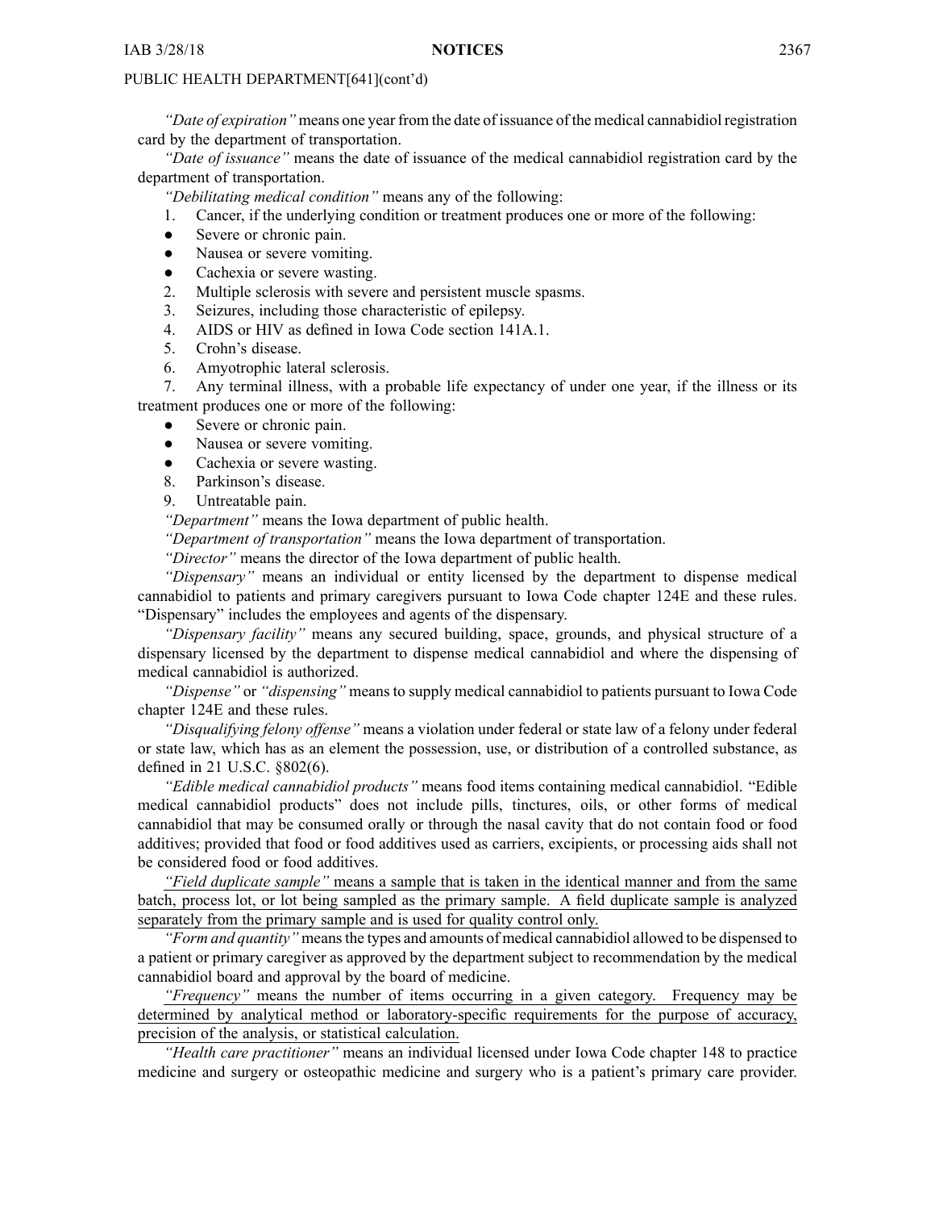*"Date of expiration"* means one year from the date of issuance of the medical cannabidiol registration card by the department of transportation.

*"Date of issuance"* means the date of issuance of the medical cannabidiol registration card by the department of transportation.

*"Debilitating medical condition"* means any of the following:

1. Cancer, if the underlying condition or treatment produces one or more of the following:
   - Severe or chronic pain.
   - Nausea or severe vomiting.
   - Cachexia or severe wasting.
2. Multiple sclerosis with severe and persistent muscle spasms.
3. Seizures, including those characteristic of epilepsy.
4. AIDS or HIV as defined in Iowa Code section 141A.1.
5. Crohn's disease.
6. Amyotrophic lateral sclerosis.
7. Any terminal illness, with a probable life expectancy of under one year, if the illness or its treatment produces one or more of the following:
   - Severe or chronic pain.
   - Nausea or severe vomiting.
   - Cachexia or severe wasting.
8. Parkinson's disease.
9. Untreatable pain.

*"Department"* means the Iowa department of public health.

*"Department of transportation"* means the Iowa department of transportation.

*"Director"* means the director of the Iowa department of public health.

*"Dispensary"* means an individual or entity licensed by the department to dispense medical cannabidiol to patients and primary caregivers pursuant to Iowa Code chapter 124E and these rules. "Dispensary" includes the employees and agents of the dispensary.

*"Dispensary facility"* means any secured building, space, grounds, and physical structure of a dispensary licensed by the department to dispense medical cannabidiol and where the dispensing of medical cannabidiol is authorized.

*"Dispense"* or *"dispensing"* means to supply medical cannabidiol to patients pursuant to Iowa Code chapter 124E and these rules.

*"Disqualifying felony offense"* means a violation under federal or state law of a felony under federal or state law, which has as an element the possession, use, or distribution of a controlled substance, as defined in 21 U.S.C. §802(6).

*"Edible medical cannabidiol products"* means food items containing medical cannabidiol. "Edible medical cannabidiol products" does not include pills, tinctures, oils, or other forms of medical cannabidiol that may be consumed orally or through the nasal cavity that do not contain food or food additives; provided that food or food additives used as carriers, excipients, or processing aids shall not be considered food or food additives.

*"Field duplicate sample"* means a sample that is taken in the identical manner and from the same batch, process lot, or lot being sampled as the primary sample. A field duplicate sample is analyzed separately from the primary sample and is used for quality control only.

*"Form and quantity"* means the types and amounts of medical cannabidiol allowed to be dispensed to a patient or primary caregiver as approved by the department subject to recommendation by the medical cannabidiol board and approval by the board of medicine.

*"Frequency"* means the number of items occurring in a given category. Frequency may be determined by analytical method or laboratory-specific requirements for the purpose of accuracy, precision of the analysis, or statistical calculation.

*"Health care practitioner"* means an individual licensed under Iowa Code chapter 148 to practice medicine and surgery or osteopathic medicine and surgery who is a patient's primary care provider.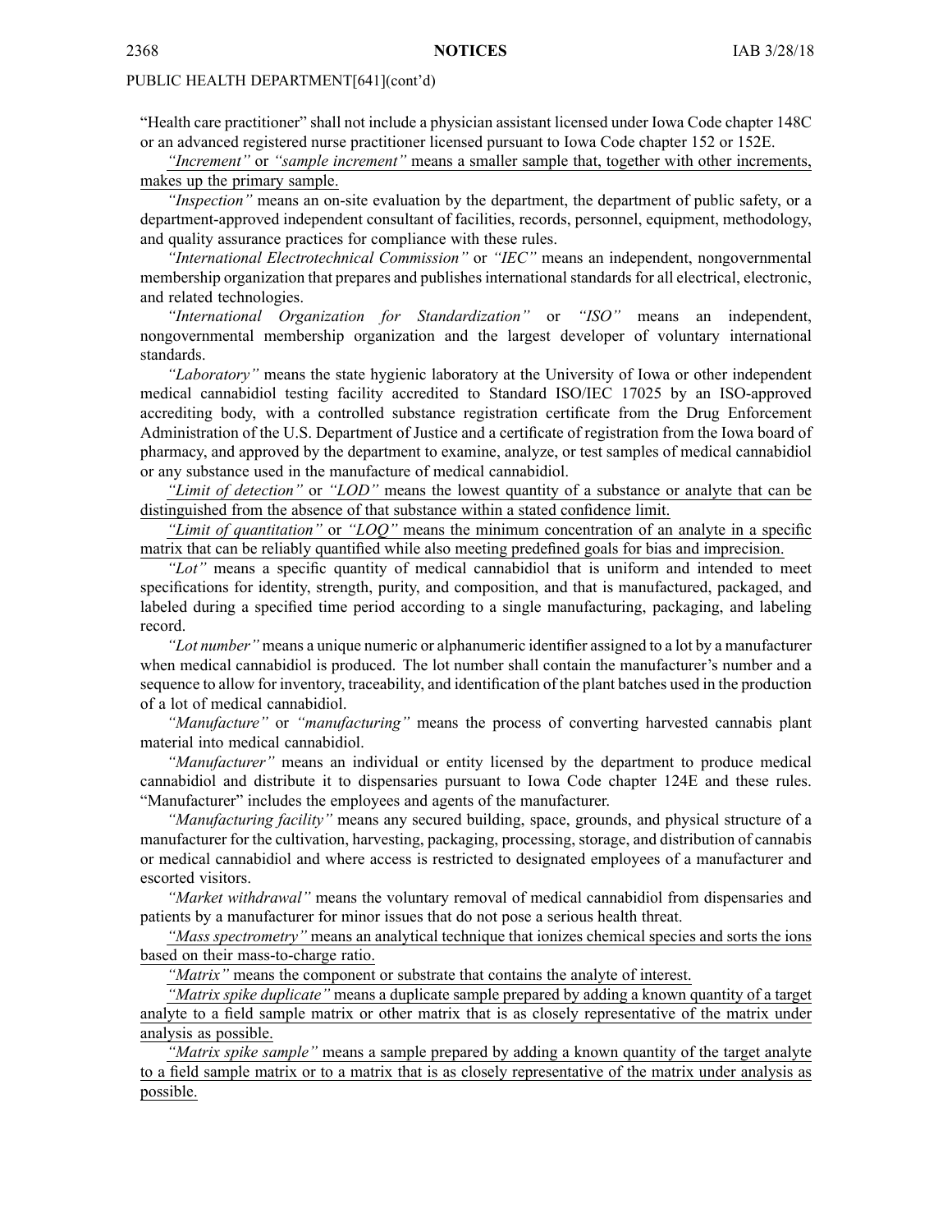PUBLIC HEALTH DEPARTMENT[641](cont'd)

"Health care practitioner" shall not include a physician assistant licensed under Iowa Code chapter 148C or an advanced registered nurse practitioner licensed pursuant to Iowa Code chapter 152 or 152E.

*"Increment"* or *"sample increment"* means a smaller sample that, together with other increments, makes up the primary sample.

*"Inspection"* means an on-site evaluation by the department, the department of public safety, or a department-approved independent consultant of facilities, records, personnel, equipment, methodology, and quality assurance practices for compliance with these rules.

*"International Electrotechnical Commission"* or *"IEC"* means an independent, nongovernmental membership organization that prepares and publishes international standards for all electrical, electronic, and related technologies.

*"International Organization for Standardization"* or *"ISO"* means an independent, nongovernmental membership organization and the largest developer of voluntary international standards.

*"Laboratory"* means the state hygienic laboratory at the University of Iowa or other independent medical cannabidiol testing facility accredited to Standard ISO/IEC 17025 by an ISO-approved accrediting body, with a controlled substance registration certificate from the Drug Enforcement Administration of the U.S. Department of Justice and a certificate of registration from the Iowa board of pharmacy, and approved by the department to examine, analyze, or test samples of medical cannabidiol or any substance used in the manufacture of medical cannabidiol.

*"Limit of detection"* or *"LOD"* means the lowest quantity of a substance or analyte that can be distinguished from the absence of that substance within a stated confidence limit.

*"Limit of quantitation"* or *"LOQ"* means the minimum concentration of an analyte in a specific matrix that can be reliably quantified while also meeting predefined goals for bias and imprecision.

*"Lot"* means a specific quantity of medical cannabidiol that is uniform and intended to meet specifications for identity, strength, purity, and composition, and that is manufactured, packaged, and labeled during a specified time period according to a single manufacturing, packaging, and labeling record.

*"Lot number"* means a unique numeric or alphanumeric identifier assigned to a lot by a manufacturer when medical cannabidiol is produced. The lot number shall contain the manufacturer's number and a sequence to allow for inventory, traceability, and identification of the plant batches used in the production of a lot of medical cannabidiol.

*"Manufacture"* or *"manufacturing"* means the process of converting harvested cannabis plant material into medical cannabidiol.

*"Manufacturer"* means an individual or entity licensed by the department to produce medical cannabidiol and distribute it to dispensaries pursuant to Iowa Code chapter 124E and these rules. "Manufacturer" includes the employees and agents of the manufacturer.

*"Manufacturing facility"* means any secured building, space, grounds, and physical structure of a manufacturer for the cultivation, harvesting, packaging, processing, storage, and distribution of cannabis or medical cannabidiol and where access is restricted to designated employees of a manufacturer and escorted visitors.

*"Market withdrawal"* means the voluntary removal of medical cannabidiol from dispensaries and patients by a manufacturer for minor issues that do not pose a serious health threat.

*"Mass spectrometry"* means an analytical technique that ionizes chemical species and sorts the ions based on their mass-to-charge ratio.

*"Matrix"* means the component or substrate that contains the analyte of interest.

*"Matrix spike duplicate"* means a duplicate sample prepared by adding a known quantity of a target analyte to a field sample matrix or other matrix that is as closely representative of the matrix under analysis as possible.

*"Matrix spike sample"* means a sample prepared by adding a known quantity of the target analyte to a field sample matrix or to a matrix that is as closely representative of the matrix under analysis as possible.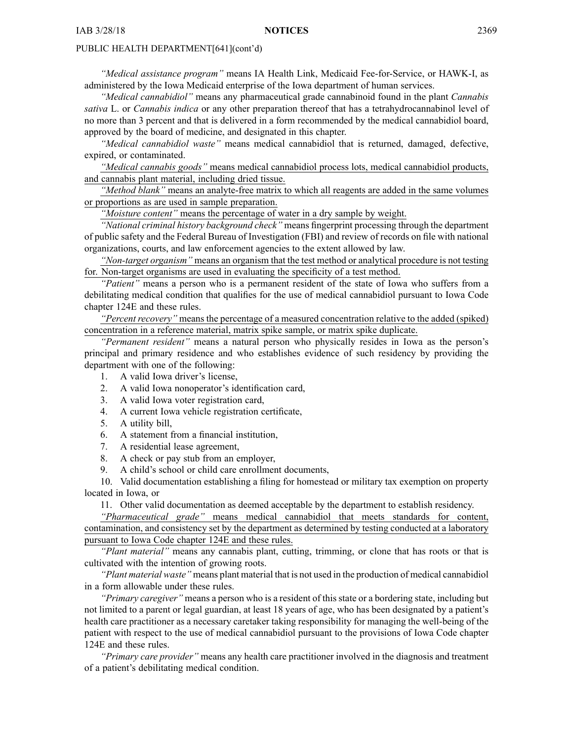PUBLIC HEALTH DEPARTMENT[641](cont'd)

*"Medical assistance program"* means IA Health Link, Medicaid Fee-for-Service, or HAWK-I, as administered by the Iowa Medicaid enterprise of the Iowa department of human services.

*"Medical cannabidiol"* means any pharmaceutical grade cannabinoid found in the plant *Cannabis sativa* L. or *Cannabis indica* or any other preparation thereof that has a tetrahydrocannabinol level of no more than 3 percent and that is delivered in a form recommended by the medical cannabidiol board, approved by the board of medicine, and designated in this chapter.

*"Medical cannabidiol waste"* means medical cannabidiol that is returned, damaged, defective, expired, or contaminated.

*"Medical cannabis goods"* means medical cannabidiol process lots, medical cannabidiol products, and cannabis plant material, including dried tissue.

*"Method blank"* means an analyte-free matrix to which all reagents are added in the same volumes or proportions as are used in sample preparation.

*"Moisture content"* means the percentage of water in a dry sample by weight.

*"National criminal history background check"* means fingerprint processing through the department of public safety and the Federal Bureau of Investigation (FBI) and review of records on file with national organizations, courts, and law enforcement agencies to the extent allowed by law.

*"Non-target organism"* means an organism that the test method or analytical procedure is not testing for. Non-target organisms are used in evaluating the specificity of a test method.

*"Patient"* means a person who is a permanent resident of the state of Iowa who suffers from a debilitating medical condition that qualifies for the use of medical cannabidiol pursuant to Iowa Code chapter 124E and these rules.

*"Percent recovery"* means the percentage of a measured concentration relative to the added (spiked) concentration in a reference material, matrix spike sample, or matrix spike duplicate.

*"Permanent resident"* means a natural person who physically resides in Iowa as the person's principal and primary residence and who establishes evidence of such residency by providing the department with one of the following:

1. A valid Iowa driver's license,
2. A valid Iowa nonoperator's identification card,
3. A valid Iowa voter registration card,
4. A current Iowa vehicle registration certificate,
5. A utility bill,
6. A statement from a financial institution,
7. A residential lease agreement,
8. A check or pay stub from an employer,
9. A child's school or child care enrollment documents,
10. Valid documentation establishing a filing for homestead or military tax exemption on property located in Iowa, or
11. Other valid documentation as deemed acceptable by the department to establish residency.

*"Pharmaceutical grade"* means medical cannabidiol that meets standards for content, contamination, and consistency set by the department as determined by testing conducted at a laboratory pursuant to Iowa Code chapter 124E and these rules.

*"Plant material"* means any cannabis plant, cutting, trimming, or clone that has roots or that is cultivated with the intention of growing roots.

*"Plant material waste"* means plant material that is not used in the production of medical cannabidiol in a form allowable under these rules.

*"Primary caregiver"* means a person who is a resident of this state or a bordering state, including but not limited to a parent or legal guardian, at least 18 years of age, who has been designated by a patient's health care practitioner as a necessary caretaker taking responsibility for managing the well-being of the patient with respect to the use of medical cannabidiol pursuant to the provisions of Iowa Code chapter 124E and these rules.

*"Primary care provider"* means any health care practitioner involved in the diagnosis and treatment of a patient's debilitating medical condition.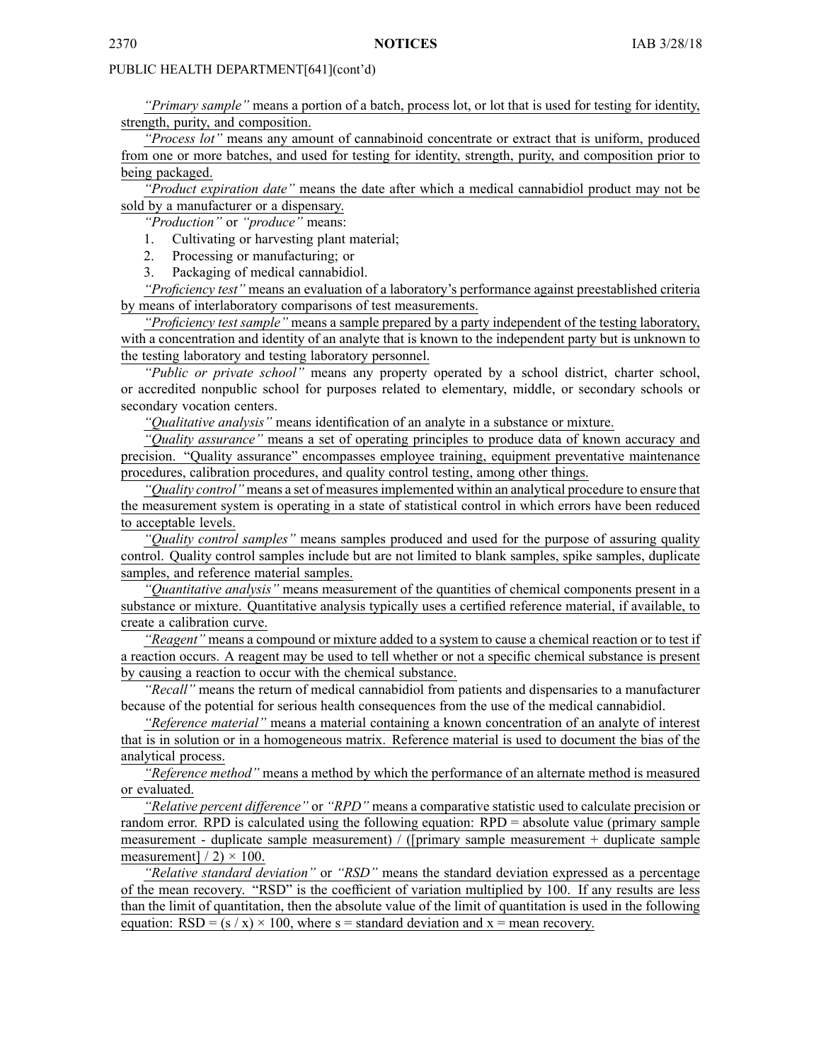PUBLIC HEALTH DEPARTMENT[641](cont'd)

*"Primary sample"* means a portion of a batch, process lot, or lot that is used for testing for identity, strength, purity, and composition.

*"Process lot"* means any amount of cannabinoid concentrate or extract that is uniform, produced from one or more batches, and used for testing for identity, strength, purity, and composition prior to being packaged.

*"Product expiration date"* means the date after which a medical cannabidiol product may not be sold by a manufacturer or a dispensary.

*"Production"* or *"produce"* means:

1. Cultivating or harvesting plant material;
2. Processing or manufacturing; or
3. Packaging of medical cannabidiol.

*"Proficiency test"* means an evaluation of a laboratory's performance against preestablished criteria by means of interlaboratory comparisons of test measurements.

*"Proficiency test sample"* means a sample prepared by a party independent of the testing laboratory, with a concentration and identity of an analyte that is known to the independent party but is unknown to the testing laboratory and testing laboratory personnel.

*"Public or private school"* means any property operated by a school district, charter school, or accredited nonpublic school for purposes related to elementary, middle, or secondary schools or secondary vocation centers.

*"Qualitative analysis"* means identification of an analyte in a substance or mixture.

*"Quality assurance"* means a set of operating principles to produce data of known accuracy and precision. "Quality assurance" encompasses employee training, equipment preventative maintenance procedures, calibration procedures, and quality control testing, among other things.

*"Quality control"* means a set of measures implemented within an analytical procedure to ensure that the measurement system is operating in a state of statistical control in which errors have been reduced to acceptable levels.

*"Quality control samples"* means samples produced and used for the purpose of assuring quality control. Quality control samples include but are not limited to blank samples, spike samples, duplicate samples, and reference material samples.

*"Quantitative analysis"* means measurement of the quantities of chemical components present in a substance or mixture. Quantitative analysis typically uses a certified reference material, if available, to create a calibration curve.

*"Reagent"* means a compound or mixture added to a system to cause a chemical reaction or to test if a reaction occurs. A reagent may be used to tell whether or not a specific chemical substance is present by causing a reaction to occur with the chemical substance.

*"Recall"* means the return of medical cannabidiol from patients and dispensaries to a manufacturer because of the potential for serious health consequences from the use of the medical cannabidiol.

*"Reference material"* means a material containing a known concentration of an analyte of interest that is in solution or in a homogeneous matrix. Reference material is used to document the bias of the analytical process.

*"Reference method"* means a method by which the performance of an alternate method is measured or evaluated.

*"Relative percent difference"* or *"RPD"* means a comparative statistic used to calculate precision or random error. RPD is calculated using the following equation: RPD = absolute value (primary sample measurement - duplicate sample measurement) / ([primary sample measurement + duplicate sample measurement] / 2) × 100.

*"Relative standard deviation"* or *"RSD"* means the standard deviation expressed as a percentage of the mean recovery. "RSD" is the coefficient of variation multiplied by 100. If any results are less than the limit of quantitation, then the absolute value of the limit of quantitation is used in the following equation: RSD = (s / x) × 100, where s = standard deviation and x = mean recovery.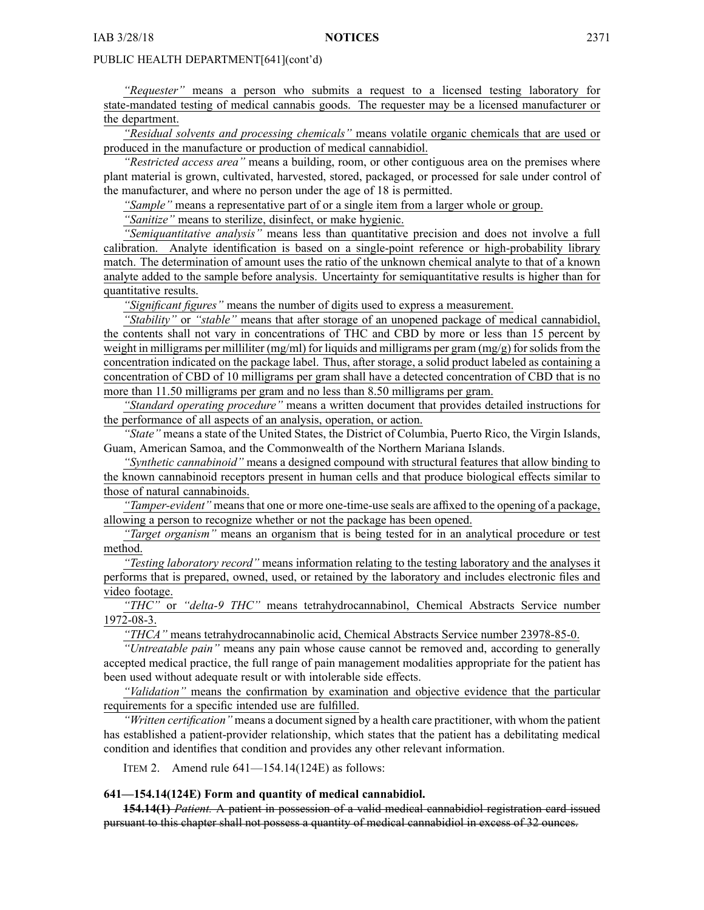PUBLIC HEALTH DEPARTMENT[641](cont'd)

*"Requester"* means a person who submits a request to a licensed testing laboratory for state-mandated testing of medical cannabis goods. The requester may be a licensed manufacturer or the department.

*"Residual solvents and processing chemicals"* means volatile organic chemicals that are used or produced in the manufacture or production of medical cannabidiol.

*"Restricted access area"* means a building, room, or other contiguous area on the premises where plant material is grown, cultivated, harvested, stored, packaged, or processed for sale under control of the manufacturer, and where no person under the age of 18 is permitted.

*"Sample"* means a representative part of or a single item from a larger whole or group.

*"Sanitize"* means to sterilize, disinfect, or make hygienic.

*"Semiquantitative analysis"* means less than quantitative precision and does not involve a full calibration. Analyte identification is based on a single-point reference or high-probability library match. The determination of amount uses the ratio of the unknown chemical analyte to that of a known analyte added to the sample before analysis. Uncertainty for semiquantitative results is higher than for quantitative results.

*"Significant figures"* means the number of digits used to express a measurement.

*"Stability"* or *"stable"* means that after storage of an unopened package of medical cannabidiol, the contents shall not vary in concentrations of THC and CBD by more or less than 15 percent by weight in milligrams per milliliter (mg/ml) for liquids and milligrams per gram (mg/g) for solids from the concentration indicated on the package label. Thus, after storage, a solid product labeled as containing a concentration of CBD of 10 milligrams per gram shall have a detected concentration of CBD that is no more than 11.50 milligrams per gram and no less than 8.50 milligrams per gram.

*"Standard operating procedure"* means a written document that provides detailed instructions for the performance of all aspects of an analysis, operation, or action.

*"State"* means a state of the United States, the District of Columbia, Puerto Rico, the Virgin Islands, Guam, American Samoa, and the Commonwealth of the Northern Mariana Islands.

*"Synthetic cannabinoid"* means a designed compound with structural features that allow binding to the known cannabinoid receptors present in human cells and that produce biological effects similar to those of natural cannabinoids.

*"Tamper-evident"* means that one or more one-time-use seals are affixed to the opening of a package, allowing a person to recognize whether or not the package has been opened.

*"Target organism"* means an organism that is being tested for in an analytical procedure or test method.

*"Testing laboratory record"* means information relating to the testing laboratory and the analyses it performs that is prepared, owned, used, or retained by the laboratory and includes electronic files and video footage.

*"THC"* or *"delta-9 THC"* means tetrahydrocannabinol, Chemical Abstracts Service number 1972-08-3.

*"THCA"* means tetrahydrocannabinolic acid, Chemical Abstracts Service number 23978-85-0.

*"Untreatable pain"* means any pain whose cause cannot be removed and, according to generally accepted medical practice, the full range of pain management modalities appropriate for the patient has been used without adequate result or with intolerable side effects.

*"Validation"* means the confirmation by examination and objective evidence that the particular requirements for a specific intended use are fulfilled.

*"Written certification"* means a document signed by a health care practitioner, with whom the patient has established a patient-provider relationship, which states that the patient has a debilitating medical condition and identifies that condition and provides any other relevant information.

ITEM 2. Amend rule 641—154.14(124E) as follows:

**641—154.14(124E) Form and quantity of medical cannabidiol.**

~~**154.14(1)** *Patient.* A patient in possession of a valid medical cannabidiol registration card issued pursuant to this chapter shall not possess a quantity of medical cannabidiol in excess of 32 ounces.~~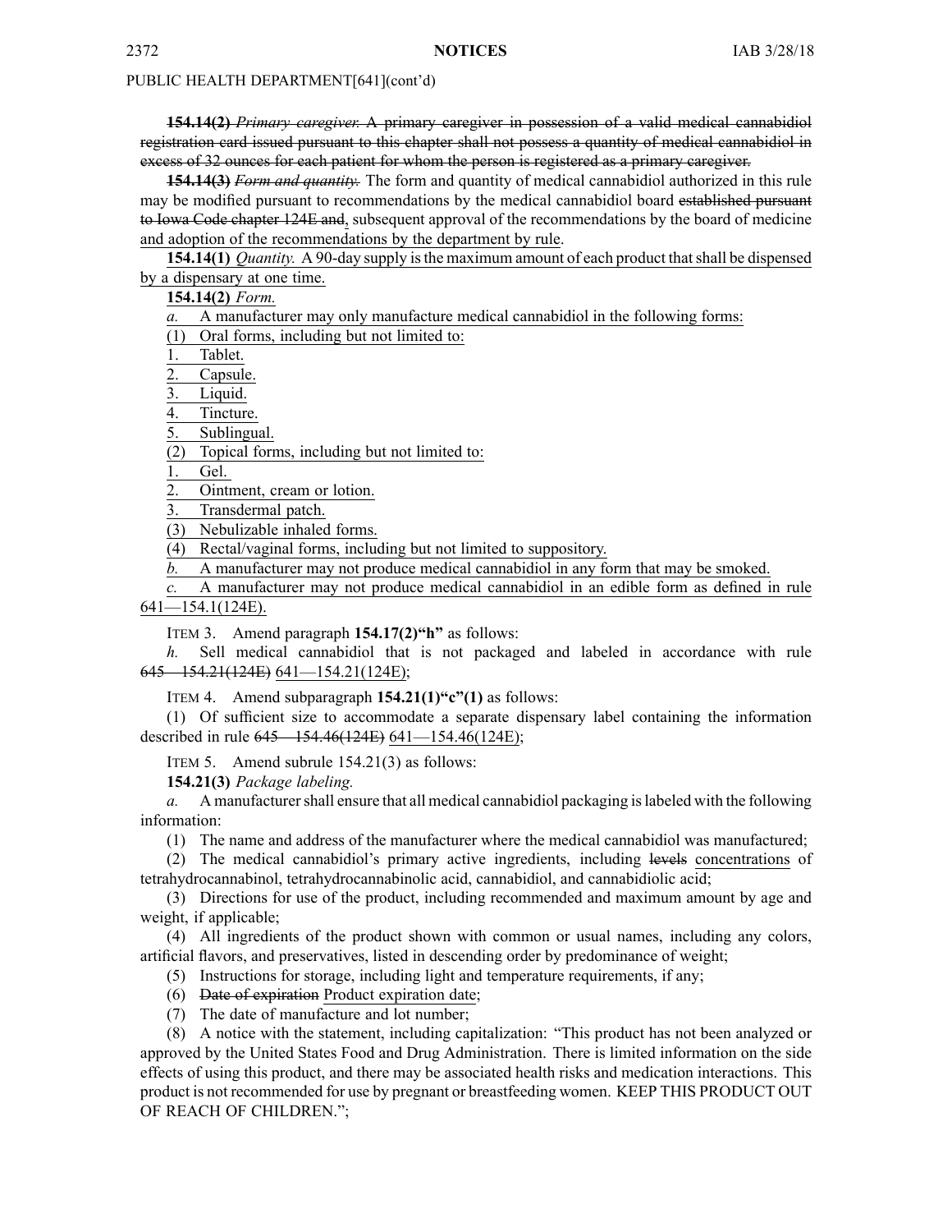PUBLIC HEALTH DEPARTMENT[641](cont'd)

~~**154.14(2)** *Primary caregiver.* A primary caregiver in possession of a valid medical cannabidiol registration card issued pursuant to this chapter shall not possess a quantity of medical cannabidiol in excess of 32 ounces for each patient for whom the person is registered as a primary caregiver.~~

~~**154.14(3)**~~ ~~*Form and quantity.*~~ The form and quantity of medical cannabidiol authorized in this rule may be modified pursuant to recommendations by the medical cannabidiol board ~~established pursuant to Iowa Code chapter 124E and~~, subsequent approval of the recommendations by the board of medicine and adoption of the recommendations by the department by rule.

**154.14(1)** *Quantity.* A 90-day supply is the maximum amount of each product that shall be dispensed by a dispensary at one time.

**154.14(2)** *Form.*

*a.* A manufacturer may only manufacture medical cannabidiol in the following forms:

(1) Oral forms, including but not limited to:

1. Tablet.
2. Capsule.
3. Liquid.
4. Tincture.
5. Sublingual.

(2) Topical forms, including but not limited to:

1. Gel.
2. Ointment, cream or lotion.
3. Transdermal patch.

(3) Nebulizable inhaled forms.

(4) Rectal/vaginal forms, including but not limited to suppository.

*b.* A manufacturer may not produce medical cannabidiol in any form that may be smoked.

*c.* A manufacturer may not produce medical cannabidiol in an edible form as defined in rule 641—154.1(124E).

ITEM 3. Amend paragraph **154.17(2)"h"** as follows:

*h.* Sell medical cannabidiol that is not packaged and labeled in accordance with rule ~~645—154.21(124E)~~ 641—154.21(124E);

ITEM 4. Amend subparagraph **154.21(1)"c"(1)** as follows:

(1) Of sufficient size to accommodate a separate dispensary label containing the information described in rule ~~645—154.46(124E)~~ 641—154.46(124E);

ITEM 5. Amend subrule 154.21(3) as follows:

**154.21(3)** *Package labeling.*

*a.* A manufacturer shall ensure that all medical cannabidiol packaging is labeled with the following information:

(1) The name and address of the manufacturer where the medical cannabidiol was manufactured;

(2) The medical cannabidiol's primary active ingredients, including ~~levels~~ concentrations of tetrahydrocannabinol, tetrahydrocannabinolic acid, cannabidiol, and cannabidiolic acid;

(3) Directions for use of the product, including recommended and maximum amount by age and weight, if applicable;

(4) All ingredients of the product shown with common or usual names, including any colors, artificial flavors, and preservatives, listed in descending order by predominance of weight;

(5) Instructions for storage, including light and temperature requirements, if any;

(6) ~~Date of expiration~~ Product expiration date;

(7) The date of manufacture and lot number;

(8) A notice with the statement, including capitalization: "This product has not been analyzed or approved by the United States Food and Drug Administration. There is limited information on the side effects of using this product, and there may be associated health risks and medication interactions. This product is not recommended for use by pregnant or breastfeeding women. KEEP THIS PRODUCT OUT OF REACH OF CHILDREN.";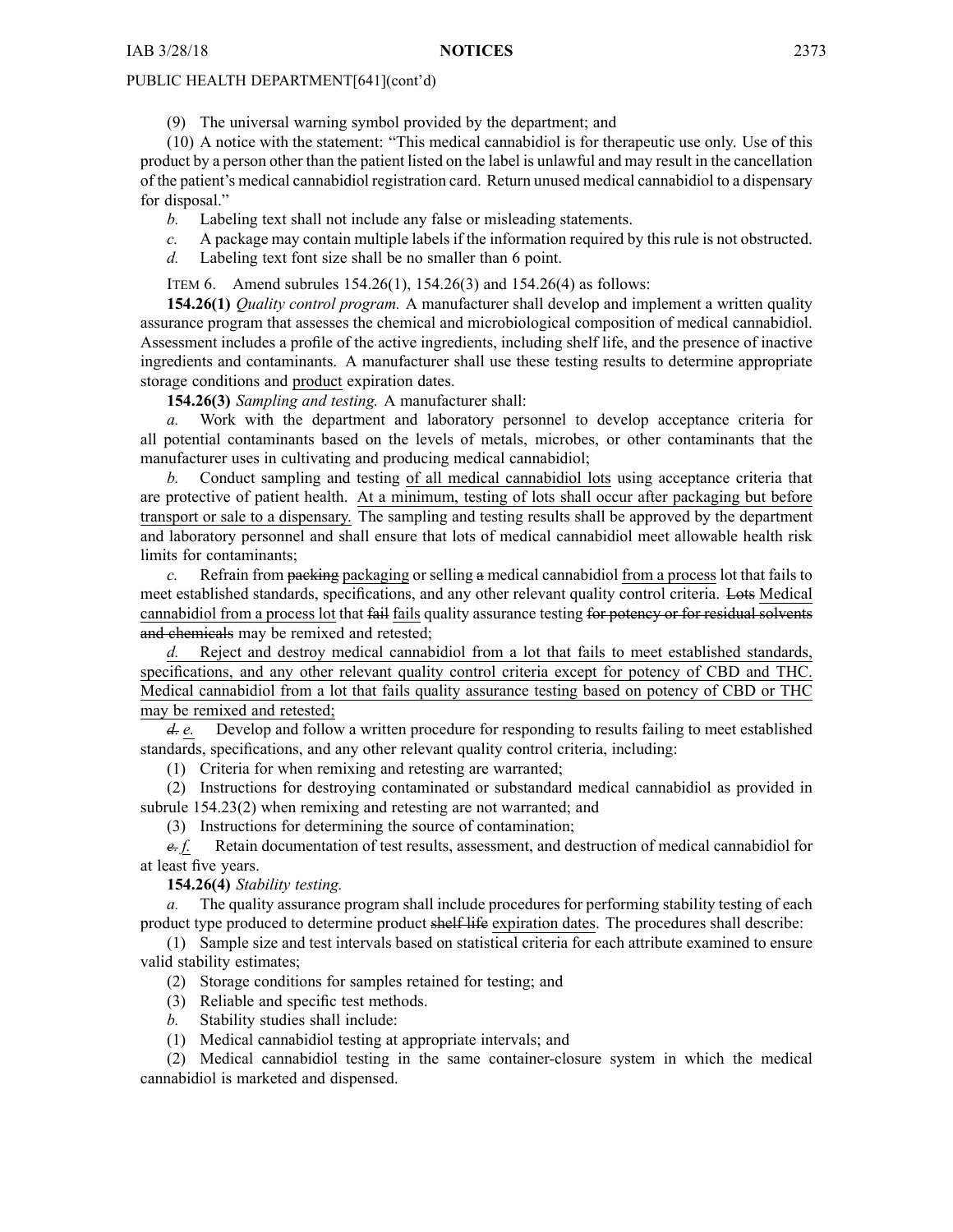(9) The universal warning symbol provided by the department; and

(10) A notice with the statement: "This medical cannabidiol is for therapeutic use only. Use of this product by a person other than the patient listed on the label is unlawful and may result in the cancellation of the patient's medical cannabidiol registration card. Return unused medical cannabidiol to a dispensary for disposal."

*b.* Labeling text shall not include any false or misleading statements.

*c.* A package may contain multiple labels if the information required by this rule is not obstructed.

*d.* Labeling text font size shall be no smaller than 6 point.

ITEM 6. Amend subrules 154.26(1), 154.26(3) and 154.26(4) as follows:

**154.26(1)** *Quality control program.* A manufacturer shall develop and implement a written quality assurance program that assesses the chemical and microbiological composition of medical cannabidiol. Assessment includes a profile of the active ingredients, including shelf life, and the presence of inactive ingredients and contaminants. A manufacturer shall use these testing results to determine appropriate storage conditions and <u>product</u> expiration dates.

**154.26(3)** *Sampling and testing.* A manufacturer shall:

*a.* Work with the department and laboratory personnel to develop acceptance criteria for all potential contaminants based on the levels of metals, microbes, or other contaminants that the manufacturer uses in cultivating and producing medical cannabidiol;

*b.* Conduct sampling and testing <u>of all medical cannabidiol lots</u> using acceptance criteria that are protective of patient health. <u>At a minimum, testing of lots shall occur after packaging but before transport or sale to a dispensary.</u> The sampling and testing results shall be approved by the department and laboratory personnel and shall ensure that lots of medical cannabidiol meet allowable health risk limits for contaminants;

*c.* Refrain from ~~packing~~ <u>packaging</u> or selling ~~a~~ medical cannabidiol <u>from a process</u> lot that fails to meet established standards, specifications, and any other relevant quality control criteria. ~~Lots~~ <u>Medical cannabidiol from a process lot</u> that ~~fail~~ <u>fails</u> quality assurance testing ~~for potency or for residual solvents and chemicals~~ may be remixed and retested;

<u>*d.* Reject and destroy medical cannabidiol from a lot that fails to meet established standards, specifications, and any other relevant quality control criteria except for potency of CBD and THC. Medical cannabidiol from a lot that fails quality assurance testing based on potency of CBD or THC may be remixed and retested;</u>

~~*d.*~~ <u>*e.*</u> Develop and follow a written procedure for responding to results failing to meet established standards, specifications, and any other relevant quality control criteria, including:

(1) Criteria for when remixing and retesting are warranted;

(2) Instructions for destroying contaminated or substandard medical cannabidiol as provided in subrule 154.23(2) when remixing and retesting are not warranted; and

(3) Instructions for determining the source of contamination;

~~*e.*~~ <u>*f.*</u> Retain documentation of test results, assessment, and destruction of medical cannabidiol for at least five years.

**154.26(4)** *Stability testing.*

*a.* The quality assurance program shall include procedures for performing stability testing of each product type produced to determine product ~~shelf life~~ <u>expiration dates</u>. The procedures shall describe:

(1) Sample size and test intervals based on statistical criteria for each attribute examined to ensure valid stability estimates;

(2) Storage conditions for samples retained for testing; and

(3) Reliable and specific test methods.

*b.* Stability studies shall include:

(1) Medical cannabidiol testing at appropriate intervals; and

(2) Medical cannabidiol testing in the same container-closure system in which the medical cannabidiol is marketed and dispensed.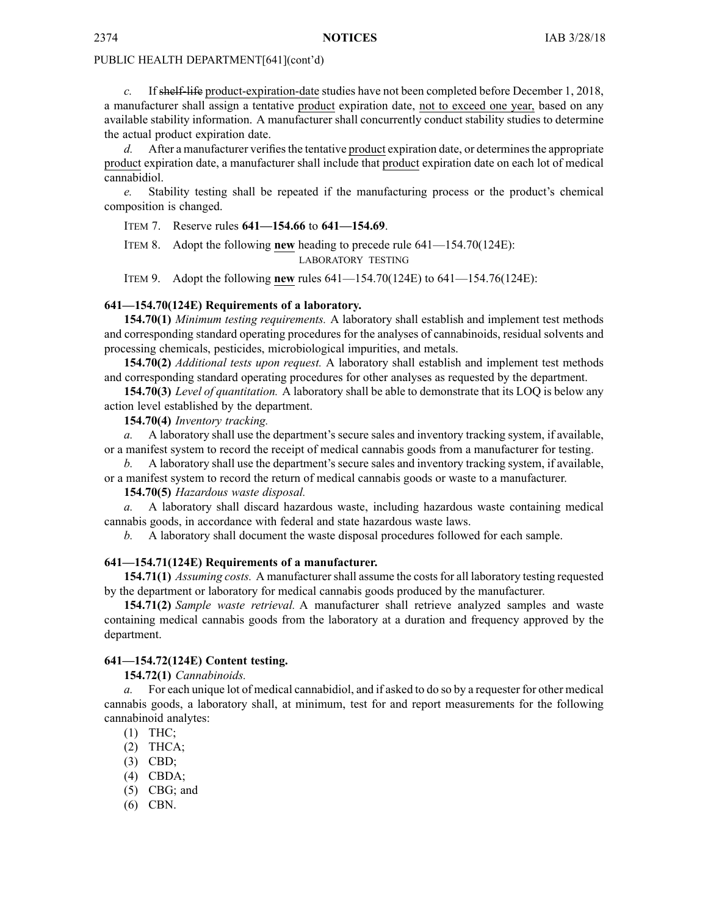PUBLIC HEALTH DEPARTMENT[641](cont'd)

*c.* If ~~shelf-life~~ product-expiration-date studies have not been completed before December 1, 2018, a manufacturer shall assign a tentative product expiration date, not to exceed one year, based on any available stability information. A manufacturer shall concurrently conduct stability studies to determine the actual product expiration date.

*d.* After a manufacturer verifies the tentative product expiration date, or determines the appropriate product expiration date, a manufacturer shall include that product expiration date on each lot of medical cannabidiol.

*e.* Stability testing shall be repeated if the manufacturing process or the product's chemical composition is changed.

ITEM 7. Reserve rules **641—154.66** to **641—154.69**.

ITEM 8. Adopt the following **new** heading to precede rule 641—154.70(124E):

LABORATORY TESTING

ITEM 9. Adopt the following **new** rules 641—154.70(124E) to 641—154.76(124E):

**641—154.70(124E) Requirements of a laboratory.**

**154.70(1)** *Minimum testing requirements.* A laboratory shall establish and implement test methods and corresponding standard operating procedures for the analyses of cannabinoids, residual solvents and processing chemicals, pesticides, microbiological impurities, and metals.

**154.70(2)** *Additional tests upon request.* A laboratory shall establish and implement test methods and corresponding standard operating procedures for other analyses as requested by the department.

**154.70(3)** *Level of quantitation.* A laboratory shall be able to demonstrate that its LOQ is below any action level established by the department.

**154.70(4)** *Inventory tracking.*

*a.* A laboratory shall use the department's secure sales and inventory tracking system, if available, or a manifest system to record the receipt of medical cannabis goods from a manufacturer for testing.

*b.* A laboratory shall use the department's secure sales and inventory tracking system, if available, or a manifest system to record the return of medical cannabis goods or waste to a manufacturer.

**154.70(5)** *Hazardous waste disposal.*

*a.* A laboratory shall discard hazardous waste, including hazardous waste containing medical cannabis goods, in accordance with federal and state hazardous waste laws.

*b.* A laboratory shall document the waste disposal procedures followed for each sample.

**641—154.71(124E) Requirements of a manufacturer.**

**154.71(1)** *Assuming costs.* A manufacturer shall assume the costs for all laboratory testing requested by the department or laboratory for medical cannabis goods produced by the manufacturer.

**154.71(2)** *Sample waste retrieval.* A manufacturer shall retrieve analyzed samples and waste containing medical cannabis goods from the laboratory at a duration and frequency approved by the department.

**641—154.72(124E) Content testing.**

**154.72(1)** *Cannabinoids.*

*a.* For each unique lot of medical cannabidiol, and if asked to do so by a requester for other medical cannabis goods, a laboratory shall, at minimum, test for and report measurements for the following cannabinoid analytes:

(1) THC;
(2) THCA;
(3) CBD;
(4) CBDA;
(5) CBG; and
(6) CBN.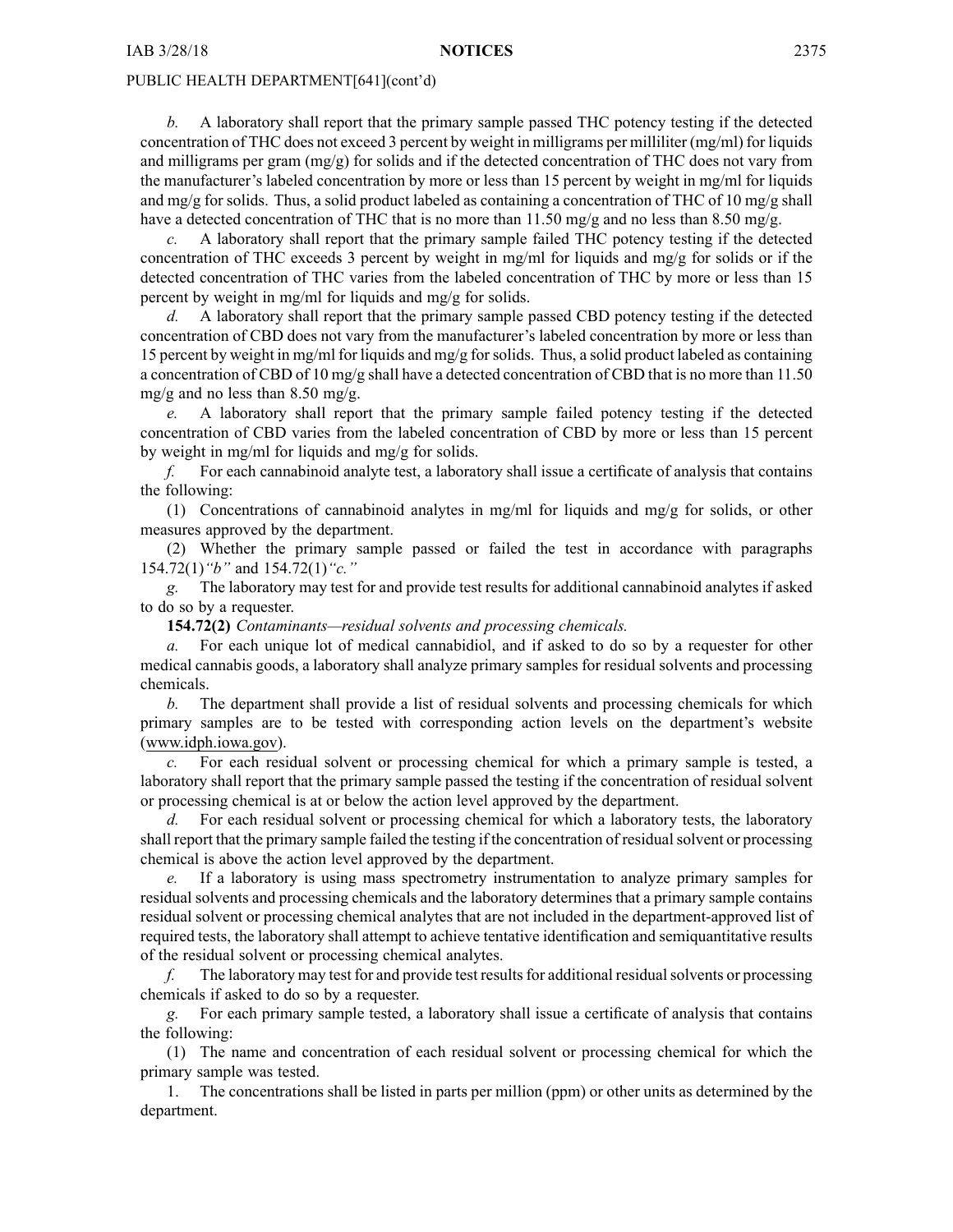*b.* A laboratory shall report that the primary sample passed THC potency testing if the detected concentration of THC does not exceed 3 percent by weight in milligrams per milliliter (mg/ml) for liquids and milligrams per gram (mg/g) for solids and if the detected concentration of THC does not vary from the manufacturer's labeled concentration by more or less than 15 percent by weight in mg/ml for liquids and mg/g for solids. Thus, a solid product labeled as containing a concentration of THC of 10 mg/g shall have a detected concentration of THC that is no more than 11.50 mg/g and no less than 8.50 mg/g.

*c.* A laboratory shall report that the primary sample failed THC potency testing if the detected concentration of THC exceeds 3 percent by weight in mg/ml for liquids and mg/g for solids or if the detected concentration of THC varies from the labeled concentration of THC by more or less than 15 percent by weight in mg/ml for liquids and mg/g for solids.

*d.* A laboratory shall report that the primary sample passed CBD potency testing if the detected concentration of CBD does not vary from the manufacturer's labeled concentration by more or less than 15 percent by weight in mg/ml for liquids and mg/g for solids. Thus, a solid product labeled as containing a concentration of CBD of 10 mg/g shall have a detected concentration of CBD that is no more than 11.50 mg/g and no less than 8.50 mg/g.

*e.* A laboratory shall report that the primary sample failed potency testing if the detected concentration of CBD varies from the labeled concentration of CBD by more or less than 15 percent by weight in mg/ml for liquids and mg/g for solids.

*f.* For each cannabinoid analyte test, a laboratory shall issue a certificate of analysis that contains the following:

(1) Concentrations of cannabinoid analytes in mg/ml for liquids and mg/g for solids, or other measures approved by the department.

(2) Whether the primary sample passed or failed the test in accordance with paragraphs 154.72(1)*"b"* and 154.72(1)*"c."*

*g.* The laboratory may test for and provide test results for additional cannabinoid analytes if asked to do so by a requester.

**154.72(2)** *Contaminants—residual solvents and processing chemicals.*

*a.* For each unique lot of medical cannabidiol, and if asked to do so by a requester for other medical cannabis goods, a laboratory shall analyze primary samples for residual solvents and processing chemicals.

*b.* The department shall provide a list of residual solvents and processing chemicals for which primary samples are to be tested with corresponding action levels on the department's website (www.idph.iowa.gov).

*c.* For each residual solvent or processing chemical for which a primary sample is tested, a laboratory shall report that the primary sample passed the testing if the concentration of residual solvent or processing chemical is at or below the action level approved by the department.

*d.* For each residual solvent or processing chemical for which a laboratory tests, the laboratory shall report that the primary sample failed the testing if the concentration of residual solvent or processing chemical is above the action level approved by the department.

*e.* If a laboratory is using mass spectrometry instrumentation to analyze primary samples for residual solvents and processing chemicals and the laboratory determines that a primary sample contains residual solvent or processing chemical analytes that are not included in the department-approved list of required tests, the laboratory shall attempt to achieve tentative identification and semiquantitative results of the residual solvent or processing chemical analytes.

*f.* The laboratory may test for and provide test results for additional residual solvents or processing chemicals if asked to do so by a requester.

*g.* For each primary sample tested, a laboratory shall issue a certificate of analysis that contains the following:

(1) The name and concentration of each residual solvent or processing chemical for which the primary sample was tested.

1. The concentrations shall be listed in parts per million (ppm) or other units as determined by the department.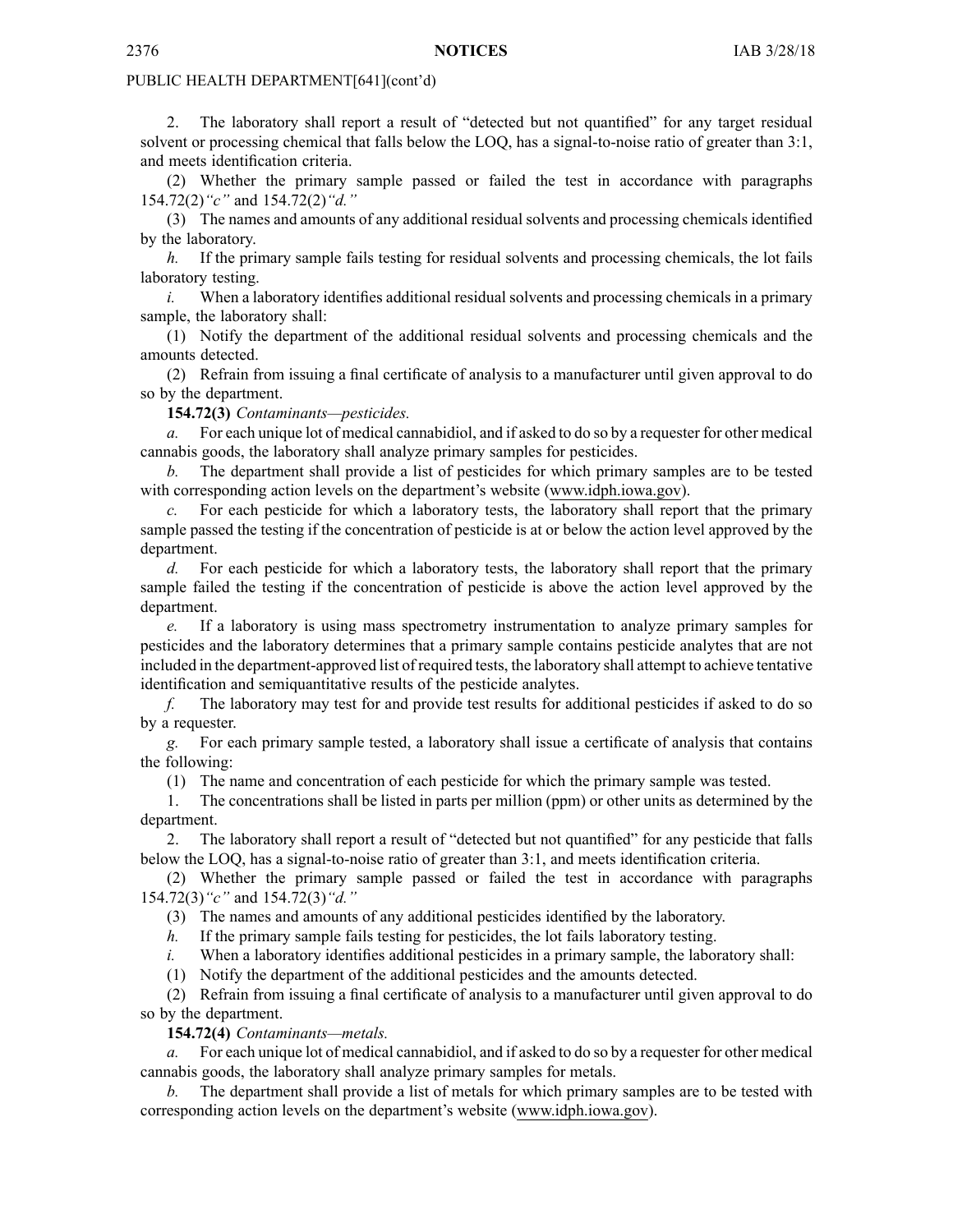PUBLIC HEALTH DEPARTMENT[641](cont'd)

2. The laboratory shall report a result of "detected but not quantified" for any target residual solvent or processing chemical that falls below the LOQ, has a signal-to-noise ratio of greater than 3:1, and meets identification criteria.

(2) Whether the primary sample passed or failed the test in accordance with paragraphs 154.72(2)*"c"* and 154.72(2)*"d."*

(3) The names and amounts of any additional residual solvents and processing chemicals identified by the laboratory.

*h.* If the primary sample fails testing for residual solvents and processing chemicals, the lot fails laboratory testing.

*i.* When a laboratory identifies additional residual solvents and processing chemicals in a primary sample, the laboratory shall:

(1) Notify the department of the additional residual solvents and processing chemicals and the amounts detected.

(2) Refrain from issuing a final certificate of analysis to a manufacturer until given approval to do so by the department.

**154.72(3)** *Contaminants—pesticides.*

*a.* For each unique lot of medical cannabidiol, and if asked to do so by a requester for other medical cannabis goods, the laboratory shall analyze primary samples for pesticides.

*b.* The department shall provide a list of pesticides for which primary samples are to be tested with corresponding action levels on the department's website (www.idph.iowa.gov).

*c.* For each pesticide for which a laboratory tests, the laboratory shall report that the primary sample passed the testing if the concentration of pesticide is at or below the action level approved by the department.

*d.* For each pesticide for which a laboratory tests, the laboratory shall report that the primary sample failed the testing if the concentration of pesticide is above the action level approved by the department.

*e.* If a laboratory is using mass spectrometry instrumentation to analyze primary samples for pesticides and the laboratory determines that a primary sample contains pesticide analytes that are not included in the department-approved list of required tests, the laboratory shall attempt to achieve tentative identification and semiquantitative results of the pesticide analytes.

*f.* The laboratory may test for and provide test results for additional pesticides if asked to do so by a requester.

*g.* For each primary sample tested, a laboratory shall issue a certificate of analysis that contains the following:

(1) The name and concentration of each pesticide for which the primary sample was tested.

1. The concentrations shall be listed in parts per million (ppm) or other units as determined by the department.

2. The laboratory shall report a result of "detected but not quantified" for any pesticide that falls below the LOQ, has a signal-to-noise ratio of greater than 3:1, and meets identification criteria.

(2) Whether the primary sample passed or failed the test in accordance with paragraphs 154.72(3)*"c"* and 154.72(3)*"d."*

(3) The names and amounts of any additional pesticides identified by the laboratory.

*h.* If the primary sample fails testing for pesticides, the lot fails laboratory testing.

*i.* When a laboratory identifies additional pesticides in a primary sample, the laboratory shall:

(1) Notify the department of the additional pesticides and the amounts detected.

(2) Refrain from issuing a final certificate of analysis to a manufacturer until given approval to do so by the department.

**154.72(4)** *Contaminants—metals.*

*a.* For each unique lot of medical cannabidiol, and if asked to do so by a requester for other medical cannabis goods, the laboratory shall analyze primary samples for metals.

*b.* The department shall provide a list of metals for which primary samples are to be tested with corresponding action levels on the department's website (www.idph.iowa.gov).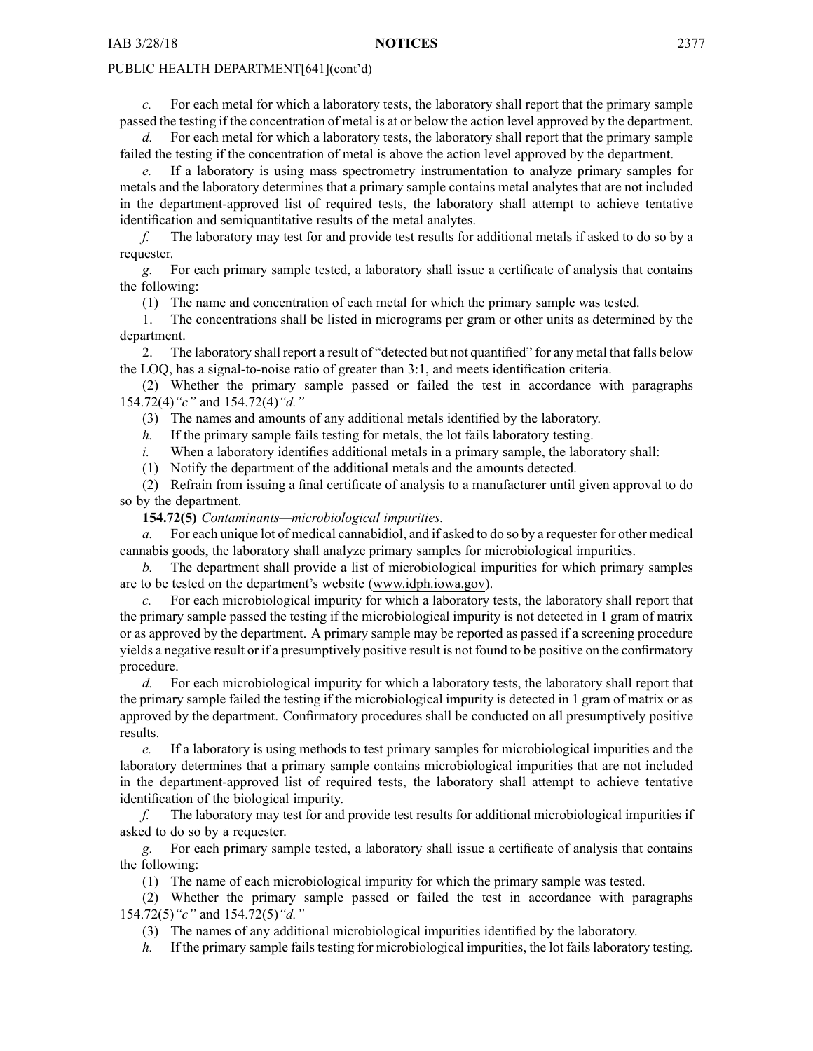*c.* For each metal for which a laboratory tests, the laboratory shall report that the primary sample passed the testing if the concentration of metal is at or below the action level approved by the department.

*d.* For each metal for which a laboratory tests, the laboratory shall report that the primary sample failed the testing if the concentration of metal is above the action level approved by the department.

*e.* If a laboratory is using mass spectrometry instrumentation to analyze primary samples for metals and the laboratory determines that a primary sample contains metal analytes that are not included in the department-approved list of required tests, the laboratory shall attempt to achieve tentative identification and semiquantitative results of the metal analytes.

*f.* The laboratory may test for and provide test results for additional metals if asked to do so by a requester.

*g.* For each primary sample tested, a laboratory shall issue a certificate of analysis that contains the following:

(1) The name and concentration of each metal for which the primary sample was tested.

1. The concentrations shall be listed in micrograms per gram or other units as determined by the department.

2. The laboratory shall report a result of "detected but not quantified" for any metal that falls below the LOQ, has a signal-to-noise ratio of greater than 3:1, and meets identification criteria.

(2) Whether the primary sample passed or failed the test in accordance with paragraphs 154.72(4)*"c"* and 154.72(4)*"d."*

(3) The names and amounts of any additional metals identified by the laboratory.

*h.* If the primary sample fails testing for metals, the lot fails laboratory testing.

*i.* When a laboratory identifies additional metals in a primary sample, the laboratory shall:

(1) Notify the department of the additional metals and the amounts detected.

(2) Refrain from issuing a final certificate of analysis to a manufacturer until given approval to do so by the department.

**154.72(5)** *Contaminants—microbiological impurities.*

*a.* For each unique lot of medical cannabidiol, and if asked to do so by a requester for other medical cannabis goods, the laboratory shall analyze primary samples for microbiological impurities.

*b.* The department shall provide a list of microbiological impurities for which primary samples are to be tested on the department's website (www.idph.iowa.gov).

*c.* For each microbiological impurity for which a laboratory tests, the laboratory shall report that the primary sample passed the testing if the microbiological impurity is not detected in 1 gram of matrix or as approved by the department. A primary sample may be reported as passed if a screening procedure yields a negative result or if a presumptively positive result is not found to be positive on the confirmatory procedure.

*d.* For each microbiological impurity for which a laboratory tests, the laboratory shall report that the primary sample failed the testing if the microbiological impurity is detected in 1 gram of matrix or as approved by the department. Confirmatory procedures shall be conducted on all presumptively positive results.

*e.* If a laboratory is using methods to test primary samples for microbiological impurities and the laboratory determines that a primary sample contains microbiological impurities that are not included in the department-approved list of required tests, the laboratory shall attempt to achieve tentative identification of the biological impurity.

*f.* The laboratory may test for and provide test results for additional microbiological impurities if asked to do so by a requester.

*g.* For each primary sample tested, a laboratory shall issue a certificate of analysis that contains the following:

(1) The name of each microbiological impurity for which the primary sample was tested.

(2) Whether the primary sample passed or failed the test in accordance with paragraphs 154.72(5)*"c"* and 154.72(5)*"d."*

(3) The names of any additional microbiological impurities identified by the laboratory.

*h.* If the primary sample fails testing for microbiological impurities, the lot fails laboratory testing.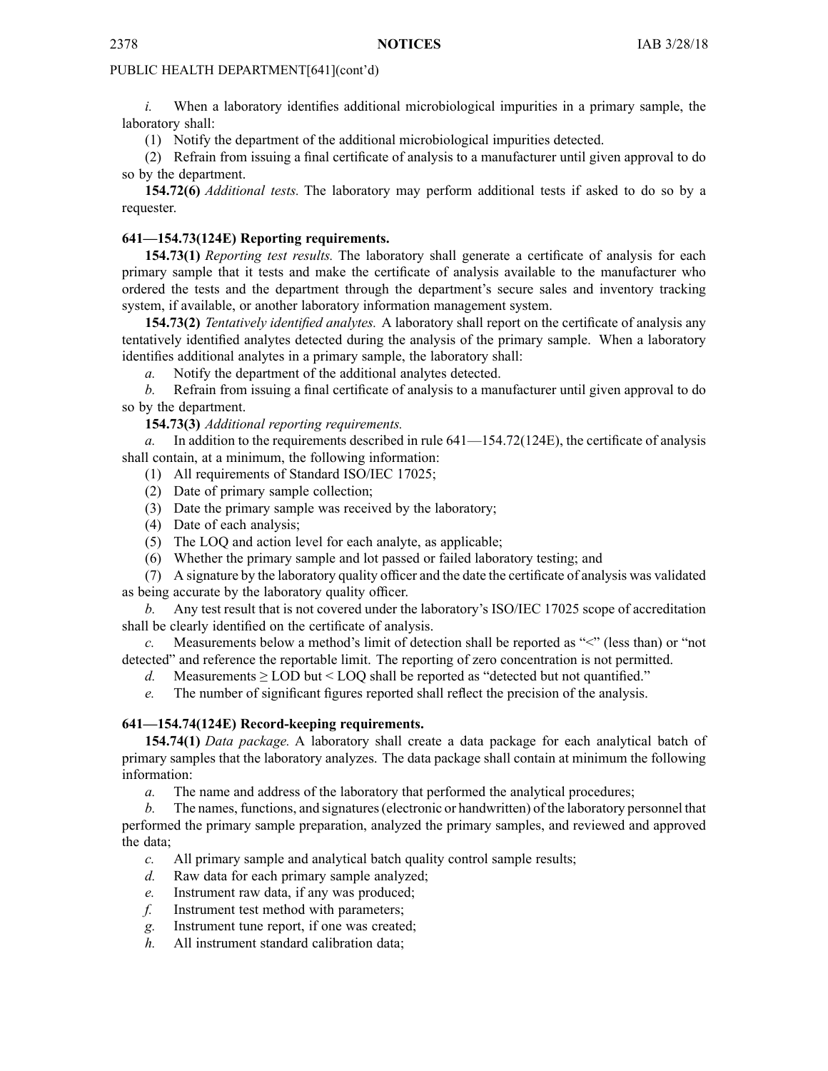PUBLIC HEALTH DEPARTMENT[641](cont'd)

*i.* When a laboratory identifies additional microbiological impurities in a primary sample, the laboratory shall:

(1) Notify the department of the additional microbiological impurities detected.

(2) Refrain from issuing a final certificate of analysis to a manufacturer until given approval to do so by the department.

**154.72(6)** *Additional tests.* The laboratory may perform additional tests if asked to do so by a requester.

### 641—154.73(124E) Reporting requirements.

**154.73(1)** *Reporting test results.* The laboratory shall generate a certificate of analysis for each primary sample that it tests and make the certificate of analysis available to the manufacturer who ordered the tests and the department through the department's secure sales and inventory tracking system, if available, or another laboratory information management system.

**154.73(2)** *Tentatively identified analytes.* A laboratory shall report on the certificate of analysis any tentatively identified analytes detected during the analysis of the primary sample. When a laboratory identifies additional analytes in a primary sample, the laboratory shall:

*a.* Notify the department of the additional analytes detected.

*b.* Refrain from issuing a final certificate of analysis to a manufacturer until given approval to do so by the department.

**154.73(3)** *Additional reporting requirements.*

*a.* In addition to the requirements described in rule 641—154.72(124E), the certificate of analysis shall contain, at a minimum, the following information:

(1) All requirements of Standard ISO/IEC 17025;

(2) Date of primary sample collection;

(3) Date the primary sample was received by the laboratory;

(4) Date of each analysis;

(5) The LOQ and action level for each analyte, as applicable;

(6) Whether the primary sample and lot passed or failed laboratory testing; and

(7) A signature by the laboratory quality officer and the date the certificate of analysis was validated as being accurate by the laboratory quality officer.

*b.* Any test result that is not covered under the laboratory's ISO/IEC 17025 scope of accreditation shall be clearly identified on the certificate of analysis.

*c.* Measurements below a method's limit of detection shall be reported as "<" (less than) or "not detected" and reference the reportable limit. The reporting of zero concentration is not permitted.

*d.* Measurements ≥ LOD but < LOQ shall be reported as "detected but not quantified."

*e.* The number of significant figures reported shall reflect the precision of the analysis.

### 641—154.74(124E) Record-keeping requirements.

**154.74(1)** *Data package.* A laboratory shall create a data package for each analytical batch of primary samples that the laboratory analyzes. The data package shall contain at minimum the following information:

*a.* The name and address of the laboratory that performed the analytical procedures;

*b.* The names, functions, and signatures (electronic or handwritten) of the laboratory personnel that performed the primary sample preparation, analyzed the primary samples, and reviewed and approved the data;

*c.* All primary sample and analytical batch quality control sample results;

*d.* Raw data for each primary sample analyzed;

*e.* Instrument raw data, if any was produced;

*f.* Instrument test method with parameters;

*g.* Instrument tune report, if one was created;

*h.* All instrument standard calibration data;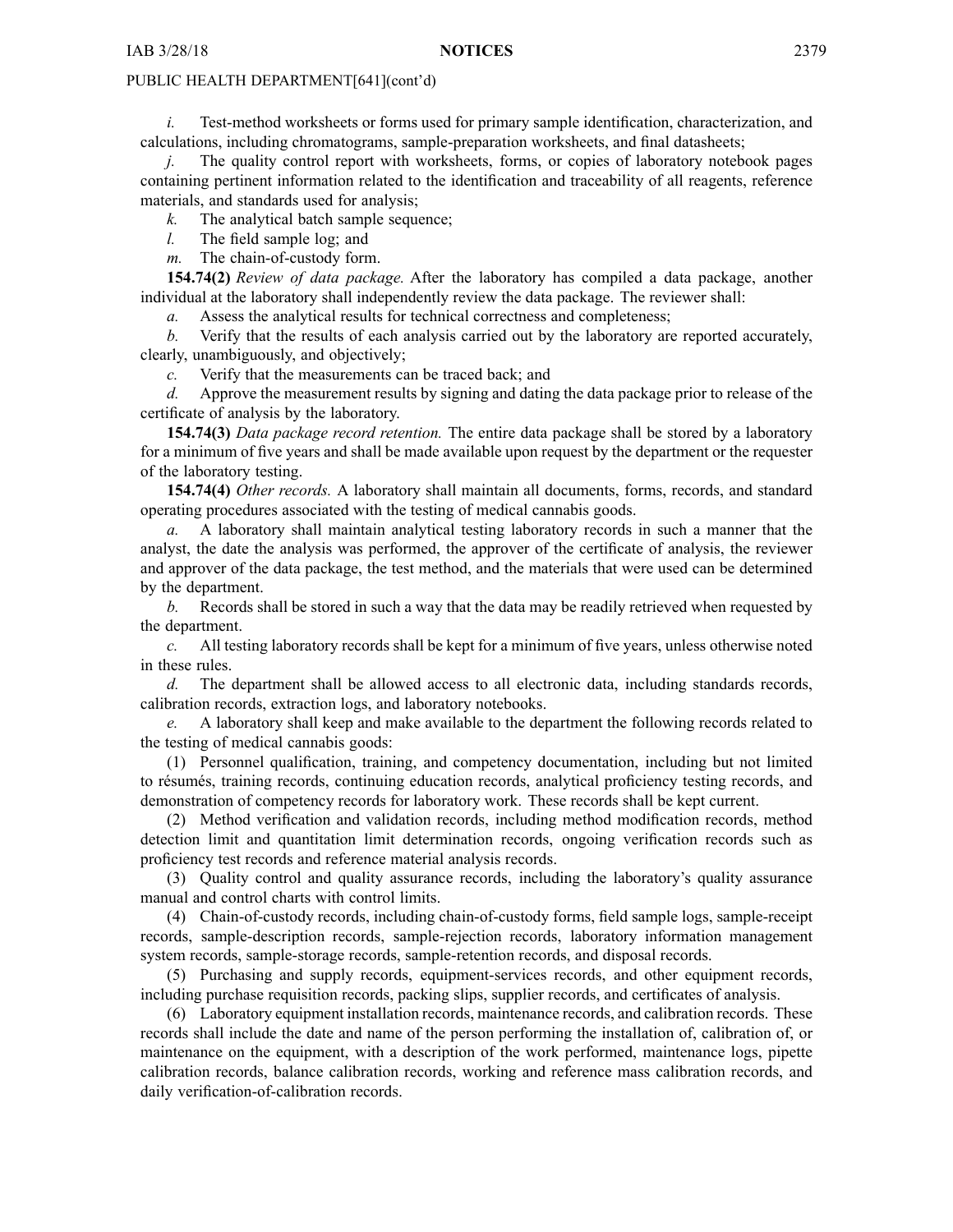PUBLIC HEALTH DEPARTMENT[641](cont'd)

*i.* Test-method worksheets or forms used for primary sample identification, characterization, and calculations, including chromatograms, sample-preparation worksheets, and final datasheets;

*j.* The quality control report with worksheets, forms, or copies of laboratory notebook pages containing pertinent information related to the identification and traceability of all reagents, reference materials, and standards used for analysis;

*k.* The analytical batch sample sequence;

*l.* The field sample log; and

*m.* The chain-of-custody form.

**154.74(2)** *Review of data package.* After the laboratory has compiled a data package, another individual at the laboratory shall independently review the data package. The reviewer shall:

*a.* Assess the analytical results for technical correctness and completeness;

*b.* Verify that the results of each analysis carried out by the laboratory are reported accurately, clearly, unambiguously, and objectively;

*c.* Verify that the measurements can be traced back; and

*d.* Approve the measurement results by signing and dating the data package prior to release of the certificate of analysis by the laboratory.

**154.74(3)** *Data package record retention.* The entire data package shall be stored by a laboratory for a minimum of five years and shall be made available upon request by the department or the requester of the laboratory testing.

**154.74(4)** *Other records.* A laboratory shall maintain all documents, forms, records, and standard operating procedures associated with the testing of medical cannabis goods.

*a.* A laboratory shall maintain analytical testing laboratory records in such a manner that the analyst, the date the analysis was performed, the approver of the certificate of analysis, the reviewer and approver of the data package, the test method, and the materials that were used can be determined by the department.

*b.* Records shall be stored in such a way that the data may be readily retrieved when requested by the department.

*c.* All testing laboratory records shall be kept for a minimum of five years, unless otherwise noted in these rules.

*d.* The department shall be allowed access to all electronic data, including standards records, calibration records, extraction logs, and laboratory notebooks.

*e.* A laboratory shall keep and make available to the department the following records related to the testing of medical cannabis goods:

(1) Personnel qualification, training, and competency documentation, including but not limited to résumés, training records, continuing education records, analytical proficiency testing records, and demonstration of competency records for laboratory work. These records shall be kept current.

(2) Method verification and validation records, including method modification records, method detection limit and quantitation limit determination records, ongoing verification records such as proficiency test records and reference material analysis records.

(3) Quality control and quality assurance records, including the laboratory's quality assurance manual and control charts with control limits.

(4) Chain-of-custody records, including chain-of-custody forms, field sample logs, sample-receipt records, sample-description records, sample-rejection records, laboratory information management system records, sample-storage records, sample-retention records, and disposal records.

(5) Purchasing and supply records, equipment-services records, and other equipment records, including purchase requisition records, packing slips, supplier records, and certificates of analysis.

(6) Laboratory equipment installation records, maintenance records, and calibration records. These records shall include the date and name of the person performing the installation of, calibration of, or maintenance on the equipment, with a description of the work performed, maintenance logs, pipette calibration records, balance calibration records, working and reference mass calibration records, and daily verification-of-calibration records.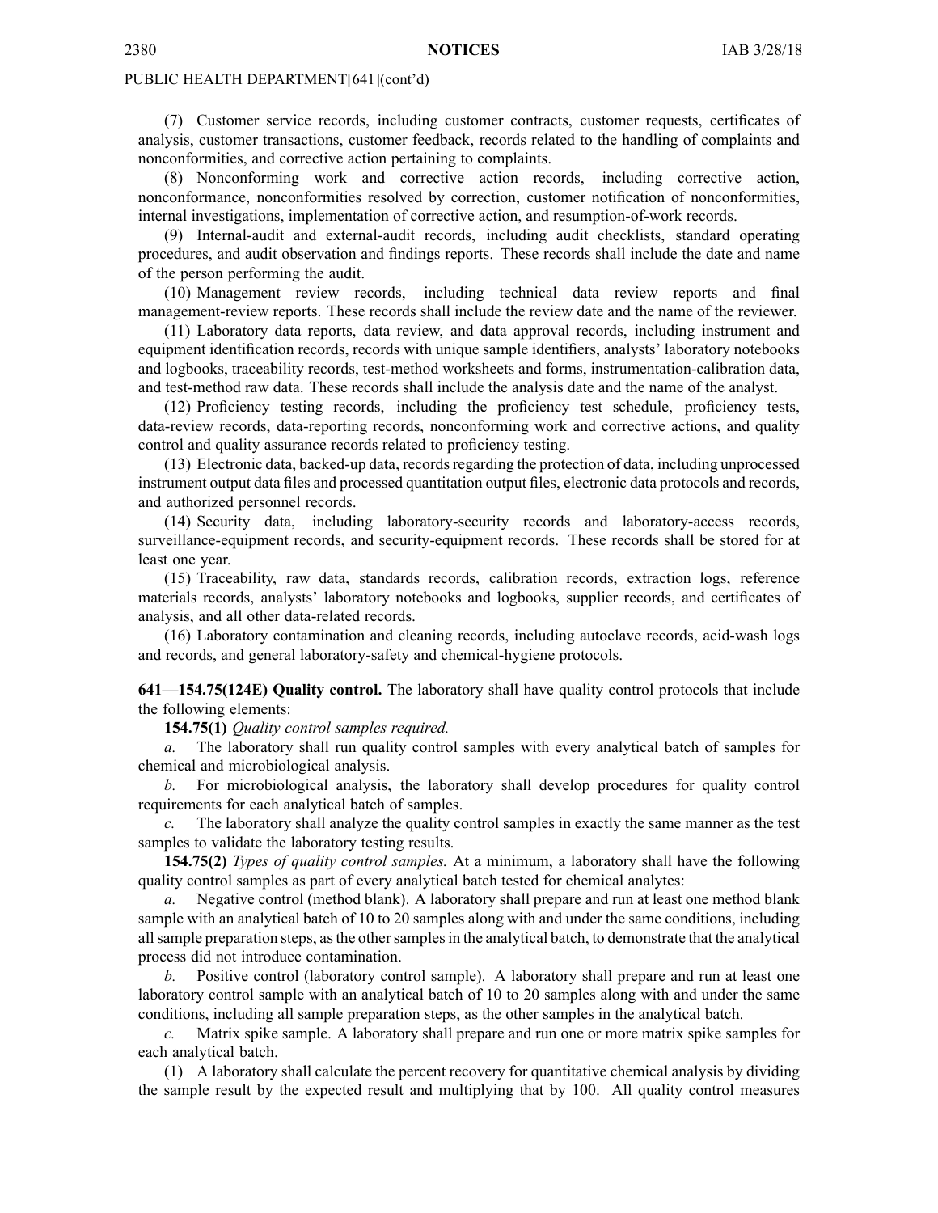PUBLIC HEALTH DEPARTMENT[641](cont'd)

(7) Customer service records, including customer contracts, customer requests, certificates of analysis, customer transactions, customer feedback, records related to the handling of complaints and nonconformities, and corrective action pertaining to complaints.

(8) Nonconforming work and corrective action records, including corrective action, nonconformance, nonconformities resolved by correction, customer notification of nonconformities, internal investigations, implementation of corrective action, and resumption-of-work records.

(9) Internal-audit and external-audit records, including audit checklists, standard operating procedures, and audit observation and findings reports. These records shall include the date and name of the person performing the audit.

(10) Management review records, including technical data review reports and final management-review reports. These records shall include the review date and the name of the reviewer.

(11) Laboratory data reports, data review, and data approval records, including instrument and equipment identification records, records with unique sample identifiers, analysts' laboratory notebooks and logbooks, traceability records, test-method worksheets and forms, instrumentation-calibration data, and test-method raw data. These records shall include the analysis date and the name of the analyst.

(12) Proficiency testing records, including the proficiency test schedule, proficiency tests, data-review records, data-reporting records, nonconforming work and corrective actions, and quality control and quality assurance records related to proficiency testing.

(13) Electronic data, backed-up data, records regarding the protection of data, including unprocessed instrument output data files and processed quantitation output files, electronic data protocols and records, and authorized personnel records.

(14) Security data, including laboratory-security records and laboratory-access records, surveillance-equipment records, and security-equipment records. These records shall be stored for at least one year.

(15) Traceability, raw data, standards records, calibration records, extraction logs, reference materials records, analysts' laboratory notebooks and logbooks, supplier records, and certificates of analysis, and all other data-related records.

(16) Laboratory contamination and cleaning records, including autoclave records, acid-wash logs and records, and general laboratory-safety and chemical-hygiene protocols.

**641—154.75(124E) Quality control.** The laboratory shall have quality control protocols that include the following elements:

**154.75(1)** *Quality control samples required.*

*a.* The laboratory shall run quality control samples with every analytical batch of samples for chemical and microbiological analysis.

*b.* For microbiological analysis, the laboratory shall develop procedures for quality control requirements for each analytical batch of samples.

*c.* The laboratory shall analyze the quality control samples in exactly the same manner as the test samples to validate the laboratory testing results.

**154.75(2)** *Types of quality control samples.* At a minimum, a laboratory shall have the following quality control samples as part of every analytical batch tested for chemical analytes:

*a.* Negative control (method blank). A laboratory shall prepare and run at least one method blank sample with an analytical batch of 10 to 20 samples along with and under the same conditions, including all sample preparation steps, as the other samples in the analytical batch, to demonstrate that the analytical process did not introduce contamination.

*b.* Positive control (laboratory control sample). A laboratory shall prepare and run at least one laboratory control sample with an analytical batch of 10 to 20 samples along with and under the same conditions, including all sample preparation steps, as the other samples in the analytical batch.

*c.* Matrix spike sample. A laboratory shall prepare and run one or more matrix spike samples for each analytical batch.

(1) A laboratory shall calculate the percent recovery for quantitative chemical analysis by dividing the sample result by the expected result and multiplying that by 100. All quality control measures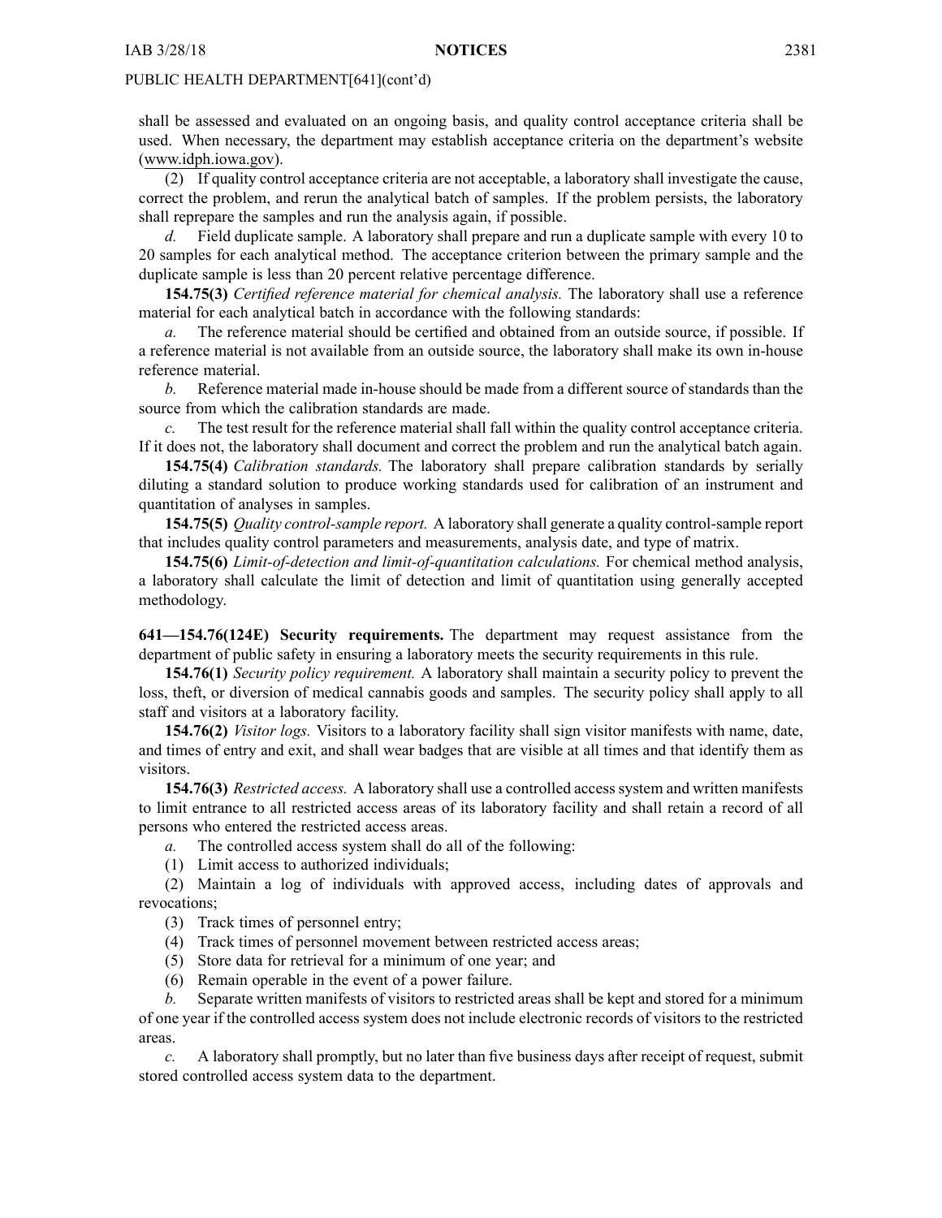shall be assessed and evaluated on an ongoing basis, and quality control acceptance criteria shall be used. When necessary, the department may establish acceptance criteria on the department's website (www.idph.iowa.gov).

(2) If quality control acceptance criteria are not acceptable, a laboratory shall investigate the cause, correct the problem, and rerun the analytical batch of samples. If the problem persists, the laboratory shall reprepare the samples and run the analysis again, if possible.

*d.* Field duplicate sample. A laboratory shall prepare and run a duplicate sample with every 10 to 20 samples for each analytical method. The acceptance criterion between the primary sample and the duplicate sample is less than 20 percent relative percentage difference.

**154.75(3)** *Certified reference material for chemical analysis.* The laboratory shall use a reference material for each analytical batch in accordance with the following standards:

*a.* The reference material should be certified and obtained from an outside source, if possible. If a reference material is not available from an outside source, the laboratory shall make its own in-house reference material.

*b.* Reference material made in-house should be made from a different source of standards than the source from which the calibration standards are made.

*c.* The test result for the reference material shall fall within the quality control acceptance criteria. If it does not, the laboratory shall document and correct the problem and run the analytical batch again.

**154.75(4)** *Calibration standards.* The laboratory shall prepare calibration standards by serially diluting a standard solution to produce working standards used for calibration of an instrument and quantitation of analyses in samples.

**154.75(5)** *Quality control-sample report.* A laboratory shall generate a quality control-sample report that includes quality control parameters and measurements, analysis date, and type of matrix.

**154.75(6)** *Limit-of-detection and limit-of-quantitation calculations.* For chemical method analysis, a laboratory shall calculate the limit of detection and limit of quantitation using generally accepted methodology.

**641—154.76(124E) Security requirements.** The department may request assistance from the department of public safety in ensuring a laboratory meets the security requirements in this rule.

**154.76(1)** *Security policy requirement.* A laboratory shall maintain a security policy to prevent the loss, theft, or diversion of medical cannabis goods and samples. The security policy shall apply to all staff and visitors at a laboratory facility.

**154.76(2)** *Visitor logs.* Visitors to a laboratory facility shall sign visitor manifests with name, date, and times of entry and exit, and shall wear badges that are visible at all times and that identify them as visitors.

**154.76(3)** *Restricted access.* A laboratory shall use a controlled access system and written manifests to limit entrance to all restricted access areas of its laboratory facility and shall retain a record of all persons who entered the restricted access areas.

*a.* The controlled access system shall do all of the following:

(1) Limit access to authorized individuals;

(2) Maintain a log of individuals with approved access, including dates of approvals and revocations;

(3) Track times of personnel entry;

(4) Track times of personnel movement between restricted access areas;

(5) Store data for retrieval for a minimum of one year; and

(6) Remain operable in the event of a power failure.

*b.* Separate written manifests of visitors to restricted areas shall be kept and stored for a minimum of one year if the controlled access system does not include electronic records of visitors to the restricted areas.

*c.* A laboratory shall promptly, but no later than five business days after receipt of request, submit stored controlled access system data to the department.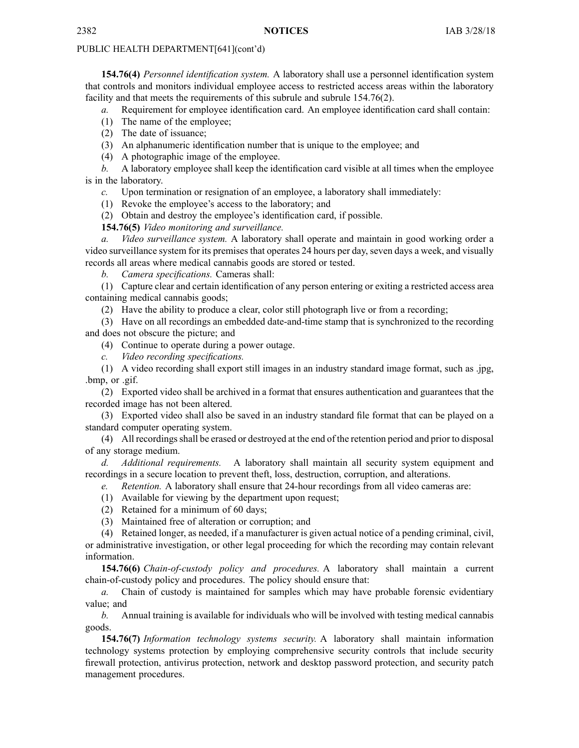PUBLIC HEALTH DEPARTMENT[641](cont'd)

**154.76(4)** *Personnel identification system.* A laboratory shall use a personnel identification system that controls and monitors individual employee access to restricted access areas within the laboratory facility and that meets the requirements of this subrule and subrule 154.76(2).

*a.* Requirement for employee identification card. An employee identification card shall contain:

(1) The name of the employee;

(2) The date of issuance;

(3) An alphanumeric identification number that is unique to the employee; and

(4) A photographic image of the employee.

*b.* A laboratory employee shall keep the identification card visible at all times when the employee is in the laboratory.

*c.* Upon termination or resignation of an employee, a laboratory shall immediately:

(1) Revoke the employee's access to the laboratory; and

(2) Obtain and destroy the employee's identification card, if possible.

**154.76(5)** *Video monitoring and surveillance.*

*a.* *Video surveillance system.* A laboratory shall operate and maintain in good working order a video surveillance system for its premises that operates 24 hours per day, seven days a week, and visually records all areas where medical cannabis goods are stored or tested.

*b.* *Camera specifications.* Cameras shall:

(1) Capture clear and certain identification of any person entering or exiting a restricted access area containing medical cannabis goods;

(2) Have the ability to produce a clear, color still photograph live or from a recording;

(3) Have on all recordings an embedded date-and-time stamp that is synchronized to the recording and does not obscure the picture; and

(4) Continue to operate during a power outage.

*c.* *Video recording specifications.*

(1) A video recording shall export still images in an industry standard image format, such as .jpg, .bmp, or .gif.

(2) Exported video shall be archived in a format that ensures authentication and guarantees that the recorded image has not been altered.

(3) Exported video shall also be saved in an industry standard file format that can be played on a standard computer operating system.

(4) All recordings shall be erased or destroyed at the end of the retention period and prior to disposal of any storage medium.

*d.* *Additional requirements.* A laboratory shall maintain all security system equipment and recordings in a secure location to prevent theft, loss, destruction, corruption, and alterations.

*e.* *Retention.* A laboratory shall ensure that 24-hour recordings from all video cameras are:

(1) Available for viewing by the department upon request;

(2) Retained for a minimum of 60 days;

(3) Maintained free of alteration or corruption; and

(4) Retained longer, as needed, if a manufacturer is given actual notice of a pending criminal, civil, or administrative investigation, or other legal proceeding for which the recording may contain relevant information.

**154.76(6)** *Chain-of-custody policy and procedures.* A laboratory shall maintain a current chain-of-custody policy and procedures. The policy should ensure that:

*a.* Chain of custody is maintained for samples which may have probable forensic evidentiary value; and

*b.* Annual training is available for individuals who will be involved with testing medical cannabis goods.

**154.76(7)** *Information technology systems security.* A laboratory shall maintain information technology systems protection by employing comprehensive security controls that include security firewall protection, antivirus protection, network and desktop password protection, and security patch management procedures.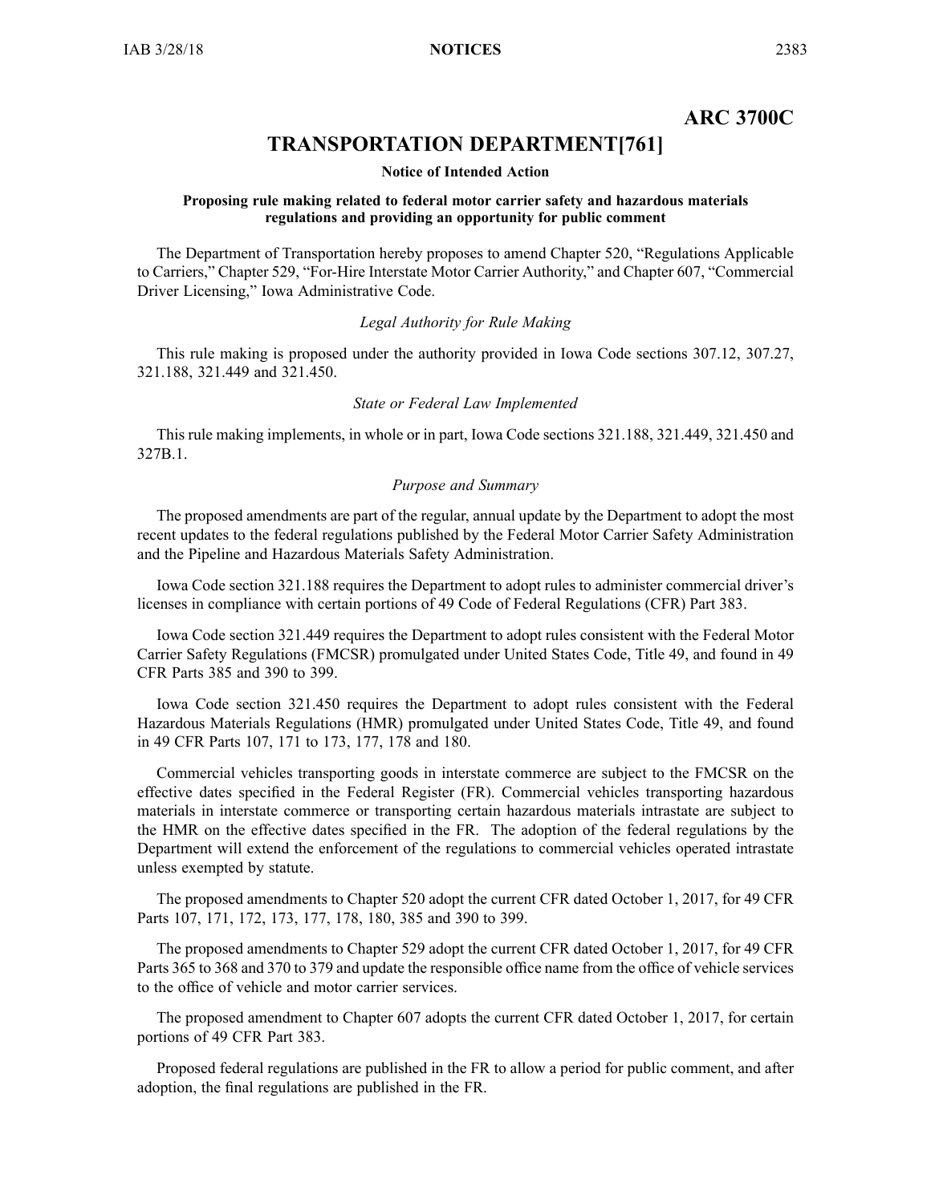# ARC 3700C

## TRANSPORTATION DEPARTMENT[761]

**Notice of Intended Action**

**Proposing rule making related to federal motor carrier safety and hazardous materials regulations and providing an opportunity for public comment**

The Department of Transportation hereby proposes to amend Chapter 520, "Regulations Applicable to Carriers," Chapter 529, "For-Hire Interstate Motor Carrier Authority," and Chapter 607, "Commercial Driver Licensing," Iowa Administrative Code.

*Legal Authority for Rule Making*

This rule making is proposed under the authority provided in Iowa Code sections 307.12, 307.27, 321.188, 321.449 and 321.450.

*State or Federal Law Implemented*

This rule making implements, in whole or in part, Iowa Code sections 321.188, 321.449, 321.450 and 327B.1.

*Purpose and Summary*

The proposed amendments are part of the regular, annual update by the Department to adopt the most recent updates to the federal regulations published by the Federal Motor Carrier Safety Administration and the Pipeline and Hazardous Materials Safety Administration.

Iowa Code section 321.188 requires the Department to adopt rules to administer commercial driver's licenses in compliance with certain portions of 49 Code of Federal Regulations (CFR) Part 383.

Iowa Code section 321.449 requires the Department to adopt rules consistent with the Federal Motor Carrier Safety Regulations (FMCSR) promulgated under United States Code, Title 49, and found in 49 CFR Parts 385 and 390 to 399.

Iowa Code section 321.450 requires the Department to adopt rules consistent with the Federal Hazardous Materials Regulations (HMR) promulgated under United States Code, Title 49, and found in 49 CFR Parts 107, 171 to 173, 177, 178 and 180.

Commercial vehicles transporting goods in interstate commerce are subject to the FMCSR on the effective dates specified in the Federal Register (FR). Commercial vehicles transporting hazardous materials in interstate commerce or transporting certain hazardous materials intrastate are subject to the HMR on the effective dates specified in the FR. The adoption of the federal regulations by the Department will extend the enforcement of the regulations to commercial vehicles operated intrastate unless exempted by statute.

The proposed amendments to Chapter 520 adopt the current CFR dated October 1, 2017, for 49 CFR Parts 107, 171, 172, 173, 177, 178, 180, 385 and 390 to 399.

The proposed amendments to Chapter 529 adopt the current CFR dated October 1, 2017, for 49 CFR Parts 365 to 368 and 370 to 379 and update the responsible office name from the office of vehicle services to the office of vehicle and motor carrier services.

The proposed amendment to Chapter 607 adopts the current CFR dated October 1, 2017, for certain portions of 49 CFR Part 383.

Proposed federal regulations are published in the FR to allow a period for public comment, and after adoption, the final regulations are published in the FR.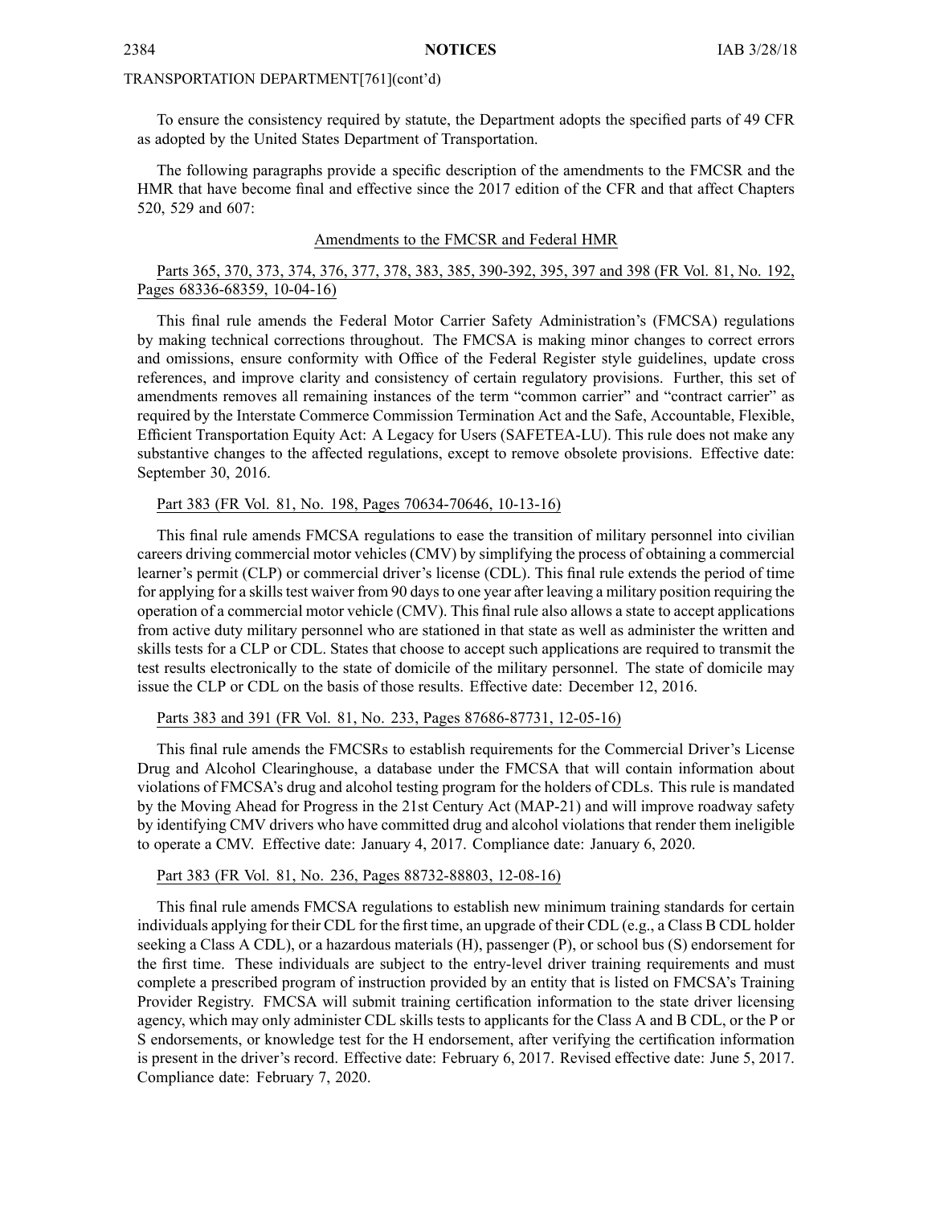TRANSPORTATION DEPARTMENT[761](cont'd)

To ensure the consistency required by statute, the Department adopts the specified parts of 49 CFR as adopted by the United States Department of Transportation.

The following paragraphs provide a specific description of the amendments to the FMCSR and the HMR that have become final and effective since the 2017 edition of the CFR and that affect Chapters 520, 529 and 607:

Amendments to the FMCSR and Federal HMR

Parts 365, 370, 373, 374, 376, 377, 378, 383, 385, 390-392, 395, 397 and 398 (FR Vol. 81, No. 192, Pages 68336-68359, 10-04-16)

This final rule amends the Federal Motor Carrier Safety Administration's (FMCSA) regulations by making technical corrections throughout. The FMCSA is making minor changes to correct errors and omissions, ensure conformity with Office of the Federal Register style guidelines, update cross references, and improve clarity and consistency of certain regulatory provisions. Further, this set of amendments removes all remaining instances of the term "common carrier" and "contract carrier" as required by the Interstate Commerce Commission Termination Act and the Safe, Accountable, Flexible, Efficient Transportation Equity Act: A Legacy for Users (SAFETEA-LU). This rule does not make any substantive changes to the affected regulations, except to remove obsolete provisions. Effective date: September 30, 2016.

Part 383 (FR Vol. 81, No. 198, Pages 70634-70646, 10-13-16)

This final rule amends FMCSA regulations to ease the transition of military personnel into civilian careers driving commercial motor vehicles (CMV) by simplifying the process of obtaining a commercial learner's permit (CLP) or commercial driver's license (CDL). This final rule extends the period of time for applying for a skills test waiver from 90 days to one year after leaving a military position requiring the operation of a commercial motor vehicle (CMV). This final rule also allows a state to accept applications from active duty military personnel who are stationed in that state as well as administer the written and skills tests for a CLP or CDL. States that choose to accept such applications are required to transmit the test results electronically to the state of domicile of the military personnel. The state of domicile may issue the CLP or CDL on the basis of those results. Effective date: December 12, 2016.

Parts 383 and 391 (FR Vol. 81, No. 233, Pages 87686-87731, 12-05-16)

This final rule amends the FMCSRs to establish requirements for the Commercial Driver's License Drug and Alcohol Clearinghouse, a database under the FMCSA that will contain information about violations of FMCSA's drug and alcohol testing program for the holders of CDLs. This rule is mandated by the Moving Ahead for Progress in the 21st Century Act (MAP-21) and will improve roadway safety by identifying CMV drivers who have committed drug and alcohol violations that render them ineligible to operate a CMV. Effective date: January 4, 2017. Compliance date: January 6, 2020.

Part 383 (FR Vol. 81, No. 236, Pages 88732-88803, 12-08-16)

This final rule amends FMCSA regulations to establish new minimum training standards for certain individuals applying for their CDL for the first time, an upgrade of their CDL (e.g., a Class B CDL holder seeking a Class A CDL), or a hazardous materials (H), passenger (P), or school bus (S) endorsement for the first time. These individuals are subject to the entry-level driver training requirements and must complete a prescribed program of instruction provided by an entity that is listed on FMCSA's Training Provider Registry. FMCSA will submit training certification information to the state driver licensing agency, which may only administer CDL skills tests to applicants for the Class A and B CDL, or the P or S endorsements, or knowledge test for the H endorsement, after verifying the certification information is present in the driver's record. Effective date: February 6, 2017. Revised effective date: June 5, 2017. Compliance date: February 7, 2020.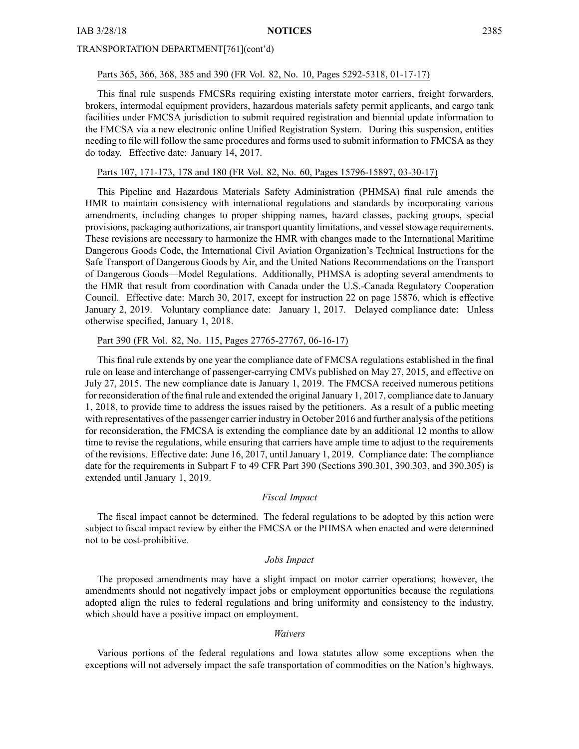Parts 365, 366, 368, 385 and 390 (FR Vol. 82, No. 10, Pages 5292-5318, 01-17-17)

This final rule suspends FMCSRs requiring existing interstate motor carriers, freight forwarders, brokers, intermodal equipment providers, hazardous materials safety permit applicants, and cargo tank facilities under FMCSA jurisdiction to submit required registration and biennial update information to the FMCSA via a new electronic online Unified Registration System. During this suspension, entities needing to file will follow the same procedures and forms used to submit information to FMCSA as they do today. Effective date: January 14, 2017.

Parts 107, 171-173, 178 and 180 (FR Vol. 82, No. 60, Pages 15796-15897, 03-30-17)

This Pipeline and Hazardous Materials Safety Administration (PHMSA) final rule amends the HMR to maintain consistency with international regulations and standards by incorporating various amendments, including changes to proper shipping names, hazard classes, packing groups, special provisions, packaging authorizations, air transport quantity limitations, and vessel stowage requirements. These revisions are necessary to harmonize the HMR with changes made to the International Maritime Dangerous Goods Code, the International Civil Aviation Organization's Technical Instructions for the Safe Transport of Dangerous Goods by Air, and the United Nations Recommendations on the Transport of Dangerous Goods—Model Regulations. Additionally, PHMSA is adopting several amendments to the HMR that result from coordination with Canada under the U.S.-Canada Regulatory Cooperation Council. Effective date: March 30, 2017, except for instruction 22 on page 15876, which is effective January 2, 2019. Voluntary compliance date: January 1, 2017. Delayed compliance date: Unless otherwise specified, January 1, 2018.

Part 390 (FR Vol. 82, No. 115, Pages 27765-27767, 06-16-17)

This final rule extends by one year the compliance date of FMCSA regulations established in the final rule on lease and interchange of passenger-carrying CMVs published on May 27, 2015, and effective on July 27, 2015. The new compliance date is January 1, 2019. The FMCSA received numerous petitions for reconsideration of the final rule and extended the original January 1, 2017, compliance date to January 1, 2018, to provide time to address the issues raised by the petitioners. As a result of a public meeting with representatives of the passenger carrier industry in October 2016 and further analysis of the petitions for reconsideration, the FMCSA is extending the compliance date by an additional 12 months to allow time to revise the regulations, while ensuring that carriers have ample time to adjust to the requirements of the revisions. Effective date: June 16, 2017, until January 1, 2019. Compliance date: The compliance date for the requirements in Subpart F to 49 CFR Part 390 (Sections 390.301, 390.303, and 390.305) is extended until January 1, 2019.

*Fiscal Impact*

The fiscal impact cannot be determined. The federal regulations to be adopted by this action were subject to fiscal impact review by either the FMCSA or the PHMSA when enacted and were determined not to be cost-prohibitive.

*Jobs Impact*

The proposed amendments may have a slight impact on motor carrier operations; however, the amendments should not negatively impact jobs or employment opportunities because the regulations adopted align the rules to federal regulations and bring uniformity and consistency to the industry, which should have a positive impact on employment.

*Waivers*

Various portions of the federal regulations and Iowa statutes allow some exceptions when the exceptions will not adversely impact the safe transportation of commodities on the Nation's highways.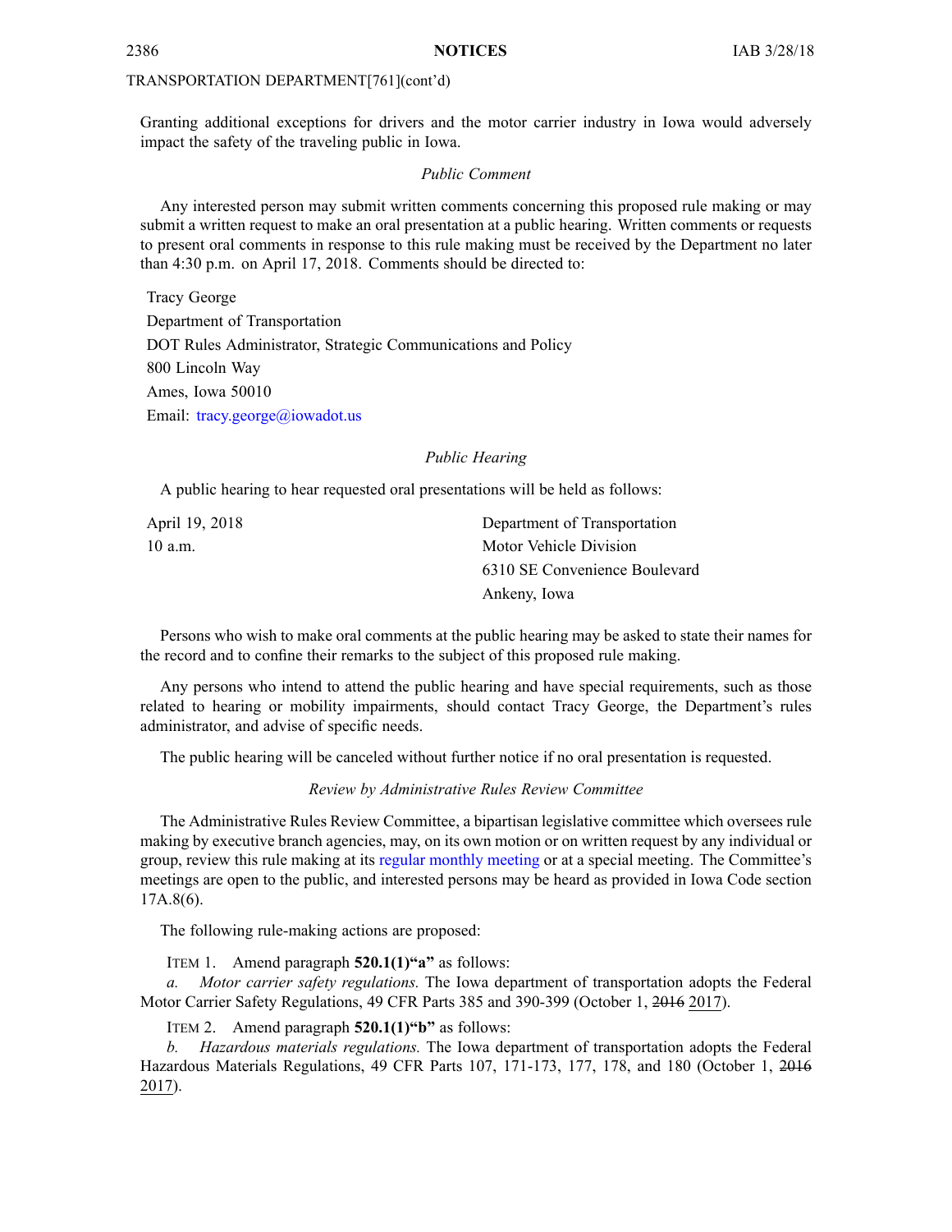TRANSPORTATION DEPARTMENT[761](cont'd)

Granting additional exceptions for drivers and the motor carrier industry in Iowa would adversely impact the safety of the traveling public in Iowa.

*Public Comment*

Any interested person may submit written comments concerning this proposed rule making or may submit a written request to make an oral presentation at a public hearing. Written comments or requests to present oral comments in response to this rule making must be received by the Department no later than 4:30 p.m. on April 17, 2018. Comments should be directed to:

Tracy George
Department of Transportation
DOT Rules Administrator, Strategic Communications and Policy
800 Lincoln Way
Ames, Iowa 50010
Email: tracy.george@iowadot.us

*Public Hearing*

A public hearing to hear requested oral presentations will be held as follows:

| | |
|---|---|
| April 19, 2018<br>10 a.m. | Department of Transportation<br>Motor Vehicle Division<br>6310 SE Convenience Boulevard<br>Ankeny, Iowa |

Persons who wish to make oral comments at the public hearing may be asked to state their names for the record and to confine their remarks to the subject of this proposed rule making.

Any persons who intend to attend the public hearing and have special requirements, such as those related to hearing or mobility impairments, should contact Tracy George, the Department's rules administrator, and advise of specific needs.

The public hearing will be canceled without further notice if no oral presentation is requested.

*Review by Administrative Rules Review Committee*

The Administrative Rules Review Committee, a bipartisan legislative committee which oversees rule making by executive branch agencies, may, on its own motion or on written request by any individual or group, review this rule making at its regular monthly meeting or at a special meeting. The Committee's meetings are open to the public, and interested persons may be heard as provided in Iowa Code section 17A.8(6).

The following rule-making actions are proposed:

ITEM 1. Amend paragraph **520.1(1)"a"** as follows:

*a. Motor carrier safety regulations.* The Iowa department of transportation adopts the Federal Motor Carrier Safety Regulations, 49 CFR Parts 385 and 390-399 (October 1, ~~2016~~ 2017).

ITEM 2. Amend paragraph **520.1(1)"b"** as follows:

*b. Hazardous materials regulations.* The Iowa department of transportation adopts the Federal Hazardous Materials Regulations, 49 CFR Parts 107, 171-173, 177, 178, and 180 (October 1, ~~2016~~ 2017).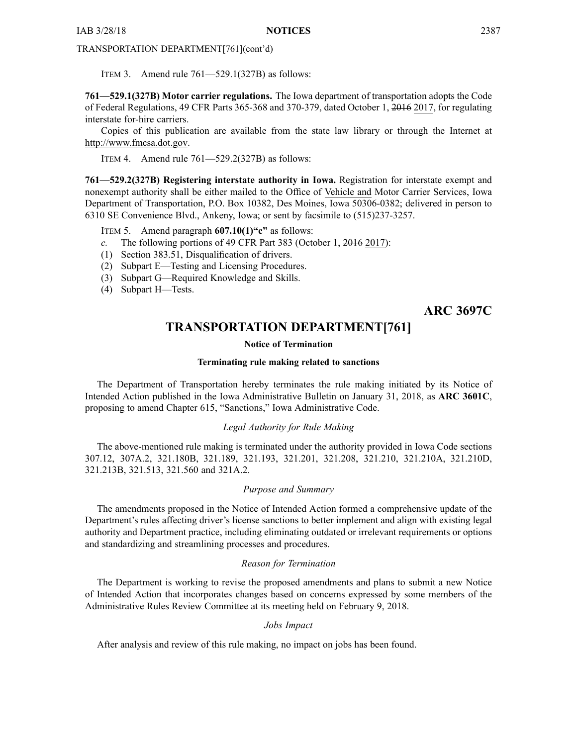TRANSPORTATION DEPARTMENT[761](cont'd)

ITEM 3. Amend rule 761—529.1(327B) as follows:

**761—529.1(327B) Motor carrier regulations.** The Iowa department of transportation adopts the Code of Federal Regulations, 49 CFR Parts 365-368 and 370-379, dated October 1, ~~2016~~ 2017, for regulating interstate for-hire carriers.

Copies of this publication are available from the state law library or through the Internet at http://www.fmcsa.dot.gov.

ITEM 4. Amend rule 761—529.2(327B) as follows:

**761—529.2(327B) Registering interstate authority in Iowa.** Registration for interstate exempt and nonexempt authority shall be either mailed to the Office of Vehicle and Motor Carrier Services, Iowa Department of Transportation, P.O. Box 10382, Des Moines, Iowa 50306-0382; delivered in person to 6310 SE Convenience Blvd., Ankeny, Iowa; or sent by facsimile to (515)237-3257.

ITEM 5. Amend paragraph **607.10(1)"c"** as follows:

*c.* The following portions of 49 CFR Part 383 (October 1, ~~2016~~ 2017):

(1) Section 383.51, Disqualification of drivers.

(2) Subpart E—Testing and Licensing Procedures.

(3) Subpart G—Required Knowledge and Skills.

(4) Subpart H—Tests.

**ARC 3697C**

# TRANSPORTATION DEPARTMENT[761]

**Notice of Termination**

**Terminating rule making related to sanctions**

The Department of Transportation hereby terminates the rule making initiated by its Notice of Intended Action published in the Iowa Administrative Bulletin on January 31, 2018, as **ARC 3601C**, proposing to amend Chapter 615, "Sanctions," Iowa Administrative Code.

*Legal Authority for Rule Making*

The above-mentioned rule making is terminated under the authority provided in Iowa Code sections 307.12, 307A.2, 321.180B, 321.189, 321.193, 321.201, 321.208, 321.210, 321.210A, 321.210D, 321.213B, 321.513, 321.560 and 321A.2.

*Purpose and Summary*

The amendments proposed in the Notice of Intended Action formed a comprehensive update of the Department's rules affecting driver's license sanctions to better implement and align with existing legal authority and Department practice, including eliminating outdated or irrelevant requirements or options and standardizing and streamlining processes and procedures.

*Reason for Termination*

The Department is working to revise the proposed amendments and plans to submit a new Notice of Intended Action that incorporates changes based on concerns expressed by some members of the Administrative Rules Review Committee at its meeting held on February 9, 2018.

*Jobs Impact*

After analysis and review of this rule making, no impact on jobs has been found.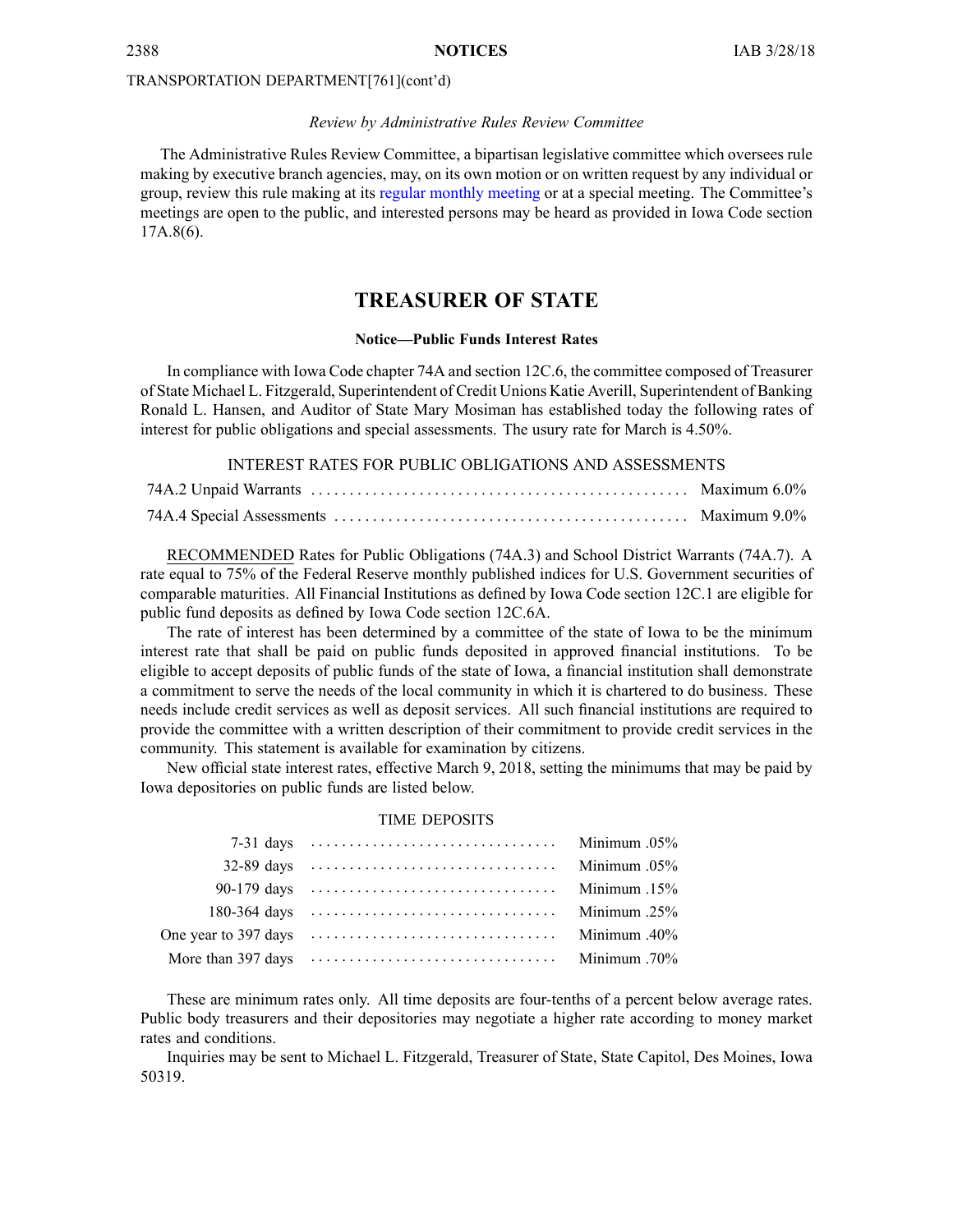TRANSPORTATION DEPARTMENT[761](cont'd)

*Review by Administrative Rules Review Committee*

The Administrative Rules Review Committee, a bipartisan legislative committee which oversees rule making by executive branch agencies, may, on its own motion or on written request by any individual or group, review this rule making at its regular monthly meeting or at a special meeting. The Committee's meetings are open to the public, and interested persons may be heard as provided in Iowa Code section 17A.8(6).

# TREASURER OF STATE

### Notice—Public Funds Interest Rates

In compliance with Iowa Code chapter 74A and section 12C.6, the committee composed of Treasurer of State Michael L. Fitzgerald, Superintendent of Credit Unions Katie Averill, Superintendent of Banking Ronald L. Hansen, and Auditor of State Mary Mosiman has established today the following rates of interest for public obligations and special assessments. The usury rate for March is 4.50%.

INTEREST RATES FOR PUBLIC OBLIGATIONS AND ASSESSMENTS

| | |
|---|---|
| 74A.2 Unpaid Warrants | Maximum 6.0% |
| 74A.4 Special Assessments | Maximum 9.0% |

RECOMMENDED Rates for Public Obligations (74A.3) and School District Warrants (74A.7). A rate equal to 75% of the Federal Reserve monthly published indices for U.S. Government securities of comparable maturities. All Financial Institutions as defined by Iowa Code section 12C.1 are eligible for public fund deposits as defined by Iowa Code section 12C.6A.

The rate of interest has been determined by a committee of the state of Iowa to be the minimum interest rate that shall be paid on public funds deposited in approved financial institutions. To be eligible to accept deposits of public funds of the state of Iowa, a financial institution shall demonstrate a commitment to serve the needs of the local community in which it is chartered to do business. These needs include credit services as well as deposit services. All such financial institutions are required to provide the committee with a written description of their commitment to provide credit services in the community. This statement is available for examination by citizens.

New official state interest rates, effective March 9, 2018, setting the minimums that may be paid by Iowa depositories on public funds are listed below.

TIME DEPOSITS

| | |
|---|---|
| 7-31 days | Minimum .05% |
| 32-89 days | Minimum .05% |
| 90-179 days | Minimum .15% |
| 180-364 days | Minimum .25% |
| One year to 397 days | Minimum .40% |
| More than 397 days | Minimum .70% |

These are minimum rates only. All time deposits are four-tenths of a percent below average rates. Public body treasurers and their depositories may negotiate a higher rate according to money market rates and conditions.

Inquiries may be sent to Michael L. Fitzgerald, Treasurer of State, State Capitol, Des Moines, Iowa 50319.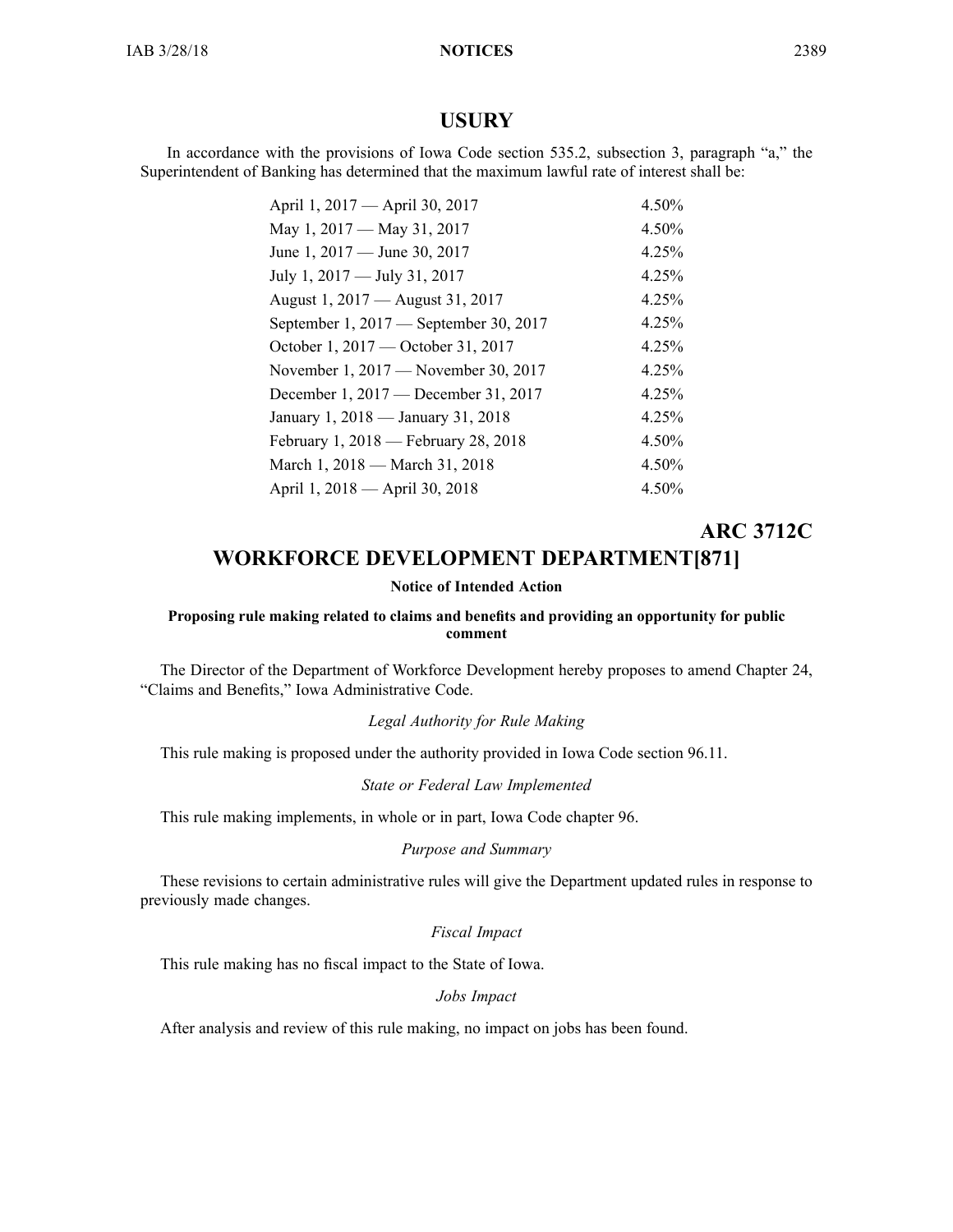## USURY

In accordance with the provisions of Iowa Code section 535.2, subsection 3, paragraph "a," the Superintendent of Banking has determined that the maximum lawful rate of interest shall be:

| | |
|---|---|
| April 1, 2017 — April 30, 2017 | 4.50% |
| May 1, 2017 — May 31, 2017 | 4.50% |
| June 1, 2017 — June 30, 2017 | 4.25% |
| July 1, 2017 — July 31, 2017 | 4.25% |
| August 1, 2017 — August 31, 2017 | 4.25% |
| September 1, 2017 — September 30, 2017 | 4.25% |
| October 1, 2017 — October 31, 2017 | 4.25% |
| November 1, 2017 — November 30, 2017 | 4.25% |
| December 1, 2017 — December 31, 2017 | 4.25% |
| January 1, 2018 — January 31, 2018 | 4.25% |
| February 1, 2018 — February 28, 2018 | 4.50% |
| March 1, 2018 — March 31, 2018 | 4.50% |
| April 1, 2018 — April 30, 2018 | 4.50% |

**ARC 3712C**

## WORKFORCE DEVELOPMENT DEPARTMENT[871]

**Notice of Intended Action**

**Proposing rule making related to claims and benefits and providing an opportunity for public comment**

The Director of the Department of Workforce Development hereby proposes to amend Chapter 24, "Claims and Benefits," Iowa Administrative Code.

*Legal Authority for Rule Making*

This rule making is proposed under the authority provided in Iowa Code section 96.11.

*State or Federal Law Implemented*

This rule making implements, in whole or in part, Iowa Code chapter 96.

*Purpose and Summary*

These revisions to certain administrative rules will give the Department updated rules in response to previously made changes.

*Fiscal Impact*

This rule making has no fiscal impact to the State of Iowa.

*Jobs Impact*

After analysis and review of this rule making, no impact on jobs has been found.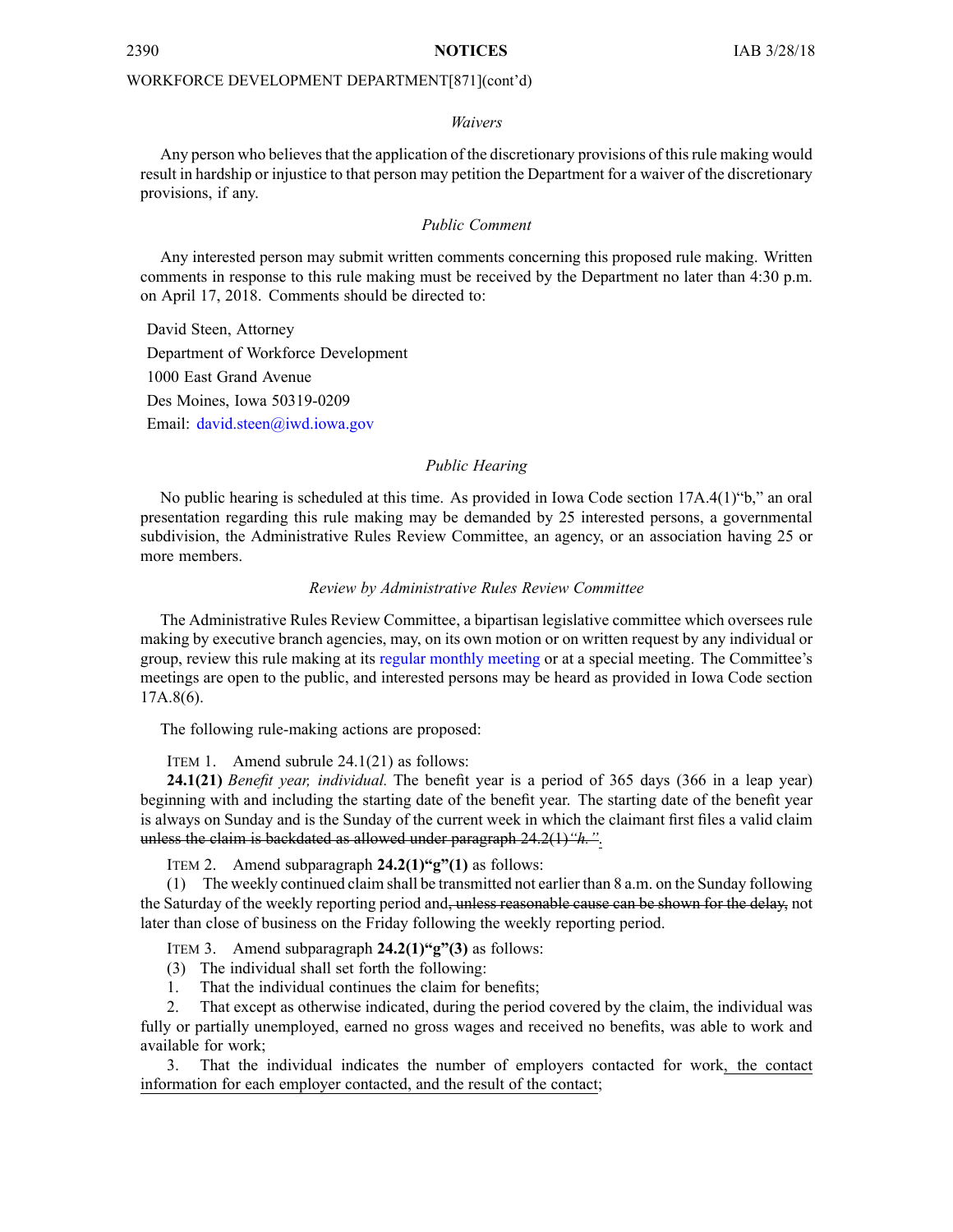WORKFORCE DEVELOPMENT DEPARTMENT[871](cont'd)

*Waivers*

Any person who believes that the application of the discretionary provisions of this rule making would result in hardship or injustice to that person may petition the Department for a waiver of the discretionary provisions, if any.

*Public Comment*

Any interested person may submit written comments concerning this proposed rule making. Written comments in response to this rule making must be received by the Department no later than 4:30 p.m. on April 17, 2018. Comments should be directed to:

David Steen, Attorney
Department of Workforce Development
1000 East Grand Avenue
Des Moines, Iowa 50319-0209
Email: david.steen@iwd.iowa.gov

*Public Hearing*

No public hearing is scheduled at this time. As provided in Iowa Code section 17A.4(1)"b," an oral presentation regarding this rule making may be demanded by 25 interested persons, a governmental subdivision, the Administrative Rules Review Committee, an agency, or an association having 25 or more members.

*Review by Administrative Rules Review Committee*

The Administrative Rules Review Committee, a bipartisan legislative committee which oversees rule making by executive branch agencies, may, on its own motion or on written request by any individual or group, review this rule making at its regular monthly meeting or at a special meeting. The Committee's meetings are open to the public, and interested persons may be heard as provided in Iowa Code section 17A.8(6).

The following rule-making actions are proposed:

ITEM 1. Amend subrule 24.1(21) as follows:

**24.1(21)** *Benefit year, individual.* The benefit year is a period of 365 days (366 in a leap year) beginning with and including the starting date of the benefit year. The starting date of the benefit year is always on Sunday and is the Sunday of the current week in which the claimant first files a valid claim ~~unless the claim is backdated as allowed under paragraph 24.2(1)*"h."*~~.

ITEM 2. Amend subparagraph **24.2(1)"g"(1)** as follows:

(1) The weekly continued claim shall be transmitted not earlier than 8 a.m. on the Sunday following the Saturday of the weekly reporting period and~~, unless reasonable cause can be shown for the delay,~~ not later than close of business on the Friday following the weekly reporting period.

ITEM 3. Amend subparagraph **24.2(1)"g"(3)** as follows:

(3) The individual shall set forth the following:

1. That the individual continues the claim for benefits;

2. That except as otherwise indicated, during the period covered by the claim, the individual was fully or partially unemployed, earned no gross wages and received no benefits, was able to work and available for work;

3. That the individual indicates the number of employers contacted for work<ins>, the contact information for each employer contacted, and the result of the contact</ins>;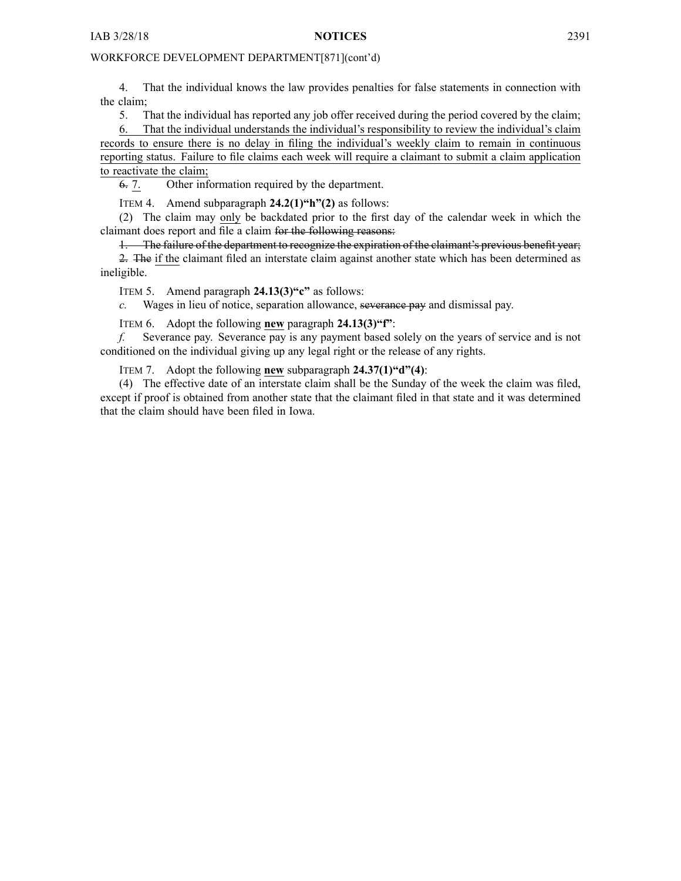WORKFORCE DEVELOPMENT DEPARTMENT[871](cont'd)

4. That the individual knows the law provides penalties for false statements in connection with the claim;

5. That the individual has reported any job offer received during the period covered by the claim;

<u>6. That the individual understands the individual's responsibility to review the individual's claim records to ensure there is no delay in filing the individual's weekly claim to remain in continuous reporting status. Failure to file claims each week will require a claimant to submit a claim application to reactivate the claim;</u>

~~6.~~ <u>7.</u> Other information required by the department.

ITEM 4. Amend subparagraph **24.2(1)"h"(2)** as follows:

(2) The claim may <u>only</u> be backdated prior to the first day of the calendar week in which the claimant does report and file a claim ~~for the following reasons:~~

~~1. The failure of the department to recognize the expiration of the claimant's previous benefit year;~~

~~2.~~ ~~The~~ <u>if the</u> claimant filed an interstate claim against another state which has been determined as ineligible.

ITEM 5. Amend paragraph **24.13(3)"c"** as follows:

*c.* Wages in lieu of notice, separation allowance, ~~severance pay~~ and dismissal pay.

ITEM 6. Adopt the following **<u>new</u>** paragraph **24.13(3)"f"**:

*f.* Severance pay. Severance pay is any payment based solely on the years of service and is not conditioned on the individual giving up any legal right or the release of any rights.

ITEM 7. Adopt the following **<u>new</u>** subparagraph **24.37(1)"d"(4)**:

(4) The effective date of an interstate claim shall be the Sunday of the week the claim was filed, except if proof is obtained from another state that the claimant filed in that state and it was determined that the claim should have been filed in Iowa.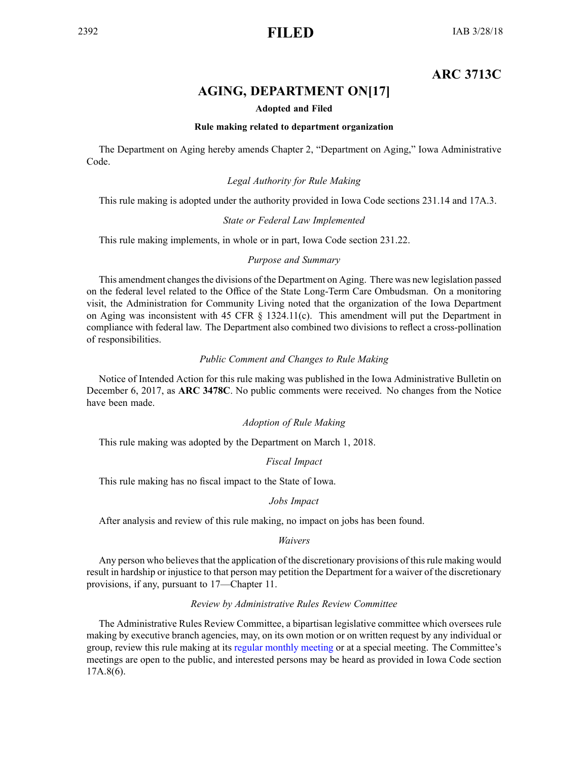**FILED**

## ARC 3713C

# AGING, DEPARTMENT ON[17]

**Adopted and Filed**

**Rule making related to department organization**

The Department on Aging hereby amends Chapter 2, "Department on Aging," Iowa Administrative Code.

*Legal Authority for Rule Making*

This rule making is adopted under the authority provided in Iowa Code sections 231.14 and 17A.3.

*State or Federal Law Implemented*

This rule making implements, in whole or in part, Iowa Code section 231.22.

*Purpose and Summary*

This amendment changes the divisions of the Department on Aging. There was new legislation passed on the federal level related to the Office of the State Long-Term Care Ombudsman. On a monitoring visit, the Administration for Community Living noted that the organization of the Iowa Department on Aging was inconsistent with 45 CFR § 1324.11(c). This amendment will put the Department in compliance with federal law. The Department also combined two divisions to reflect a cross-pollination of responsibilities.

*Public Comment and Changes to Rule Making*

Notice of Intended Action for this rule making was published in the Iowa Administrative Bulletin on December 6, 2017, as **ARC 3478C**. No public comments were received. No changes from the Notice have been made.

*Adoption of Rule Making*

This rule making was adopted by the Department on March 1, 2018.

*Fiscal Impact*

This rule making has no fiscal impact to the State of Iowa.

*Jobs Impact*

After analysis and review of this rule making, no impact on jobs has been found.

*Waivers*

Any person who believes that the application of the discretionary provisions of this rule making would result in hardship or injustice to that person may petition the Department for a waiver of the discretionary provisions, if any, pursuant to 17—Chapter 11.

*Review by Administrative Rules Review Committee*

The Administrative Rules Review Committee, a bipartisan legislative committee which oversees rule making by executive branch agencies, may, on its own motion or on written request by any individual or group, review this rule making at its regular monthly meeting or at a special meeting. The Committee's meetings are open to the public, and interested persons may be heard as provided in Iowa Code section 17A.8(6).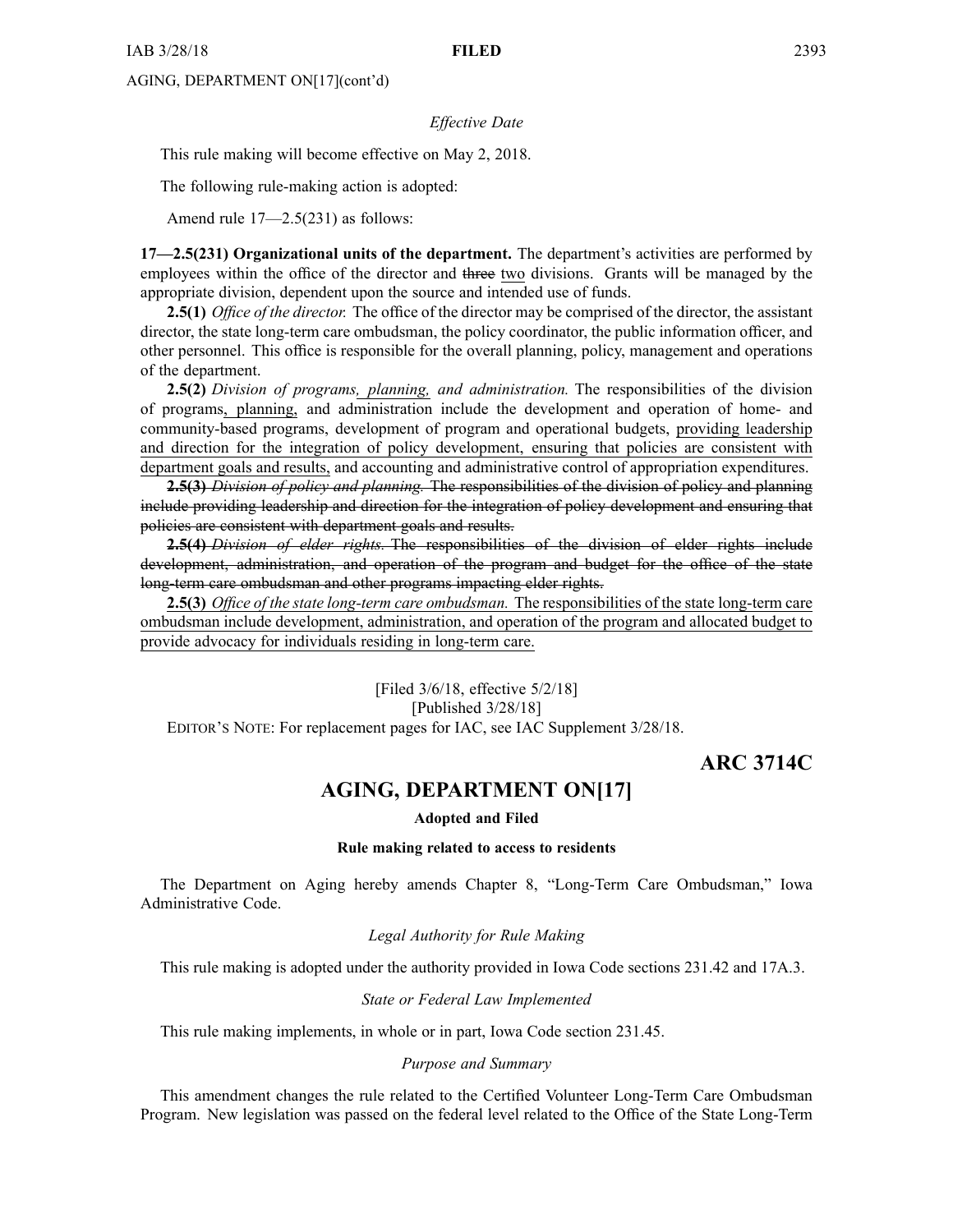AGING, DEPARTMENT ON[17](cont'd)

*Effective Date*

This rule making will become effective on May 2, 2018.

The following rule-making action is adopted:

Amend rule 17—2.5(231) as follows:

**17—2.5(231) Organizational units of the department.** The department's activities are performed by employees within the office of the director and ~~three~~ <u>two</u> divisions. Grants will be managed by the appropriate division, dependent upon the source and intended use of funds.

**2.5(1)** *Office of the director.* The office of the director may be comprised of the director, the assistant director, the state long-term care ombudsman, the policy coordinator, the public information officer, and other personnel. This office is responsible for the overall planning, policy, management and operations of the department.

**2.5(2)** *Division of programs<u>, planning,</u> and administration.* The responsibilities of the division of programs<u>, planning,</u> and administration include the development and operation of home- and community-based programs, development of program and operational budgets, <u>providing leadership and direction for the integration of policy development, ensuring that policies are consistent with department goals and results,</u> and accounting and administrative control of appropriation expenditures.

~~**2.5(3)** *Division of policy and planning.* The responsibilities of the division of policy and planning include providing leadership and direction for the integration of policy development and ensuring that policies are consistent with department goals and results.~~

~~**2.5(4)** *Division of elder rights.* The responsibilities of the division of elder rights include development, administration, and operation of the program and budget for the office of the state long-term care ombudsman and other programs impacting elder rights.~~

<u>**2.5(3)** *Office of the state long-term care ombudsman.* The responsibilities of the state long-term care ombudsman include development, administration, and operation of the program and allocated budget to provide advocacy for individuals residing in long-term care.</u>

[Filed 3/6/18, effective 5/2/18]
[Published 3/28/18]

EDITOR'S NOTE: For replacement pages for IAC, see IAC Supplement 3/28/18.

**ARC 3714C**

## AGING, DEPARTMENT ON[17]

**Adopted and Filed**

**Rule making related to access to residents**

The Department on Aging hereby amends Chapter 8, "Long-Term Care Ombudsman," Iowa Administrative Code.

*Legal Authority for Rule Making*

This rule making is adopted under the authority provided in Iowa Code sections 231.42 and 17A.3.

*State or Federal Law Implemented*

This rule making implements, in whole or in part, Iowa Code section 231.45.

*Purpose and Summary*

This amendment changes the rule related to the Certified Volunteer Long-Term Care Ombudsman Program. New legislation was passed on the federal level related to the Office of the State Long-Term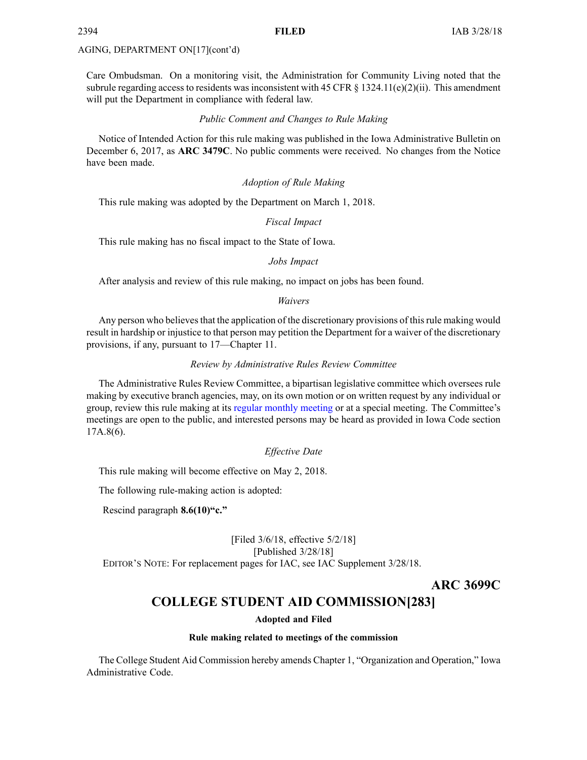Care Ombudsman. On a monitoring visit, the Administration for Community Living noted that the subrule regarding access to residents was inconsistent with 45 CFR § 1324.11(e)(2)(ii). This amendment will put the Department in compliance with federal law.

*Public Comment and Changes to Rule Making*

Notice of Intended Action for this rule making was published in the Iowa Administrative Bulletin on December 6, 2017, as **ARC 3479C**. No public comments were received. No changes from the Notice have been made.

*Adoption of Rule Making*

This rule making was adopted by the Department on March 1, 2018.

*Fiscal Impact*

This rule making has no fiscal impact to the State of Iowa.

*Jobs Impact*

After analysis and review of this rule making, no impact on jobs has been found.

*Waivers*

Any person who believes that the application of the discretionary provisions of this rule making would result in hardship or injustice to that person may petition the Department for a waiver of the discretionary provisions, if any, pursuant to 17—Chapter 11.

*Review by Administrative Rules Review Committee*

The Administrative Rules Review Committee, a bipartisan legislative committee which oversees rule making by executive branch agencies, may, on its own motion or on written request by any individual or group, review this rule making at its regular monthly meeting or at a special meeting. The Committee's meetings are open to the public, and interested persons may be heard as provided in Iowa Code section 17A.8(6).

*Effective Date*

This rule making will become effective on May 2, 2018.

The following rule-making action is adopted:

Rescind paragraph **8.6(10)"c."**

[Filed 3/6/18, effective 5/2/18]
[Published 3/28/18]
EDITOR'S NOTE: For replacement pages for IAC, see IAC Supplement 3/28/18.

**ARC 3699C**

## COLLEGE STUDENT AID COMMISSION[283]

**Adopted and Filed**

**Rule making related to meetings of the commission**

The College Student Aid Commission hereby amends Chapter 1, "Organization and Operation," Iowa Administrative Code.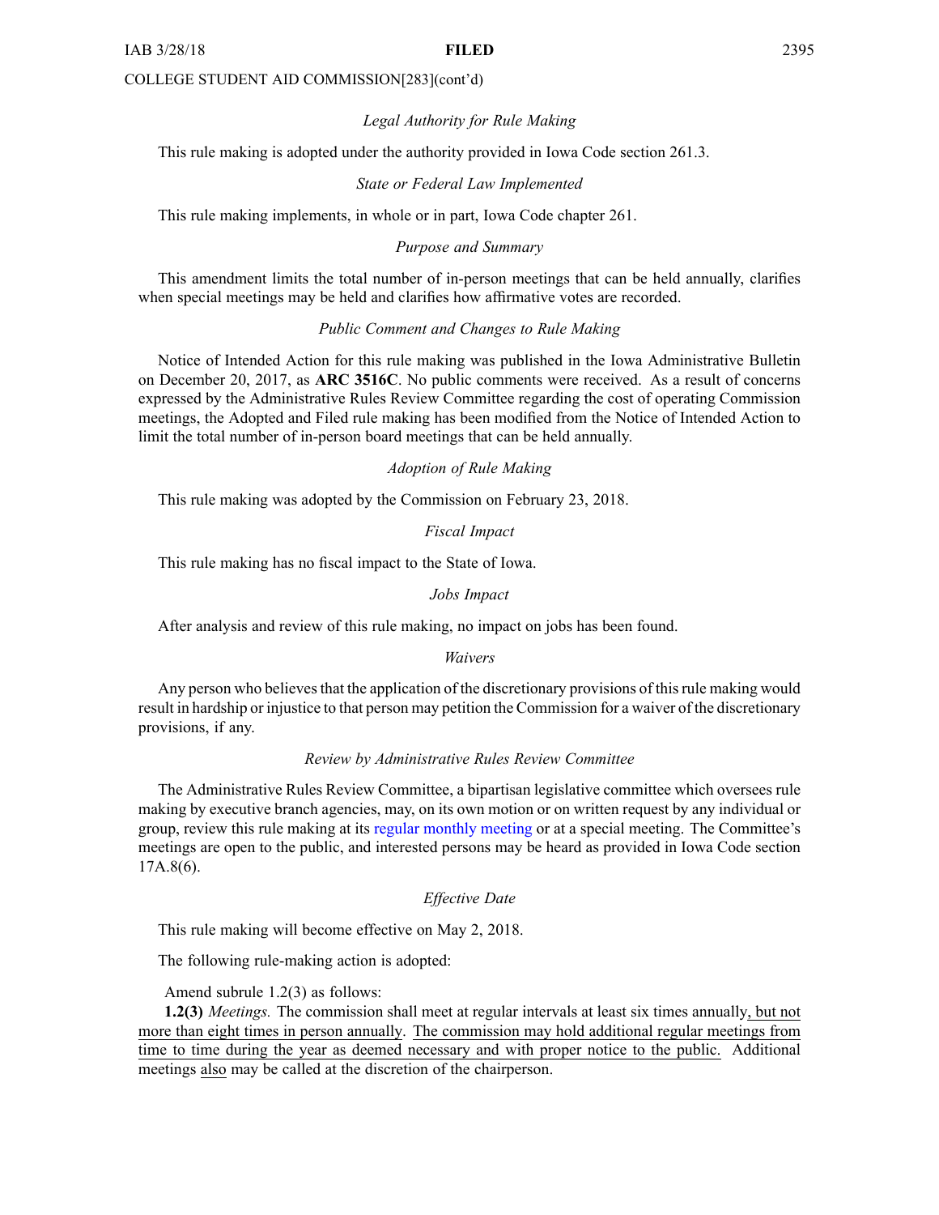*Legal Authority for Rule Making*

This rule making is adopted under the authority provided in Iowa Code section 261.3.

*State or Federal Law Implemented*

This rule making implements, in whole or in part, Iowa Code chapter 261.

*Purpose and Summary*

This amendment limits the total number of in-person meetings that can be held annually, clarifies when special meetings may be held and clarifies how affirmative votes are recorded.

*Public Comment and Changes to Rule Making*

Notice of Intended Action for this rule making was published in the Iowa Administrative Bulletin on December 20, 2017, as **ARC 3516C**. No public comments were received. As a result of concerns expressed by the Administrative Rules Review Committee regarding the cost of operating Commission meetings, the Adopted and Filed rule making has been modified from the Notice of Intended Action to limit the total number of in-person board meetings that can be held annually.

*Adoption of Rule Making*

This rule making was adopted by the Commission on February 23, 2018.

*Fiscal Impact*

This rule making has no fiscal impact to the State of Iowa.

*Jobs Impact*

After analysis and review of this rule making, no impact on jobs has been found.

*Waivers*

Any person who believes that the application of the discretionary provisions of this rule making would result in hardship or injustice to that person may petition the Commission for a waiver of the discretionary provisions, if any.

*Review by Administrative Rules Review Committee*

The Administrative Rules Review Committee, a bipartisan legislative committee which oversees rule making by executive branch agencies, may, on its own motion or on written request by any individual or group, review this rule making at its regular monthly meeting or at a special meeting. The Committee's meetings are open to the public, and interested persons may be heard as provided in Iowa Code section 17A.8(6).

*Effective Date*

This rule making will become effective on May 2, 2018.

The following rule-making action is adopted:

Amend subrule 1.2(3) as follows:

**1.2(3)** *Meetings.* The commission shall meet at regular intervals at least six times annually, but not more than eight times in person annually. The commission may hold additional regular meetings from time to time during the year as deemed necessary and with proper notice to the public. Additional meetings also may be called at the discretion of the chairperson.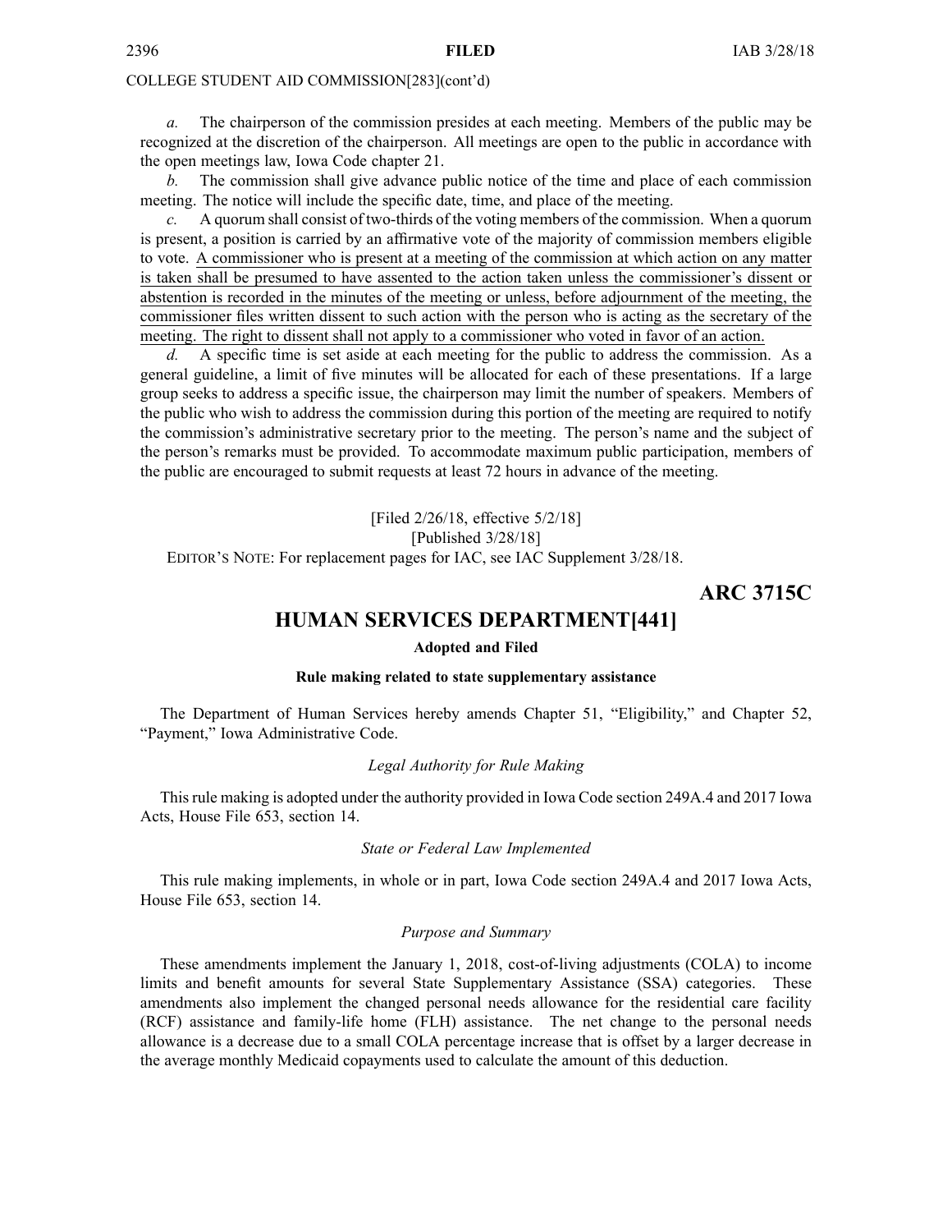COLLEGE STUDENT AID COMMISSION[283](cont'd)

*a.* The chairperson of the commission presides at each meeting. Members of the public may be recognized at the discretion of the chairperson. All meetings are open to the public in accordance with the open meetings law, Iowa Code chapter 21.

*b.* The commission shall give advance public notice of the time and place of each commission meeting. The notice will include the specific date, time, and place of the meeting.

*c.* A quorum shall consist of two-thirds of the voting members of the commission. When a quorum is present, a position is carried by an affirmative vote of the majority of commission members eligible to vote. <u>A commissioner who is present at a meeting of the commission at which action on any matter is taken shall be presumed to have assented to the action taken unless the commissioner's dissent or abstention is recorded in the minutes of the meeting or unless, before adjournment of the meeting, the commissioner files written dissent to such action with the person who is acting as the secretary of the meeting. The right to dissent shall not apply to a commissioner who voted in favor of an action.</u>

*d.* A specific time is set aside at each meeting for the public to address the commission. As a general guideline, a limit of five minutes will be allocated for each of these presentations. If a large group seeks to address a specific issue, the chairperson may limit the number of speakers. Members of the public who wish to address the commission during this portion of the meeting are required to notify the commission's administrative secretary prior to the meeting. The person's name and the subject of the person's remarks must be provided. To accommodate maximum public participation, members of the public are encouraged to submit requests at least 72 hours in advance of the meeting.

[Filed 2/26/18, effective 5/2/18]
[Published 3/28/18]

EDITOR'S NOTE: For replacement pages for IAC, see IAC Supplement 3/28/18.

**ARC 3715C**

## HUMAN SERVICES DEPARTMENT[441]

**Adopted and Filed**

**Rule making related to state supplementary assistance**

The Department of Human Services hereby amends Chapter 51, "Eligibility," and Chapter 52, "Payment," Iowa Administrative Code.

*Legal Authority for Rule Making*

This rule making is adopted under the authority provided in Iowa Code section 249A.4 and 2017 Iowa Acts, House File 653, section 14.

*State or Federal Law Implemented*

This rule making implements, in whole or in part, Iowa Code section 249A.4 and 2017 Iowa Acts, House File 653, section 14.

*Purpose and Summary*

These amendments implement the January 1, 2018, cost-of-living adjustments (COLA) to income limits and benefit amounts for several State Supplementary Assistance (SSA) categories. These amendments also implement the changed personal needs allowance for the residential care facility (RCF) assistance and family-life home (FLH) assistance. The net change to the personal needs allowance is a decrease due to a small COLA percentage increase that is offset by a larger decrease in the average monthly Medicaid copayments used to calculate the amount of this deduction.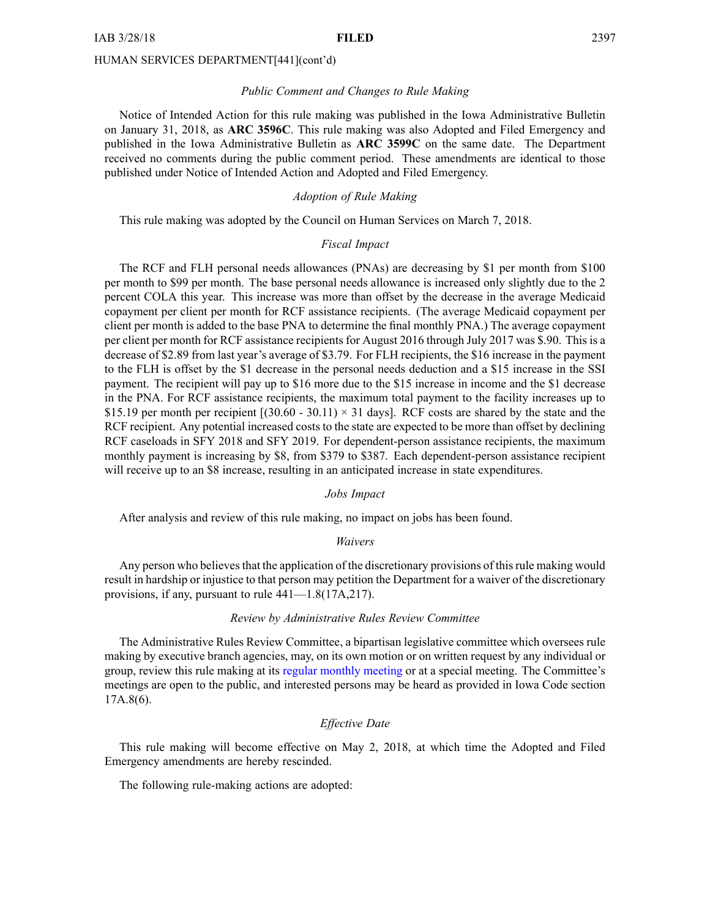HUMAN SERVICES DEPARTMENT[441](cont'd)

*Public Comment and Changes to Rule Making*

Notice of Intended Action for this rule making was published in the Iowa Administrative Bulletin on January 31, 2018, as **ARC 3596C**. This rule making was also Adopted and Filed Emergency and published in the Iowa Administrative Bulletin as **ARC 3599C** on the same date. The Department received no comments during the public comment period. These amendments are identical to those published under Notice of Intended Action and Adopted and Filed Emergency.

*Adoption of Rule Making*

This rule making was adopted by the Council on Human Services on March 7, 2018.

*Fiscal Impact*

The RCF and FLH personal needs allowances (PNAs) are decreasing by $1 per month from $100 per month to $99 per month. The base personal needs allowance is increased only slightly due to the 2 percent COLA this year. This increase was more than offset by the decrease in the average Medicaid copayment per client per month for RCF assistance recipients. (The average Medicaid copayment per client per month is added to the base PNA to determine the final monthly PNA.) The average copayment per client per month for RCF assistance recipients for August 2016 through July 2017 was $.90. This is a decrease of $2.89 from last year's average of $3.79. For FLH recipients, the $16 increase in the payment to the FLH is offset by the $1 decrease in the personal needs deduction and a $15 increase in the SSI payment. The recipient will pay up to $16 more due to the $15 increase in income and the $1 decrease in the PNA. For RCF assistance recipients, the maximum total payment to the facility increases up to $15.19 per month per recipient [(30.60 - 30.11) × 31 days]. RCF costs are shared by the state and the RCF recipient. Any potential increased costs to the state are expected to be more than offset by declining RCF caseloads in SFY 2018 and SFY 2019. For dependent-person assistance recipients, the maximum monthly payment is increasing by $8, from $379 to $387. Each dependent-person assistance recipient will receive up to an $8 increase, resulting in an anticipated increase in state expenditures.

*Jobs Impact*

After analysis and review of this rule making, no impact on jobs has been found.

*Waivers*

Any person who believes that the application of the discretionary provisions of this rule making would result in hardship or injustice to that person may petition the Department for a waiver of the discretionary provisions, if any, pursuant to rule 441—1.8(17A,217).

*Review by Administrative Rules Review Committee*

The Administrative Rules Review Committee, a bipartisan legislative committee which oversees rule making by executive branch agencies, may, on its own motion or on written request by any individual or group, review this rule making at its regular monthly meeting or at a special meeting. The Committee's meetings are open to the public, and interested persons may be heard as provided in Iowa Code section 17A.8(6).

*Effective Date*

This rule making will become effective on May 2, 2018, at which time the Adopted and Filed Emergency amendments are hereby rescinded.

The following rule-making actions are adopted: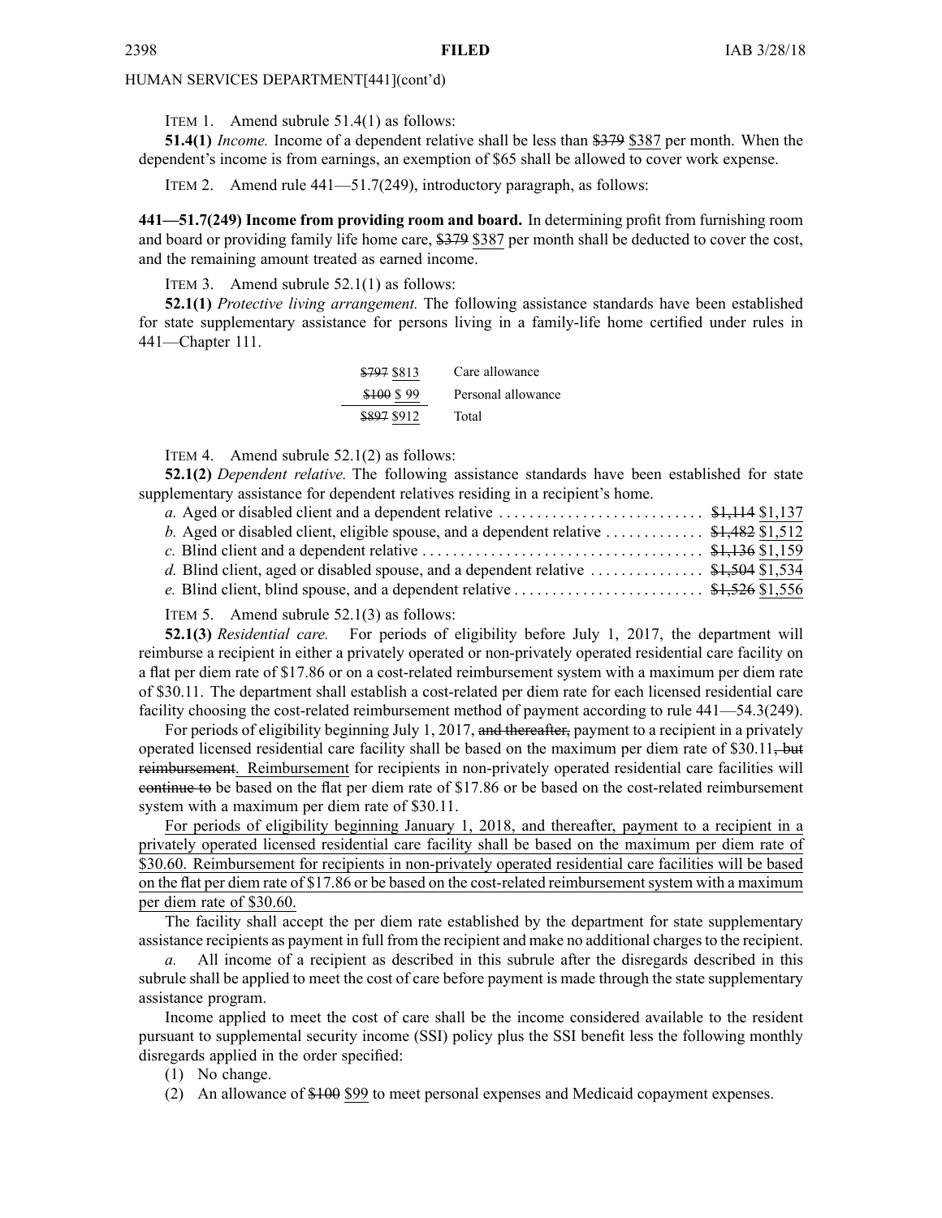ITEM 1. Amend subrule 51.4(1) as follows:

**51.4(1)** *Income.* Income of a dependent relative shall be less than ~~$379~~ $387 per month. When the dependent's income is from earnings, an exemption of $65 shall be allowed to cover work expense.

ITEM 2. Amend rule 441—51.7(249), introductory paragraph, as follows:

**441—51.7(249) Income from providing room and board.** In determining profit from furnishing room and board or providing family life home care, ~~$379~~ $387 per month shall be deducted to cover the cost, and the remaining amount treated as earned income.

ITEM 3. Amend subrule 52.1(1) as follows:

**52.1(1)** *Protective living arrangement.* The following assistance standards have been established for state supplementary assistance for persons living in a family-life home certified under rules in 441—Chapter 111.

| | |
|---|---|
| ~~$797~~ $813 | Care allowance |
| ~~$100~~ $ 99 | Personal allowance |
| ~~$897~~ $912 | Total |

ITEM 4. Amend subrule 52.1(2) as follows:

**52.1(2)** *Dependent relative.* The following assistance standards have been established for state supplementary assistance for dependent relatives residing in a recipient's home.

*a.* Aged or disabled client and a dependent relative .......... ~~$1,114~~ $1,137

*b.* Aged or disabled client, eligible spouse, and a dependent relative .......... ~~$1,482~~ $1,512

*c.* Blind client and a dependent relative .......... ~~$1,136~~ $1,159

*d.* Blind client, aged or disabled spouse, and a dependent relative .......... ~~$1,504~~ $1,534

*e.* Blind client, blind spouse, and a dependent relative .......... ~~$1,526~~ $1,556

ITEM 5. Amend subrule 52.1(3) as follows:

**52.1(3)** *Residential care.* For periods of eligibility before July 1, 2017, the department will reimburse a recipient in either a privately operated or non-privately operated residential care facility on a flat per diem rate of $17.86 or on a cost-related reimbursement system with a maximum per diem rate of $30.11. The department shall establish a cost-related per diem rate for each licensed residential care facility choosing the cost-related reimbursement method of payment according to rule 441—54.3(249).

For periods of eligibility beginning July 1, 2017, ~~and thereafter,~~ payment to a recipient in a privately operated licensed residential care facility shall be based on the maximum per diem rate of $30.11~~, but reimbursement~~. Reimbursement for recipients in non-privately operated residential care facilities will ~~continue to~~ be based on the flat per diem rate of $17.86 or be based on the cost-related reimbursement system with a maximum per diem rate of $30.11.

For periods of eligibility beginning January 1, 2018, and thereafter, payment to a recipient in a privately operated licensed residential care facility shall be based on the maximum per diem rate of $30.60. Reimbursement for recipients in non-privately operated residential care facilities will be based on the flat per diem rate of $17.86 or be based on the cost-related reimbursement system with a maximum per diem rate of $30.60.

The facility shall accept the per diem rate established by the department for state supplementary assistance recipients as payment in full from the recipient and make no additional charges to the recipient.

*a.* All income of a recipient as described in this subrule after the disregards described in this subrule shall be applied to meet the cost of care before payment is made through the state supplementary assistance program.

Income applied to meet the cost of care shall be the income considered available to the resident pursuant to supplemental security income (SSI) policy plus the SSI benefit less the following monthly disregards applied in the order specified:

(1) No change.

(2) An allowance of ~~$100~~ $99 to meet personal expenses and Medicaid copayment expenses.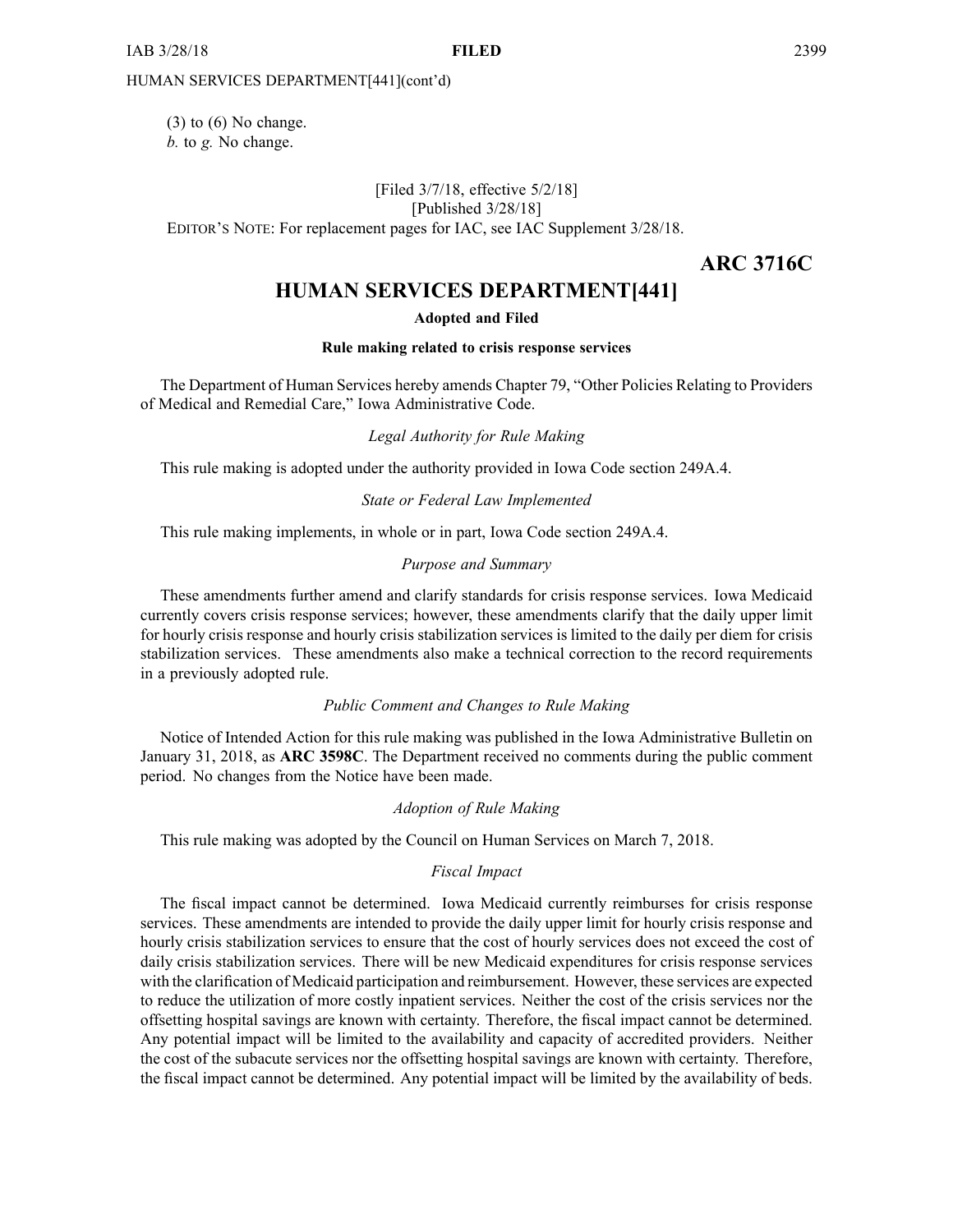(3) to (6) No change.

*b.* to *g.* No change.

[Filed 3/7/18, effective 5/2/18]
[Published 3/28/18]

EDITOR'S NOTE: For replacement pages for IAC, see IAC Supplement 3/28/18.

**ARC 3716C**

## HUMAN SERVICES DEPARTMENT[441]

**Adopted and Filed**

**Rule making related to crisis response services**

The Department of Human Services hereby amends Chapter 79, "Other Policies Relating to Providers of Medical and Remedial Care," Iowa Administrative Code.

*Legal Authority for Rule Making*

This rule making is adopted under the authority provided in Iowa Code section 249A.4.

*State or Federal Law Implemented*

This rule making implements, in whole or in part, Iowa Code section 249A.4.

*Purpose and Summary*

These amendments further amend and clarify standards for crisis response services. Iowa Medicaid currently covers crisis response services; however, these amendments clarify that the daily upper limit for hourly crisis response and hourly crisis stabilization services is limited to the daily per diem for crisis stabilization services. These amendments also make a technical correction to the record requirements in a previously adopted rule.

*Public Comment and Changes to Rule Making*

Notice of Intended Action for this rule making was published in the Iowa Administrative Bulletin on January 31, 2018, as **ARC 3598C**. The Department received no comments during the public comment period. No changes from the Notice have been made.

*Adoption of Rule Making*

This rule making was adopted by the Council on Human Services on March 7, 2018.

*Fiscal Impact*

The fiscal impact cannot be determined. Iowa Medicaid currently reimburses for crisis response services. These amendments are intended to provide the daily upper limit for hourly crisis response and hourly crisis stabilization services to ensure that the cost of hourly services does not exceed the cost of daily crisis stabilization services. There will be new Medicaid expenditures for crisis response services with the clarification of Medicaid participation and reimbursement. However, these services are expected to reduce the utilization of more costly inpatient services. Neither the cost of the crisis services nor the offsetting hospital savings are known with certainty. Therefore, the fiscal impact cannot be determined. Any potential impact will be limited to the availability and capacity of accredited providers. Neither the cost of the subacute services nor the offsetting hospital savings are known with certainty. Therefore, the fiscal impact cannot be determined. Any potential impact will be limited by the availability of beds.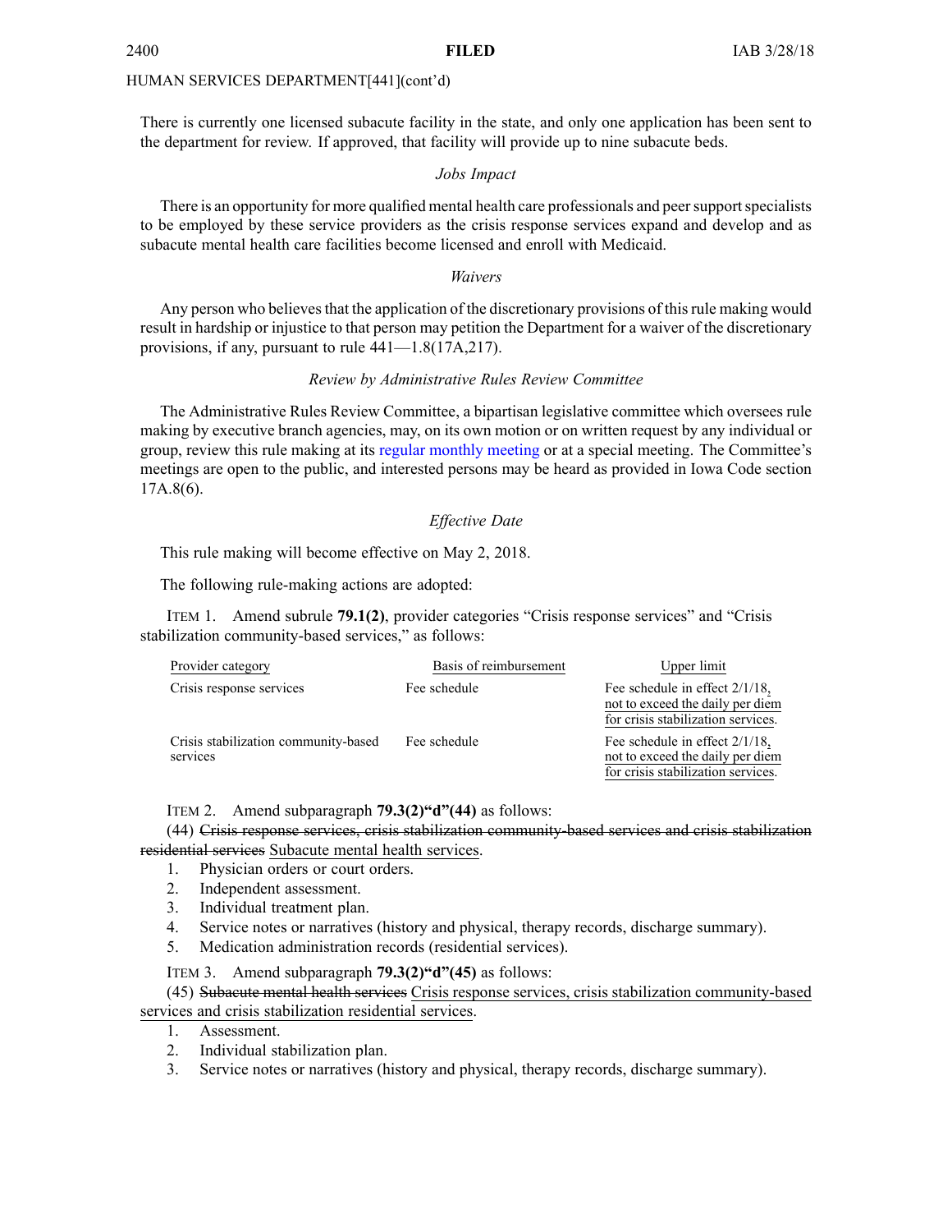HUMAN SERVICES DEPARTMENT[441](cont'd)

There is currently one licensed subacute facility in the state, and only one application has been sent to the department for review. If approved, that facility will provide up to nine subacute beds.

*Jobs Impact*

There is an opportunity for more qualified mental health care professionals and peer support specialists to be employed by these service providers as the crisis response services expand and develop and as subacute mental health care facilities become licensed and enroll with Medicaid.

*Waivers*

Any person who believes that the application of the discretionary provisions of this rule making would result in hardship or injustice to that person may petition the Department for a waiver of the discretionary provisions, if any, pursuant to rule 441—1.8(17A,217).

*Review by Administrative Rules Review Committee*

The Administrative Rules Review Committee, a bipartisan legislative committee which oversees rule making by executive branch agencies, may, on its own motion or on written request by any individual or group, review this rule making at its regular monthly meeting or at a special meeting. The Committee's meetings are open to the public, and interested persons may be heard as provided in Iowa Code section 17A.8(6).

*Effective Date*

This rule making will become effective on May 2, 2018.

The following rule-making actions are adopted:

ITEM 1. Amend subrule **79.1(2)**, provider categories "Crisis response services" and "Crisis stabilization community-based services," as follows:

| Provider category | Basis of reimbursement | Upper limit |
|---|---|---|
| Crisis response services | Fee schedule | Fee schedule in effect 2/1/18, not to exceed the daily per diem for crisis stabilization services. |
| Crisis stabilization community-based services | Fee schedule | Fee schedule in effect 2/1/18, not to exceed the daily per diem for crisis stabilization services. |

ITEM 2. Amend subparagraph **79.3(2)"d"(44)** as follows:

(44) ~~Crisis response services, crisis stabilization community-based services and crisis stabilization residential services~~ Subacute mental health services.

1. Physician orders or court orders.
2. Independent assessment.
3. Individual treatment plan.
4. Service notes or narratives (history and physical, therapy records, discharge summary).
5. Medication administration records (residential services).

ITEM 3. Amend subparagraph **79.3(2)"d"(45)** as follows:

(45) ~~Subacute mental health services~~ Crisis response services, crisis stabilization community-based services and crisis stabilization residential services.

1. Assessment.
2. Individual stabilization plan.
3. Service notes or narratives (history and physical, therapy records, discharge summary).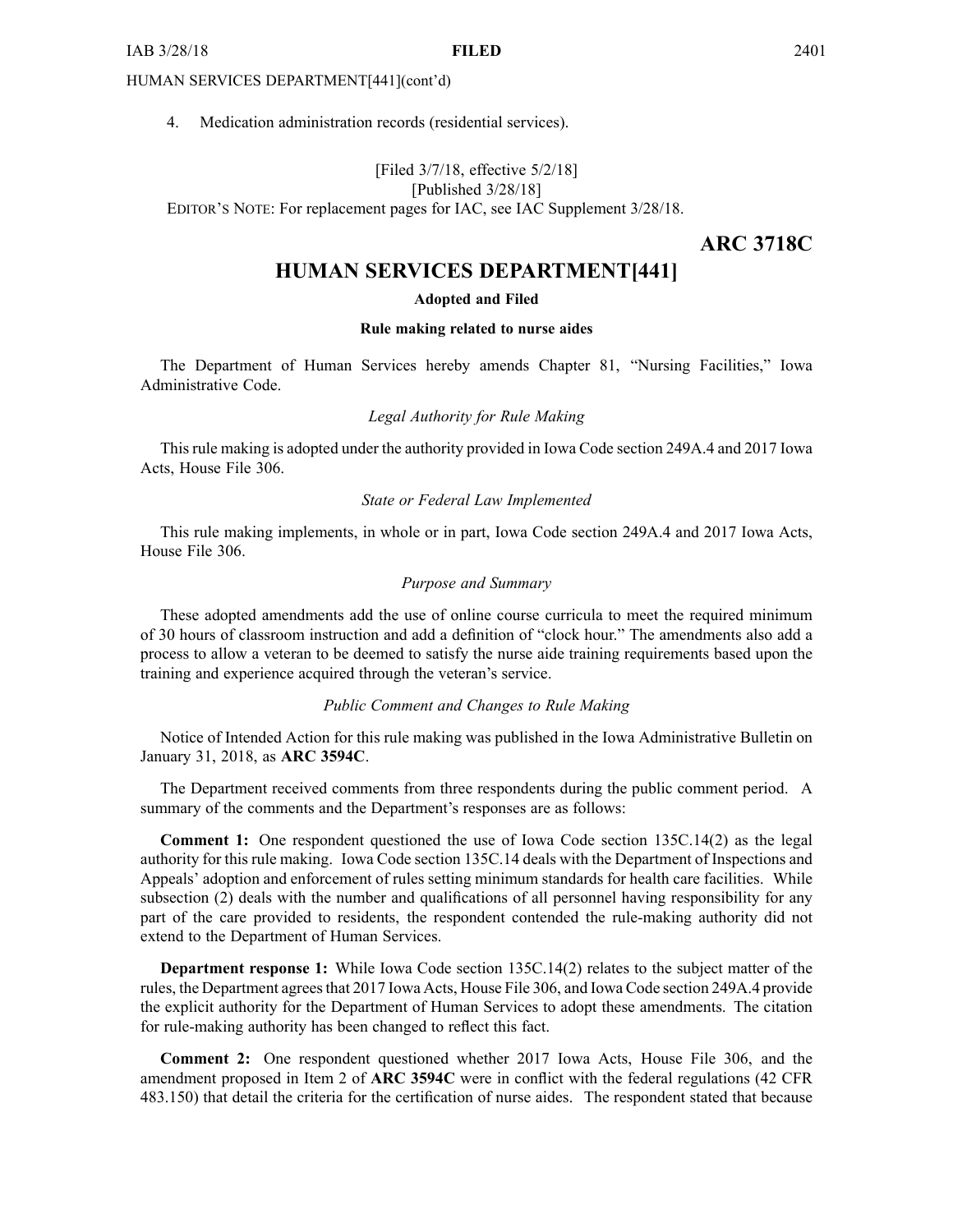4. Medication administration records (residential services).

[Filed 3/7/18, effective 5/2/18]
[Published 3/28/18]
EDITOR'S NOTE: For replacement pages for IAC, see IAC Supplement 3/28/18.

**ARC 3718C**

## HUMAN SERVICES DEPARTMENT[441]

**Adopted and Filed**

**Rule making related to nurse aides**

The Department of Human Services hereby amends Chapter 81, "Nursing Facilities," Iowa Administrative Code.

*Legal Authority for Rule Making*

This rule making is adopted under the authority provided in Iowa Code section 249A.4 and 2017 Iowa Acts, House File 306.

*State or Federal Law Implemented*

This rule making implements, in whole or in part, Iowa Code section 249A.4 and 2017 Iowa Acts, House File 306.

*Purpose and Summary*

These adopted amendments add the use of online course curricula to meet the required minimum of 30 hours of classroom instruction and add a definition of "clock hour." The amendments also add a process to allow a veteran to be deemed to satisfy the nurse aide training requirements based upon the training and experience acquired through the veteran's service.

*Public Comment and Changes to Rule Making*

Notice of Intended Action for this rule making was published in the Iowa Administrative Bulletin on January 31, 2018, as **ARC 3594C**.

The Department received comments from three respondents during the public comment period. A summary of the comments and the Department's responses are as follows:

**Comment 1:** One respondent questioned the use of Iowa Code section 135C.14(2) as the legal authority for this rule making. Iowa Code section 135C.14 deals with the Department of Inspections and Appeals' adoption and enforcement of rules setting minimum standards for health care facilities. While subsection (2) deals with the number and qualifications of all personnel having responsibility for any part of the care provided to residents, the respondent contended the rule-making authority did not extend to the Department of Human Services.

**Department response 1:** While Iowa Code section 135C.14(2) relates to the subject matter of the rules, the Department agrees that 2017 Iowa Acts, House File 306, and Iowa Code section 249A.4 provide the explicit authority for the Department of Human Services to adopt these amendments. The citation for rule-making authority has been changed to reflect this fact.

**Comment 2:** One respondent questioned whether 2017 Iowa Acts, House File 306, and the amendment proposed in Item 2 of **ARC 3594C** were in conflict with the federal regulations (42 CFR 483.150) that detail the criteria for the certification of nurse aides. The respondent stated that because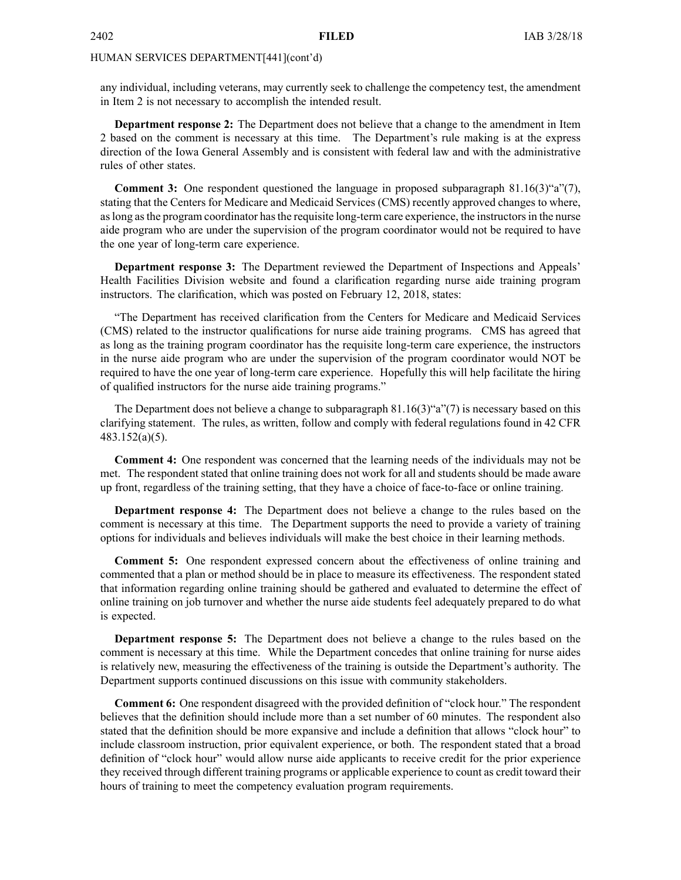HUMAN SERVICES DEPARTMENT[441](cont'd)

any individual, including veterans, may currently seek to challenge the competency test, the amendment in Item 2 is not necessary to accomplish the intended result.

**Department response 2:** The Department does not believe that a change to the amendment in Item 2 based on the comment is necessary at this time. The Department's rule making is at the express direction of the Iowa General Assembly and is consistent with federal law and with the administrative rules of other states.

**Comment 3:** One respondent questioned the language in proposed subparagraph 81.16(3)"a"(7), stating that the Centers for Medicare and Medicaid Services (CMS) recently approved changes to where, as long as the program coordinator has the requisite long-term care experience, the instructors in the nurse aide program who are under the supervision of the program coordinator would not be required to have the one year of long-term care experience.

**Department response 3:** The Department reviewed the Department of Inspections and Appeals' Health Facilities Division website and found a clarification regarding nurse aide training program instructors. The clarification, which was posted on February 12, 2018, states:

"The Department has received clarification from the Centers for Medicare and Medicaid Services (CMS) related to the instructor qualifications for nurse aide training programs. CMS has agreed that as long as the training program coordinator has the requisite long-term care experience, the instructors in the nurse aide program who are under the supervision of the program coordinator would NOT be required to have the one year of long-term care experience. Hopefully this will help facilitate the hiring of qualified instructors for the nurse aide training programs."

The Department does not believe a change to subparagraph 81.16(3)"a"(7) is necessary based on this clarifying statement. The rules, as written, follow and comply with federal regulations found in 42 CFR 483.152(a)(5).

**Comment 4:** One respondent was concerned that the learning needs of the individuals may not be met. The respondent stated that online training does not work for all and students should be made aware up front, regardless of the training setting, that they have a choice of face-to-face or online training.

**Department response 4:** The Department does not believe a change to the rules based on the comment is necessary at this time. The Department supports the need to provide a variety of training options for individuals and believes individuals will make the best choice in their learning methods.

**Comment 5:** One respondent expressed concern about the effectiveness of online training and commented that a plan or method should be in place to measure its effectiveness. The respondent stated that information regarding online training should be gathered and evaluated to determine the effect of online training on job turnover and whether the nurse aide students feel adequately prepared to do what is expected.

**Department response 5:** The Department does not believe a change to the rules based on the comment is necessary at this time. While the Department concedes that online training for nurse aides is relatively new, measuring the effectiveness of the training is outside the Department's authority. The Department supports continued discussions on this issue with community stakeholders.

**Comment 6:** One respondent disagreed with the provided definition of "clock hour." The respondent believes that the definition should include more than a set number of 60 minutes. The respondent also stated that the definition should be more expansive and include a definition that allows "clock hour" to include classroom instruction, prior equivalent experience, or both. The respondent stated that a broad definition of "clock hour" would allow nurse aide applicants to receive credit for the prior experience they received through different training programs or applicable experience to count as credit toward their hours of training to meet the competency evaluation program requirements.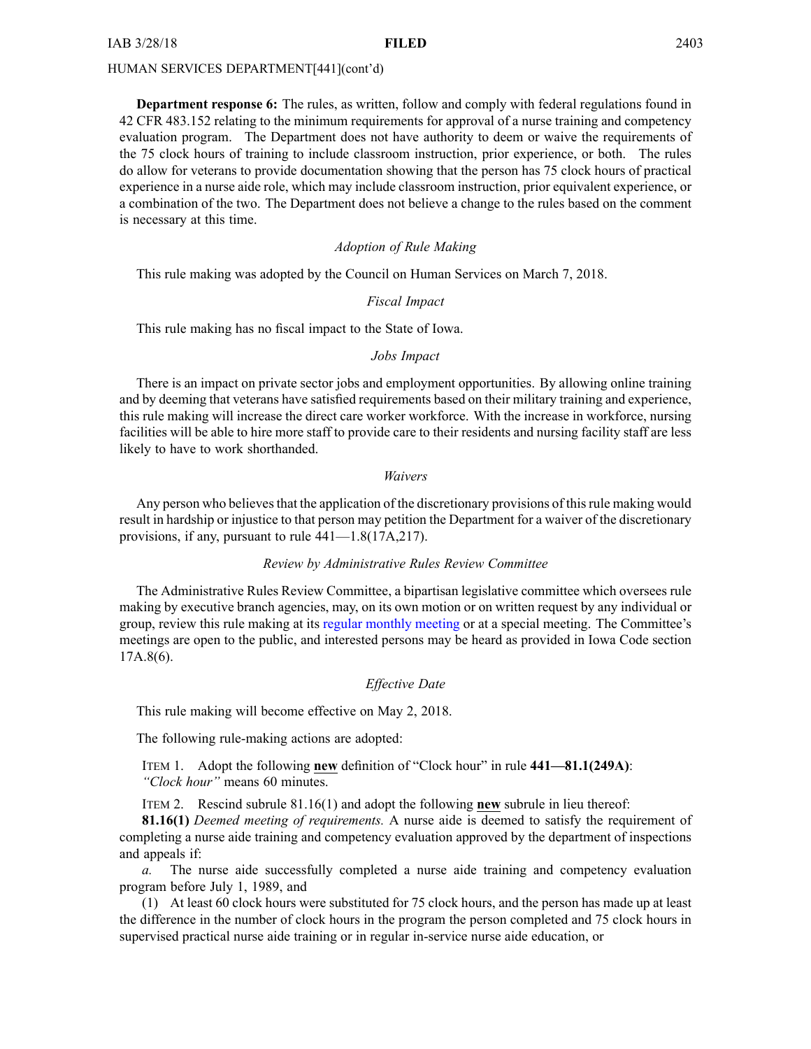**Department response 6:** The rules, as written, follow and comply with federal regulations found in 42 CFR 483.152 relating to the minimum requirements for approval of a nurse training and competency evaluation program. The Department does not have authority to deem or waive the requirements of the 75 clock hours of training to include classroom instruction, prior experience, or both. The rules do allow for veterans to provide documentation showing that the person has 75 clock hours of practical experience in a nurse aide role, which may include classroom instruction, prior equivalent experience, or a combination of the two. The Department does not believe a change to the rules based on the comment is necessary at this time.

*Adoption of Rule Making*

This rule making was adopted by the Council on Human Services on March 7, 2018.

*Fiscal Impact*

This rule making has no fiscal impact to the State of Iowa.

*Jobs Impact*

There is an impact on private sector jobs and employment opportunities. By allowing online training and by deeming that veterans have satisfied requirements based on their military training and experience, this rule making will increase the direct care worker workforce. With the increase in workforce, nursing facilities will be able to hire more staff to provide care to their residents and nursing facility staff are less likely to have to work shorthanded.

*Waivers*

Any person who believes that the application of the discretionary provisions of this rule making would result in hardship or injustice to that person may petition the Department for a waiver of the discretionary provisions, if any, pursuant to rule 441—1.8(17A,217).

*Review by Administrative Rules Review Committee*

The Administrative Rules Review Committee, a bipartisan legislative committee which oversees rule making by executive branch agencies, may, on its own motion or on written request by any individual or group, review this rule making at its regular monthly meeting or at a special meeting. The Committee's meetings are open to the public, and interested persons may be heard as provided in Iowa Code section 17A.8(6).

*Effective Date*

This rule making will become effective on May 2, 2018.

The following rule-making actions are adopted:

ITEM 1. Adopt the following **new** definition of "Clock hour" in rule **441—81.1(249A)**:

*"Clock hour"* means 60 minutes.

ITEM 2. Rescind subrule 81.16(1) and adopt the following **new** subrule in lieu thereof:

**81.16(1)** *Deemed meeting of requirements.* A nurse aide is deemed to satisfy the requirement of completing a nurse aide training and competency evaluation approved by the department of inspections and appeals if:

*a.* The nurse aide successfully completed a nurse aide training and competency evaluation program before July 1, 1989, and

(1) At least 60 clock hours were substituted for 75 clock hours, and the person has made up at least the difference in the number of clock hours in the program the person completed and 75 clock hours in supervised practical nurse aide training or in regular in-service nurse aide education, or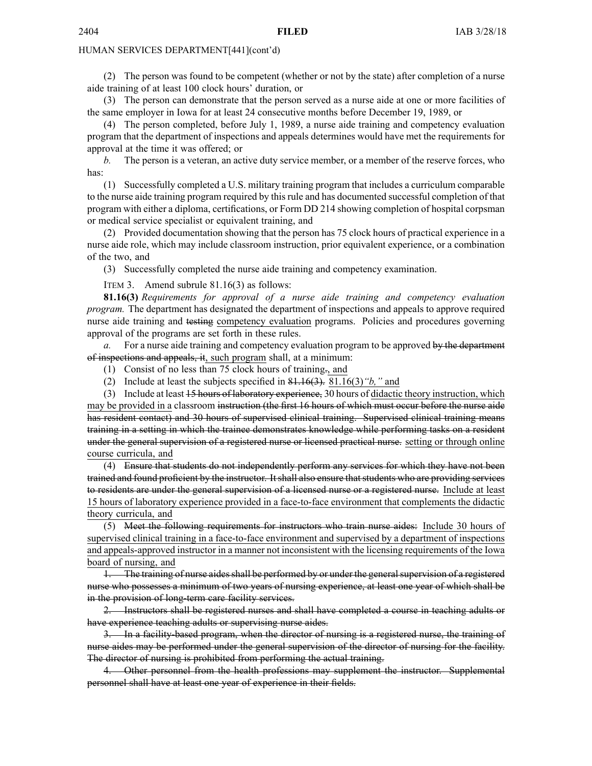(2) The person was found to be competent (whether or not by the state) after completion of a nurse aide training of at least 100 clock hours' duration, or

(3) The person can demonstrate that the person served as a nurse aide at one or more facilities of the same employer in Iowa for at least 24 consecutive months before December 19, 1989, or

(4) The person completed, before July 1, 1989, a nurse aide training and competency evaluation program that the department of inspections and appeals determines would have met the requirements for approval at the time it was offered; or

*b.* The person is a veteran, an active duty service member, or a member of the reserve forces, who has:

(1) Successfully completed a U.S. military training program that includes a curriculum comparable to the nurse aide training program required by this rule and has documented successful completion of that program with either a diploma, certifications, or Form DD 214 showing completion of hospital corpsman or medical service specialist or equivalent training, and

(2) Provided documentation showing that the person has 75 clock hours of practical experience in a nurse aide role, which may include classroom instruction, prior equivalent experience, or a combination of the two, and

(3) Successfully completed the nurse aide training and competency examination.

ITEM 3. Amend subrule 81.16(3) as follows:

**81.16(3)** *Requirements for approval of a nurse aide training and competency evaluation program.* The department has designated the department of inspections and appeals to approve required nurse aide training and ~~testing~~ <u>competency evaluation</u> programs. Policies and procedures governing approval of the programs are set forth in these rules.

*a.* For a nurse aide training and competency evaluation program to be approved ~~by the department of inspections and appeals, it~~<u>, such program</u> shall, at a minimum:

(1) Consist of no less than 75 clock hours of training~~.~~<u>, and</u>

(2) Include at least the subjects specified in ~~81.16(3).~~ <u>81.16(3)*"b,"* and</u>

(3) Include at least ~~15 hours of laboratory experience,~~ 30 hours of <u>didactic theory instruction, which may be provided in a</u> classroom ~~instruction (the first 16 hours of which must occur before the nurse aide has resident contact) and 30 hours of supervised clinical training. Supervised clinical training means training in a setting in which the trainee demonstrates knowledge while performing tasks on a resident under the general supervision of a registered nurse or licensed practical nurse.~~ <u>setting or through online course curricula, and</u>

(4) ~~Ensure that students do not independently perform any services for which they have not been trained and found proficient by the instructor. It shall also ensure that students who are providing services to residents are under the general supervision of a licensed nurse or a registered nurse.~~ <u>Include at least 15 hours of laboratory experience provided in a face-to-face environment that complements the didactic theory curricula, and</u>

(5) ~~Meet the following requirements for instructors who train nurse aides:~~ <u>Include 30 hours of supervised clinical training in a face-to-face environment and supervised by a department of inspections and appeals-approved instructor in a manner not inconsistent with the licensing requirements of the Iowa board of nursing, and</u>

~~1. The training of nurse aides shall be performed by or under the general supervision of a registered nurse who possesses a minimum of two years of nursing experience, at least one year of which shall be in the provision of long-term care facility services.~~

~~2. Instructors shall be registered nurses and shall have completed a course in teaching adults or have experience teaching adults or supervising nurse aides.~~

~~3. In a facility-based program, when the director of nursing is a registered nurse, the training of nurse aides may be performed under the general supervision of the director of nursing for the facility. The director of nursing is prohibited from performing the actual training.~~

~~4. Other personnel from the health professions may supplement the instructor. Supplemental personnel shall have at least one year of experience in their fields.~~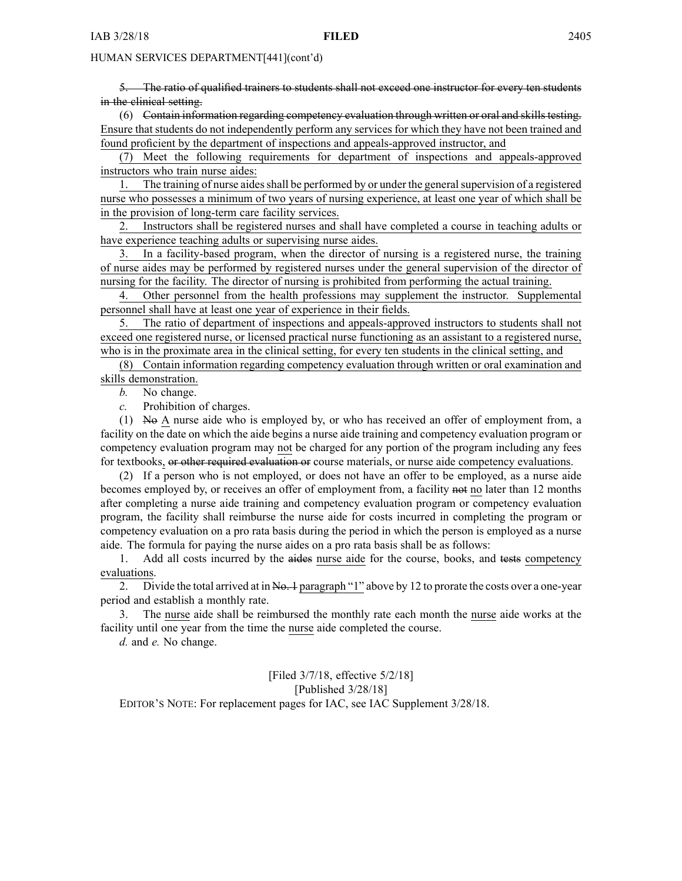HUMAN SERVICES DEPARTMENT[441](cont'd)

~~5. The ratio of qualified trainers to students shall not exceed one instructor for every ten students in the clinical setting.~~

(6) ~~Contain information regarding competency evaluation through written or oral and skills testing.~~ Ensure that students do not independently perform any services for which they have not been trained and found proficient by the department of inspections and appeals-approved instructor, and

(7) Meet the following requirements for department of inspections and appeals-approved instructors who train nurse aides:

1. The training of nurse aides shall be performed by or under the general supervision of a registered nurse who possesses a minimum of two years of nursing experience, at least one year of which shall be in the provision of long-term care facility services.

2. Instructors shall be registered nurses and shall have completed a course in teaching adults or have experience teaching adults or supervising nurse aides.

3. In a facility-based program, when the director of nursing is a registered nurse, the training of nurse aides may be performed by registered nurses under the general supervision of the director of nursing for the facility. The director of nursing is prohibited from performing the actual training.

4. Other personnel from the health professions may supplement the instructor. Supplemental personnel shall have at least one year of experience in their fields.

5. The ratio of department of inspections and appeals-approved instructors to students shall not exceed one registered nurse, or licensed practical nurse functioning as an assistant to a registered nurse, who is in the proximate area in the clinical setting, for every ten students in the clinical setting, and

(8) Contain information regarding competency evaluation through written or oral examination and skills demonstration.

*b.* No change.

*c.* Prohibition of charges.

(1) ~~No~~ A nurse aide who is employed by, or who has received an offer of employment from, a facility on the date on which the aide begins a nurse aide training and competency evaluation program or competency evaluation program may not be charged for any portion of the program including any fees for textbooks, ~~or other required evaluation or~~ course materials, or nurse aide competency evaluations.

(2) If a person who is not employed, or does not have an offer to be employed, as a nurse aide becomes employed by, or receives an offer of employment from, a facility ~~not~~ no later than 12 months after completing a nurse aide training and competency evaluation program or competency evaluation program, the facility shall reimburse the nurse aide for costs incurred in completing the program or competency evaluation on a pro rata basis during the period in which the person is employed as a nurse aide. The formula for paying the nurse aides on a pro rata basis shall be as follows:

1. Add all costs incurred by the ~~aides~~ nurse aide for the course, books, and ~~tests~~ competency evaluations.

2. Divide the total arrived at in ~~No. 1~~ paragraph "1" above by 12 to prorate the costs over a one-year period and establish a monthly rate.

3. The nurse aide shall be reimbursed the monthly rate each month the nurse aide works at the facility until one year from the time the nurse aide completed the course.

*d.* and *e.* No change.

[Filed 3/7/18, effective 5/2/18]
[Published 3/28/18]

EDITOR'S NOTE: For replacement pages for IAC, see IAC Supplement 3/28/18.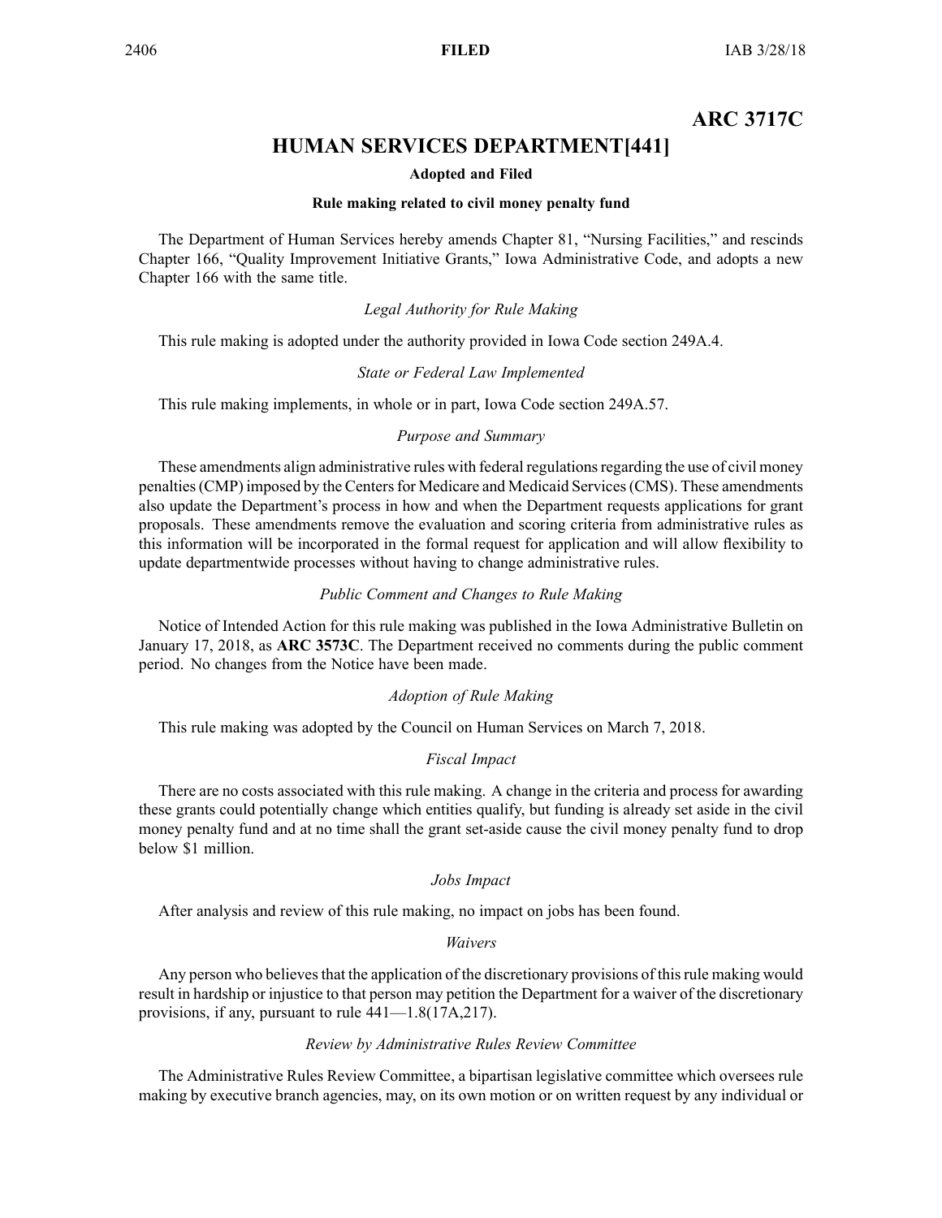# ARC 3717C

## HUMAN SERVICES DEPARTMENT[441]

**Adopted and Filed**

**Rule making related to civil money penalty fund**

The Department of Human Services hereby amends Chapter 81, "Nursing Facilities," and rescinds Chapter 166, "Quality Improvement Initiative Grants," Iowa Administrative Code, and adopts a new Chapter 166 with the same title.

*Legal Authority for Rule Making*

This rule making is adopted under the authority provided in Iowa Code section 249A.4.

*State or Federal Law Implemented*

This rule making implements, in whole or in part, Iowa Code section 249A.57.

*Purpose and Summary*

These amendments align administrative rules with federal regulations regarding the use of civil money penalties (CMP) imposed by the Centers for Medicare and Medicaid Services (CMS). These amendments also update the Department's process in how and when the Department requests applications for grant proposals. These amendments remove the evaluation and scoring criteria from administrative rules as this information will be incorporated in the formal request for application and will allow flexibility to update departmentwide processes without having to change administrative rules.

*Public Comment and Changes to Rule Making*

Notice of Intended Action for this rule making was published in the Iowa Administrative Bulletin on January 17, 2018, as **ARC 3573C**. The Department received no comments during the public comment period. No changes from the Notice have been made.

*Adoption of Rule Making*

This rule making was adopted by the Council on Human Services on March 7, 2018.

*Fiscal Impact*

There are no costs associated with this rule making. A change in the criteria and process for awarding these grants could potentially change which entities qualify, but funding is already set aside in the civil money penalty fund and at no time shall the grant set-aside cause the civil money penalty fund to drop below $1 million.

*Jobs Impact*

After analysis and review of this rule making, no impact on jobs has been found.

*Waivers*

Any person who believes that the application of the discretionary provisions of this rule making would result in hardship or injustice to that person may petition the Department for a waiver of the discretionary provisions, if any, pursuant to rule 441—1.8(17A,217).

*Review by Administrative Rules Review Committee*

The Administrative Rules Review Committee, a bipartisan legislative committee which oversees rule making by executive branch agencies, may, on its own motion or on written request by any individual or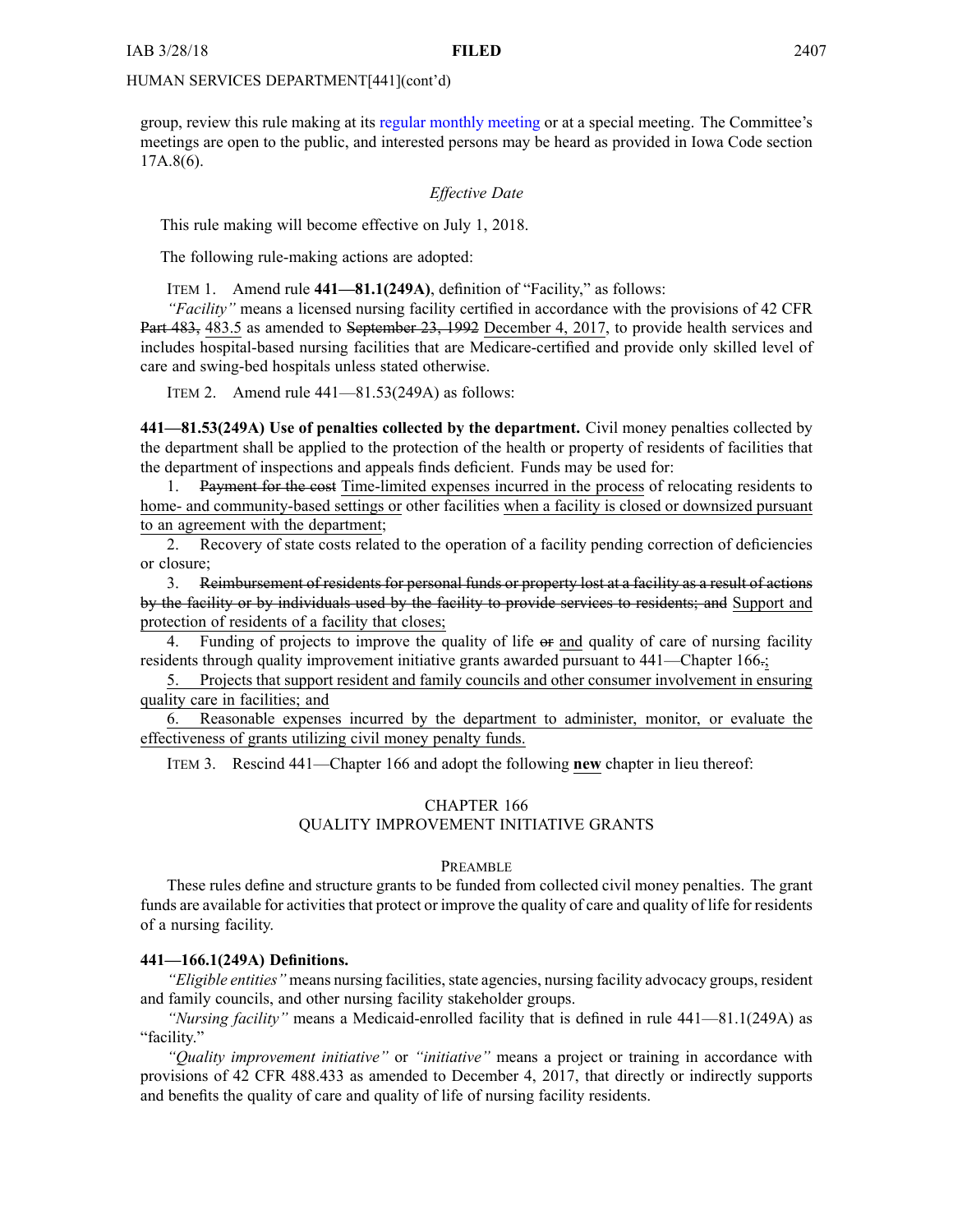group, review this rule making at its regular monthly meeting or at a special meeting. The Committee's meetings are open to the public, and interested persons may be heard as provided in Iowa Code section 17A.8(6).

*Effective Date*

This rule making will become effective on July 1, 2018.

The following rule-making actions are adopted:

ITEM 1. Amend rule **441—81.1(249A)**, definition of "Facility," as follows:

*"Facility"* means a licensed nursing facility certified in accordance with the provisions of 42 CFR ~~Part 483,~~ 483.5 as amended to ~~September 23, 1992~~ December 4, 2017, to provide health services and includes hospital-based nursing facilities that are Medicare-certified and provide only skilled level of care and swing-bed hospitals unless stated otherwise.

ITEM 2. Amend rule 441—81.53(249A) as follows:

**441—81.53(249A) Use of penalties collected by the department.** Civil money penalties collected by the department shall be applied to the protection of the health or property of residents of facilities that the department of inspections and appeals finds deficient. Funds may be used for:

1. ~~Payment for the cost~~ Time-limited expenses incurred in the process of relocating residents to home- and community-based settings or other facilities when a facility is closed or downsized pursuant to an agreement with the department;
2. Recovery of state costs related to the operation of a facility pending correction of deficiencies or closure;
3. ~~Reimbursement of residents for personal funds or property lost at a facility as a result of actions by the facility or by individuals used by the facility to provide services to residents; and~~ Support and protection of residents of a facility that closes;
4. Funding of projects to improve the quality of life ~~or~~ and quality of care of nursing facility residents through quality improvement initiative grants awarded pursuant to 441—Chapter 166~~.~~;
5. Projects that support resident and family councils and other consumer involvement in ensuring quality care in facilities; and
6. Reasonable expenses incurred by the department to administer, monitor, or evaluate the effectiveness of grants utilizing civil money penalty funds.

ITEM 3. Rescind 441—Chapter 166 and adopt the following **new** chapter in lieu thereof:

## CHAPTER 166
## QUALITY IMPROVEMENT INITIATIVE GRANTS

### PREAMBLE

These rules define and structure grants to be funded from collected civil money penalties. The grant funds are available for activities that protect or improve the quality of care and quality of life for residents of a nursing facility.

**441—166.1(249A) Definitions.**

*"Eligible entities"* means nursing facilities, state agencies, nursing facility advocacy groups, resident and family councils, and other nursing facility stakeholder groups.

*"Nursing facility"* means a Medicaid-enrolled facility that is defined in rule 441—81.1(249A) as "facility."

*"Quality improvement initiative"* or *"initiative"* means a project or training in accordance with provisions of 42 CFR 488.433 as amended to December 4, 2017, that directly or indirectly supports and benefits the quality of care and quality of life of nursing facility residents.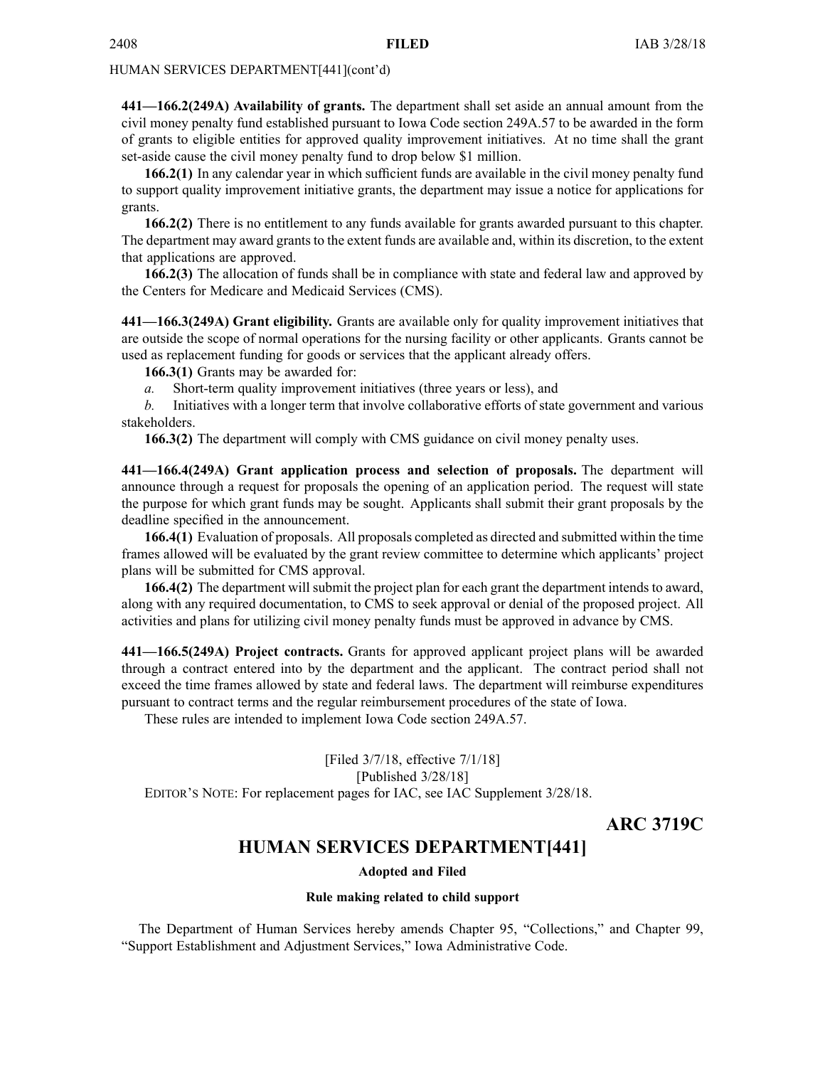HUMAN SERVICES DEPARTMENT[441](cont'd)

**441—166.2(249A) Availability of grants.** The department shall set aside an annual amount from the civil money penalty fund established pursuant to Iowa Code section 249A.57 to be awarded in the form of grants to eligible entities for approved quality improvement initiatives. At no time shall the grant set-aside cause the civil money penalty fund to drop below $1 million.

**166.2(1)** In any calendar year in which sufficient funds are available in the civil money penalty fund to support quality improvement initiative grants, the department may issue a notice for applications for grants.

**166.2(2)** There is no entitlement to any funds available for grants awarded pursuant to this chapter. The department may award grants to the extent funds are available and, within its discretion, to the extent that applications are approved.

**166.2(3)** The allocation of funds shall be in compliance with state and federal law and approved by the Centers for Medicare and Medicaid Services (CMS).

**441—166.3(249A) Grant eligibility.** Grants are available only for quality improvement initiatives that are outside the scope of normal operations for the nursing facility or other applicants. Grants cannot be used as replacement funding for goods or services that the applicant already offers.

**166.3(1)** Grants may be awarded for:

*a.* Short-term quality improvement initiatives (three years or less), and

*b.* Initiatives with a longer term that involve collaborative efforts of state government and various stakeholders.

**166.3(2)** The department will comply with CMS guidance on civil money penalty uses.

**441—166.4(249A) Grant application process and selection of proposals.** The department will announce through a request for proposals the opening of an application period. The request will state the purpose for which grant funds may be sought. Applicants shall submit their grant proposals by the deadline specified in the announcement.

**166.4(1)** Evaluation of proposals. All proposals completed as directed and submitted within the time frames allowed will be evaluated by the grant review committee to determine which applicants' project plans will be submitted for CMS approval.

**166.4(2)** The department will submit the project plan for each grant the department intends to award, along with any required documentation, to CMS to seek approval or denial of the proposed project. All activities and plans for utilizing civil money penalty funds must be approved in advance by CMS.

**441—166.5(249A) Project contracts.** Grants for approved applicant project plans will be awarded through a contract entered into by the department and the applicant. The contract period shall not exceed the time frames allowed by state and federal laws. The department will reimburse expenditures pursuant to contract terms and the regular reimbursement procedures of the state of Iowa.

These rules are intended to implement Iowa Code section 249A.57.

[Filed 3/7/18, effective 7/1/18]
[Published 3/28/18]

EDITOR'S NOTE: For replacement pages for IAC, see IAC Supplement 3/28/18.

**ARC 3719C**

## HUMAN SERVICES DEPARTMENT[441]

**Adopted and Filed**

**Rule making related to child support**

The Department of Human Services hereby amends Chapter 95, "Collections," and Chapter 99, "Support Establishment and Adjustment Services," Iowa Administrative Code.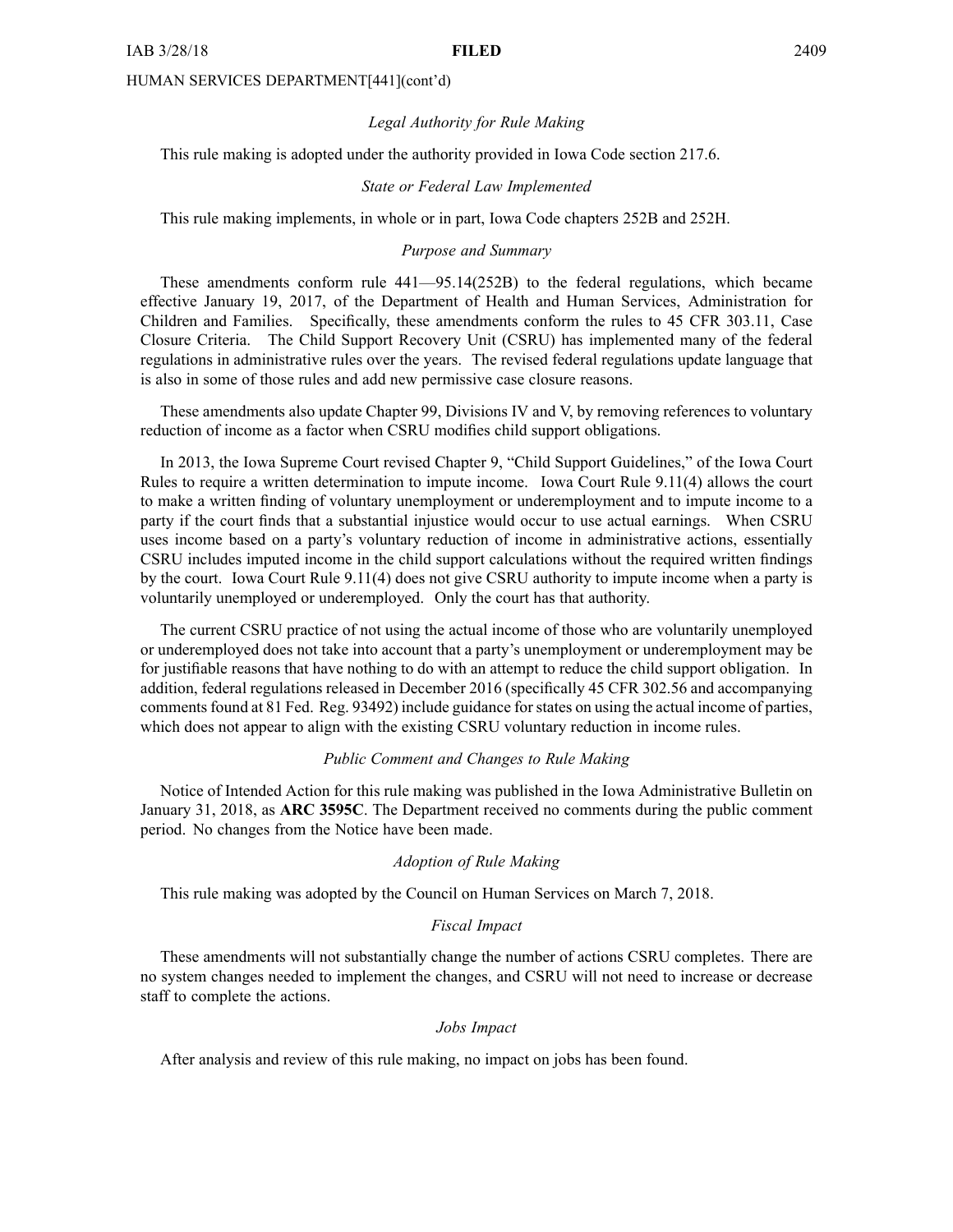HUMAN SERVICES DEPARTMENT[441](cont'd)

*Legal Authority for Rule Making*

This rule making is adopted under the authority provided in Iowa Code section 217.6.

*State or Federal Law Implemented*

This rule making implements, in whole or in part, Iowa Code chapters 252B and 252H.

*Purpose and Summary*

These amendments conform rule 441—95.14(252B) to the federal regulations, which became effective January 19, 2017, of the Department of Health and Human Services, Administration for Children and Families. Specifically, these amendments conform the rules to 45 CFR 303.11, Case Closure Criteria. The Child Support Recovery Unit (CSRU) has implemented many of the federal regulations in administrative rules over the years. The revised federal regulations update language that is also in some of those rules and add new permissive case closure reasons.

These amendments also update Chapter 99, Divisions IV and V, by removing references to voluntary reduction of income as a factor when CSRU modifies child support obligations.

In 2013, the Iowa Supreme Court revised Chapter 9, "Child Support Guidelines," of the Iowa Court Rules to require a written determination to impute income. Iowa Court Rule 9.11(4) allows the court to make a written finding of voluntary unemployment or underemployment and to impute income to a party if the court finds that a substantial injustice would occur to use actual earnings. When CSRU uses income based on a party's voluntary reduction of income in administrative actions, essentially CSRU includes imputed income in the child support calculations without the required written findings by the court. Iowa Court Rule 9.11(4) does not give CSRU authority to impute income when a party is voluntarily unemployed or underemployed. Only the court has that authority.

The current CSRU practice of not using the actual income of those who are voluntarily unemployed or underemployed does not take into account that a party's unemployment or underemployment may be for justifiable reasons that have nothing to do with an attempt to reduce the child support obligation. In addition, federal regulations released in December 2016 (specifically 45 CFR 302.56 and accompanying comments found at 81 Fed. Reg. 93492) include guidance for states on using the actual income of parties, which does not appear to align with the existing CSRU voluntary reduction in income rules.

*Public Comment and Changes to Rule Making*

Notice of Intended Action for this rule making was published in the Iowa Administrative Bulletin on January 31, 2018, as **ARC 3595C**. The Department received no comments during the public comment period. No changes from the Notice have been made.

*Adoption of Rule Making*

This rule making was adopted by the Council on Human Services on March 7, 2018.

*Fiscal Impact*

These amendments will not substantially change the number of actions CSRU completes. There are no system changes needed to implement the changes, and CSRU will not need to increase or decrease staff to complete the actions.

*Jobs Impact*

After analysis and review of this rule making, no impact on jobs has been found.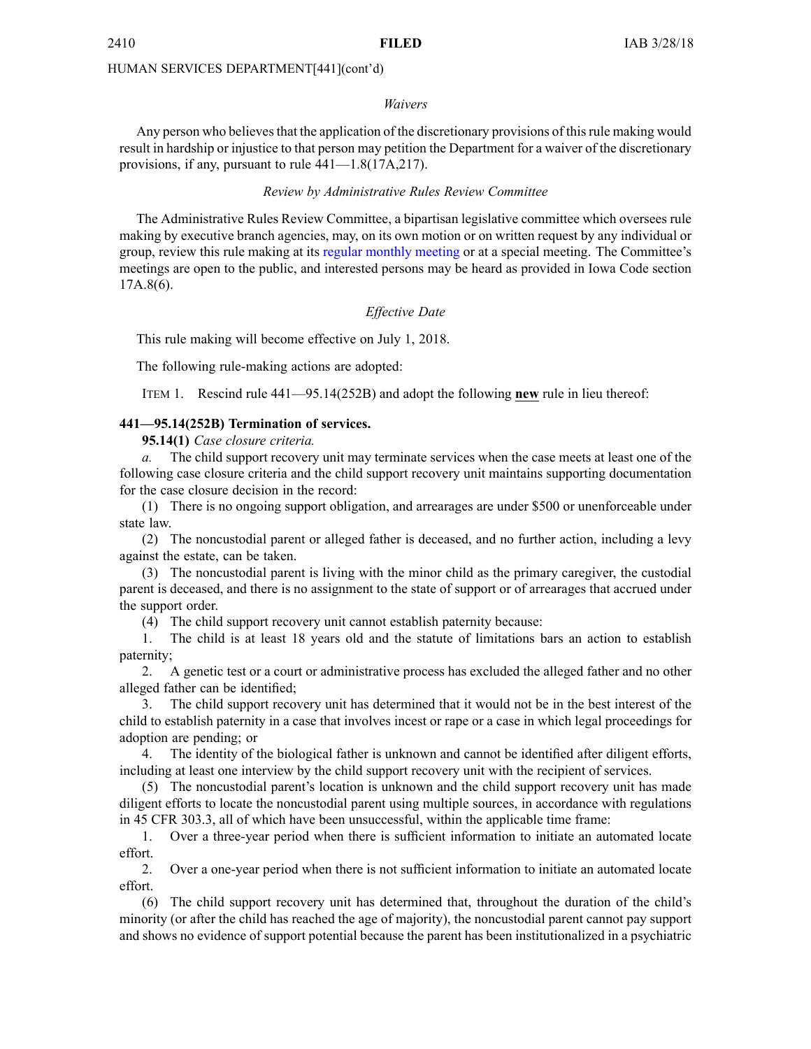HUMAN SERVICES DEPARTMENT[441](cont'd)

*Waivers*

Any person who believes that the application of the discretionary provisions of this rule making would result in hardship or injustice to that person may petition the Department for a waiver of the discretionary provisions, if any, pursuant to rule 441—1.8(17A,217).

*Review by Administrative Rules Review Committee*

The Administrative Rules Review Committee, a bipartisan legislative committee which oversees rule making by executive branch agencies, may, on its own motion or on written request by any individual or group, review this rule making at its regular monthly meeting or at a special meeting. The Committee's meetings are open to the public, and interested persons may be heard as provided in Iowa Code section 17A.8(6).

*Effective Date*

This rule making will become effective on July 1, 2018.

The following rule-making actions are adopted:

ITEM 1. Rescind rule 441—95.14(252B) and adopt the following **new** rule in lieu thereof:

**441—95.14(252B) Termination of services.**

**95.14(1)** *Case closure criteria.*

*a.* The child support recovery unit may terminate services when the case meets at least one of the following case closure criteria and the child support recovery unit maintains supporting documentation for the case closure decision in the record:

(1) There is no ongoing support obligation, and arrearages are under $500 or unenforceable under state law.

(2) The noncustodial parent or alleged father is deceased, and no further action, including a levy against the estate, can be taken.

(3) The noncustodial parent is living with the minor child as the primary caregiver, the custodial parent is deceased, and there is no assignment to the state of support or of arrearages that accrued under the support order.

(4) The child support recovery unit cannot establish paternity because:

1. The child is at least 18 years old and the statute of limitations bars an action to establish paternity;

2. A genetic test or a court or administrative process has excluded the alleged father and no other alleged father can be identified;

3. The child support recovery unit has determined that it would not be in the best interest of the child to establish paternity in a case that involves incest or rape or a case in which legal proceedings for adoption are pending; or

4. The identity of the biological father is unknown and cannot be identified after diligent efforts, including at least one interview by the child support recovery unit with the recipient of services.

(5) The noncustodial parent's location is unknown and the child support recovery unit has made diligent efforts to locate the noncustodial parent using multiple sources, in accordance with regulations in 45 CFR 303.3, all of which have been unsuccessful, within the applicable time frame:

1. Over a three-year period when there is sufficient information to initiate an automated locate effort.

2. Over a one-year period when there is not sufficient information to initiate an automated locate effort.

(6) The child support recovery unit has determined that, throughout the duration of the child's minority (or after the child has reached the age of majority), the noncustodial parent cannot pay support and shows no evidence of support potential because the parent has been institutionalized in a psychiatric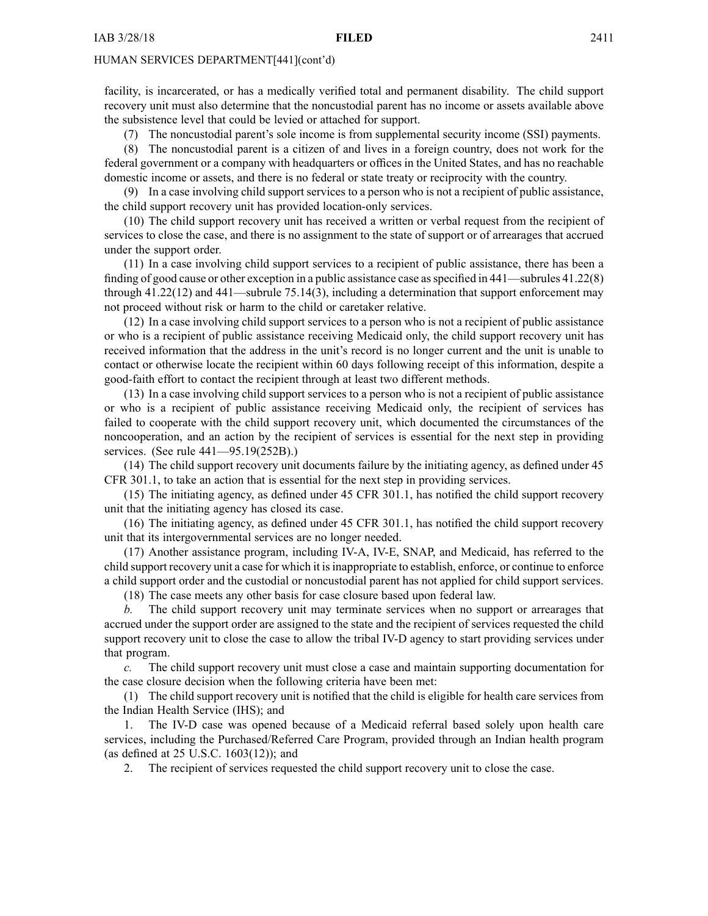facility, is incarcerated, or has a medically verified total and permanent disability. The child support recovery unit must also determine that the noncustodial parent has no income or assets available above the subsistence level that could be levied or attached for support.

(7) The noncustodial parent's sole income is from supplemental security income (SSI) payments.

(8) The noncustodial parent is a citizen of and lives in a foreign country, does not work for the federal government or a company with headquarters or offices in the United States, and has no reachable domestic income or assets, and there is no federal or state treaty or reciprocity with the country.

(9) In a case involving child support services to a person who is not a recipient of public assistance, the child support recovery unit has provided location-only services.

(10) The child support recovery unit has received a written or verbal request from the recipient of services to close the case, and there is no assignment to the state of support or of arrearages that accrued under the support order.

(11) In a case involving child support services to a recipient of public assistance, there has been a finding of good cause or other exception in a public assistance case as specified in 441—subrules 41.22(8) through 41.22(12) and 441—subrule 75.14(3), including a determination that support enforcement may not proceed without risk or harm to the child or caretaker relative.

(12) In a case involving child support services to a person who is not a recipient of public assistance or who is a recipient of public assistance receiving Medicaid only, the child support recovery unit has received information that the address in the unit's record is no longer current and the unit is unable to contact or otherwise locate the recipient within 60 days following receipt of this information, despite a good-faith effort to contact the recipient through at least two different methods.

(13) In a case involving child support services to a person who is not a recipient of public assistance or who is a recipient of public assistance receiving Medicaid only, the recipient of services has failed to cooperate with the child support recovery unit, which documented the circumstances of the noncooperation, and an action by the recipient of services is essential for the next step in providing services. (See rule 441—95.19(252B).)

(14) The child support recovery unit documents failure by the initiating agency, as defined under 45 CFR 301.1, to take an action that is essential for the next step in providing services.

(15) The initiating agency, as defined under 45 CFR 301.1, has notified the child support recovery unit that the initiating agency has closed its case.

(16) The initiating agency, as defined under 45 CFR 301.1, has notified the child support recovery unit that its intergovernmental services are no longer needed.

(17) Another assistance program, including IV-A, IV-E, SNAP, and Medicaid, has referred to the child support recovery unit a case for which it is inappropriate to establish, enforce, or continue to enforce a child support order and the custodial or noncustodial parent has not applied for child support services.

(18) The case meets any other basis for case closure based upon federal law.

*b.* The child support recovery unit may terminate services when no support or arrearages that accrued under the support order are assigned to the state and the recipient of services requested the child support recovery unit to close the case to allow the tribal IV-D agency to start providing services under that program.

*c.* The child support recovery unit must close a case and maintain supporting documentation for the case closure decision when the following criteria have been met:

(1) The child support recovery unit is notified that the child is eligible for health care services from the Indian Health Service (IHS); and

1. The IV-D case was opened because of a Medicaid referral based solely upon health care services, including the Purchased/Referred Care Program, provided through an Indian health program (as defined at 25 U.S.C. 1603(12)); and

2. The recipient of services requested the child support recovery unit to close the case.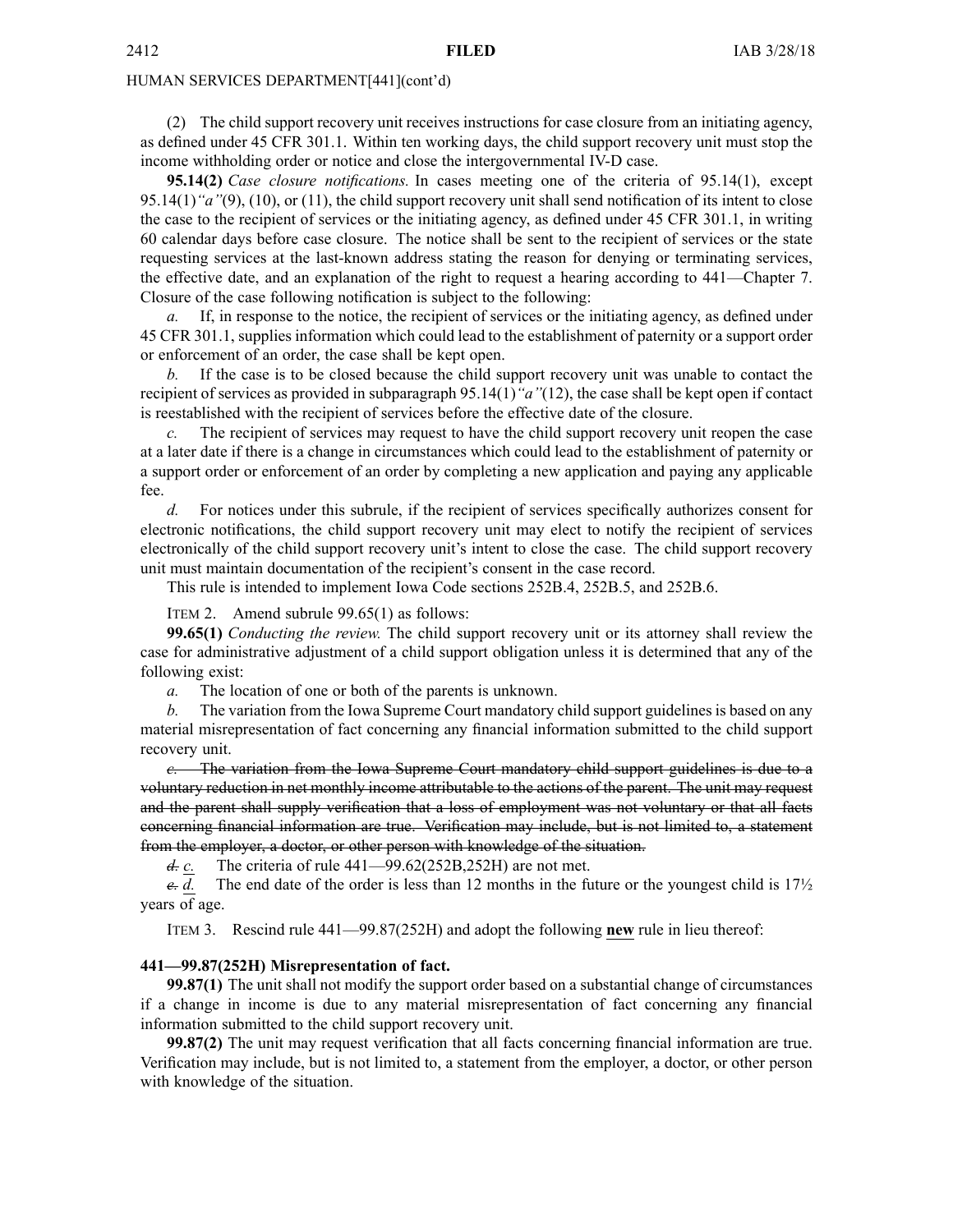HUMAN SERVICES DEPARTMENT[441](cont'd)

(2) The child support recovery unit receives instructions for case closure from an initiating agency, as defined under 45 CFR 301.1. Within ten working days, the child support recovery unit must stop the income withholding order or notice and close the intergovernmental IV-D case.

**95.14(2)** *Case closure notifications.* In cases meeting one of the criteria of 95.14(1), except 95.14(1)*"a"*(9), (10), or (11), the child support recovery unit shall send notification of its intent to close the case to the recipient of services or the initiating agency, as defined under 45 CFR 301.1, in writing 60 calendar days before case closure. The notice shall be sent to the recipient of services or the state requesting services at the last-known address stating the reason for denying or terminating services, the effective date, and an explanation of the right to request a hearing according to 441—Chapter 7. Closure of the case following notification is subject to the following:

*a.* If, in response to the notice, the recipient of services or the initiating agency, as defined under 45 CFR 301.1, supplies information which could lead to the establishment of paternity or a support order or enforcement of an order, the case shall be kept open.

*b.* If the case is to be closed because the child support recovery unit was unable to contact the recipient of services as provided in subparagraph 95.14(1)*"a"*(12), the case shall be kept open if contact is reestablished with the recipient of services before the effective date of the closure.

*c.* The recipient of services may request to have the child support recovery unit reopen the case at a later date if there is a change in circumstances which could lead to the establishment of paternity or a support order or enforcement of an order by completing a new application and paying any applicable fee.

*d.* For notices under this subrule, if the recipient of services specifically authorizes consent for electronic notifications, the child support recovery unit may elect to notify the recipient of services electronically of the child support recovery unit's intent to close the case. The child support recovery unit must maintain documentation of the recipient's consent in the case record.

This rule is intended to implement Iowa Code sections 252B.4, 252B.5, and 252B.6.

ITEM 2. Amend subrule 99.65(1) as follows:

**99.65(1)** *Conducting the review.* The child support recovery unit or its attorney shall review the case for administrative adjustment of a child support obligation unless it is determined that any of the following exist:

*a.* The location of one or both of the parents is unknown.

*b.* The variation from the Iowa Supreme Court mandatory child support guidelines is based on any material misrepresentation of fact concerning any financial information submitted to the child support recovery unit.

~~*c.* The variation from the Iowa Supreme Court mandatory child support guidelines is due to a voluntary reduction in net monthly income attributable to the actions of the parent. The unit may request and the parent shall supply verification that a loss of employment was not voluntary or that all facts concerning financial information are true. Verification may include, but is not limited to, a statement from the employer, a doctor, or other person with knowledge of the situation.~~

~~*d.*~~ <u>*c.*</u> The criteria of rule 441—99.62(252B,252H) are not met.

~~*e.*~~ <u>*d.*</u> The end date of the order is less than 12 months in the future or the youngest child is 17½ years of age.

ITEM 3. Rescind rule 441—99.87(252H) and adopt the following **<u>new</u>** rule in lieu thereof:

**441—99.87(252H) Misrepresentation of fact.**

**99.87(1)** The unit shall not modify the support order based on a substantial change of circumstances if a change in income is due to any material misrepresentation of fact concerning any financial information submitted to the child support recovery unit.

**99.87(2)** The unit may request verification that all facts concerning financial information are true. Verification may include, but is not limited to, a statement from the employer, a doctor, or other person with knowledge of the situation.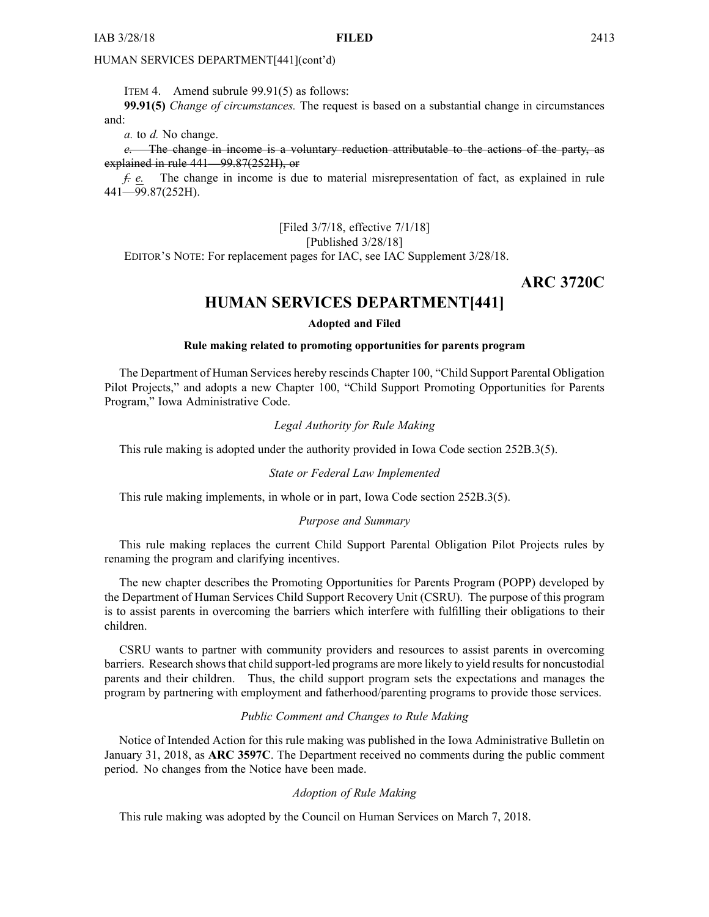HUMAN SERVICES DEPARTMENT[441](cont'd)

ITEM 4. Amend subrule 99.91(5) as follows:

**99.91(5)** *Change of circumstances.* The request is based on a substantial change in circumstances and:

*a.* to *d.* No change.

~~*e.* The change in income is a voluntary reduction attributable to the actions of the party, as explained in rule 441—99.87(252H), or~~

~~*f.*~~ *e.* The change in income is due to material misrepresentation of fact, as explained in rule 441—99.87(252H).

[Filed 3/7/18, effective 7/1/18]
[Published 3/28/18]

EDITOR'S NOTE: For replacement pages for IAC, see IAC Supplement 3/28/18.

**ARC 3720C**

# HUMAN SERVICES DEPARTMENT[441]

**Adopted and Filed**

**Rule making related to promoting opportunities for parents program**

The Department of Human Services hereby rescinds Chapter 100, "Child Support Parental Obligation Pilot Projects," and adopts a new Chapter 100, "Child Support Promoting Opportunities for Parents Program," Iowa Administrative Code.

*Legal Authority for Rule Making*

This rule making is adopted under the authority provided in Iowa Code section 252B.3(5).

*State or Federal Law Implemented*

This rule making implements, in whole or in part, Iowa Code section 252B.3(5).

*Purpose and Summary*

This rule making replaces the current Child Support Parental Obligation Pilot Projects rules by renaming the program and clarifying incentives.

The new chapter describes the Promoting Opportunities for Parents Program (POPP) developed by the Department of Human Services Child Support Recovery Unit (CSRU). The purpose of this program is to assist parents in overcoming the barriers which interfere with fulfilling their obligations to their children.

CSRU wants to partner with community providers and resources to assist parents in overcoming barriers. Research shows that child support-led programs are more likely to yield results for noncustodial parents and their children. Thus, the child support program sets the expectations and manages the program by partnering with employment and fatherhood/parenting programs to provide those services.

*Public Comment and Changes to Rule Making*

Notice of Intended Action for this rule making was published in the Iowa Administrative Bulletin on January 31, 2018, as **ARC 3597C**. The Department received no comments during the public comment period. No changes from the Notice have been made.

*Adoption of Rule Making*

This rule making was adopted by the Council on Human Services on March 7, 2018.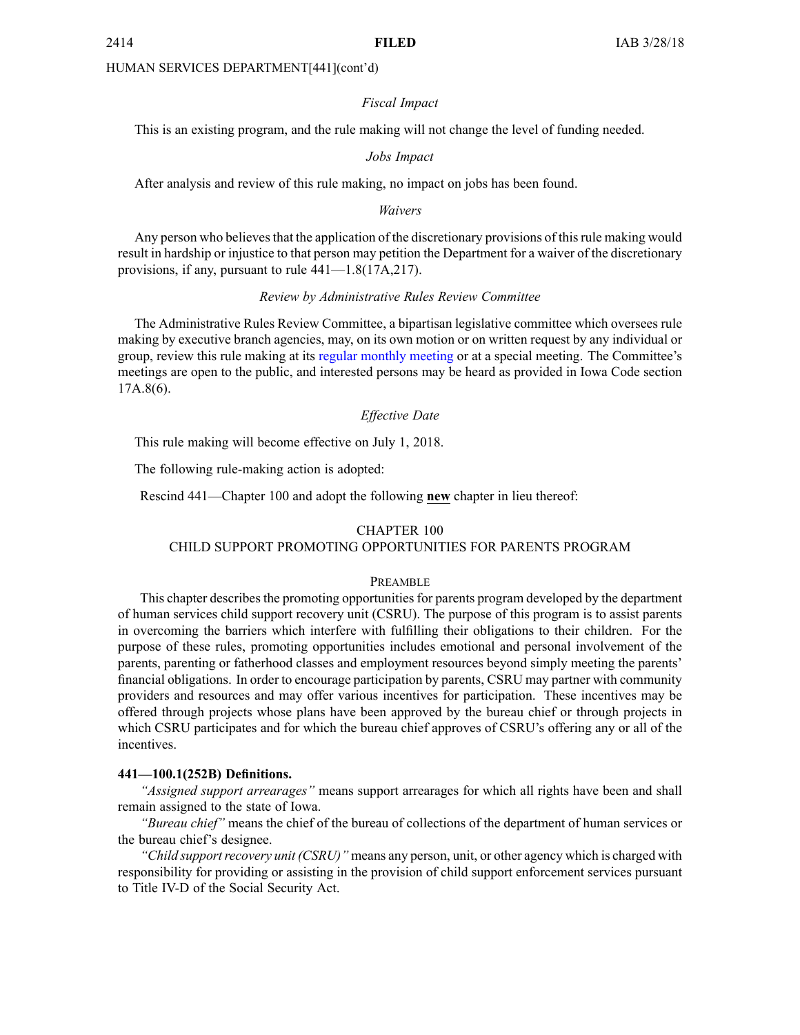*Fiscal Impact*

This is an existing program, and the rule making will not change the level of funding needed.

*Jobs Impact*

After analysis and review of this rule making, no impact on jobs has been found.

*Waivers*

Any person who believes that the application of the discretionary provisions of this rule making would result in hardship or injustice to that person may petition the Department for a waiver of the discretionary provisions, if any, pursuant to rule 441—1.8(17A,217).

*Review by Administrative Rules Review Committee*

The Administrative Rules Review Committee, a bipartisan legislative committee which oversees rule making by executive branch agencies, may, on its own motion or on written request by any individual or group, review this rule making at its regular monthly meeting or at a special meeting. The Committee's meetings are open to the public, and interested persons may be heard as provided in Iowa Code section 17A.8(6).

*Effective Date*

This rule making will become effective on July 1, 2018.

The following rule-making action is adopted:

Rescind 441—Chapter 100 and adopt the following **new** chapter in lieu thereof:

## CHAPTER 100
## CHILD SUPPORT PROMOTING OPPORTUNITIES FOR PARENTS PROGRAM

PREAMBLE

This chapter describes the promoting opportunities for parents program developed by the department of human services child support recovery unit (CSRU). The purpose of this program is to assist parents in overcoming the barriers which interfere with fulfilling their obligations to their children. For the purpose of these rules, promoting opportunities includes emotional and personal involvement of the parents, parenting or fatherhood classes and employment resources beyond simply meeting the parents' financial obligations. In order to encourage participation by parents, CSRU may partner with community providers and resources and may offer various incentives for participation. These incentives may be offered through projects whose plans have been approved by the bureau chief or through projects in which CSRU participates and for which the bureau chief approves of CSRU's offering any or all of the incentives.

**441—100.1(252B) Definitions.**

*"Assigned support arrearages"* means support arrearages for which all rights have been and shall remain assigned to the state of Iowa.

*"Bureau chief"* means the chief of the bureau of collections of the department of human services or the bureau chief's designee.

*"Child support recovery unit (CSRU)"* means any person, unit, or other agency which is charged with responsibility for providing or assisting in the provision of child support enforcement services pursuant to Title IV-D of the Social Security Act.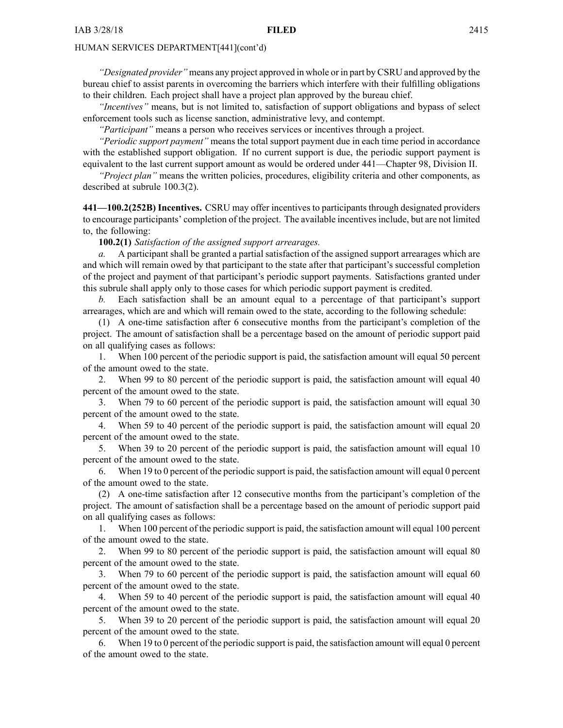*"Designated provider"* means any project approved in whole or in part by CSRU and approved by the bureau chief to assist parents in overcoming the barriers which interfere with their fulfilling obligations to their children. Each project shall have a project plan approved by the bureau chief.

*"Incentives"* means, but is not limited to, satisfaction of support obligations and bypass of select enforcement tools such as license sanction, administrative levy, and contempt.

*"Participant"* means a person who receives services or incentives through a project.

*"Periodic support payment"* means the total support payment due in each time period in accordance with the established support obligation. If no current support is due, the periodic support payment is equivalent to the last current support amount as would be ordered under 441—Chapter 98, Division II.

*"Project plan"* means the written policies, procedures, eligibility criteria and other components, as described at subrule 100.3(2).

**441—100.2(252B) Incentives.** CSRU may offer incentives to participants through designated providers to encourage participants' completion of the project. The available incentives include, but are not limited to, the following:

**100.2(1)** *Satisfaction of the assigned support arrearages.*

*a.* A participant shall be granted a partial satisfaction of the assigned support arrearages which are and which will remain owed by that participant to the state after that participant's successful completion of the project and payment of that participant's periodic support payments. Satisfactions granted under this subrule shall apply only to those cases for which periodic support payment is credited.

*b.* Each satisfaction shall be an amount equal to a percentage of that participant's support arrearages, which are and which will remain owed to the state, according to the following schedule:

(1) A one-time satisfaction after 6 consecutive months from the participant's completion of the project. The amount of satisfaction shall be a percentage based on the amount of periodic support paid on all qualifying cases as follows:

1. When 100 percent of the periodic support is paid, the satisfaction amount will equal 50 percent of the amount owed to the state.

2. When 99 to 80 percent of the periodic support is paid, the satisfaction amount will equal 40 percent of the amount owed to the state.

3. When 79 to 60 percent of the periodic support is paid, the satisfaction amount will equal 30 percent of the amount owed to the state.

4. When 59 to 40 percent of the periodic support is paid, the satisfaction amount will equal 20 percent of the amount owed to the state.

5. When 39 to 20 percent of the periodic support is paid, the satisfaction amount will equal 10 percent of the amount owed to the state.

6. When 19 to 0 percent of the periodic support is paid, the satisfaction amount will equal 0 percent of the amount owed to the state.

(2) A one-time satisfaction after 12 consecutive months from the participant's completion of the project. The amount of satisfaction shall be a percentage based on the amount of periodic support paid on all qualifying cases as follows:

1. When 100 percent of the periodic support is paid, the satisfaction amount will equal 100 percent of the amount owed to the state.

2. When 99 to 80 percent of the periodic support is paid, the satisfaction amount will equal 80 percent of the amount owed to the state.

3. When 79 to 60 percent of the periodic support is paid, the satisfaction amount will equal 60 percent of the amount owed to the state.

4. When 59 to 40 percent of the periodic support is paid, the satisfaction amount will equal 40 percent of the amount owed to the state.

5. When 39 to 20 percent of the periodic support is paid, the satisfaction amount will equal 20 percent of the amount owed to the state.

6. When 19 to 0 percent of the periodic support is paid, the satisfaction amount will equal 0 percent of the amount owed to the state.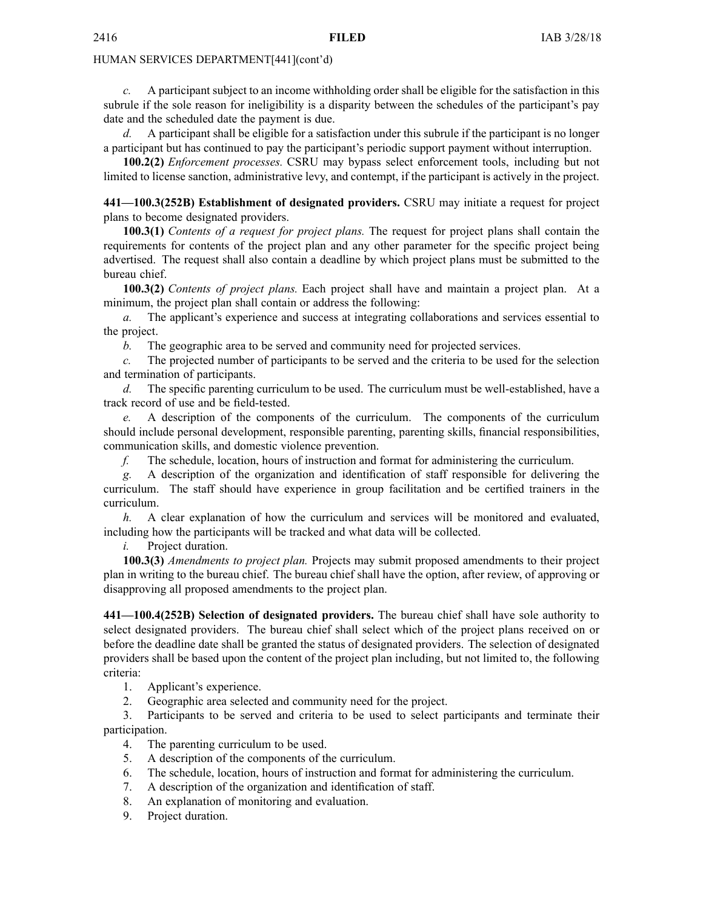HUMAN SERVICES DEPARTMENT[441](cont'd)

*c.* A participant subject to an income withholding order shall be eligible for the satisfaction in this subrule if the sole reason for ineligibility is a disparity between the schedules of the participant's pay date and the scheduled date the payment is due.

*d.* A participant shall be eligible for a satisfaction under this subrule if the participant is no longer a participant but has continued to pay the participant's periodic support payment without interruption.

**100.2(2)** *Enforcement processes.* CSRU may bypass select enforcement tools, including but not limited to license sanction, administrative levy, and contempt, if the participant is actively in the project.

**441—100.3(252B) Establishment of designated providers.** CSRU may initiate a request for project plans to become designated providers.

**100.3(1)** *Contents of a request for project plans.* The request for project plans shall contain the requirements for contents of the project plan and any other parameter for the specific project being advertised. The request shall also contain a deadline by which project plans must be submitted to the bureau chief.

**100.3(2)** *Contents of project plans.* Each project shall have and maintain a project plan. At a minimum, the project plan shall contain or address the following:

*a.* The applicant's experience and success at integrating collaborations and services essential to the project.

*b.* The geographic area to be served and community need for projected services.

*c.* The projected number of participants to be served and the criteria to be used for the selection and termination of participants.

*d.* The specific parenting curriculum to be used. The curriculum must be well-established, have a track record of use and be field-tested.

*e.* A description of the components of the curriculum. The components of the curriculum should include personal development, responsible parenting, parenting skills, financial responsibilities, communication skills, and domestic violence prevention.

*f.* The schedule, location, hours of instruction and format for administering the curriculum.

*g.* A description of the organization and identification of staff responsible for delivering the curriculum. The staff should have experience in group facilitation and be certified trainers in the curriculum.

*h.* A clear explanation of how the curriculum and services will be monitored and evaluated, including how the participants will be tracked and what data will be collected.

*i.* Project duration.

**100.3(3)** *Amendments to project plan.* Projects may submit proposed amendments to their project plan in writing to the bureau chief. The bureau chief shall have the option, after review, of approving or disapproving all proposed amendments to the project plan.

**441—100.4(252B) Selection of designated providers.** The bureau chief shall have sole authority to select designated providers. The bureau chief shall select which of the project plans received on or before the deadline date shall be granted the status of designated providers. The selection of designated providers shall be based upon the content of the project plan including, but not limited to, the following criteria:

1. Applicant's experience.
2. Geographic area selected and community need for the project.
3. Participants to be served and criteria to be used to select participants and terminate their participation.
4. The parenting curriculum to be used.
5. A description of the components of the curriculum.
6. The schedule, location, hours of instruction and format for administering the curriculum.
7. A description of the organization and identification of staff.
8. An explanation of monitoring and evaluation.
9. Project duration.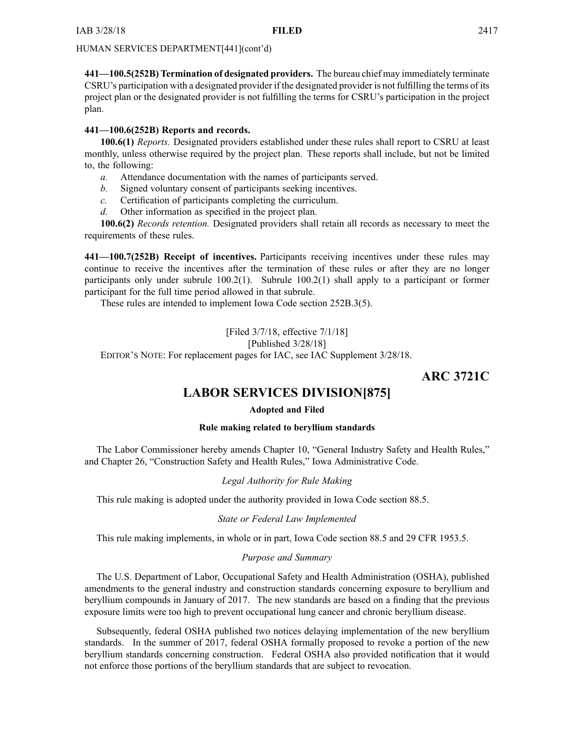HUMAN SERVICES DEPARTMENT[441](cont'd)

**441—100.5(252B) Termination of designated providers.** The bureau chief may immediately terminate CSRU's participation with a designated provider if the designated provider is not fulfilling the terms of its project plan or the designated provider is not fulfilling the terms for CSRU's participation in the project plan.

**441—100.6(252B) Reports and records.**

**100.6(1)** *Reports.* Designated providers established under these rules shall report to CSRU at least monthly, unless otherwise required by the project plan. These reports shall include, but not be limited to, the following:

*a.* Attendance documentation with the names of participants served.

*b.* Signed voluntary consent of participants seeking incentives.

*c.* Certification of participants completing the curriculum.

*d.* Other information as specified in the project plan.

**100.6(2)** *Records retention.* Designated providers shall retain all records as necessary to meet the requirements of these rules.

**441—100.7(252B) Receipt of incentives.** Participants receiving incentives under these rules may continue to receive the incentives after the termination of these rules or after they are no longer participants only under subrule 100.2(1). Subrule 100.2(1) shall apply to a participant or former participant for the full time period allowed in that subrule.

These rules are intended to implement Iowa Code section 252B.3(5).

[Filed 3/7/18, effective 7/1/18]
[Published 3/28/18]

EDITOR'S NOTE: For replacement pages for IAC, see IAC Supplement 3/28/18.

**ARC 3721C**

# LABOR SERVICES DIVISION[875]

**Adopted and Filed**

**Rule making related to beryllium standards**

The Labor Commissioner hereby amends Chapter 10, "General Industry Safety and Health Rules," and Chapter 26, "Construction Safety and Health Rules," Iowa Administrative Code.

*Legal Authority for Rule Making*

This rule making is adopted under the authority provided in Iowa Code section 88.5.

*State or Federal Law Implemented*

This rule making implements, in whole or in part, Iowa Code section 88.5 and 29 CFR 1953.5.

*Purpose and Summary*

The U.S. Department of Labor, Occupational Safety and Health Administration (OSHA), published amendments to the general industry and construction standards concerning exposure to beryllium and beryllium compounds in January of 2017. The new standards are based on a finding that the previous exposure limits were too high to prevent occupational lung cancer and chronic beryllium disease.

Subsequently, federal OSHA published two notices delaying implementation of the new beryllium standards. In the summer of 2017, federal OSHA formally proposed to revoke a portion of the new beryllium standards concerning construction. Federal OSHA also provided notification that it would not enforce those portions of the beryllium standards that are subject to revocation.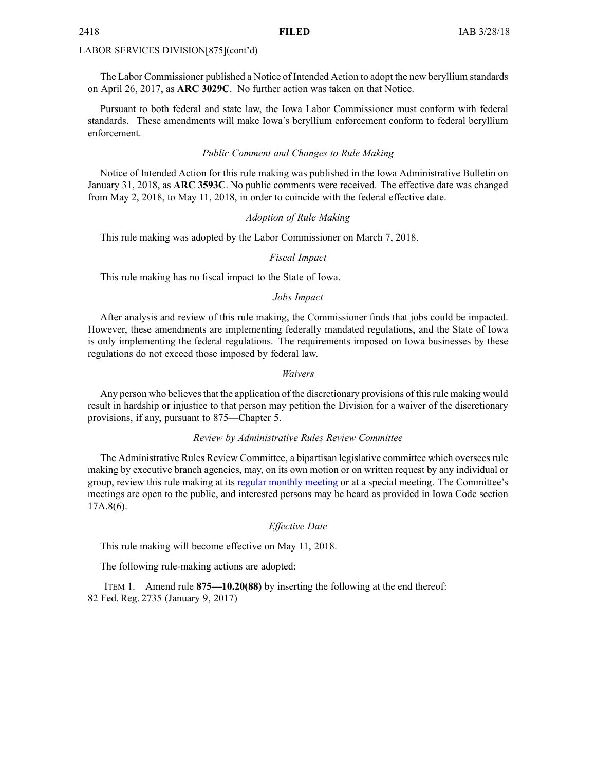LABOR SERVICES DIVISION[875](cont'd)

The Labor Commissioner published a Notice of Intended Action to adopt the new beryllium standards on April 26, 2017, as **ARC 3029C**. No further action was taken on that Notice.

Pursuant to both federal and state law, the Iowa Labor Commissioner must conform with federal standards. These amendments will make Iowa's beryllium enforcement conform to federal beryllium enforcement.

*Public Comment and Changes to Rule Making*

Notice of Intended Action for this rule making was published in the Iowa Administrative Bulletin on January 31, 2018, as **ARC 3593C**. No public comments were received. The effective date was changed from May 2, 2018, to May 11, 2018, in order to coincide with the federal effective date.

*Adoption of Rule Making*

This rule making was adopted by the Labor Commissioner on March 7, 2018.

*Fiscal Impact*

This rule making has no fiscal impact to the State of Iowa.

*Jobs Impact*

After analysis and review of this rule making, the Commissioner finds that jobs could be impacted. However, these amendments are implementing federally mandated regulations, and the State of Iowa is only implementing the federal regulations. The requirements imposed on Iowa businesses by these regulations do not exceed those imposed by federal law.

*Waivers*

Any person who believes that the application of the discretionary provisions of this rule making would result in hardship or injustice to that person may petition the Division for a waiver of the discretionary provisions, if any, pursuant to 875—Chapter 5.

*Review by Administrative Rules Review Committee*

The Administrative Rules Review Committee, a bipartisan legislative committee which oversees rule making by executive branch agencies, may, on its own motion or on written request by any individual or group, review this rule making at its regular monthly meeting or at a special meeting. The Committee's meetings are open to the public, and interested persons may be heard as provided in Iowa Code section 17A.8(6).

*Effective Date*

This rule making will become effective on May 11, 2018.

The following rule-making actions are adopted:

ITEM 1. Amend rule **875—10.20(88)** by inserting the following at the end thereof:
82 Fed. Reg. 2735 (January 9, 2017)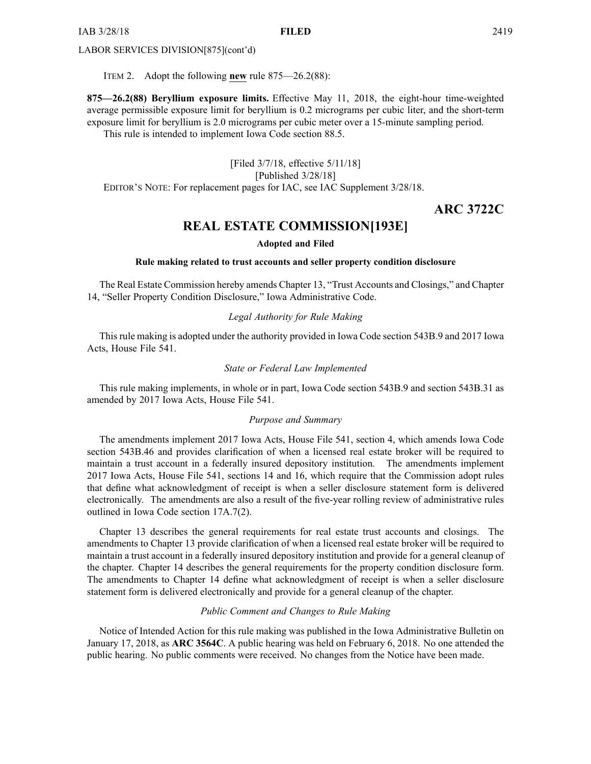LABOR SERVICES DIVISION[875](cont'd)

ITEM 2. Adopt the following **new** rule 875—26.2(88):

**875—26.2(88) Beryllium exposure limits.** Effective May 11, 2018, the eight-hour time-weighted average permissible exposure limit for beryllium is 0.2 micrograms per cubic liter, and the short-term exposure limit for beryllium is 2.0 micrograms per cubic meter over a 15-minute sampling period.

This rule is intended to implement Iowa Code section 88.5.

[Filed 3/7/18, effective 5/11/18]
[Published 3/28/18]

EDITOR'S NOTE: For replacement pages for IAC, see IAC Supplement 3/28/18.

**ARC 3722C**

## REAL ESTATE COMMISSION[193E]

**Adopted and Filed**

**Rule making related to trust accounts and seller property condition disclosure**

The Real Estate Commission hereby amends Chapter 13, "Trust Accounts and Closings," and Chapter 14, "Seller Property Condition Disclosure," Iowa Administrative Code.

*Legal Authority for Rule Making*

This rule making is adopted under the authority provided in Iowa Code section 543B.9 and 2017 Iowa Acts, House File 541.

*State or Federal Law Implemented*

This rule making implements, in whole or in part, Iowa Code section 543B.9 and section 543B.31 as amended by 2017 Iowa Acts, House File 541.

*Purpose and Summary*

The amendments implement 2017 Iowa Acts, House File 541, section 4, which amends Iowa Code section 543B.46 and provides clarification of when a licensed real estate broker will be required to maintain a trust account in a federally insured depository institution. The amendments implement 2017 Iowa Acts, House File 541, sections 14 and 16, which require that the Commission adopt rules that define what acknowledgment of receipt is when a seller disclosure statement form is delivered electronically. The amendments are also a result of the five-year rolling review of administrative rules outlined in Iowa Code section 17A.7(2).

Chapter 13 describes the general requirements for real estate trust accounts and closings. The amendments to Chapter 13 provide clarification of when a licensed real estate broker will be required to maintain a trust account in a federally insured depository institution and provide for a general cleanup of the chapter. Chapter 14 describes the general requirements for the property condition disclosure form. The amendments to Chapter 14 define what acknowledgment of receipt is when a seller disclosure statement form is delivered electronically and provide for a general cleanup of the chapter.

*Public Comment and Changes to Rule Making*

Notice of Intended Action for this rule making was published in the Iowa Administrative Bulletin on January 17, 2018, as **ARC 3564C**. A public hearing was held on February 6, 2018. No one attended the public hearing. No public comments were received. No changes from the Notice have been made.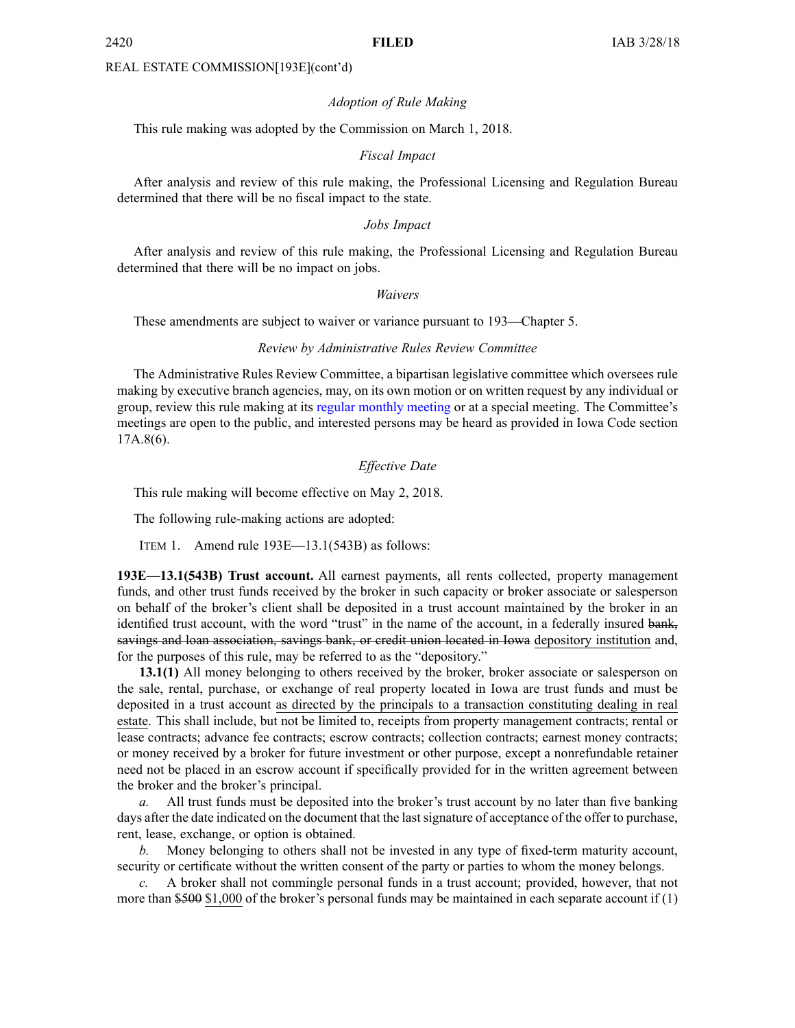REAL ESTATE COMMISSION[193E](cont'd)

*Adoption of Rule Making*

This rule making was adopted by the Commission on March 1, 2018.

*Fiscal Impact*

After analysis and review of this rule making, the Professional Licensing and Regulation Bureau determined that there will be no fiscal impact to the state.

*Jobs Impact*

After analysis and review of this rule making, the Professional Licensing and Regulation Bureau determined that there will be no impact on jobs.

*Waivers*

These amendments are subject to waiver or variance pursuant to 193—Chapter 5.

*Review by Administrative Rules Review Committee*

The Administrative Rules Review Committee, a bipartisan legislative committee which oversees rule making by executive branch agencies, may, on its own motion or on written request by any individual or group, review this rule making at its regular monthly meeting or at a special meeting. The Committee's meetings are open to the public, and interested persons may be heard as provided in Iowa Code section 17A.8(6).

*Effective Date*

This rule making will become effective on May 2, 2018.

The following rule-making actions are adopted:

ITEM 1. Amend rule 193E—13.1(543B) as follows:

**193E—13.1(543B) Trust account.** All earnest payments, all rents collected, property management funds, and other trust funds received by the broker in such capacity or broker associate or salesperson on behalf of the broker's client shall be deposited in a trust account maintained by the broker in an identified trust account, with the word "trust" in the name of the account, in a federally insured ~~bank, savings and loan association, savings bank, or credit union located in Iowa~~ <u>depository institution</u> and, for the purposes of this rule, may be referred to as the "depository."

**13.1(1)** All money belonging to others received by the broker, broker associate or salesperson on the sale, rental, purchase, or exchange of real property located in Iowa are trust funds and must be deposited in a trust account <u>as directed by the principals to a transaction constituting dealing in real estate</u>. This shall include, but not be limited to, receipts from property management contracts; rental or lease contracts; advance fee contracts; escrow contracts; collection contracts; earnest money contracts; or money received by a broker for future investment or other purpose, except a nonrefundable retainer need not be placed in an escrow account if specifically provided for in the written agreement between the broker and the broker's principal.

*a.* All trust funds must be deposited into the broker's trust account by no later than five banking days after the date indicated on the document that the last signature of acceptance of the offer to purchase, rent, lease, exchange, or option is obtained.

*b.* Money belonging to others shall not be invested in any type of fixed-term maturity account, security or certificate without the written consent of the party or parties to whom the money belongs.

*c.* A broker shall not commingle personal funds in a trust account; provided, however, that not more than ~~$500~~ <u>$1,000</u> of the broker's personal funds may be maintained in each separate account if (1)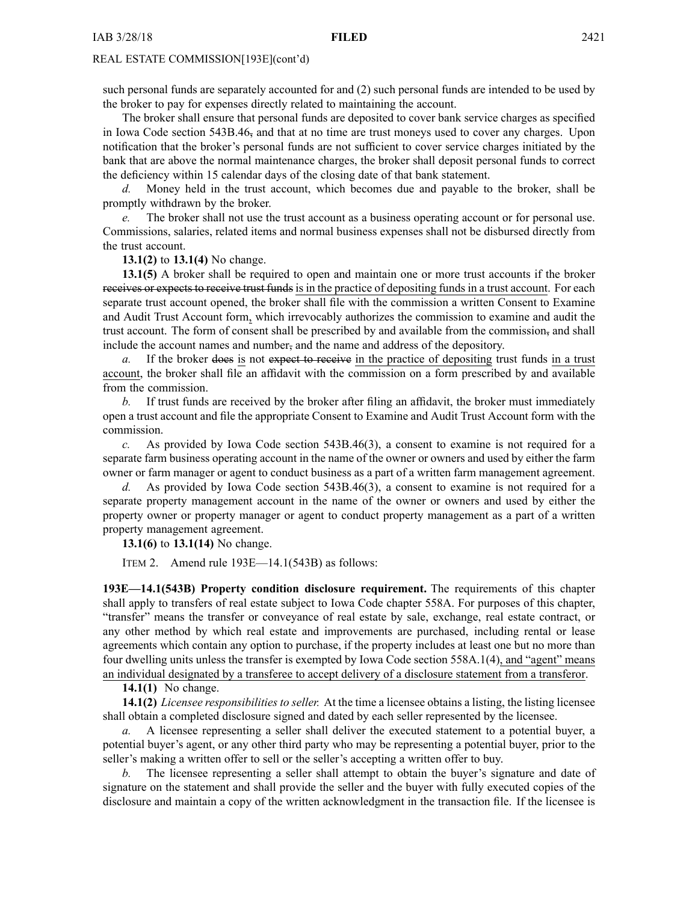such personal funds are separately accounted for and (2) such personal funds are intended to be used by the broker to pay for expenses directly related to maintaining the account.

The broker shall ensure that personal funds are deposited to cover bank service charges as specified in Iowa Code section 543B.46, and that at no time are trust moneys used to cover any charges. Upon notification that the broker's personal funds are not sufficient to cover service charges initiated by the bank that are above the normal maintenance charges, the broker shall deposit personal funds to correct the deficiency within 15 calendar days of the closing date of that bank statement.

*d.* Money held in the trust account, which becomes due and payable to the broker, shall be promptly withdrawn by the broker.

*e.* The broker shall not use the trust account as a business operating account or for personal use. Commissions, salaries, related items and normal business expenses shall not be disbursed directly from the trust account.

**13.1(2)** to **13.1(4)** No change.

**13.1(5)** A broker shall be required to open and maintain one or more trust accounts if the broker ~~receives or expects to receive trust funds~~ is in the practice of depositing funds in a trust account. For each separate trust account opened, the broker shall file with the commission a written Consent to Examine and Audit Trust Account form, which irrevocably authorizes the commission to examine and audit the trust account. The form of consent shall be prescribed by and available from the commission, and shall include the account names and number, and the name and address of the depository.

*a.* If the broker ~~does~~ is not ~~expect to receive~~ in the practice of depositing trust funds in a trust account, the broker shall file an affidavit with the commission on a form prescribed by and available from the commission.

*b.* If trust funds are received by the broker after filing an affidavit, the broker must immediately open a trust account and file the appropriate Consent to Examine and Audit Trust Account form with the commission.

*c.* As provided by Iowa Code section 543B.46(3), a consent to examine is not required for a separate farm business operating account in the name of the owner or owners and used by either the farm owner or farm manager or agent to conduct business as a part of a written farm management agreement.

*d.* As provided by Iowa Code section 543B.46(3), a consent to examine is not required for a separate property management account in the name of the owner or owners and used by either the property owner or property manager or agent to conduct property management as a part of a written property management agreement.

**13.1(6)** to **13.1(14)** No change.

ITEM 2. Amend rule 193E—14.1(543B) as follows:

**193E—14.1(543B) Property condition disclosure requirement.** The requirements of this chapter shall apply to transfers of real estate subject to Iowa Code chapter 558A. For purposes of this chapter, "transfer" means the transfer or conveyance of real estate by sale, exchange, real estate contract, or any other method by which real estate and improvements are purchased, including rental or lease agreements which contain any option to purchase, if the property includes at least one but no more than four dwelling units unless the transfer is exempted by Iowa Code section 558A.1(4), and "agent" means an individual designated by a transferee to accept delivery of a disclosure statement from a transferor.

**14.1(1)** No change.

**14.1(2)** *Licensee responsibilities to seller.* At the time a licensee obtains a listing, the listing licensee shall obtain a completed disclosure signed and dated by each seller represented by the licensee.

*a.* A licensee representing a seller shall deliver the executed statement to a potential buyer, a potential buyer's agent, or any other third party who may be representing a potential buyer, prior to the seller's making a written offer to sell or the seller's accepting a written offer to buy.

*b.* The licensee representing a seller shall attempt to obtain the buyer's signature and date of signature on the statement and shall provide the seller and the buyer with fully executed copies of the disclosure and maintain a copy of the written acknowledgment in the transaction file. If the licensee is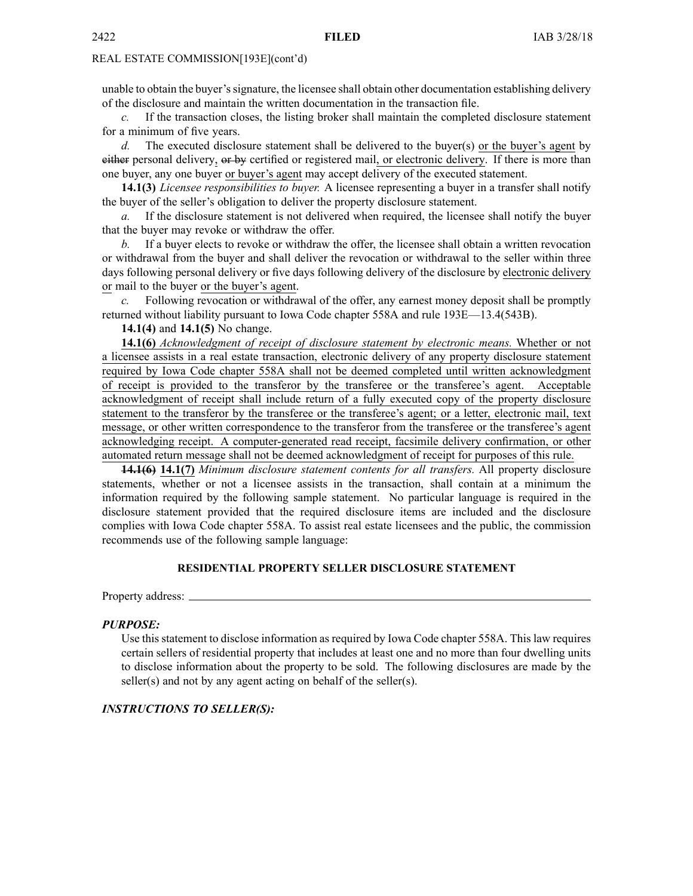REAL ESTATE COMMISSION[193E](cont'd)

unable to obtain the buyer's signature, the licensee shall obtain other documentation establishing delivery of the disclosure and maintain the written documentation in the transaction file.

*c.* If the transaction closes, the listing broker shall maintain the completed disclosure statement for a minimum of five years.

*d.* The executed disclosure statement shall be delivered to the buyer(s) <u>or the buyer's agent</u> by ~~either~~ personal delivery<u>,</u> ~~or by~~ certified or registered mail<u>, or electronic delivery</u>. If there is more than one buyer, any one buyer <u>or buyer's agent</u> may accept delivery of the executed statement.

**14.1(3)** *Licensee responsibilities to buyer.* A licensee representing a buyer in a transfer shall notify the buyer of the seller's obligation to deliver the property disclosure statement.

*a.* If the disclosure statement is not delivered when required, the licensee shall notify the buyer that the buyer may revoke or withdraw the offer.

*b.* If a buyer elects to revoke or withdraw the offer, the licensee shall obtain a written revocation or withdrawal from the buyer and shall deliver the revocation or withdrawal to the seller within three days following personal delivery or five days following delivery of the disclosure by <u>electronic delivery or</u> mail to the buyer <u>or the buyer's agent</u>.

*c.* Following revocation or withdrawal of the offer, any earnest money deposit shall be promptly returned without liability pursuant to Iowa Code chapter 558A and rule 193E—13.4(543B).

**14.1(4)** and **14.1(5)** No change.

<u>**14.1(6)** *Acknowledgment of receipt of disclosure statement by electronic means.* Whether or not a licensee assists in a real estate transaction, electronic delivery of any property disclosure statement required by Iowa Code chapter 558A shall not be deemed completed until written acknowledgment of receipt is provided to the transferor by the transferee or the transferee's agent. Acceptable acknowledgment of receipt shall include return of a fully executed copy of the property disclosure statement to the transferor by the transferee or the transferee's agent; or a letter, electronic mail, text message, or other written correspondence to the transferor from the transferee or the transferee's agent acknowledging receipt. A computer-generated read receipt, facsimile delivery confirmation, or other automated return message shall not be deemed acknowledgment of receipt for purposes of this rule.</u>

~~**14.1(6)**~~ <u>**14.1(7)**</u> *Minimum disclosure statement contents for all transfers.* All property disclosure statements, whether or not a licensee assists in the transaction, shall contain at a minimum the information required by the following sample statement. No particular language is required in the disclosure statement provided that the required disclosure items are included and the disclosure complies with Iowa Code chapter 558A. To assist real estate licensees and the public, the commission recommends use of the following sample language:

**RESIDENTIAL PROPERTY SELLER DISCLOSURE STATEMENT**

Property address: ______________________________________________

***PURPOSE:***

Use this statement to disclose information as required by Iowa Code chapter 558A. This law requires certain sellers of residential property that includes at least one and no more than four dwelling units to disclose information about the property to be sold. The following disclosures are made by the seller(s) and not by any agent acting on behalf of the seller(s).

***INSTRUCTIONS TO SELLER(S):***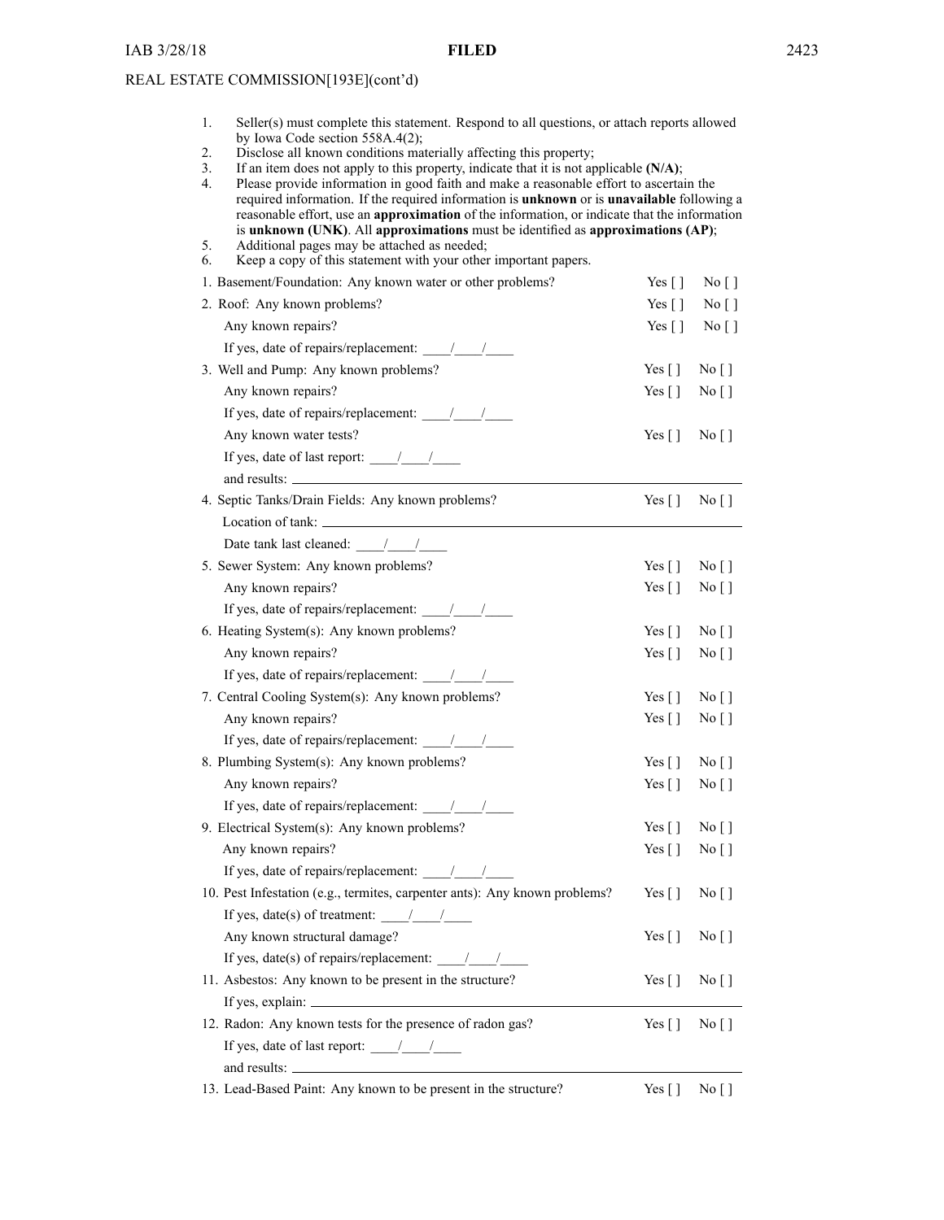REAL ESTATE COMMISSION[193E](cont'd)

1. Seller(s) must complete this statement. Respond to all questions, or attach reports allowed by Iowa Code section 558A.4(2);
2. Disclose all known conditions materially affecting this property;
3. If an item does not apply to this property, indicate that it is not applicable **(N/A)**;
4. Please provide information in good faith and make a reasonable effort to ascertain the required information. If the required information is **unknown** or is **unavailable** following a reasonable effort, use an **approximation** of the information, or indicate that the information is **unknown (UNK)**. All **approximations** must be identified as **approximations (AP)**;
5. Additional pages may be attached as needed;
6. Keep a copy of this statement with your other important papers.

| | | |
|---|---|---|
| 1. Basement/Foundation: Any known water or other problems? | Yes [ ] | No [ ] |
| 2. Roof: Any known problems? | Yes [ ] | No [ ] |
| Any known repairs? | Yes [ ] | No [ ] |
| If yes, date of repairs/replacement: \_\_\_\_/\_\_\_\_/\_\_\_\_ | | |
| 3. Well and Pump: Any known problems? | Yes [ ] | No [ ] |
| Any known repairs? | Yes [ ] | No [ ] |
| If yes, date of repairs/replacement: \_\_\_\_/\_\_\_\_/\_\_\_\_ | | |
| Any known water tests? | Yes [ ] | No [ ] |
| If yes, date of last report: \_\_\_\_/\_\_\_\_/\_\_\_\_ | | |
| and results: \_\_\_\_\_\_\_\_\_\_\_\_\_\_\_\_\_\_\_\_\_\_\_\_\_\_\_\_\_\_\_\_\_\_\_\_\_\_\_\_ | | |
| 4. Septic Tanks/Drain Fields: Any known problems? | Yes [ ] | No [ ] |
| Location of tank: \_\_\_\_\_\_\_\_\_\_\_\_\_\_\_\_\_\_\_\_\_\_\_\_\_\_\_\_\_\_\_\_\_\_\_\_\_\_\_\_ | | |
| Date tank last cleaned: \_\_\_\_/\_\_\_\_/\_\_\_\_ | | |
| 5. Sewer System: Any known problems? | Yes [ ] | No [ ] |
| Any known repairs? | Yes [ ] | No [ ] |
| If yes, date of repairs/replacement: \_\_\_\_/\_\_\_\_/\_\_\_\_ | | |
| 6. Heating System(s): Any known problems? | Yes [ ] | No [ ] |
| Any known repairs? | Yes [ ] | No [ ] |
| If yes, date of repairs/replacement: \_\_\_\_/\_\_\_\_/\_\_\_\_ | | |
| 7. Central Cooling System(s): Any known problems? | Yes [ ] | No [ ] |
| Any known repairs? | Yes [ ] | No [ ] |
| If yes, date of repairs/replacement: \_\_\_\_/\_\_\_\_/\_\_\_\_ | | |
| 8. Plumbing System(s): Any known problems? | Yes [ ] | No [ ] |
| Any known repairs? | Yes [ ] | No [ ] |
| If yes, date of repairs/replacement: \_\_\_\_/\_\_\_\_/\_\_\_\_ | | |
| 9. Electrical System(s): Any known problems? | Yes [ ] | No [ ] |
| Any known repairs? | Yes [ ] | No [ ] |
| If yes, date of repairs/replacement: \_\_\_\_/\_\_\_\_/\_\_\_\_ | | |
| 10. Pest Infestation (e.g., termites, carpenter ants): Any known problems? | Yes [ ] | No [ ] |
| If yes, date(s) of treatment: \_\_\_\_/\_\_\_\_/\_\_\_\_ | | |
| Any known structural damage? | Yes [ ] | No [ ] |
| If yes, date(s) of repairs/replacement: \_\_\_\_/\_\_\_\_/\_\_\_\_ | | |
| 11. Asbestos: Any known to be present in the structure? | Yes [ ] | No [ ] |
| If yes, explain: \_\_\_\_\_\_\_\_\_\_\_\_\_\_\_\_\_\_\_\_\_\_\_\_\_\_\_\_\_\_\_\_\_\_\_\_\_\_\_\_ | | |
| 12. Radon: Any known tests for the presence of radon gas? | Yes [ ] | No [ ] |
| If yes, date of last report: \_\_\_\_/\_\_\_\_/\_\_\_\_ | | |
| and results: \_\_\_\_\_\_\_\_\_\_\_\_\_\_\_\_\_\_\_\_\_\_\_\_\_\_\_\_\_\_\_\_\_\_\_\_\_\_\_\_ | | |
| 13. Lead-Based Paint: Any known to be present in the structure? | Yes [ ] | No [ ] |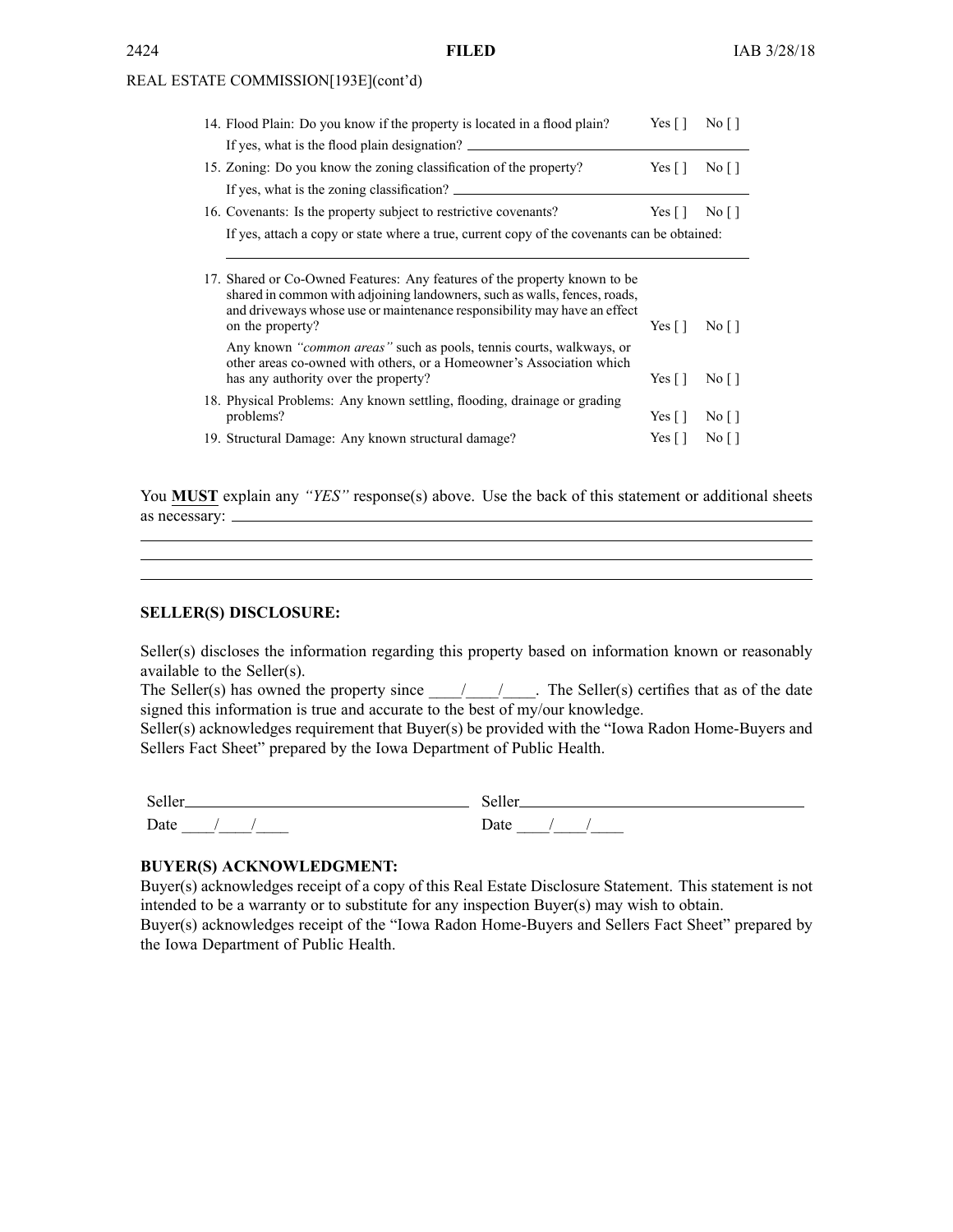REAL ESTATE COMMISSION[193E](cont'd)

14. Flood Plain: Do you know if the property is located in a flood plain? Yes [ ] No [ ]
    If yes, what is the flood plain designation? ______________________
15. Zoning: Do you know the zoning classification of the property? Yes [ ] No [ ]
    If yes, what is the zoning classification? ______________________
16. Covenants: Is the property subject to restrictive covenants? Yes [ ] No [ ]
    If yes, attach a copy or state where a true, current copy of the covenants can be obtained:
    ______________________
17. Shared or Co-Owned Features: Any features of the property known to be shared in common with adjoining landowners, such as walls, fences, roads, and driveways whose use or maintenance responsibility may have an effect on the property? Yes [ ] No [ ]
    Any known *"common areas"* such as pools, tennis courts, walkways, or other areas co-owned with others, or a Homeowner's Association which has any authority over the property? Yes [ ] No [ ]
18. Physical Problems: Any known settling, flooding, drainage or grading problems? Yes [ ] No [ ]
19. Structural Damage: Any known structural damage? Yes [ ] No [ ]

You **MUST** explain any *"YES"* response(s) above. Use the back of this statement or additional sheets as necessary: ______________________

______________________

______________________

______________________

**SELLER(S) DISCLOSURE:**

Seller(s) discloses the information regarding this property based on information known or reasonably available to the Seller(s).
The Seller(s) has owned the property since ____/____/____. The Seller(s) certifies that as of the date signed this information is true and accurate to the best of my/our knowledge.
Seller(s) acknowledges requirement that Buyer(s) be provided with the "Iowa Radon Home-Buyers and Sellers Fact Sheet" prepared by the Iowa Department of Public Health.

Seller______________________ Seller______________________
Date ____/____/____ Date ____/____/____

**BUYER(S) ACKNOWLEDGMENT:**
Buyer(s) acknowledges receipt of a copy of this Real Estate Disclosure Statement. This statement is not intended to be a warranty or to substitute for any inspection Buyer(s) may wish to obtain.
Buyer(s) acknowledges receipt of the "Iowa Radon Home-Buyers and Sellers Fact Sheet" prepared by the Iowa Department of Public Health.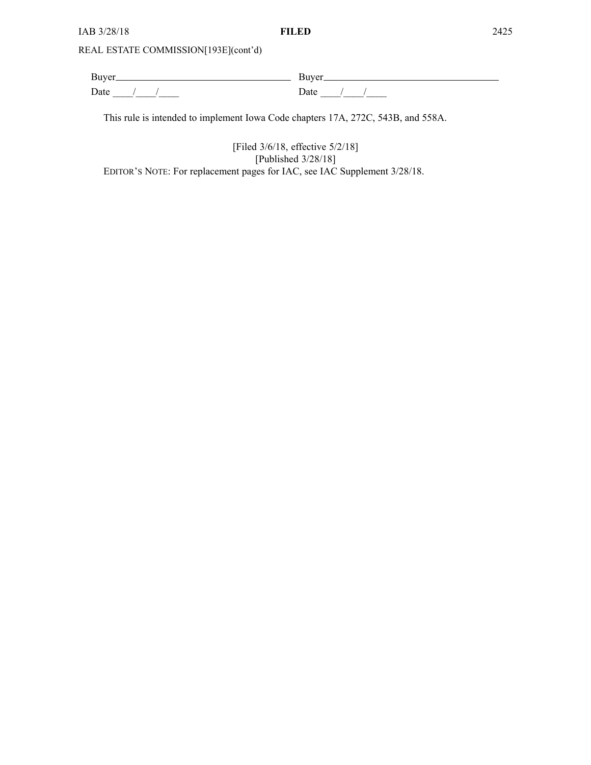Buyer____________________________________ Buyer____________________________________

Date ____/____/____ Date ____/____/____

This rule is intended to implement Iowa Code chapters 17A, 272C, 543B, and 558A.

[Filed 3/6/18, effective 5/2/18]
[Published 3/28/18]

EDITOR'S NOTE: For replacement pages for IAC, see IAC Supplement 3/28/18.